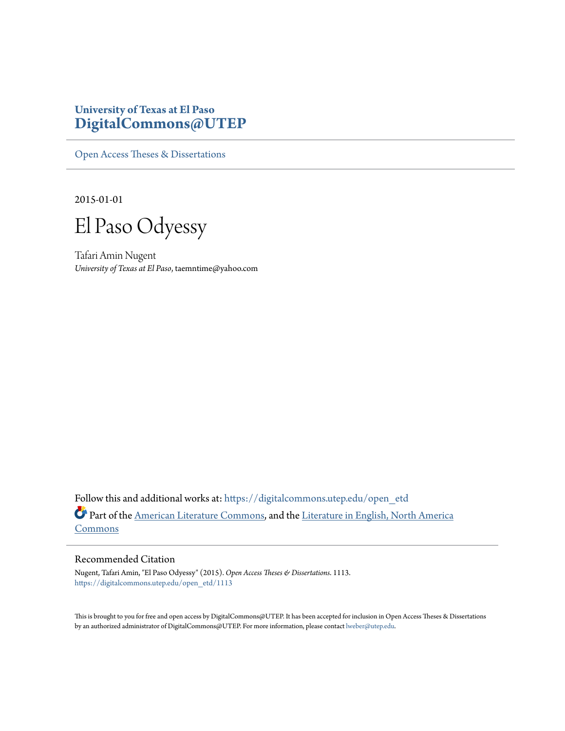**University of Texas at El Paso**
**DigitalCommons@UTEP**

Open Access Theses & Dissertations

2015-01-01

# El Paso Odyessy

Tafari Amin Nugent
*University of Texas at El Paso*, taemntime@yahoo.com

Follow this and additional works at: https://digitalcommons.utep.edu/open_etd

Part of the American Literature Commons, and the Literature in English, North America Commons

## Recommended Citation

Nugent, Tafari Amin, "El Paso Odyessy" (2015). *Open Access Theses & Dissertations*. 1113.
https://digitalcommons.utep.edu/open_etd/1113

This is brought to you for free and open access by DigitalCommons@UTEP. It has been accepted for inclusion in Open Access Theses & Dissertations by an authorized administrator of DigitalCommons@UTEP. For more information, please contact lweber@utep.edu.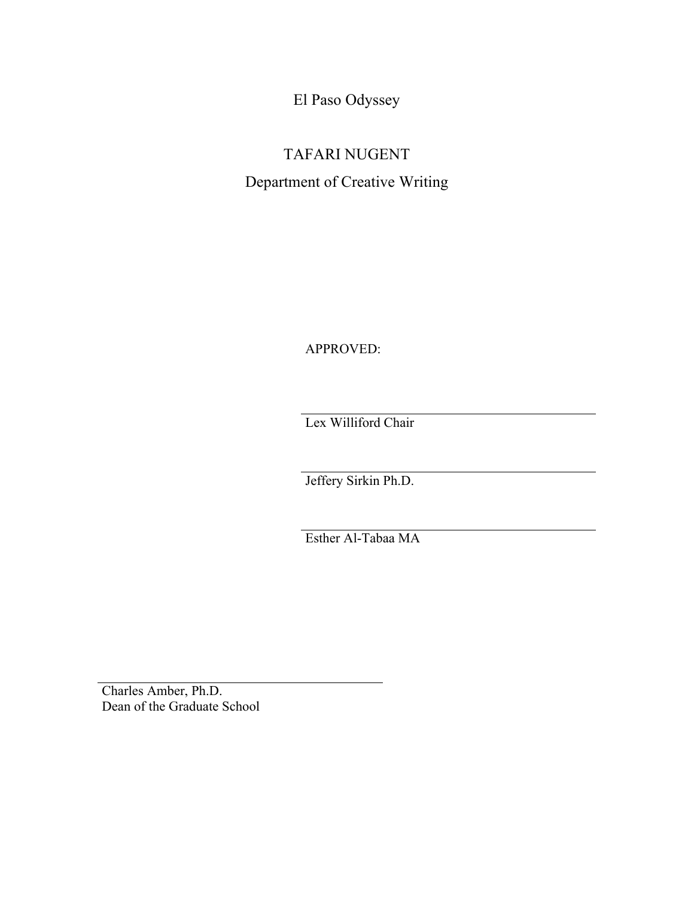El Paso Odyssey

TAFARI NUGENT

Department of Creative Writing

APPROVED:

______________________________

Lex Williford Chair

______________________________

Jeffery Sirkin Ph.D.

______________________________

Esther Al-Tabaa MA

______________________________

Charles Amber, Ph.D.
Dean of the Graduate School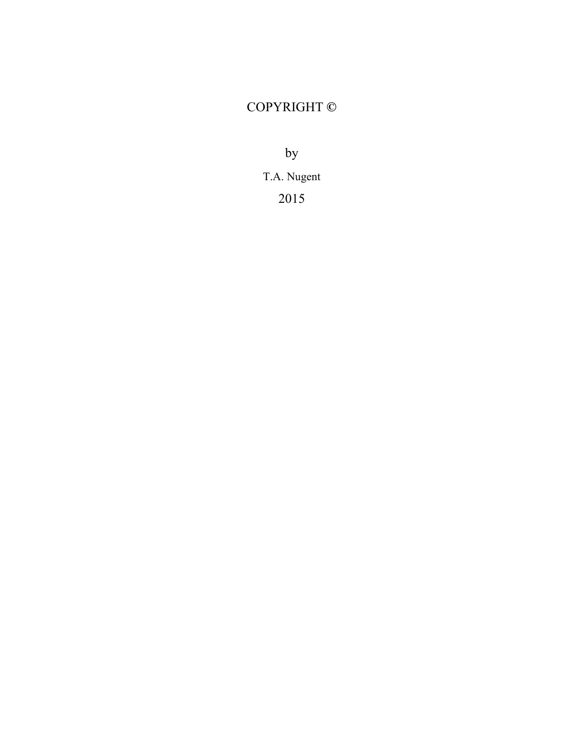COPYRIGHT ©

by

T.A. Nugent

2015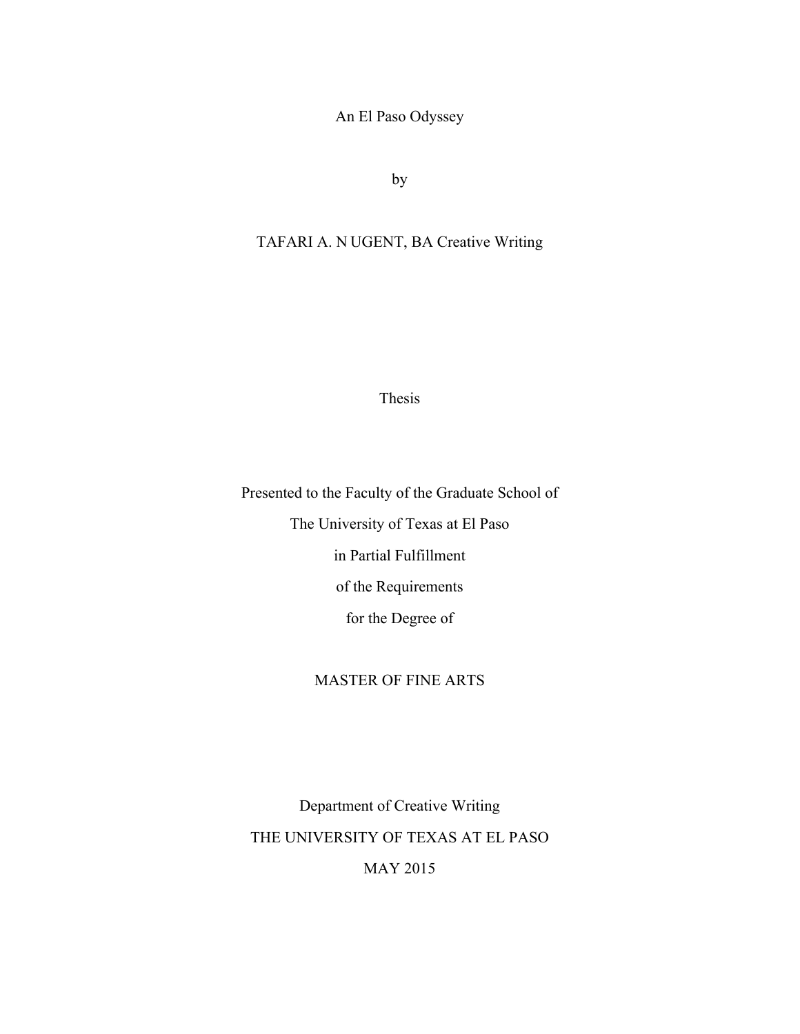An El Paso Odyssey

by

TAFARI A. N UGENT, BA Creative Writing

Thesis

Presented to the Faculty of the Graduate School of

The University of Texas at El Paso

in Partial Fulfillment

of the Requirements

for the Degree of

MASTER OF FINE ARTS

Department of Creative Writing

THE UNIVERSITY OF TEXAS AT EL PASO

MAY 2015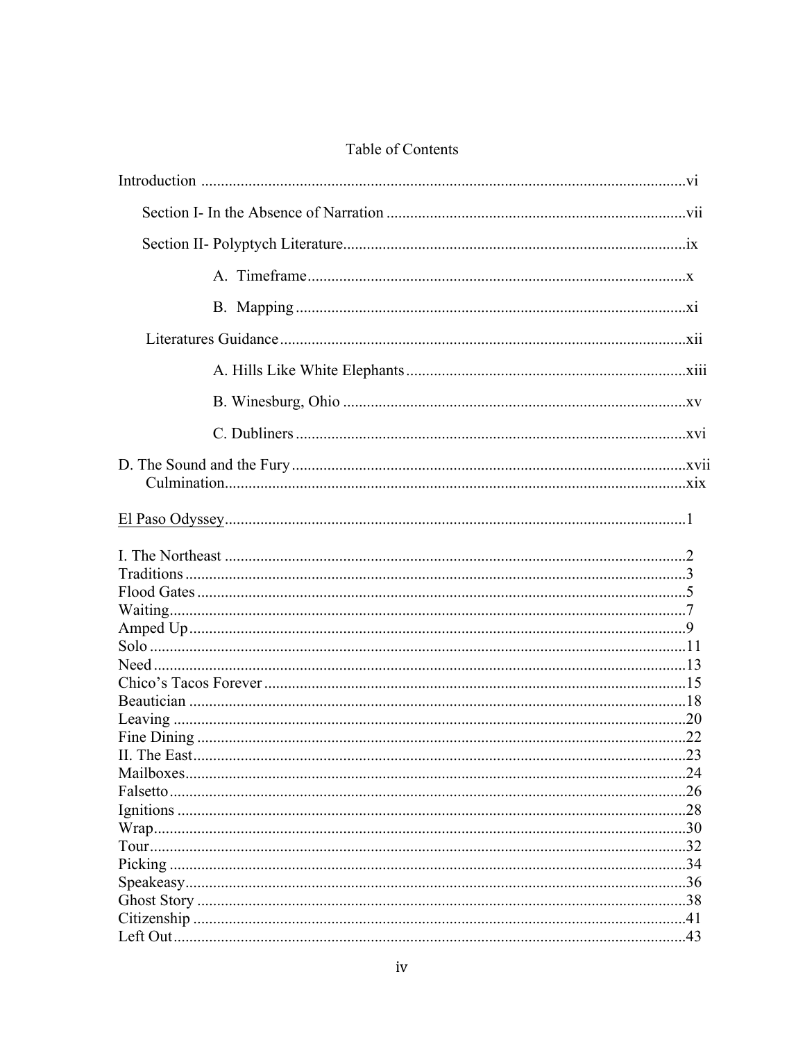# Table of Contents

Introduction ........................................................................................................................vi

Section I- In the Absence of Narration ...........................................................................vii

Section II- Polyptych Literature.....................................................................................ix

A. Timeframe...............................................................................................x

B. Mapping..................................................................................................xi

Literatures Guidance.......................................................................................................xii

A. Hills Like White Elephants.....................................................................xiii

B. Winesburg, Ohio.....................................................................................xv

C. Dubliners.................................................................................................xvi

D. The Sound and the Fury..................................................................................................xvii

Culmination....................................................................................................................xix

<u>El Paso Odyssey</u>...................................................................................................................1

I. The Northeast ...................................................................................................................2
Traditions ............................................................................................................................3
Flood Gates ..........................................................................................................................5
Waiting.................................................................................................................................7
Amped Up............................................................................................................................9
Solo .....................................................................................................................................11
Need ....................................................................................................................................13
Chico's Tacos Forever .........................................................................................................15
Beautician ...........................................................................................................................18
Leaving ...............................................................................................................................20
Fine Dining .........................................................................................................................22
II. The East...........................................................................................................................23
Mailboxes............................................................................................................................24
Falsetto................................................................................................................................26
Ignitions ..............................................................................................................................28
Wrap....................................................................................................................................30
Tour.....................................................................................................................................32
Picking ................................................................................................................................34
Speakeasy............................................................................................................................36
Ghost Story .........................................................................................................................38
Citizenship ..........................................................................................................................41
Left Out...............................................................................................................................43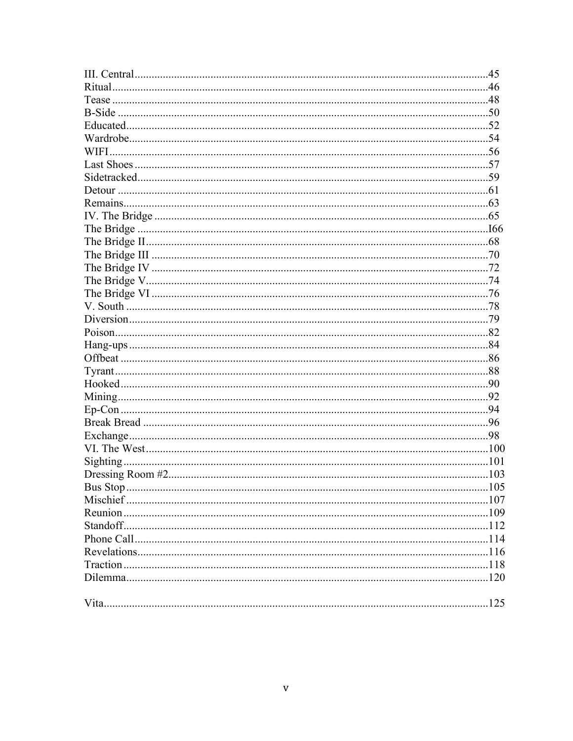III. Central....................................................................................................................45
Ritual............................................................................................................................46
Tease ............................................................................................................................48
B-Side ..........................................................................................................................50
Educated.......................................................................................................................52
Wardrobe......................................................................................................................54
WIFI.............................................................................................................................56
Last Shoes ....................................................................................................................57
Sidetracked...................................................................................................................59
Detour ..........................................................................................................................61
Remains........................................................................................................................63
IV. The Bridge .............................................................................................................65
The Bridge ...................................................................................................................I66
The Bridge II................................................................................................................68
The Bridge III ..............................................................................................................70
The Bridge IV ..............................................................................................................72
The Bridge V................................................................................................................74
The Bridge VI ..............................................................................................................76
V. South .......................................................................................................................78
Diversion......................................................................................................................79
Poison...........................................................................................................................82
Hang-ups......................................................................................................................84
Offbeat .........................................................................................................................86
Tyrant...........................................................................................................................88
Hooked.........................................................................................................................90
Mining..........................................................................................................................92
Ep-Con .........................................................................................................................94
Break Bread .................................................................................................................96
Exchange......................................................................................................................98
VI. The West...............................................................................................................100
Sighting.......................................................................................................................101
Dressing Room #2.......................................................................................................103
Bus Stop......................................................................................................................105
Mischief ......................................................................................................................107
Reunion ......................................................................................................................109
Standoff.......................................................................................................................112
Phone Call...................................................................................................................114
Revelations..................................................................................................................116
Traction.......................................................................................................................118
Dilemma......................................................................................................................120

Vita..............................................................................................................................125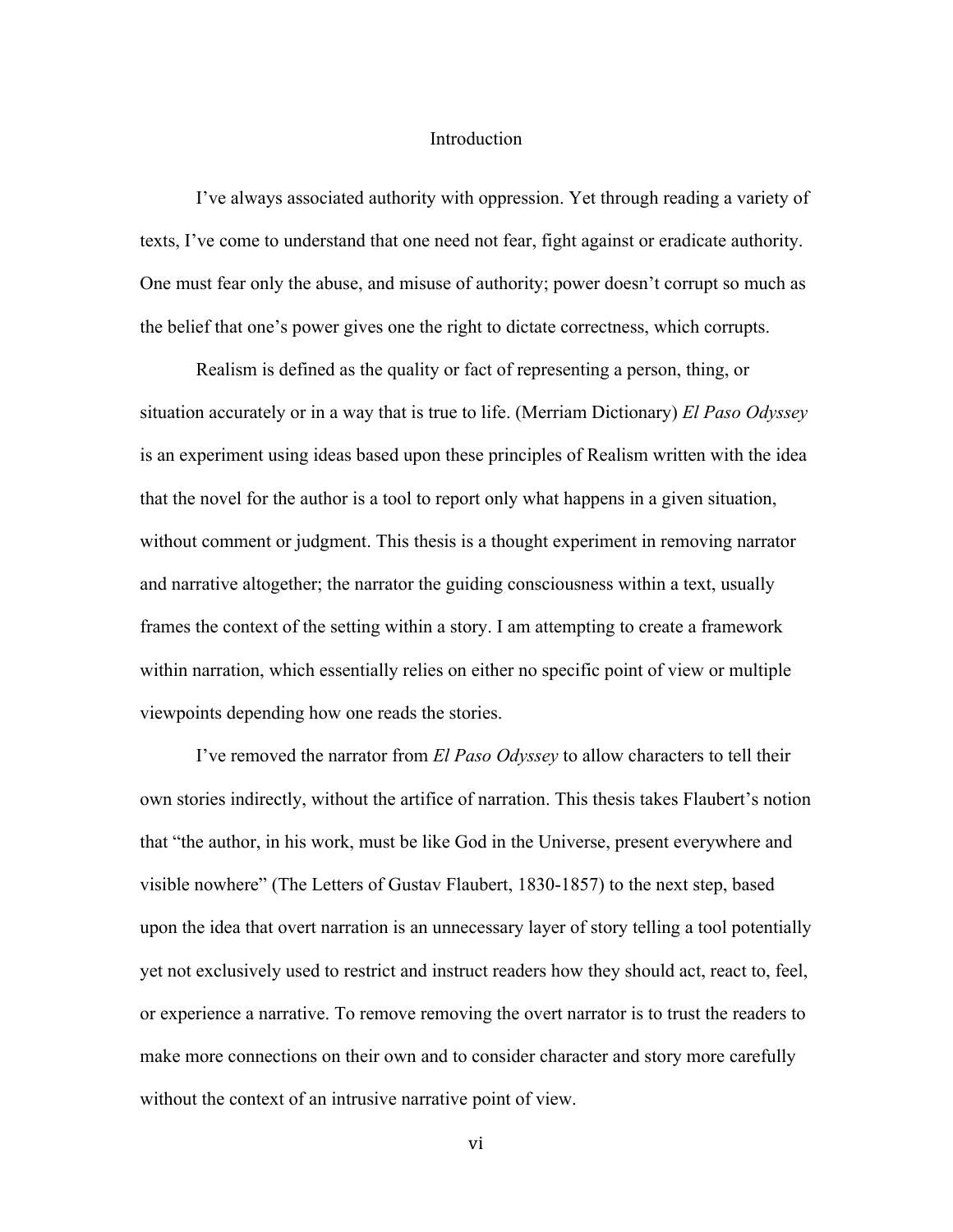# Introduction

I've always associated authority with oppression. Yet through reading a variety of texts, I've come to understand that one need not fear, fight against or eradicate authority. One must fear only the abuse, and misuse of authority; power doesn't corrupt so much as the belief that one's power gives one the right to dictate correctness, which corrupts.

Realism is defined as the quality or fact of representing a person, thing, or situation accurately or in a way that is true to life. (Merriam Dictionary) *El Paso Odyssey* is an experiment using ideas based upon these principles of Realism written with the idea that the novel for the author is a tool to report only what happens in a given situation, without comment or judgment. This thesis is a thought experiment in removing narrator and narrative altogether; the narrator the guiding consciousness within a text, usually frames the context of the setting within a story. I am attempting to create a framework within narration, which essentially relies on either no specific point of view or multiple viewpoints depending how one reads the stories.

I've removed the narrator from *El Paso Odyssey* to allow characters to tell their own stories indirectly, without the artifice of narration. This thesis takes Flaubert's notion that "the author, in his work, must be like God in the Universe, present everywhere and visible nowhere" (The Letters of Gustav Flaubert, 1830-1857) to the next step, based upon the idea that overt narration is an unnecessary layer of story telling a tool potentially yet not exclusively used to restrict and instruct readers how they should act, react to, feel, or experience a narrative. To remove removing the overt narrator is to trust the readers to make more connections on their own and to consider character and story more carefully without the context of an intrusive narrative point of view.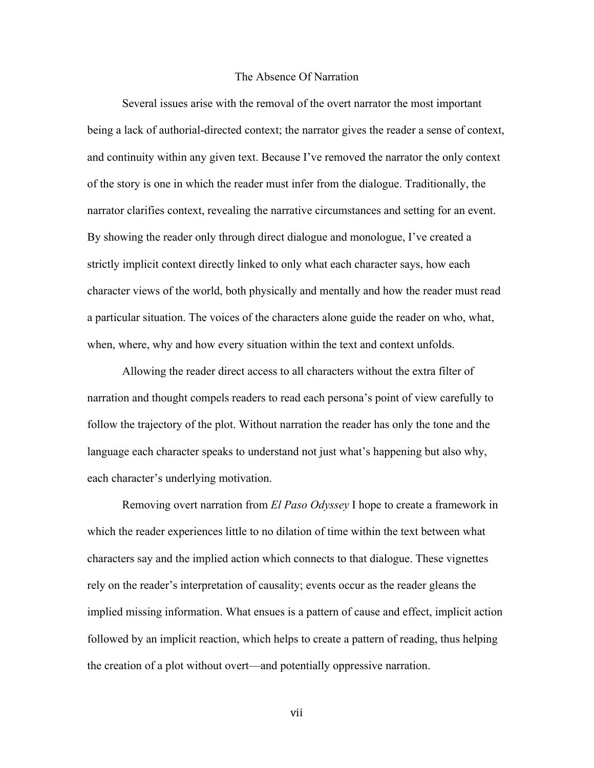# The Absence Of Narration

Several issues arise with the removal of the overt narrator the most important being a lack of authorial-directed context; the narrator gives the reader a sense of context, and continuity within any given text. Because I've removed the narrator the only context of the story is one in which the reader must infer from the dialogue. Traditionally, the narrator clarifies context, revealing the narrative circumstances and setting for an event. By showing the reader only through direct dialogue and monologue, I've created a strictly implicit context directly linked to only what each character says, how each character views of the world, both physically and mentally and how the reader must read a particular situation. The voices of the characters alone guide the reader on who, what, when, where, why and how every situation within the text and context unfolds.

Allowing the reader direct access to all characters without the extra filter of narration and thought compels readers to read each persona's point of view carefully to follow the trajectory of the plot. Without narration the reader has only the tone and the language each character speaks to understand not just what's happening but also why, each character's underlying motivation.

Removing overt narration from *El Paso Odyssey* I hope to create a framework in which the reader experiences little to no dilation of time within the text between what characters say and the implied action which connects to that dialogue. These vignettes rely on the reader's interpretation of causality; events occur as the reader gleans the implied missing information. What ensues is a pattern of cause and effect, implicit action followed by an implicit reaction, which helps to create a pattern of reading, thus helping the creation of a plot without overt—and potentially oppressive narration.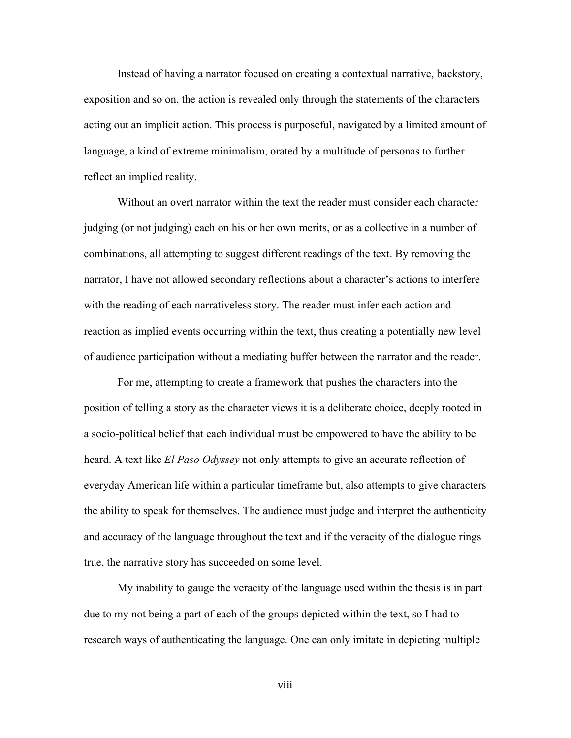Instead of having a narrator focused on creating a contextual narrative, backstory, exposition and so on, the action is revealed only through the statements of the characters acting out an implicit action. This process is purposeful, navigated by a limited amount of language, a kind of extreme minimalism, orated by a multitude of personas to further reflect an implied reality.

Without an overt narrator within the text the reader must consider each character judging (or not judging) each on his or her own merits, or as a collective in a number of combinations, all attempting to suggest different readings of the text. By removing the narrator, I have not allowed secondary reflections about a character's actions to interfere with the reading of each narrativeless story. The reader must infer each action and reaction as implied events occurring within the text, thus creating a potentially new level of audience participation without a mediating buffer between the narrator and the reader.

For me, attempting to create a framework that pushes the characters into the position of telling a story as the character views it is a deliberate choice, deeply rooted in a socio-political belief that each individual must be empowered to have the ability to be heard. A text like *El Paso Odyssey* not only attempts to give an accurate reflection of everyday American life within a particular timeframe but, also attempts to give characters the ability to speak for themselves. The audience must judge and interpret the authenticity and accuracy of the language throughout the text and if the veracity of the dialogue rings true, the narrative story has succeeded on some level.

My inability to gauge the veracity of the language used within the thesis is in part due to my not being a part of each of the groups depicted within the text, so I had to research ways of authenticating the language. One can only imitate in depicting multiple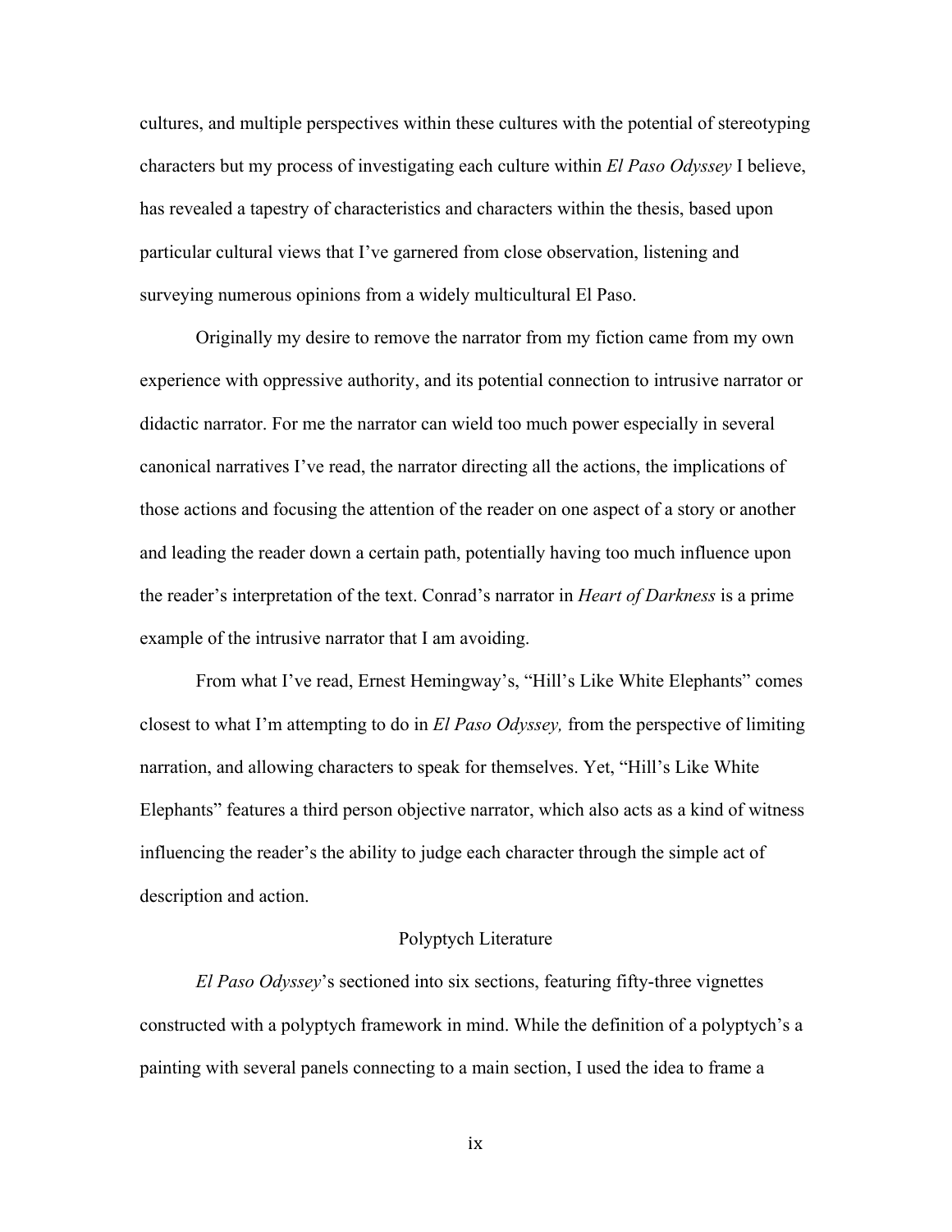cultures, and multiple perspectives within these cultures with the potential of stereotyping characters but my process of investigating each culture within *El Paso Odyssey* I believe, has revealed a tapestry of characteristics and characters within the thesis, based upon particular cultural views that I've garnered from close observation, listening and surveying numerous opinions from a widely multicultural El Paso.

Originally my desire to remove the narrator from my fiction came from my own experience with oppressive authority, and its potential connection to intrusive narrator or didactic narrator. For me the narrator can wield too much power especially in several canonical narratives I've read, the narrator directing all the actions, the implications of those actions and focusing the attention of the reader on one aspect of a story or another and leading the reader down a certain path, potentially having too much influence upon the reader's interpretation of the text. Conrad's narrator in *Heart of Darkness* is a prime example of the intrusive narrator that I am avoiding.

From what I've read, Ernest Hemingway's, "Hill's Like White Elephants" comes closest to what I'm attempting to do in *El Paso Odyssey,* from the perspective of limiting narration, and allowing characters to speak for themselves. Yet, "Hill's Like White Elephants" features a third person objective narrator, which also acts as a kind of witness influencing the reader's the ability to judge each character through the simple act of description and action.

## Polyptych Literature

*El Paso Odyssey*'s sectioned into six sections, featuring fifty-three vignettes constructed with a polyptych framework in mind. While the definition of a polyptych's a painting with several panels connecting to a main section, I used the idea to frame a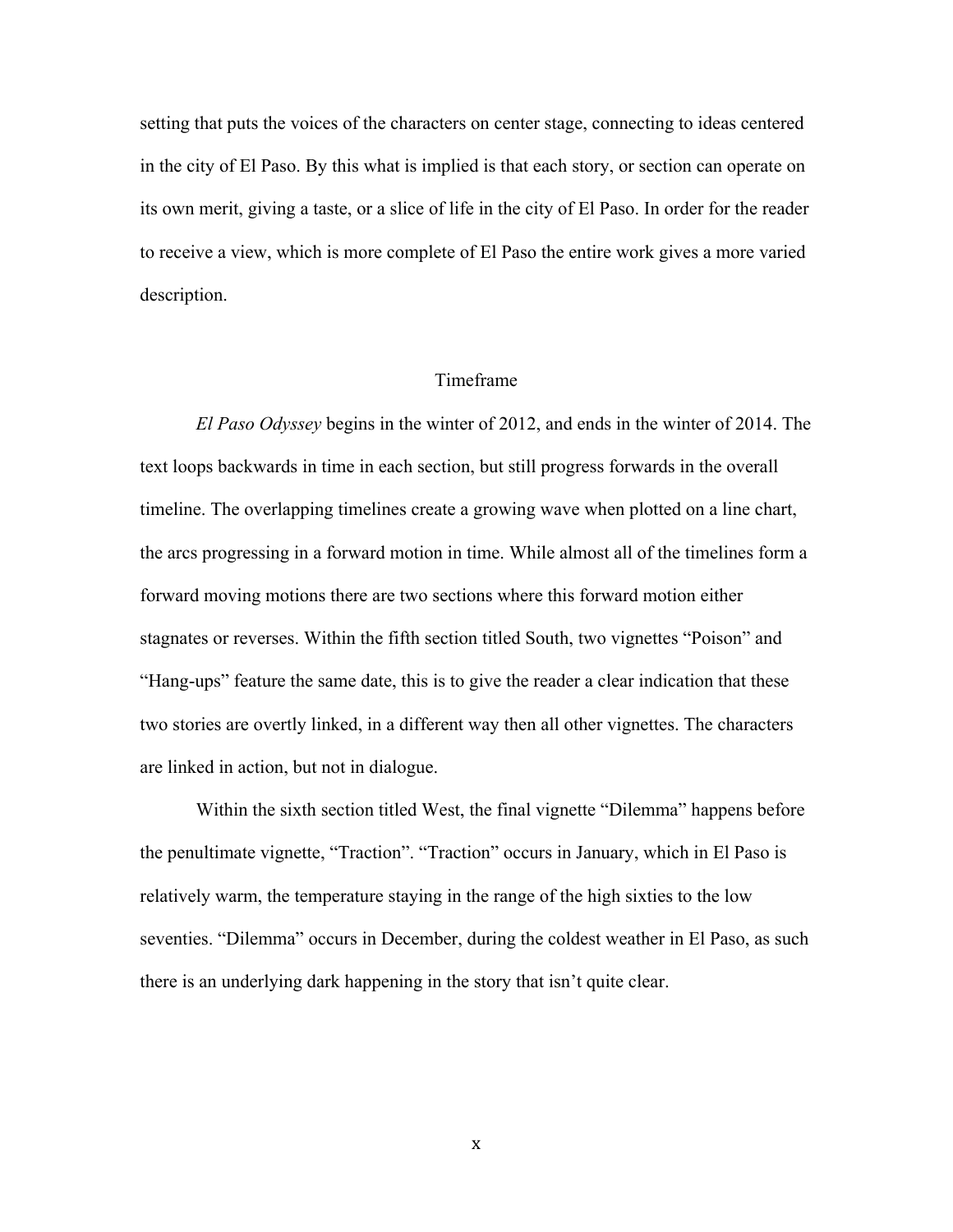setting that puts the voices of the characters on center stage, connecting to ideas centered in the city of El Paso. By this what is implied is that each story, or section can operate on its own merit, giving a taste, or a slice of life in the city of El Paso. In order for the reader to receive a view, which is more complete of El Paso the entire work gives a more varied description.

## Timeframe

*El Paso Odyssey* begins in the winter of 2012, and ends in the winter of 2014. The text loops backwards in time in each section, but still progress forwards in the overall timeline. The overlapping timelines create a growing wave when plotted on a line chart, the arcs progressing in a forward motion in time. While almost all of the timelines form a forward moving motions there are two sections where this forward motion either stagnates or reverses. Within the fifth section titled South, two vignettes "Poison" and "Hang-ups" feature the same date, this is to give the reader a clear indication that these two stories are overtly linked, in a different way then all other vignettes. The characters are linked in action, but not in dialogue.

Within the sixth section titled West, the final vignette "Dilemma" happens before the penultimate vignette, "Traction". "Traction" occurs in January, which in El Paso is relatively warm, the temperature staying in the range of the high sixties to the low seventies. "Dilemma" occurs in December, during the coldest weather in El Paso, as such there is an underlying dark happening in the story that isn't quite clear.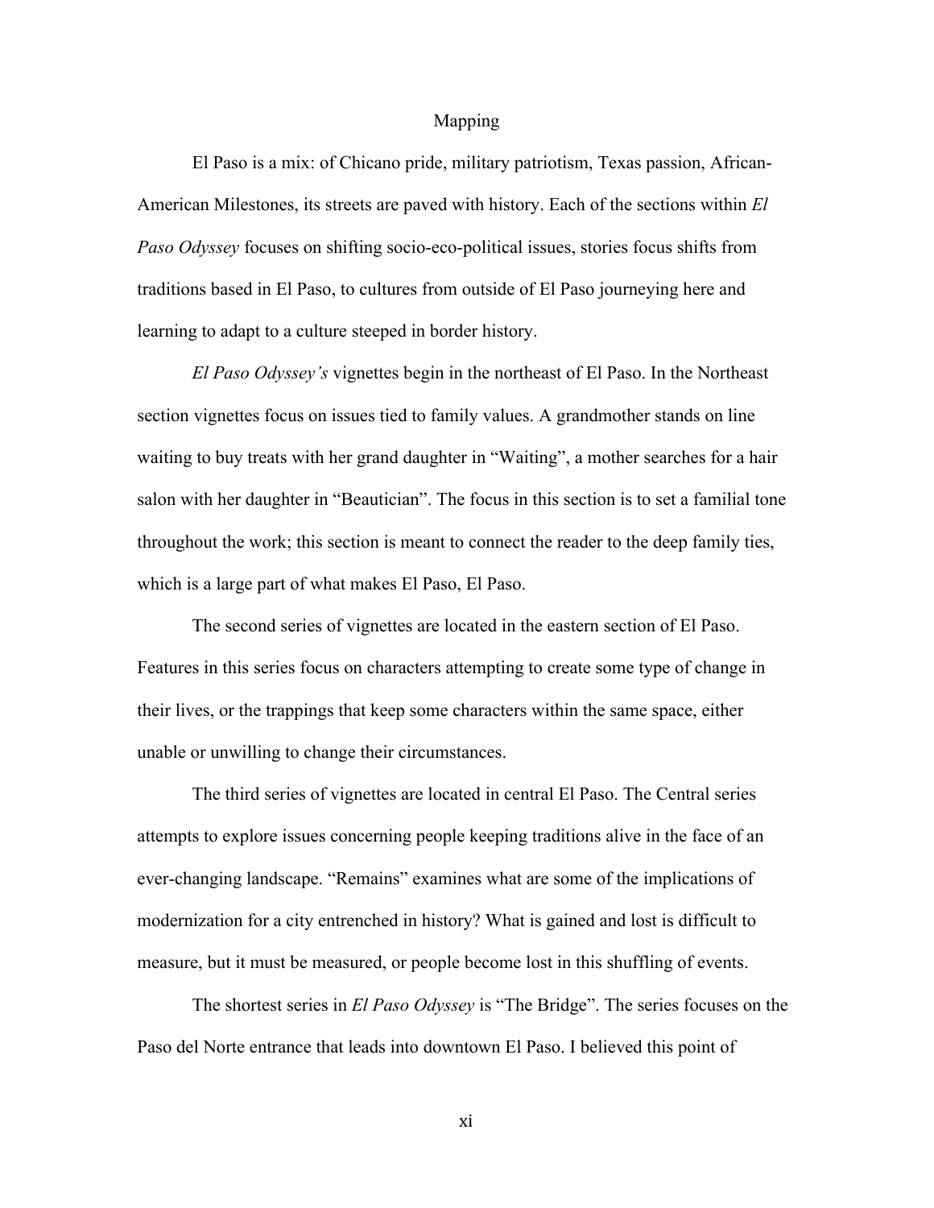# Mapping

El Paso is a mix: of Chicano pride, military patriotism, Texas passion, African-American Milestones, its streets are paved with history. Each of the sections within *El Paso Odyssey* focuses on shifting socio-eco-political issues, stories focus shifts from traditions based in El Paso, to cultures from outside of El Paso journeying here and learning to adapt to a culture steeped in border history.

*El Paso Odyssey's* vignettes begin in the northeast of El Paso. In the Northeast section vignettes focus on issues tied to family values. A grandmother stands on line waiting to buy treats with her grand daughter in "Waiting", a mother searches for a hair salon with her daughter in "Beautician". The focus in this section is to set a familial tone throughout the work; this section is meant to connect the reader to the deep family ties, which is a large part of what makes El Paso, El Paso.

The second series of vignettes are located in the eastern section of El Paso. Features in this series focus on characters attempting to create some type of change in their lives, or the trappings that keep some characters within the same space, either unable or unwilling to change their circumstances.

The third series of vignettes are located in central El Paso. The Central series attempts to explore issues concerning people keeping traditions alive in the face of an ever-changing landscape. "Remains" examines what are some of the implications of modernization for a city entrenched in history? What is gained and lost is difficult to measure, but it must be measured, or people become lost in this shuffling of events.

The shortest series in *El Paso Odyssey* is "The Bridge". The series focuses on the Paso del Norte entrance that leads into downtown El Paso. I believed this point of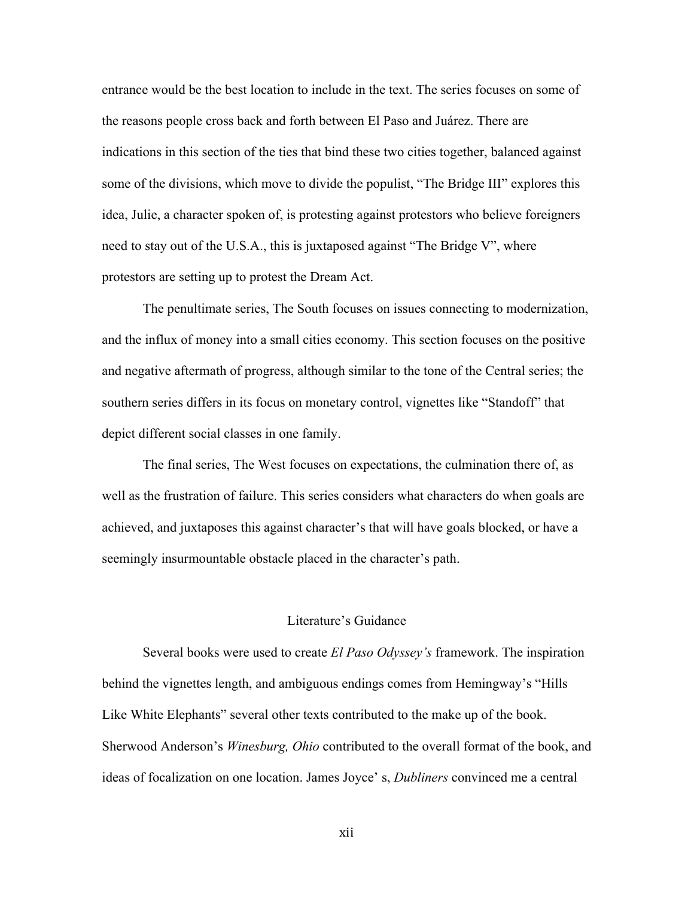entrance would be the best location to include in the text. The series focuses on some of the reasons people cross back and forth between El Paso and Juárez. There are indications in this section of the ties that bind these two cities together, balanced against some of the divisions, which move to divide the populist, "The Bridge III" explores this idea, Julie, a character spoken of, is protesting against protestors who believe foreigners need to stay out of the U.S.A., this is juxtaposed against "The Bridge V", where protestors are setting up to protest the Dream Act.

The penultimate series, The South focuses on issues connecting to modernization, and the influx of money into a small cities economy. This section focuses on the positive and negative aftermath of progress, although similar to the tone of the Central series; the southern series differs in its focus on monetary control, vignettes like "Standoff" that depict different social classes in one family.

The final series, The West focuses on expectations, the culmination there of, as well as the frustration of failure. This series considers what characters do when goals are achieved, and juxtaposes this against character's that will have goals blocked, or have a seemingly insurmountable obstacle placed in the character's path.

## Literature's Guidance

Several books were used to create *El Paso Odyssey's* framework. The inspiration behind the vignettes length, and ambiguous endings comes from Hemingway's "Hills Like White Elephants" several other texts contributed to the make up of the book. Sherwood Anderson's *Winesburg, Ohio* contributed to the overall format of the book, and ideas of focalization on one location. James Joyce' s, *Dubliners* convinced me a central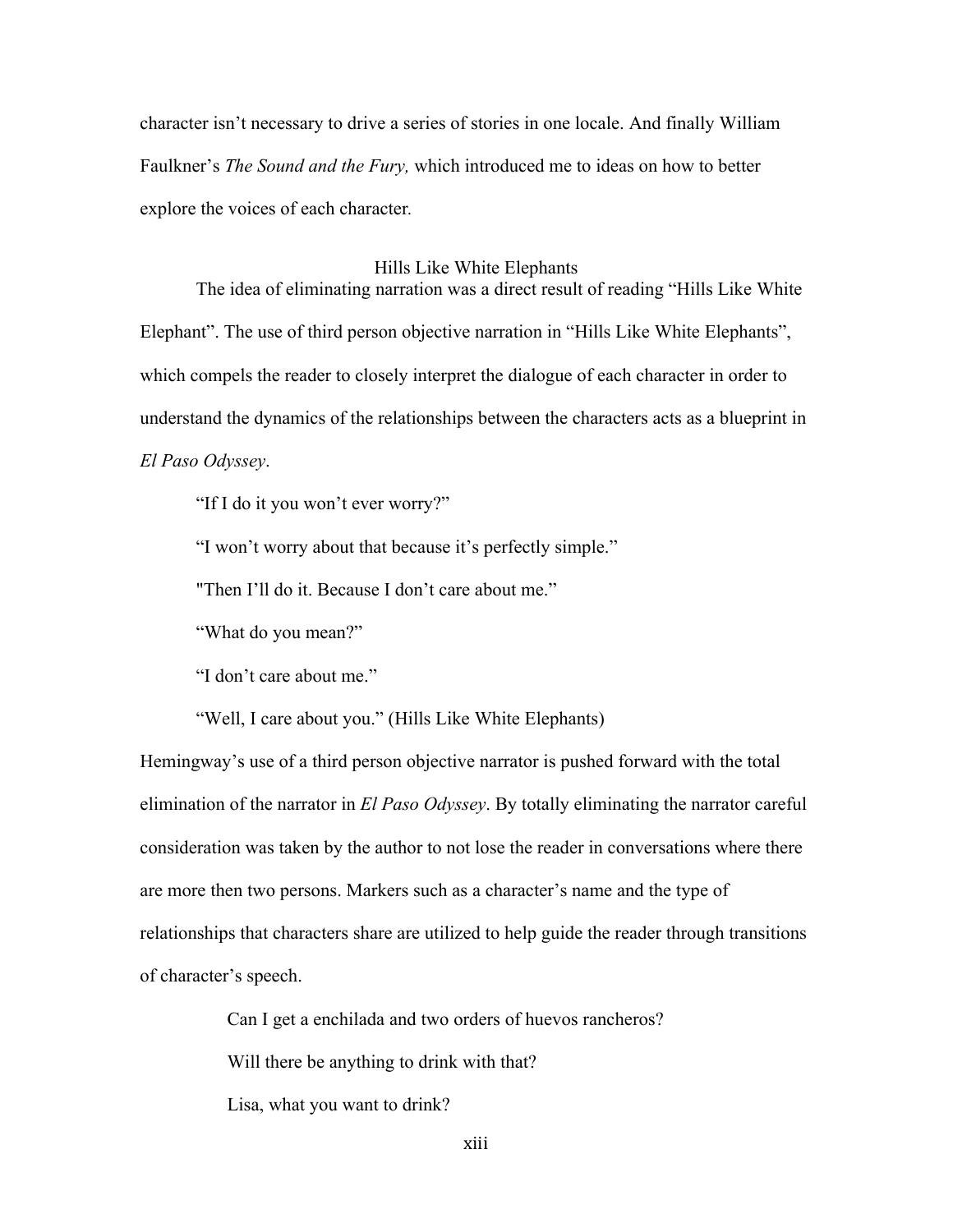character isn't necessary to drive a series of stories in one locale. And finally William Faulkner's *The Sound and the Fury,* which introduced me to ideas on how to better explore the voices of each character.

## Hills Like White Elephants

The idea of eliminating narration was a direct result of reading "Hills Like White Elephant". The use of third person objective narration in "Hills Like White Elephants", which compels the reader to closely interpret the dialogue of each character in order to understand the dynamics of the relationships between the characters acts as a blueprint in *El Paso Odyssey*.

"If I do it you won't ever worry?"

"I won't worry about that because it's perfectly simple."

"Then I'll do it. Because I don't care about me."

"What do you mean?"

"I don't care about me."

"Well, I care about you." (Hills Like White Elephants)

Hemingway's use of a third person objective narrator is pushed forward with the total elimination of the narrator in *El Paso Odyssey*. By totally eliminating the narrator careful consideration was taken by the author to not lose the reader in conversations where there are more then two persons. Markers such as a character's name and the type of relationships that characters share are utilized to help guide the reader through transitions of character's speech.

> Can I get a enchilada and two orders of huevos rancheros?
>
> Will there be anything to drink with that?
>
> Lisa, what you want to drink?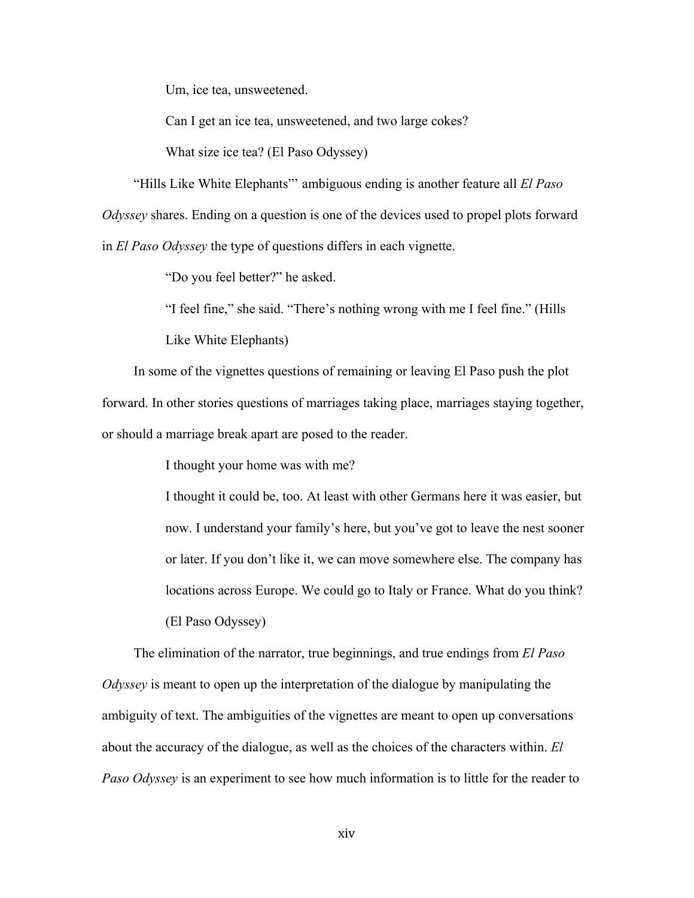> Um, ice tea, unsweetened.
>
> Can I get an ice tea, unsweetened, and two large cokes?
>
> What size ice tea? (El Paso Odyssey)

"Hills Like White Elephants"' ambiguous ending is another feature all *El Paso Odyssey* shares. Ending on a question is one of the devices used to propel plots forward in *El Paso Odyssey* the type of questions differs in each vignette.

> "Do you feel better?" he asked.
>
> "I feel fine," she said. "There's nothing wrong with me I feel fine." (Hills Like White Elephants)

In some of the vignettes questions of remaining or leaving El Paso push the plot forward. In other stories questions of marriages taking place, marriages staying together, or should a marriage break apart are posed to the reader.

> I thought your home was with me?
>
> I thought it could be, too. At least with other Germans here it was easier, but now. I understand your family's here, but you've got to leave the nest sooner or later. If you don't like it, we can move somewhere else. The company has locations across Europe. We could go to Italy or France. What do you think? (El Paso Odyssey)

The elimination of the narrator, true beginnings, and true endings from *El Paso Odyssey* is meant to open up the interpretation of the dialogue by manipulating the ambiguity of text. The ambiguities of the vignettes are meant to open up conversations about the accuracy of the dialogue, as well as the choices of the characters within. *El Paso Odyssey* is an experiment to see how much information is to little for the reader to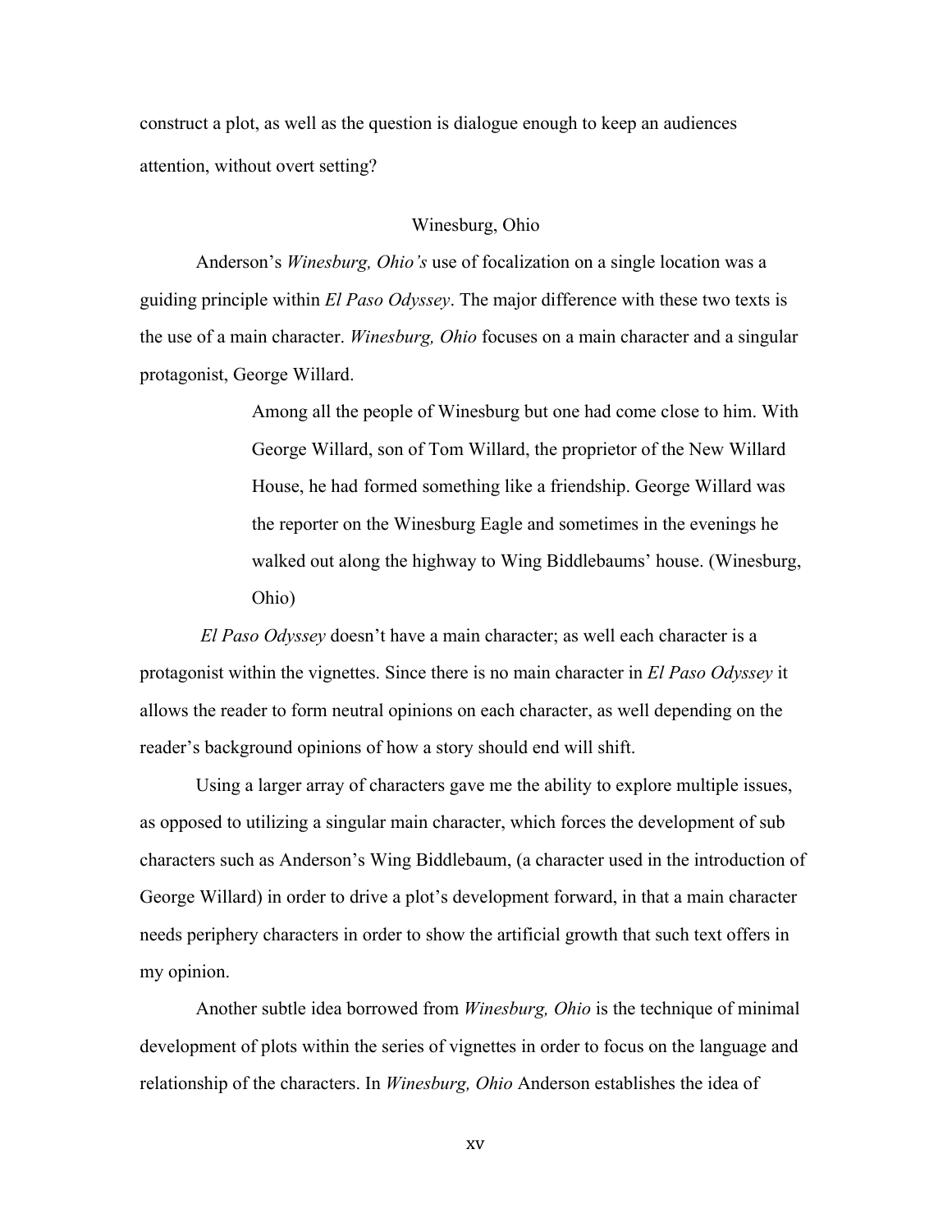construct a plot, as well as the question is dialogue enough to keep an audiences attention, without overt setting?

## Winesburg, Ohio

Anderson's *Winesburg, Ohio's* use of focalization on a single location was a guiding principle within *El Paso Odyssey*. The major difference with these two texts is the use of a main character. *Winesburg, Ohio* focuses on a main character and a singular protagonist, George Willard.

> Among all the people of Winesburg but one had come close to him. With George Willard, son of Tom Willard, the proprietor of the New Willard House, he had formed something like a friendship. George Willard was the reporter on the Winesburg Eagle and sometimes in the evenings he walked out along the highway to Wing Biddlebaums' house. (Winesburg, Ohio)

*El Paso Odyssey* doesn't have a main character; as well each character is a protagonist within the vignettes. Since there is no main character in *El Paso Odyssey* it allows the reader to form neutral opinions on each character, as well depending on the reader's background opinions of how a story should end will shift.

Using a larger array of characters gave me the ability to explore multiple issues, as opposed to utilizing a singular main character, which forces the development of sub characters such as Anderson's Wing Biddlebaum, (a character used in the introduction of George Willard) in order to drive a plot's development forward, in that a main character needs periphery characters in order to show the artificial growth that such text offers in my opinion.

Another subtle idea borrowed from *Winesburg, Ohio* is the technique of minimal development of plots within the series of vignettes in order to focus on the language and relationship of the characters. In *Winesburg, Ohio* Anderson establishes the idea of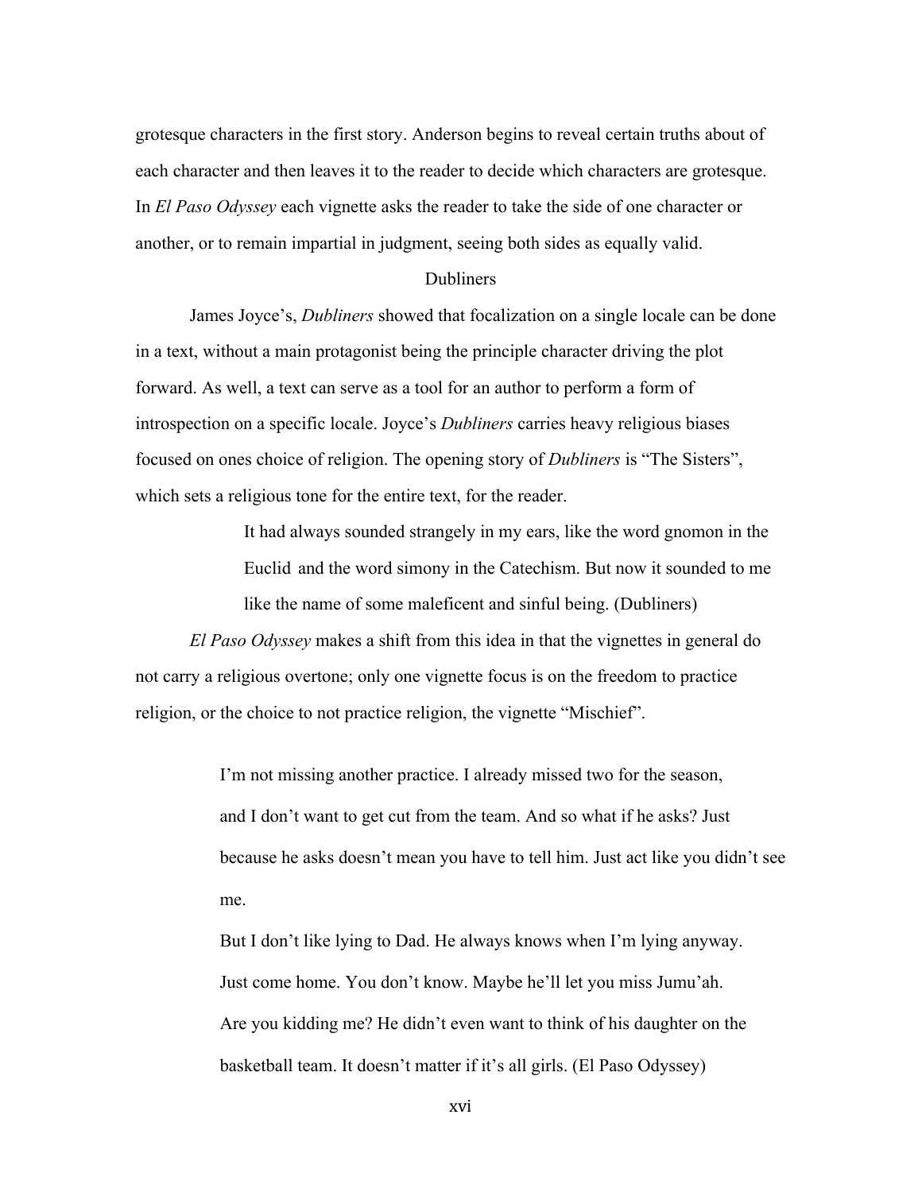grotesque characters in the first story. Anderson begins to reveal certain truths about of each character and then leaves it to the reader to decide which characters are grotesque. In *El Paso Odyssey* each vignette asks the reader to take the side of one character or another, or to remain impartial in judgment, seeing both sides as equally valid.

## Dubliners

James Joyce's, *Dubliners* showed that focalization on a single locale can be done in a text, without a main protagonist being the principle character driving the plot forward. As well, a text can serve as a tool for an author to perform a form of introspection on a specific locale. Joyce's *Dubliners* carries heavy religious biases focused on ones choice of religion. The opening story of *Dubliners* is "The Sisters", which sets a religious tone for the entire text, for the reader.

> It had always sounded strangely in my ears, like the word gnomon in the Euclid and the word simony in the Catechism. But now it sounded to me like the name of some maleficent and sinful being. (Dubliners)

*El Paso Odyssey* makes a shift from this idea in that the vignettes in general do not carry a religious overtone; only one vignette focus is on the freedom to practice religion, or the choice to not practice religion, the vignette "Mischief".

> I'm not missing another practice. I already missed two for the season, and I don't want to get cut from the team. And so what if he asks? Just because he asks doesn't mean you have to tell him. Just act like you didn't see me.
>
> But I don't like lying to Dad. He always knows when I'm lying anyway.
>
> Just come home. You don't know. Maybe he'll let you miss Jumu'ah.
>
> Are you kidding me? He didn't even want to think of his daughter on the basketball team. It doesn't matter if it's all girls. (El Paso Odyssey)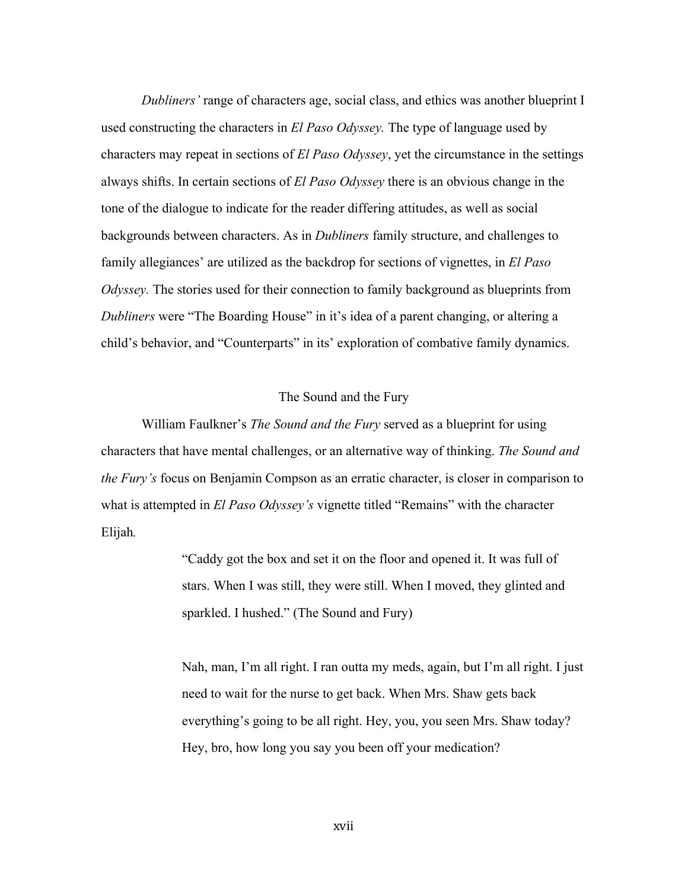*Dubliners'* range of characters age, social class, and ethics was another blueprint I used constructing the characters in *El Paso Odyssey.* The type of language used by characters may repeat in sections of *El Paso Odyssey*, yet the circumstance in the settings always shifts. In certain sections of *El Paso Odyssey* there is an obvious change in the tone of the dialogue to indicate for the reader differing attitudes, as well as social backgrounds between characters. As in *Dubliners* family structure, and challenges to family allegiances' are utilized as the backdrop for sections of vignettes, in *El Paso Odyssey.* The stories used for their connection to family background as blueprints from *Dubliners* were "The Boarding House" in it's idea of a parent changing, or altering a child's behavior, and "Counterparts" in its' exploration of combative family dynamics.

## The Sound and the Fury

William Faulkner's *The Sound and the Fury* served as a blueprint for using characters that have mental challenges, or an alternative way of thinking. *The Sound and the Fury's* focus on Benjamin Compson as an erratic character, is closer in comparison to what is attempted in *El Paso Odyssey's* vignette titled "Remains" with the character Elijah*.*

> "Caddy got the box and set it on the floor and opened it. It was full of stars. When I was still, they were still. When I moved, they glinted and sparkled. I hushed." (The Sound and Fury)

> Nah, man, I'm all right. I ran outta my meds, again, but I'm all right. I just need to wait for the nurse to get back. When Mrs. Shaw gets back everything's going to be all right. Hey, you, you seen Mrs. Shaw today? Hey, bro, how long you say you been off your medication?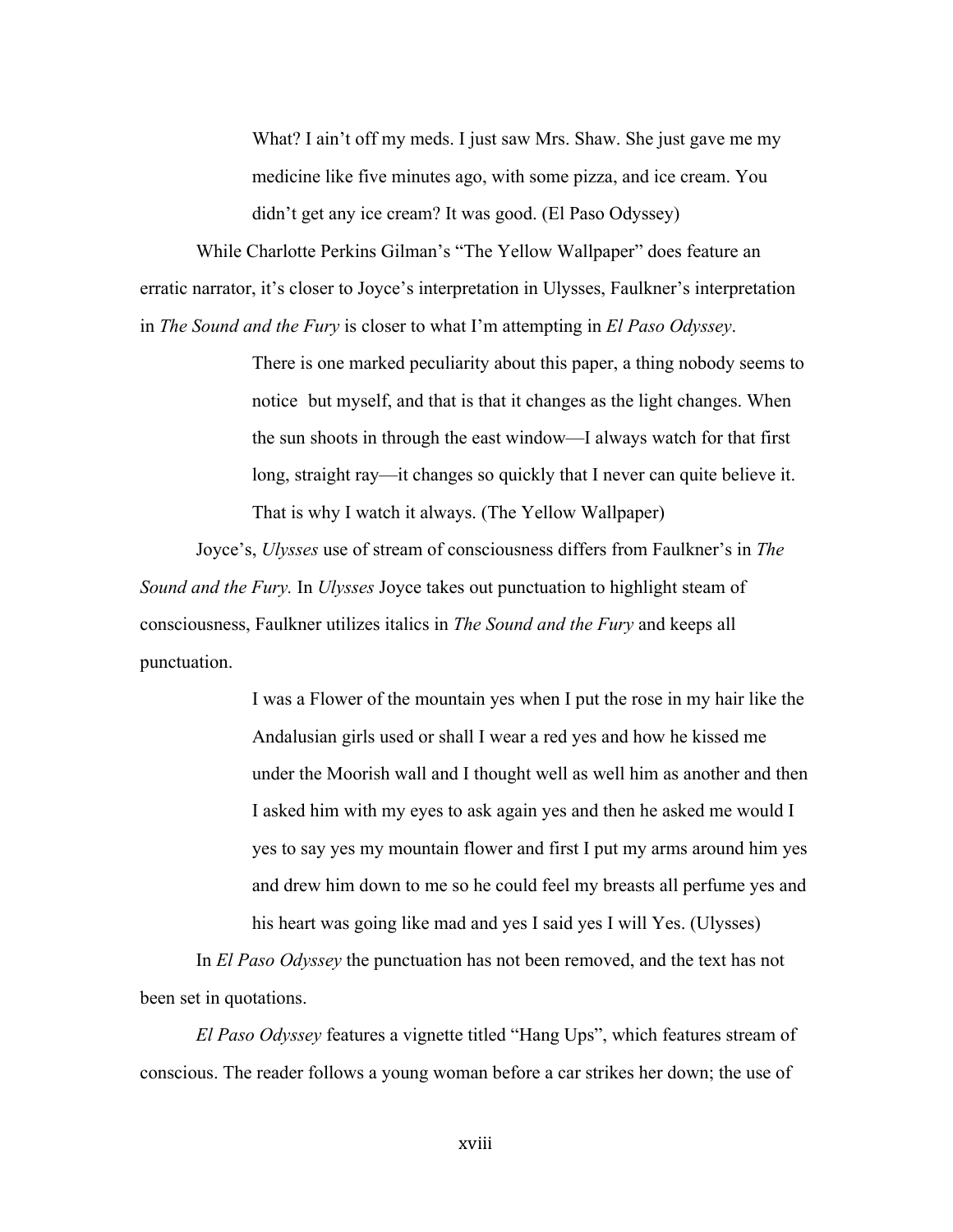> What? I ain't off my meds. I just saw Mrs. Shaw. She just gave me my medicine like five minutes ago, with some pizza, and ice cream. You didn't get any ice cream? It was good. (El Paso Odyssey)

While Charlotte Perkins Gilman's "The Yellow Wallpaper" does feature an erratic narrator, it's closer to Joyce's interpretation in Ulysses, Faulkner's interpretation in *The Sound and the Fury* is closer to what I'm attempting in *El Paso Odyssey*.

> There is one marked peculiarity about this paper, a thing nobody seems to notice but myself, and that is that it changes as the light changes. When the sun shoots in through the east window—I always watch for that first long, straight ray—it changes so quickly that I never can quite believe it. That is why I watch it always. (The Yellow Wallpaper)

Joyce's, *Ulysses* use of stream of consciousness differs from Faulkner's in *The Sound and the Fury.* In *Ulysses* Joyce takes out punctuation to highlight steam of consciousness, Faulkner utilizes italics in *The Sound and the Fury* and keeps all punctuation.

> I was a Flower of the mountain yes when I put the rose in my hair like the Andalusian girls used or shall I wear a red yes and how he kissed me under the Moorish wall and I thought well as well him as another and then I asked him with my eyes to ask again yes and then he asked me would I yes to say yes my mountain flower and first I put my arms around him yes and drew him down to me so he could feel my breasts all perfume yes and his heart was going like mad and yes I said yes I will Yes. (Ulysses)

In *El Paso Odyssey* the punctuation has not been removed, and the text has not been set in quotations.

*El Paso Odyssey* features a vignette titled "Hang Ups", which features stream of conscious. The reader follows a young woman before a car strikes her down; the use of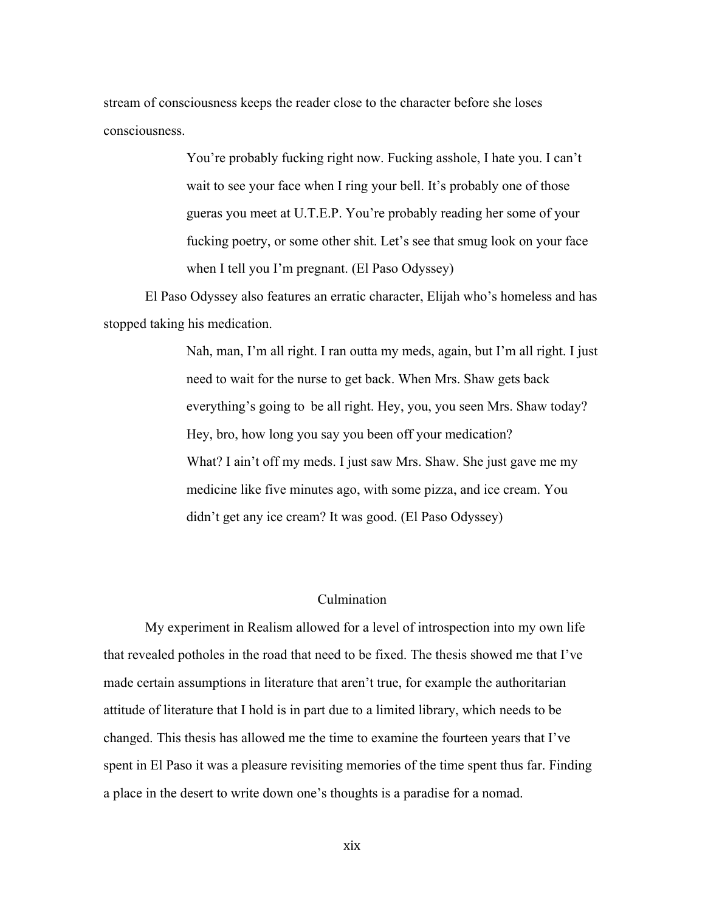stream of consciousness keeps the reader close to the character before she loses consciousness.

> You're probably fucking right now. Fucking asshole, I hate you. I can't wait to see your face when I ring your bell. It's probably one of those gueras you meet at U.T.E.P. You're probably reading her some of your fucking poetry, or some other shit. Let's see that smug look on your face when I tell you I'm pregnant. (El Paso Odyssey)

El Paso Odyssey also features an erratic character, Elijah who's homeless and has stopped taking his medication.

> Nah, man, I'm all right. I ran outta my meds, again, but I'm all right. I just need to wait for the nurse to get back. When Mrs. Shaw gets back everything's going to be all right. Hey, you, you seen Mrs. Shaw today?
> Hey, bro, how long you say you been off your medication?
> What? I ain't off my meds. I just saw Mrs. Shaw. She just gave me my medicine like five minutes ago, with some pizza, and ice cream. You didn't get any ice cream? It was good. (El Paso Odyssey)

## Culmination

My experiment in Realism allowed for a level of introspection into my own life that revealed potholes in the road that need to be fixed. The thesis showed me that I've made certain assumptions in literature that aren't true, for example the authoritarian attitude of literature that I hold is in part due to a limited library, which needs to be changed. This thesis has allowed me the time to examine the fourteen years that I've spent in El Paso it was a pleasure revisiting memories of the time spent thus far. Finding a place in the desert to write down one's thoughts is a paradise for a nomad.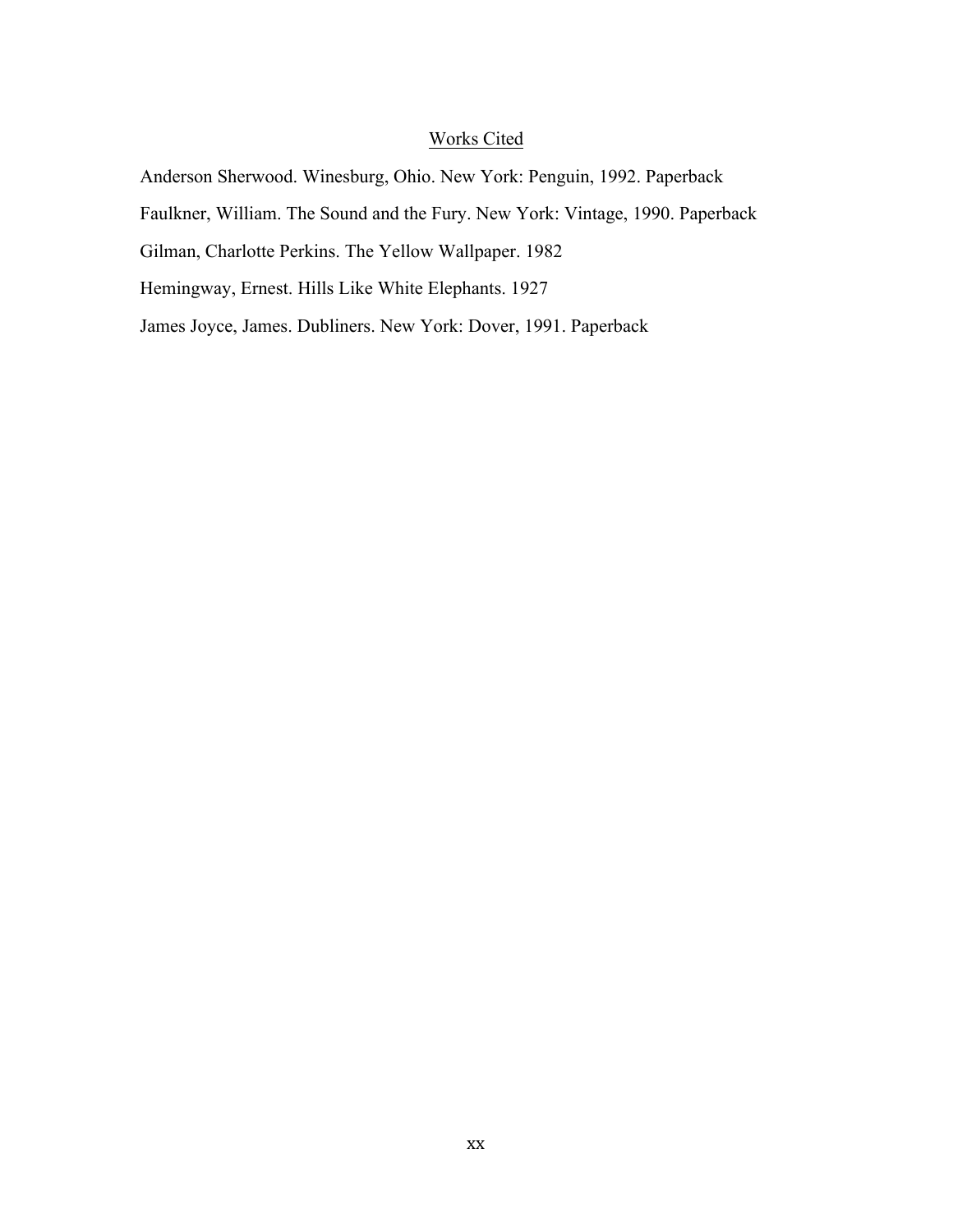## Works Cited

Anderson Sherwood. Winesburg, Ohio. New York: Penguin, 1992. Paperback

Faulkner, William. The Sound and the Fury. New York: Vintage, 1990. Paperback

Gilman, Charlotte Perkins. The Yellow Wallpaper. 1982

Hemingway, Ernest. Hills Like White Elephants. 1927

James Joyce, James. Dubliners. New York: Dover, 1991. Paperback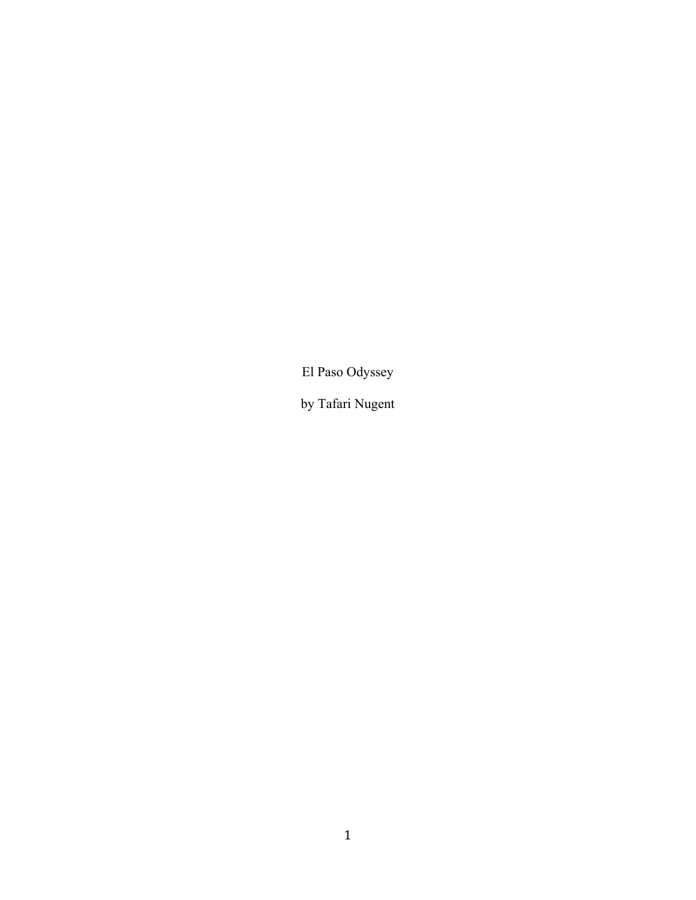El Paso Odyssey

by Tafari Nugent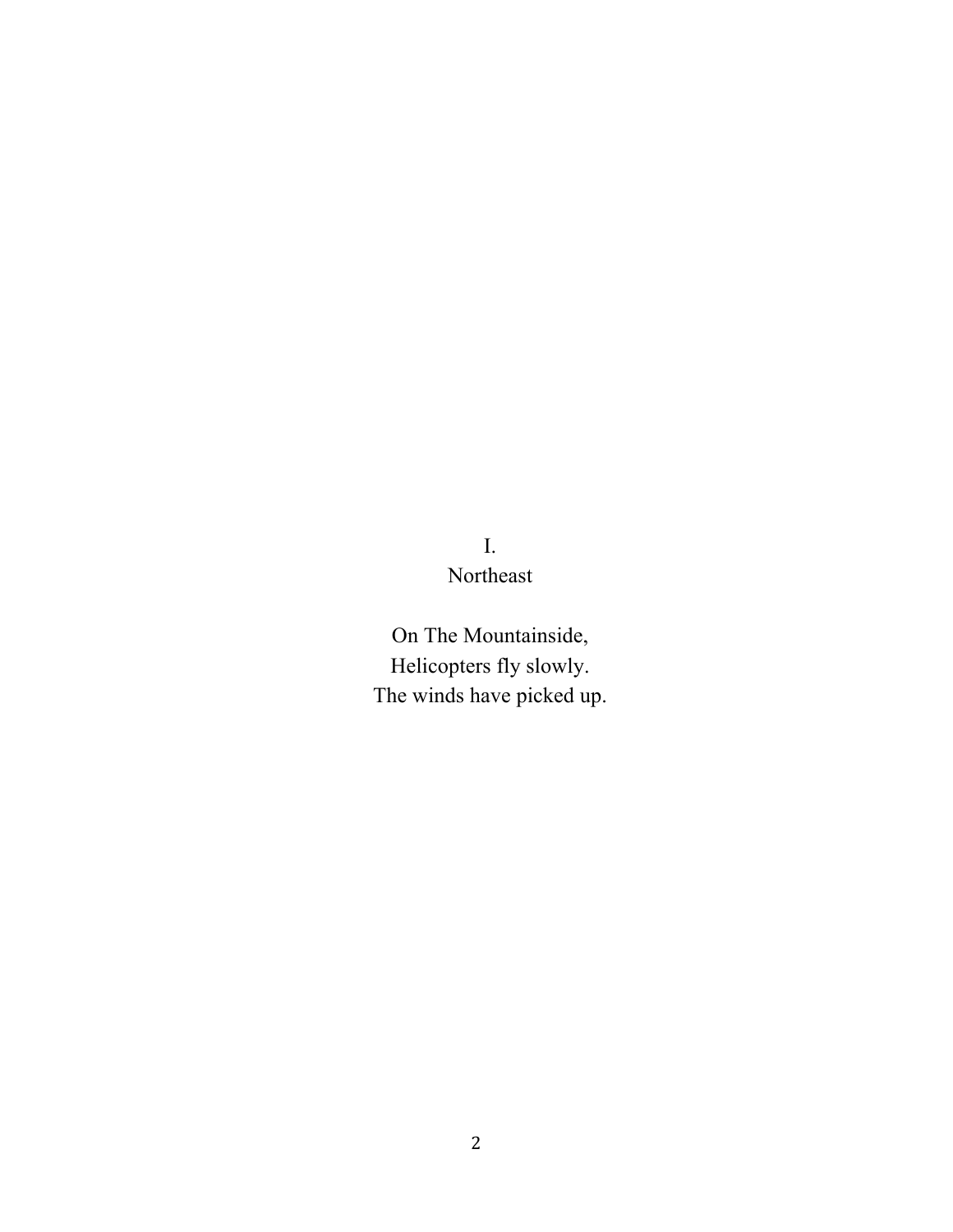## I.
## Northeast

On The Mountainside,
Helicopters fly slowly.
The winds have picked up.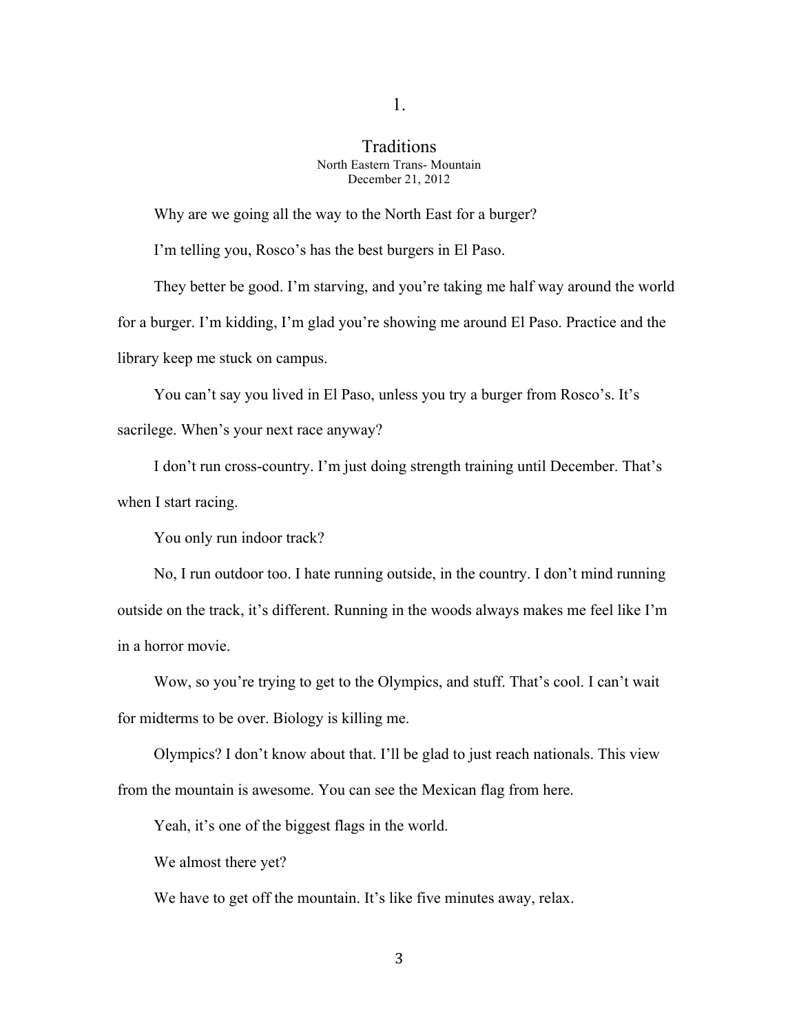# 1.

## Traditions

North Eastern Trans- Mountain
December 21, 2012

Why are we going all the way to the North East for a burger?

I'm telling you, Rosco's has the best burgers in El Paso.

They better be good. I'm starving, and you're taking me half way around the world for a burger. I'm kidding, I'm glad you're showing me around El Paso. Practice and the library keep me stuck on campus.

You can't say you lived in El Paso, unless you try a burger from Rosco's. It's sacrilege. When's your next race anyway?

I don't run cross-country. I'm just doing strength training until December. That's when I start racing.

You only run indoor track?

No, I run outdoor too. I hate running outside, in the country. I don't mind running outside on the track, it's different. Running in the woods always makes me feel like I'm in a horror movie.

Wow, so you're trying to get to the Olympics, and stuff. That's cool. I can't wait for midterms to be over. Biology is killing me.

Olympics? I don't know about that. I'll be glad to just reach nationals. This view from the mountain is awesome. You can see the Mexican flag from here.

Yeah, it's one of the biggest flags in the world.

We almost there yet?

We have to get off the mountain. It's like five minutes away, relax.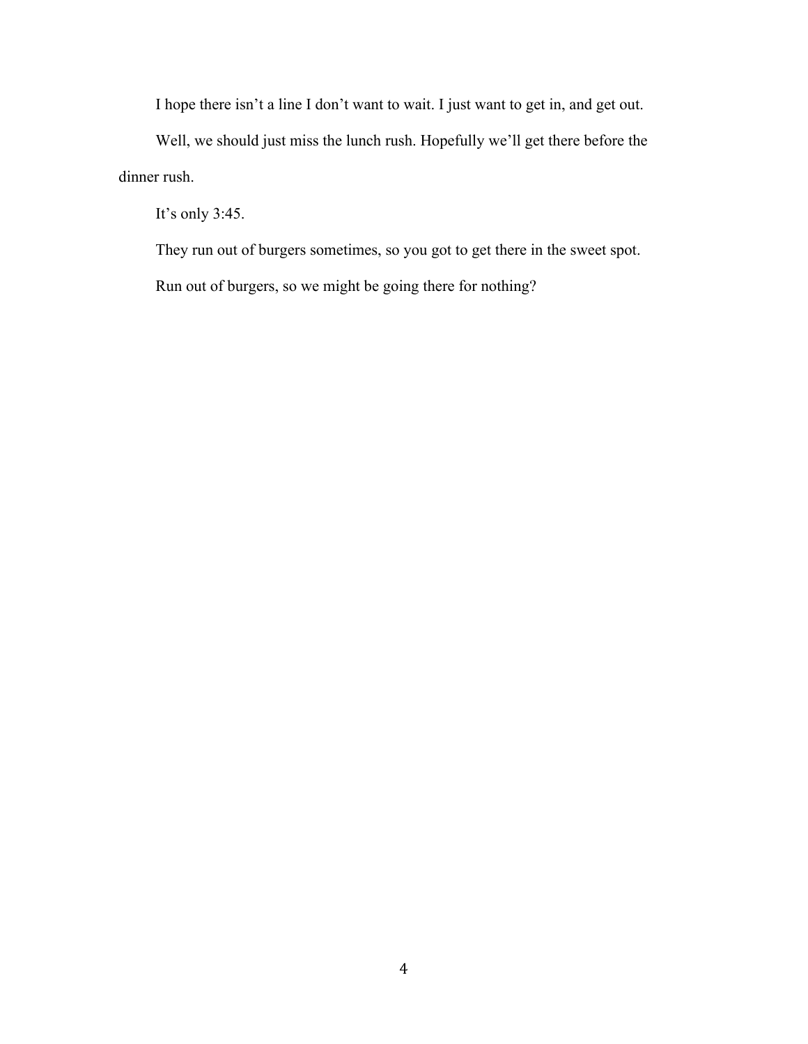I hope there isn't a line I don't want to wait. I just want to get in, and get out.

Well, we should just miss the lunch rush. Hopefully we'll get there before the dinner rush.

It's only 3:45.

They run out of burgers sometimes, so you got to get there in the sweet spot.

Run out of burgers, so we might be going there for nothing?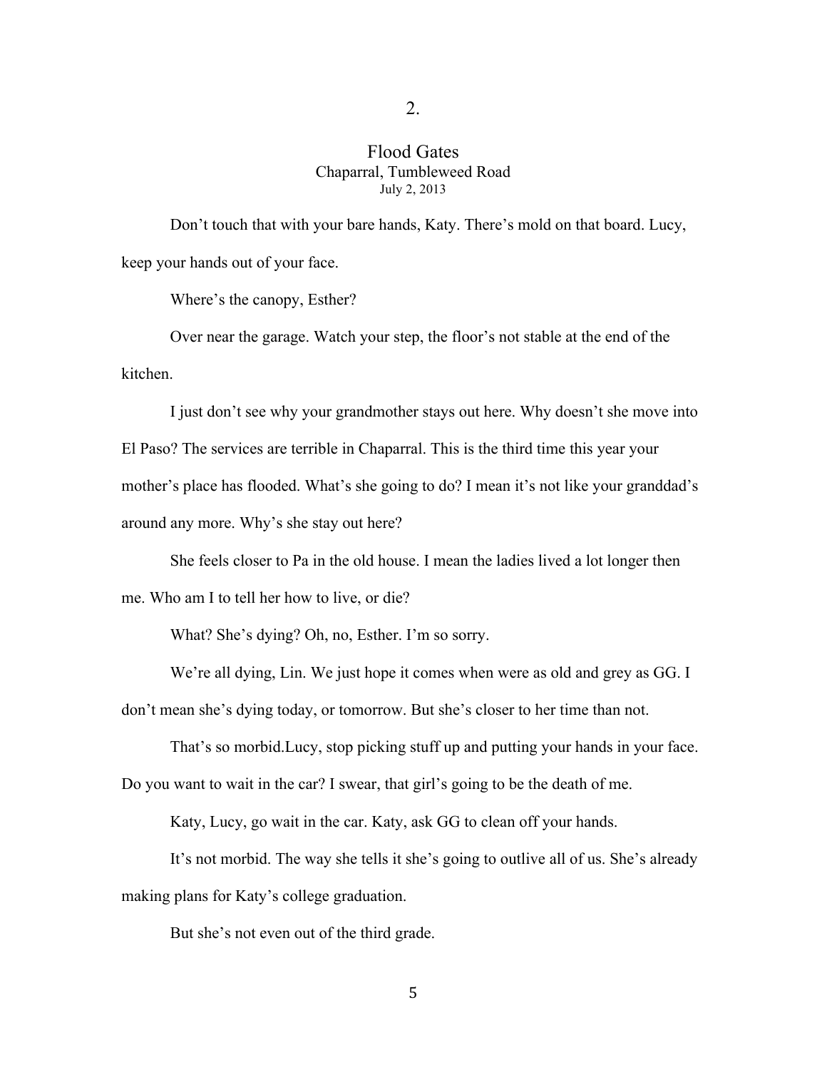## 2.

### Flood Gates

Chaparral, Tumbleweed Road

July 2, 2013

Don't touch that with your bare hands, Katy. There's mold on that board. Lucy, keep your hands out of your face.

Where's the canopy, Esther?

Over near the garage. Watch your step, the floor's not stable at the end of the kitchen.

I just don't see why your grandmother stays out here. Why doesn't she move into El Paso? The services are terrible in Chaparral. This is the third time this year your mother's place has flooded. What's she going to do? I mean it's not like your granddad's around any more. Why's she stay out here?

She feels closer to Pa in the old house. I mean the ladies lived a lot longer then me. Who am I to tell her how to live, or die?

What? She's dying? Oh, no, Esther. I'm so sorry.

We're all dying, Lin. We just hope it comes when were as old and grey as GG. I don't mean she's dying today, or tomorrow. But she's closer to her time than not.

That's so morbid.Lucy, stop picking stuff up and putting your hands in your face. Do you want to wait in the car? I swear, that girl's going to be the death of me.

Katy, Lucy, go wait in the car. Katy, ask GG to clean off your hands.

It's not morbid. The way she tells it she's going to outlive all of us. She's already making plans for Katy's college graduation.

But she's not even out of the third grade.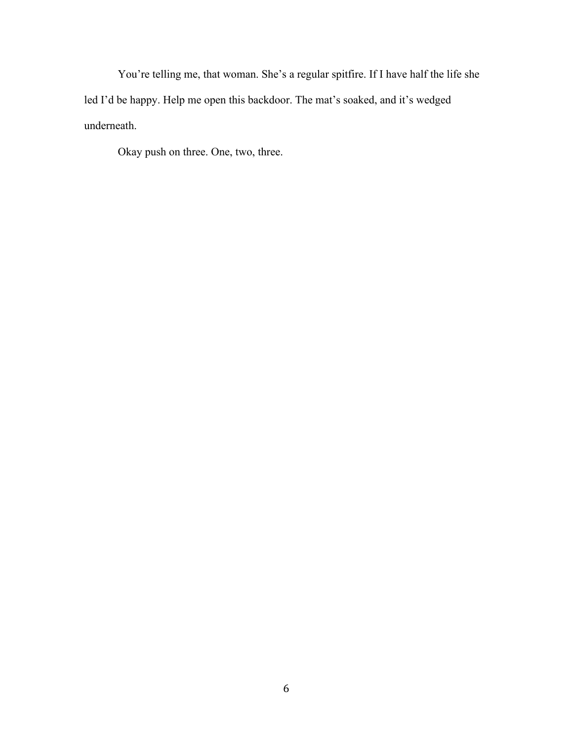You're telling me, that woman. She's a regular spitfire. If I have half the life she led I'd be happy. Help me open this backdoor. The mat's soaked, and it's wedged underneath.

Okay push on three. One, two, three.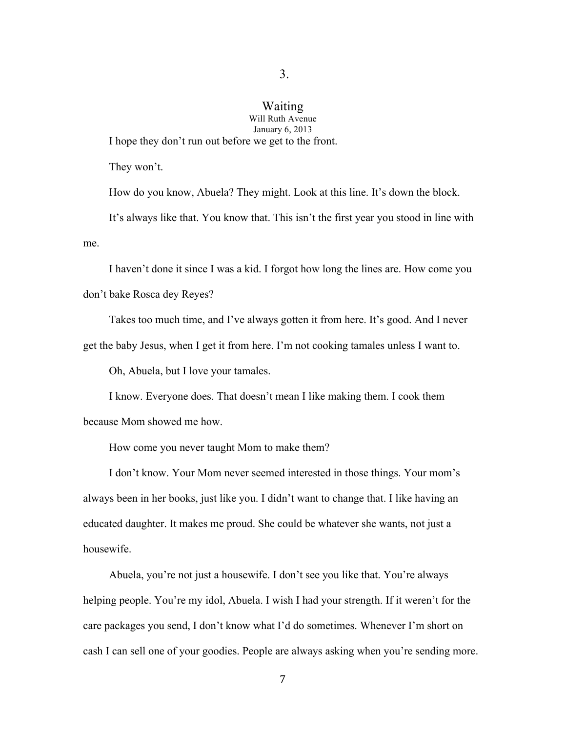# 3.

## Waiting

Will Ruth Avenue
January 6, 2013

I hope they don't run out before we get to the front.

They won't.

How do you know, Abuela? They might. Look at this line. It's down the block.

It's always like that. You know that. This isn't the first year you stood in line with me.

I haven't done it since I was a kid. I forgot how long the lines are. How come you don't bake Rosca dey Reyes?

Takes too much time, and I've always gotten it from here. It's good. And I never get the baby Jesus, when I get it from here. I'm not cooking tamales unless I want to.

Oh, Abuela, but I love your tamales.

I know. Everyone does. That doesn't mean I like making them. I cook them because Mom showed me how.

How come you never taught Mom to make them?

I don't know. Your Mom never seemed interested in those things. Your mom's always been in her books, just like you. I didn't want to change that. I like having an educated daughter. It makes me proud. She could be whatever she wants, not just a housewife.

Abuela, you're not just a housewife. I don't see you like that. You're always helping people. You're my idol, Abuela. I wish I had your strength. If it weren't for the care packages you send, I don't know what I'd do sometimes. Whenever I'm short on cash I can sell one of your goodies. People are always asking when you're sending more.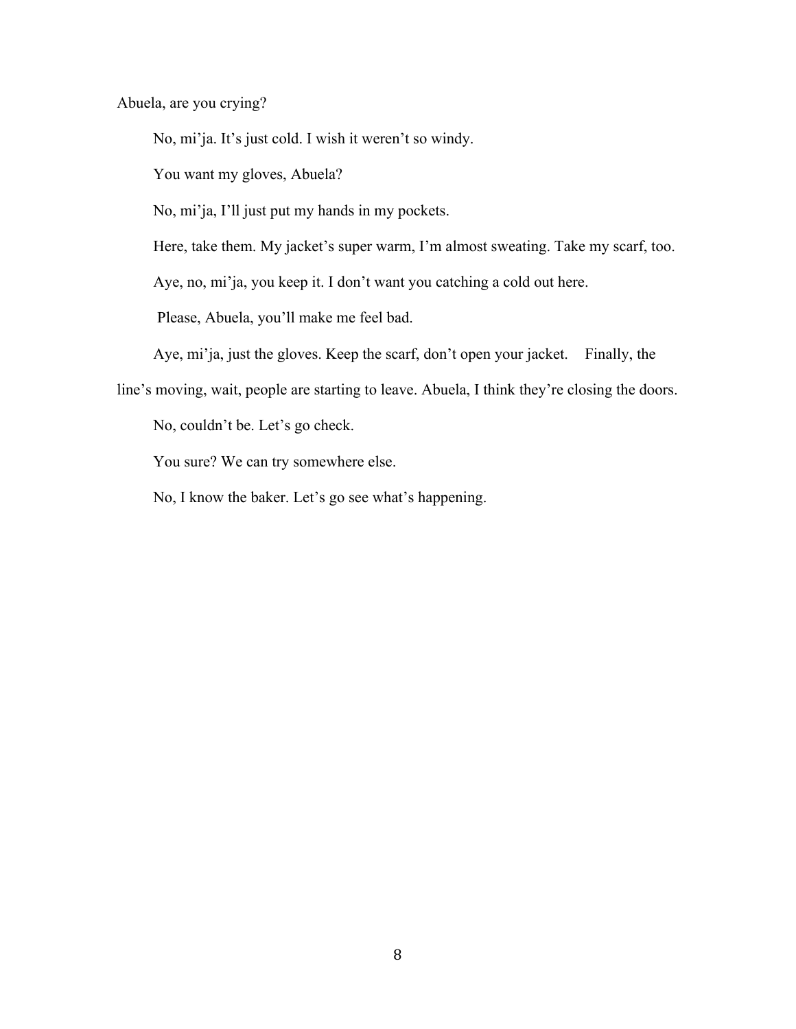Abuela, are you crying?

No, mi'ja. It's just cold. I wish it weren't so windy.

You want my gloves, Abuela?

No, mi'ja, I'll just put my hands in my pockets.

Here, take them. My jacket's super warm, I'm almost sweating. Take my scarf, too.

Aye, no, mi'ja, you keep it. I don't want you catching a cold out here.

Please, Abuela, you'll make me feel bad.

Aye, mi'ja, just the gloves. Keep the scarf, don't open your jacket.    Finally, the line's moving, wait, people are starting to leave. Abuela, I think they're closing the doors.

No, couldn't be. Let's go check.

You sure? We can try somewhere else.

No, I know the baker. Let's go see what's happening.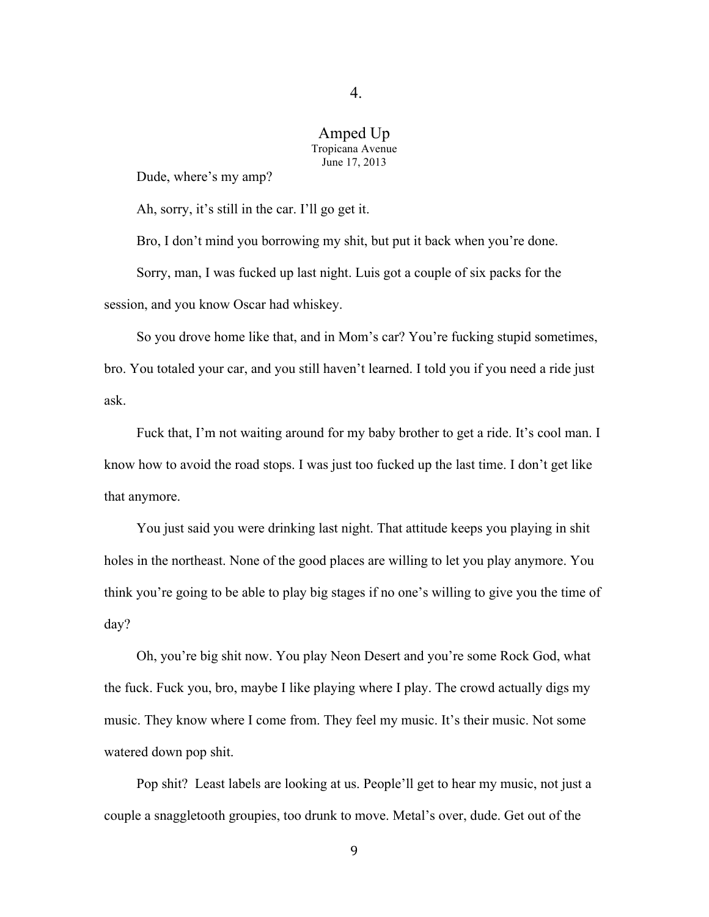# 4.

## Amped Up

Tropicana Avenue
June 17, 2013

Dude, where's my amp?

Ah, sorry, it's still in the car. I'll go get it.

Bro, I don't mind you borrowing my shit, but put it back when you're done.

Sorry, man, I was fucked up last night. Luis got a couple of six packs for the session, and you know Oscar had whiskey.

So you drove home like that, and in Mom's car? You're fucking stupid sometimes, bro. You totaled your car, and you still haven't learned. I told you if you need a ride just ask.

Fuck that, I'm not waiting around for my baby brother to get a ride. It's cool man. I know how to avoid the road stops. I was just too fucked up the last time. I don't get like that anymore.

You just said you were drinking last night. That attitude keeps you playing in shit holes in the northeast. None of the good places are willing to let you play anymore. You think you're going to be able to play big stages if no one's willing to give you the time of day?

Oh, you're big shit now. You play Neon Desert and you're some Rock God, what the fuck. Fuck you, bro, maybe I like playing where I play. The crowd actually digs my music. They know where I come from. They feel my music. It's their music. Not some watered down pop shit.

Pop shit? Least labels are looking at us. People'll get to hear my music, not just a couple a snaggletooth groupies, too drunk to move. Metal's over, dude. Get out of the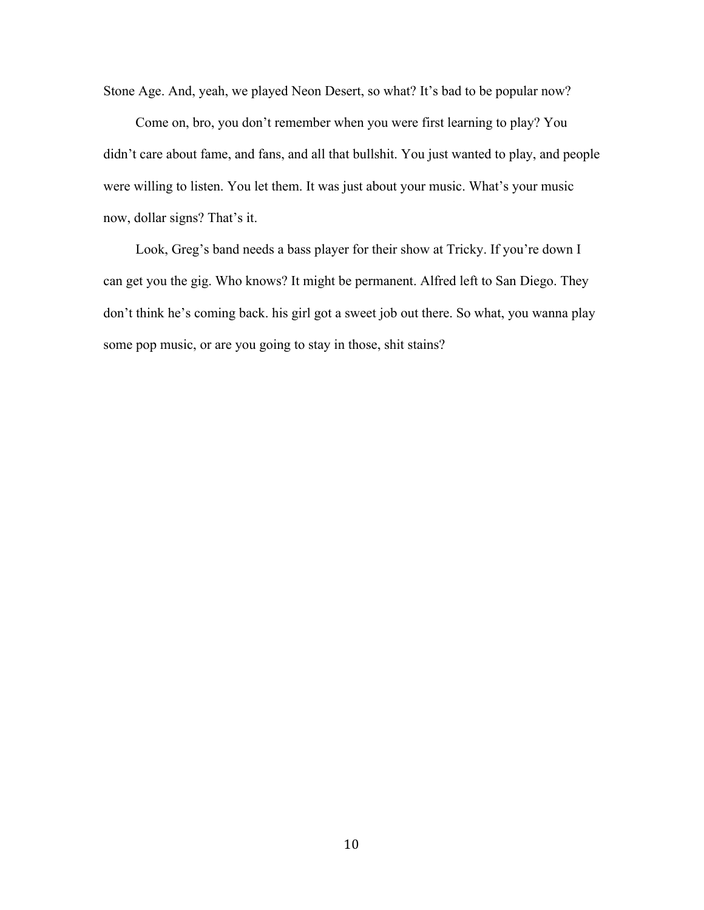Stone Age. And, yeah, we played Neon Desert, so what? It's bad to be popular now?

Come on, bro, you don't remember when you were first learning to play? You didn't care about fame, and fans, and all that bullshit. You just wanted to play, and people were willing to listen. You let them. It was just about your music. What's your music now, dollar signs? That's it.

Look, Greg's band needs a bass player for their show at Tricky. If you're down I can get you the gig. Who knows? It might be permanent. Alfred left to San Diego. They don't think he's coming back. his girl got a sweet job out there. So what, you wanna play some pop music, or are you going to stay in those, shit stains?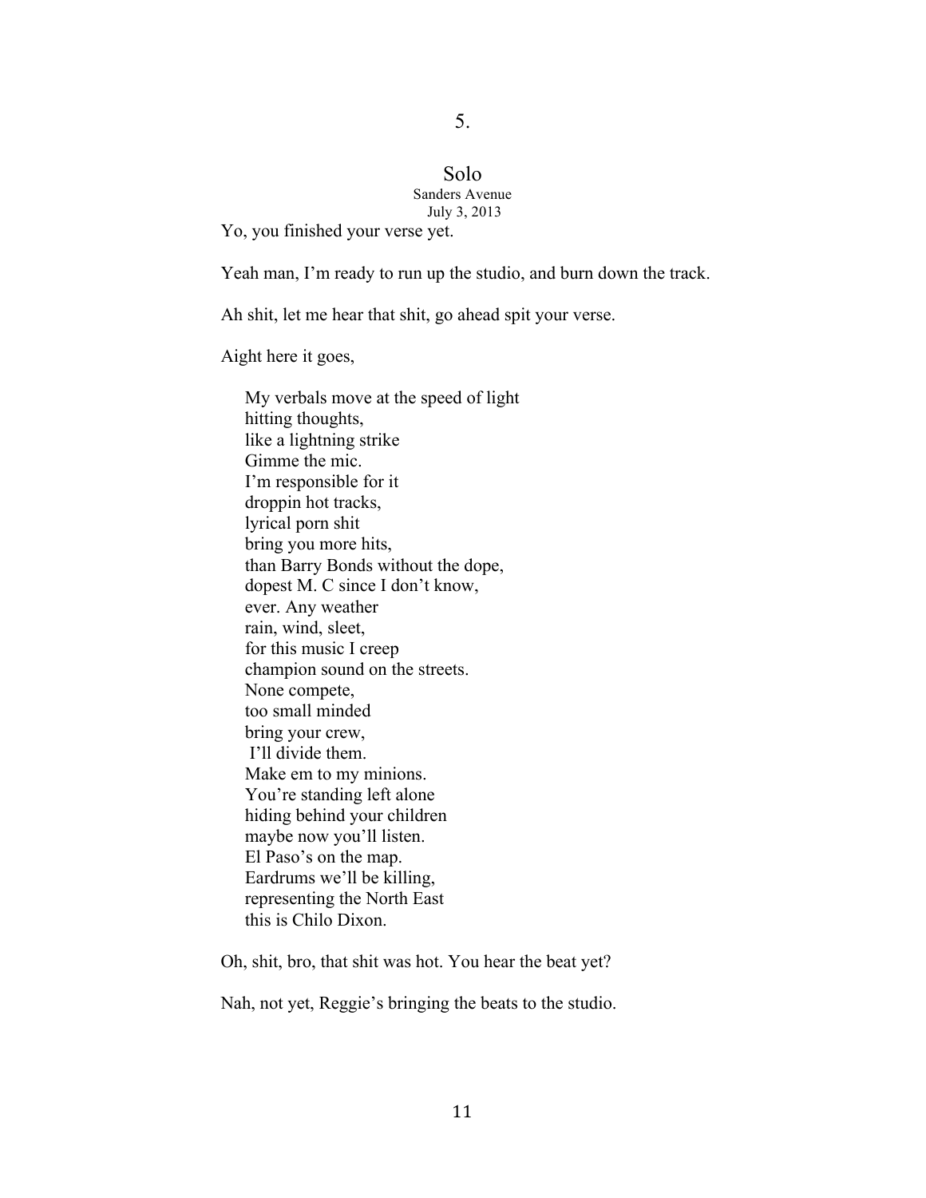## 5.

### Solo

Sanders Avenue
July 3, 2013

Yo, you finished your verse yet.

Yeah man, I'm ready to run up the studio, and burn down the track.

Ah shit, let me hear that shit, go ahead spit your verse.

Aight here it goes,

> My verbals move at the speed of light
> hitting thoughts,
> like a lightning strike
> Gimme the mic.
> I'm responsible for it
> droppin hot tracks,
> lyrical porn shit
> bring you more hits,
> than Barry Bonds without the dope,
> dopest M. C since I don't know,
> ever. Any weather
> rain, wind, sleet,
> for this music I creep
> champion sound on the streets.
> None compete,
> too small minded
> bring your crew,
> I'll divide them.
> Make em to my minions.
> You're standing left alone
> hiding behind your children
> maybe now you'll listen.
> El Paso's on the map.
> Eardrums we'll be killing,
> representing the North East
> this is Chilo Dixon.

Oh, shit, bro, that shit was hot. You hear the beat yet?

Nah, not yet, Reggie's bringing the beats to the studio.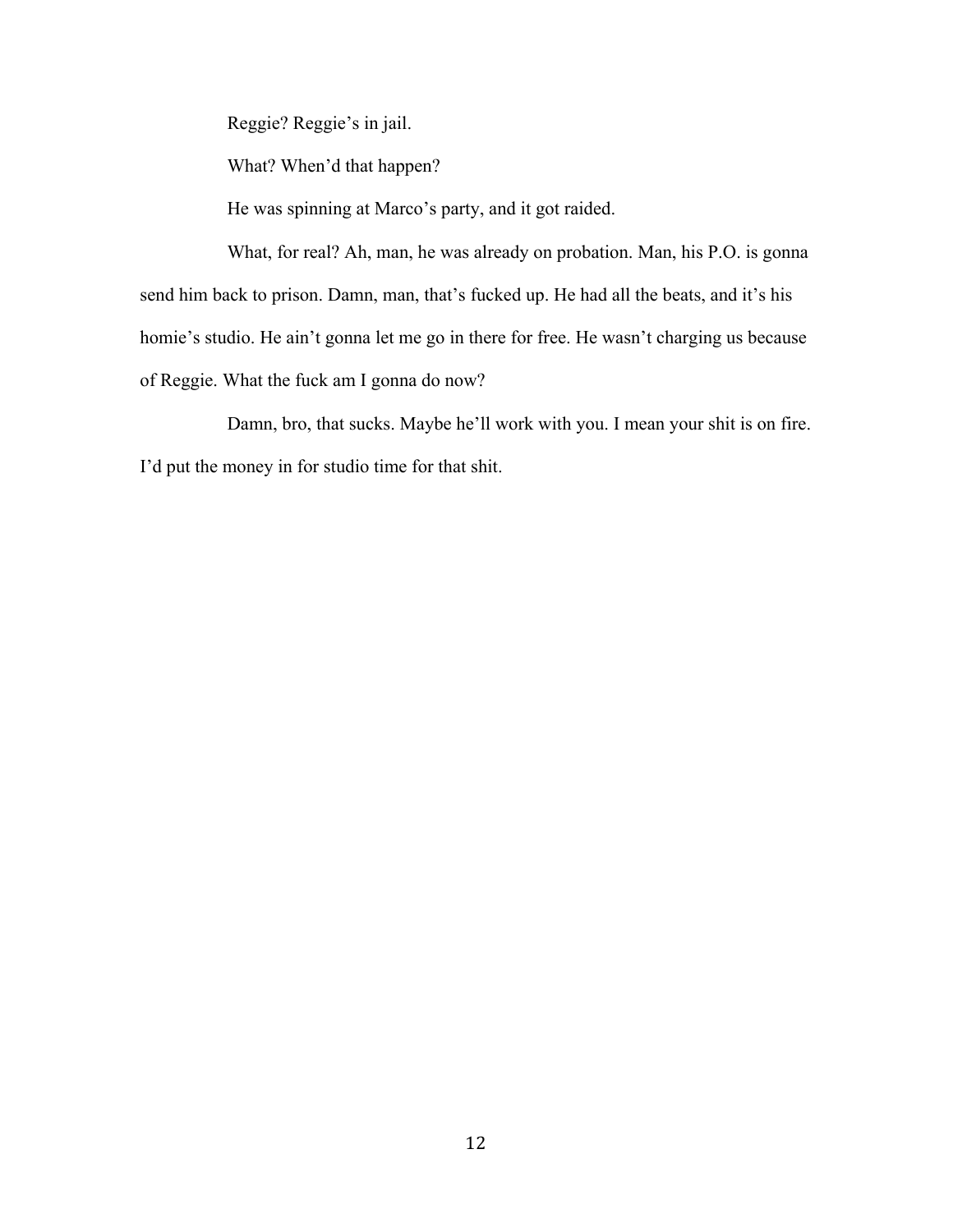Reggie? Reggie's in jail.

What? When'd that happen?

He was spinning at Marco's party, and it got raided.

What, for real? Ah, man, he was already on probation. Man, his P.O. is gonna send him back to prison. Damn, man, that's fucked up. He had all the beats, and it's his homie's studio. He ain't gonna let me go in there for free. He wasn't charging us because of Reggie. What the fuck am I gonna do now?

Damn, bro, that sucks. Maybe he'll work with you. I mean your shit is on fire. I'd put the money in for studio time for that shit.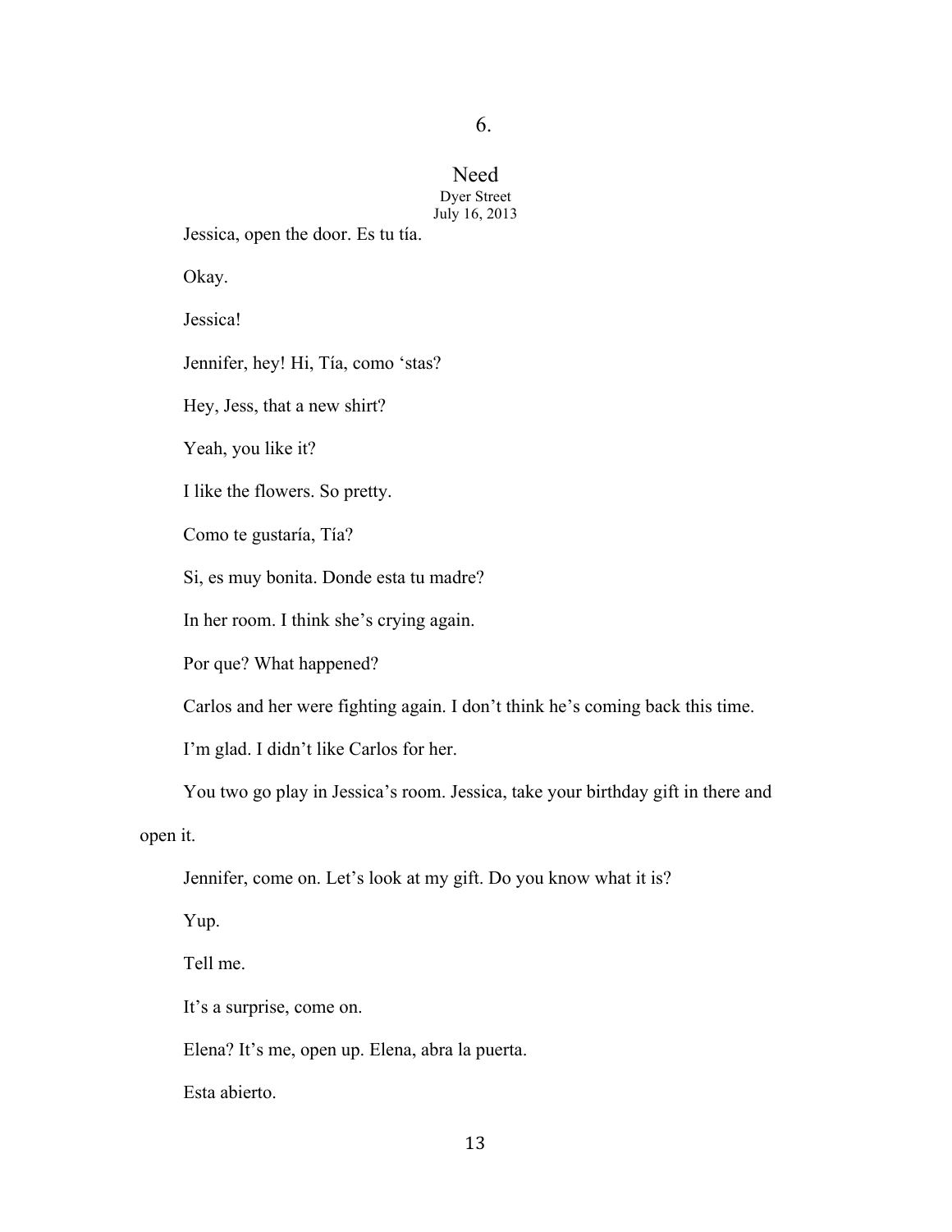# 6.

## Need

Dyer Street

July 16, 2013

Jessica, open the door. Es tu tía.

Okay.

Jessica!

Jennifer, hey! Hi, Tía, como 'stas?

Hey, Jess, that a new shirt?

Yeah, you like it?

I like the flowers. So pretty.

Como te gustaría, Tía?

Si, es muy bonita. Donde esta tu madre?

In her room. I think she's crying again.

Por que? What happened?

Carlos and her were fighting again. I don't think he's coming back this time.

I'm glad. I didn't like Carlos for her.

You two go play in Jessica's room. Jessica, take your birthday gift in there and open it.

Jennifer, come on. Let's look at my gift. Do you know what it is?

Yup.

Tell me.

It's a surprise, come on.

Elena? It's me, open up. Elena, abra la puerta.

Esta abierto.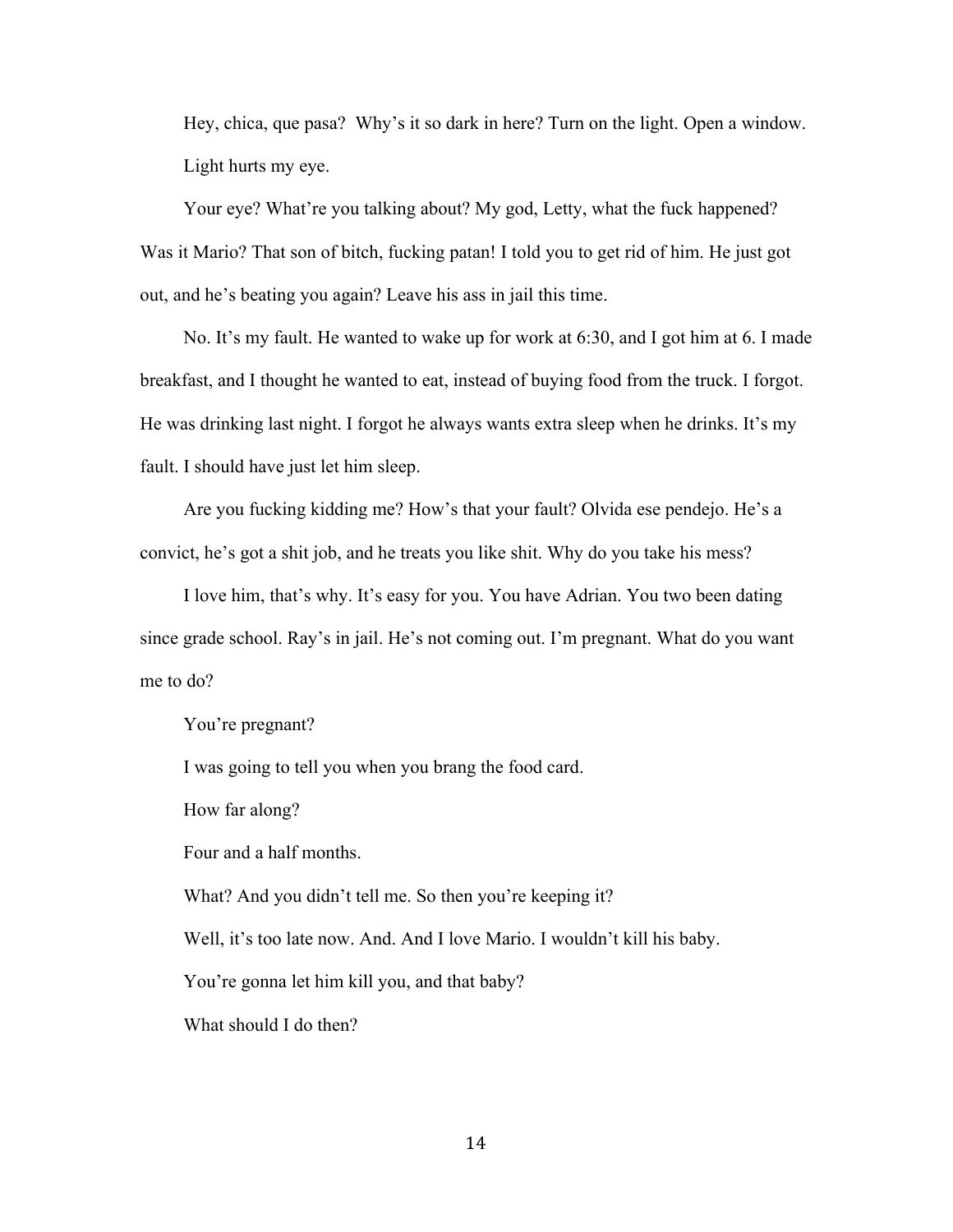Hey, chica, que pasa? Why's it so dark in here? Turn on the light. Open a window.

Light hurts my eye.

Your eye? What're you talking about? My god, Letty, what the fuck happened? Was it Mario? That son of bitch, fucking patan! I told you to get rid of him. He just got out, and he's beating you again? Leave his ass in jail this time.

No. It's my fault. He wanted to wake up for work at 6:30, and I got him at 6. I made breakfast, and I thought he wanted to eat, instead of buying food from the truck. I forgot. He was drinking last night. I forgot he always wants extra sleep when he drinks. It's my fault. I should have just let him sleep.

Are you fucking kidding me? How's that your fault? Olvida ese pendejo. He's a convict, he's got a shit job, and he treats you like shit. Why do you take his mess?

I love him, that's why. It's easy for you. You have Adrian. You two been dating since grade school. Ray's in jail. He's not coming out. I'm pregnant. What do you want me to do?

You're pregnant?

I was going to tell you when you brang the food card.

How far along?

Four and a half months.

What? And you didn't tell me. So then you're keeping it?

Well, it's too late now. And. And I love Mario. I wouldn't kill his baby.

You're gonna let him kill you, and that baby?

What should I do then?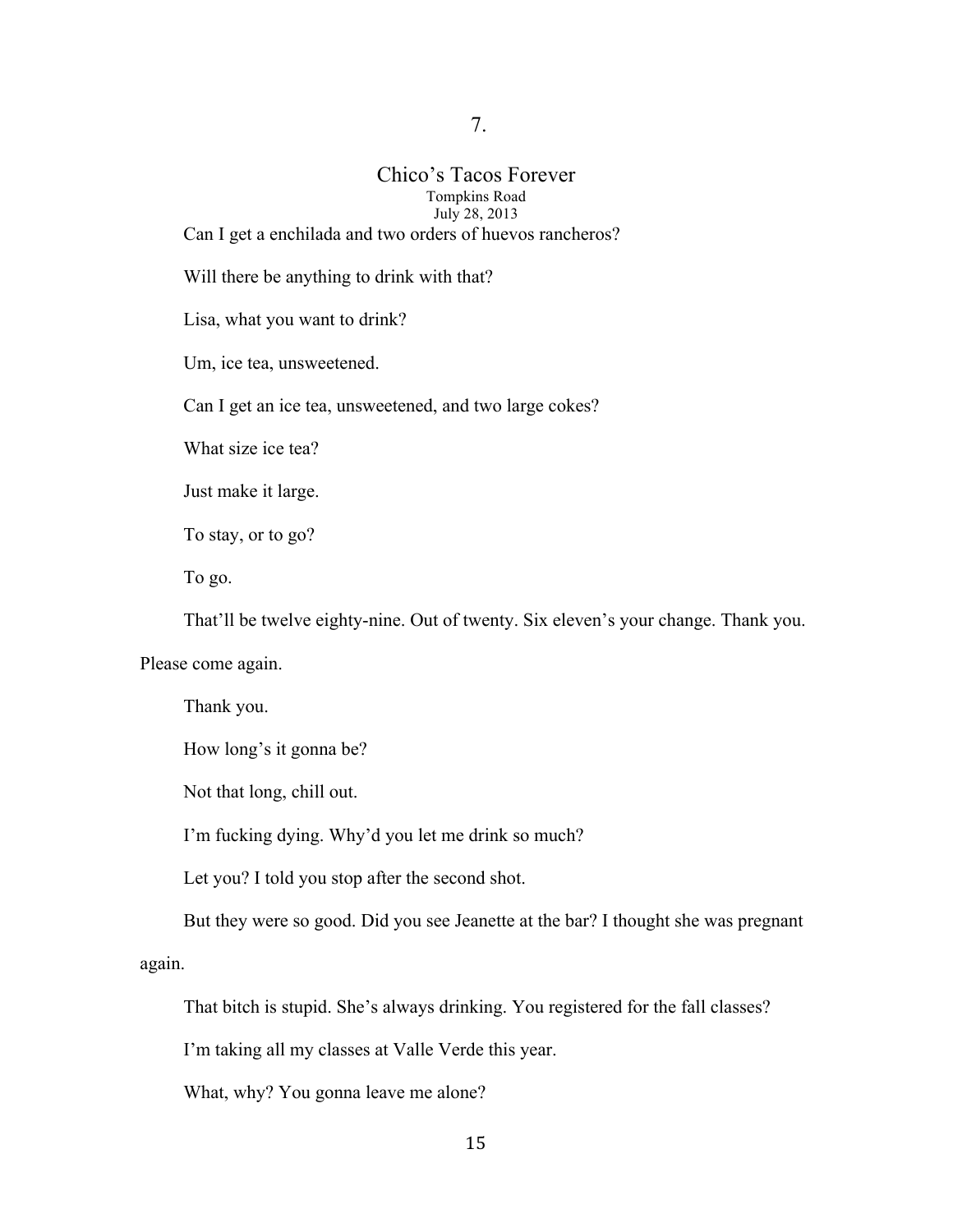# 7.

## Chico's Tacos Forever

Tompkins Road
July 28, 2013

Can I get a enchilada and two orders of huevos rancheros?

Will there be anything to drink with that?

Lisa, what you want to drink?

Um, ice tea, unsweetened.

Can I get an ice tea, unsweetened, and two large cokes?

What size ice tea?

Just make it large.

To stay, or to go?

To go.

That'll be twelve eighty-nine. Out of twenty. Six eleven's your change. Thank you. Please come again.

Thank you.

How long's it gonna be?

Not that long, chill out.

I'm fucking dying. Why'd you let me drink so much?

Let you? I told you stop after the second shot.

But they were so good. Did you see Jeanette at the bar? I thought she was pregnant again.

That bitch is stupid. She's always drinking. You registered for the fall classes?

I'm taking all my classes at Valle Verde this year.

What, why? You gonna leave me alone?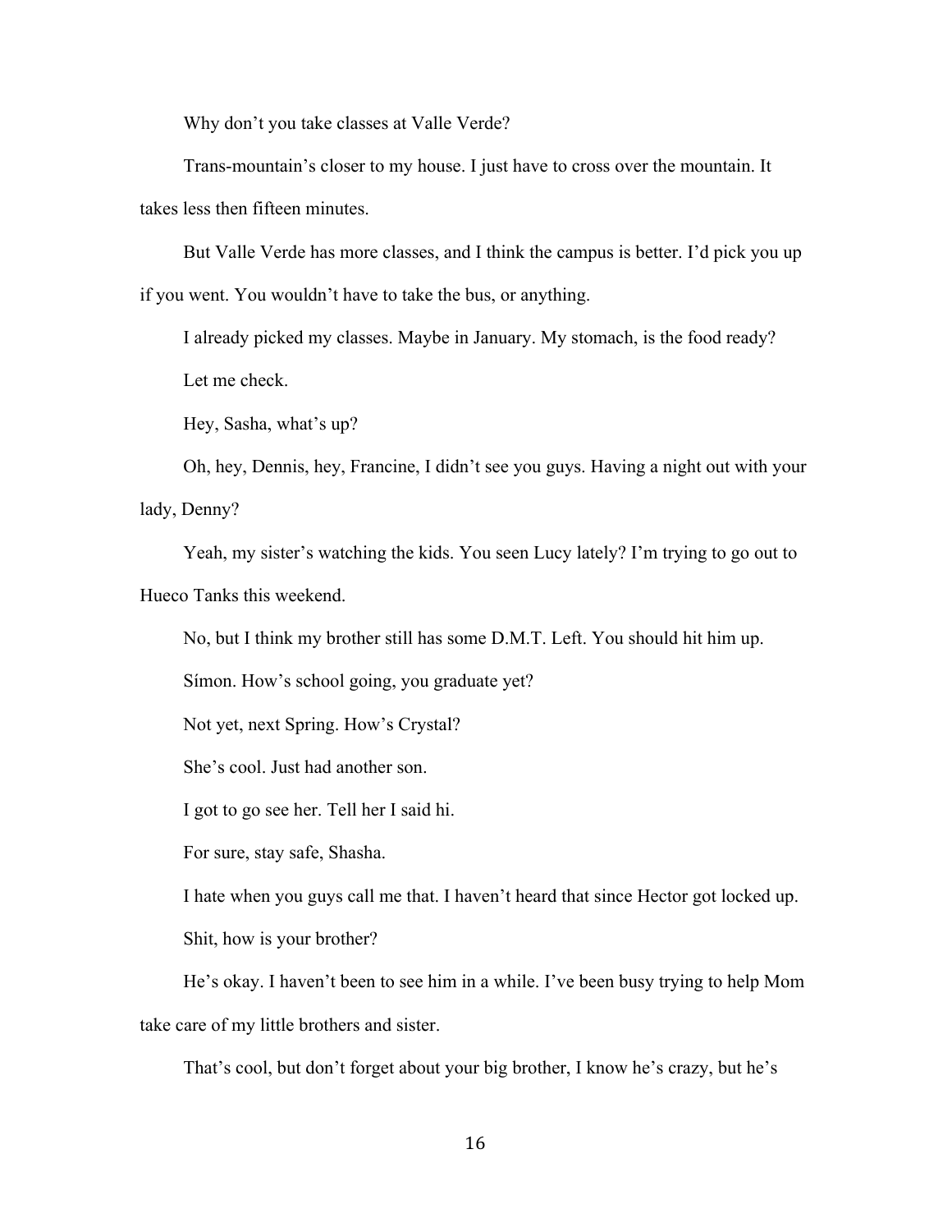Why don't you take classes at Valle Verde?

Trans-mountain's closer to my house. I just have to cross over the mountain. It takes less then fifteen minutes.

But Valle Verde has more classes, and I think the campus is better. I'd pick you up if you went. You wouldn't have to take the bus, or anything.

I already picked my classes. Maybe in January. My stomach, is the food ready?

Let me check.

Hey, Sasha, what's up?

Oh, hey, Dennis, hey, Francine, I didn't see you guys. Having a night out with your lady, Denny?

Yeah, my sister's watching the kids. You seen Lucy lately? I'm trying to go out to Hueco Tanks this weekend.

No, but I think my brother still has some D.M.T. Left. You should hit him up.

Símon. How's school going, you graduate yet?

Not yet, next Spring. How's Crystal?

She's cool. Just had another son.

I got to go see her. Tell her I said hi.

For sure, stay safe, Shasha.

I hate when you guys call me that. I haven't heard that since Hector got locked up.

Shit, how is your brother?

He's okay. I haven't been to see him in a while. I've been busy trying to help Mom take care of my little brothers and sister.

That's cool, but don't forget about your big brother, I know he's crazy, but he's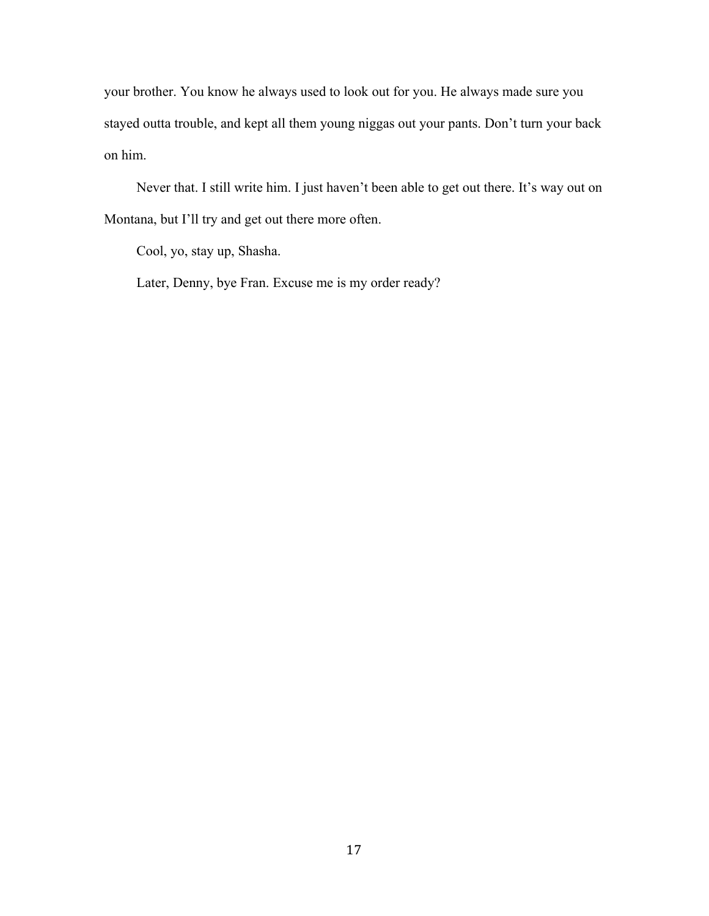your brother. You know he always used to look out for you. He always made sure you stayed outta trouble, and kept all them young niggas out your pants. Don't turn your back on him.

Never that. I still write him. I just haven't been able to get out there. It's way out on Montana, but I'll try and get out there more often.

Cool, yo, stay up, Shasha.

Later, Denny, bye Fran. Excuse me is my order ready?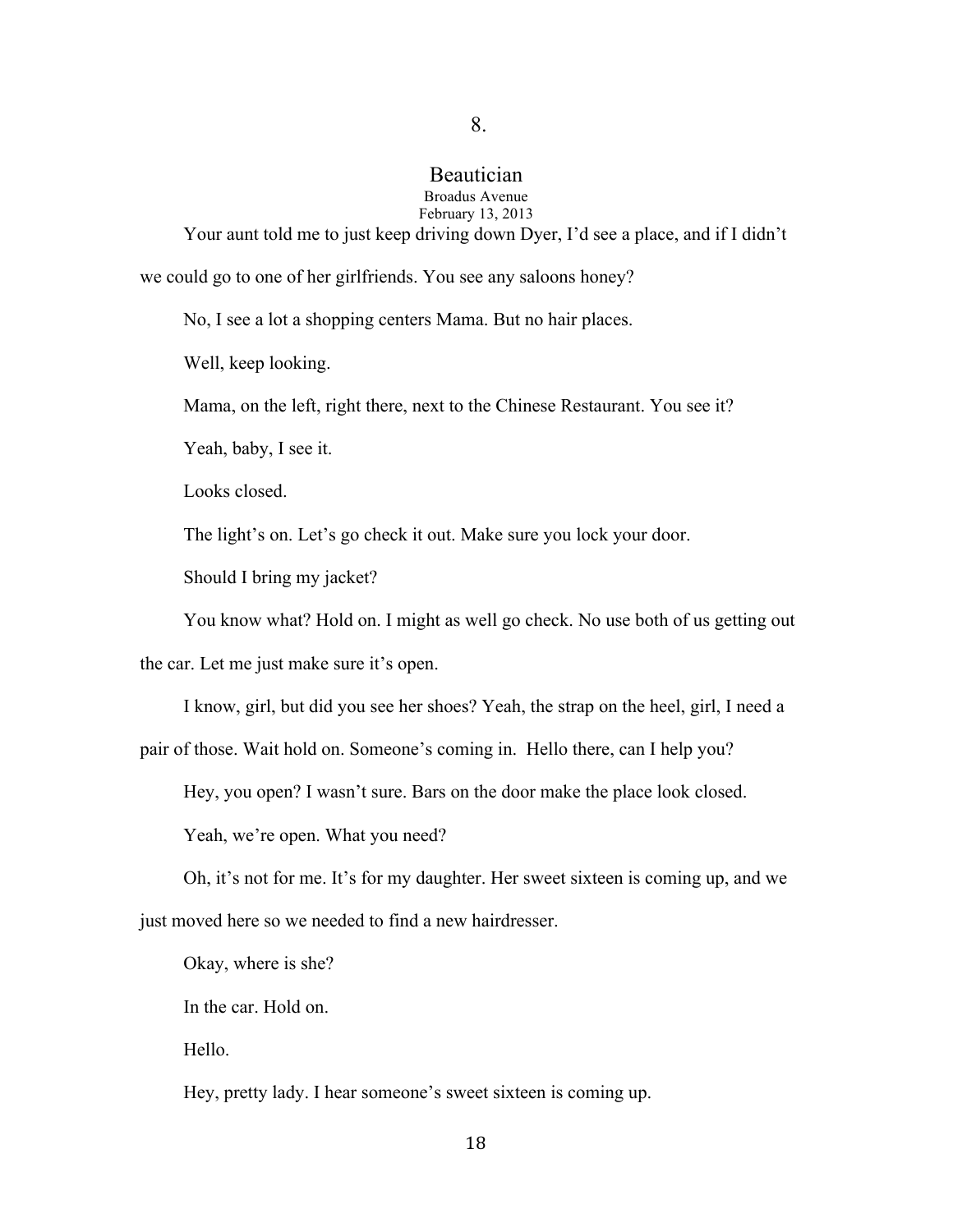# 8.

## Beautician

Broadus Avenue

February 13, 2013

Your aunt told me to just keep driving down Dyer, I'd see a place, and if I didn't we could go to one of her girlfriends. You see any saloons honey?

No, I see a lot a shopping centers Mama. But no hair places.

Well, keep looking.

Mama, on the left, right there, next to the Chinese Restaurant. You see it?

Yeah, baby, I see it.

Looks closed.

The light's on. Let's go check it out. Make sure you lock your door.

Should I bring my jacket?

You know what? Hold on. I might as well go check. No use both of us getting out the car. Let me just make sure it's open.

I know, girl, but did you see her shoes? Yeah, the strap on the heel, girl, I need a pair of those. Wait hold on. Someone's coming in. Hello there, can I help you?

Hey, you open? I wasn't sure. Bars on the door make the place look closed.

Yeah, we're open. What you need?

Oh, it's not for me. It's for my daughter. Her sweet sixteen is coming up, and we just moved here so we needed to find a new hairdresser.

Okay, where is she?

In the car. Hold on.

Hello.

Hey, pretty lady. I hear someone's sweet sixteen is coming up.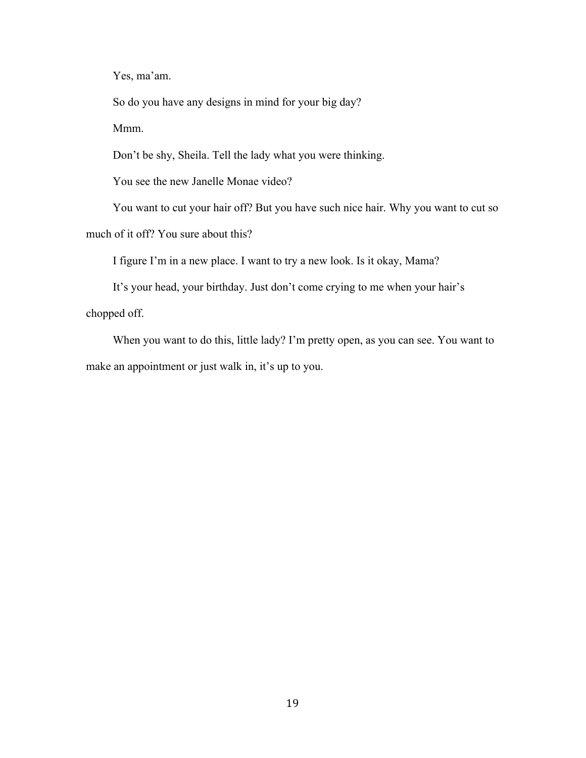Yes, ma'am.

So do you have any designs in mind for your big day?

Mmm.

Don't be shy, Sheila. Tell the lady what you were thinking.

You see the new Janelle Monae video?

You want to cut your hair off? But you have such nice hair. Why you want to cut so much of it off? You sure about this?

I figure I'm in a new place. I want to try a new look. Is it okay, Mama?

It's your head, your birthday. Just don't come crying to me when your hair's chopped off.

When you want to do this, little lady? I'm pretty open, as you can see. You want to make an appointment or just walk in, it's up to you.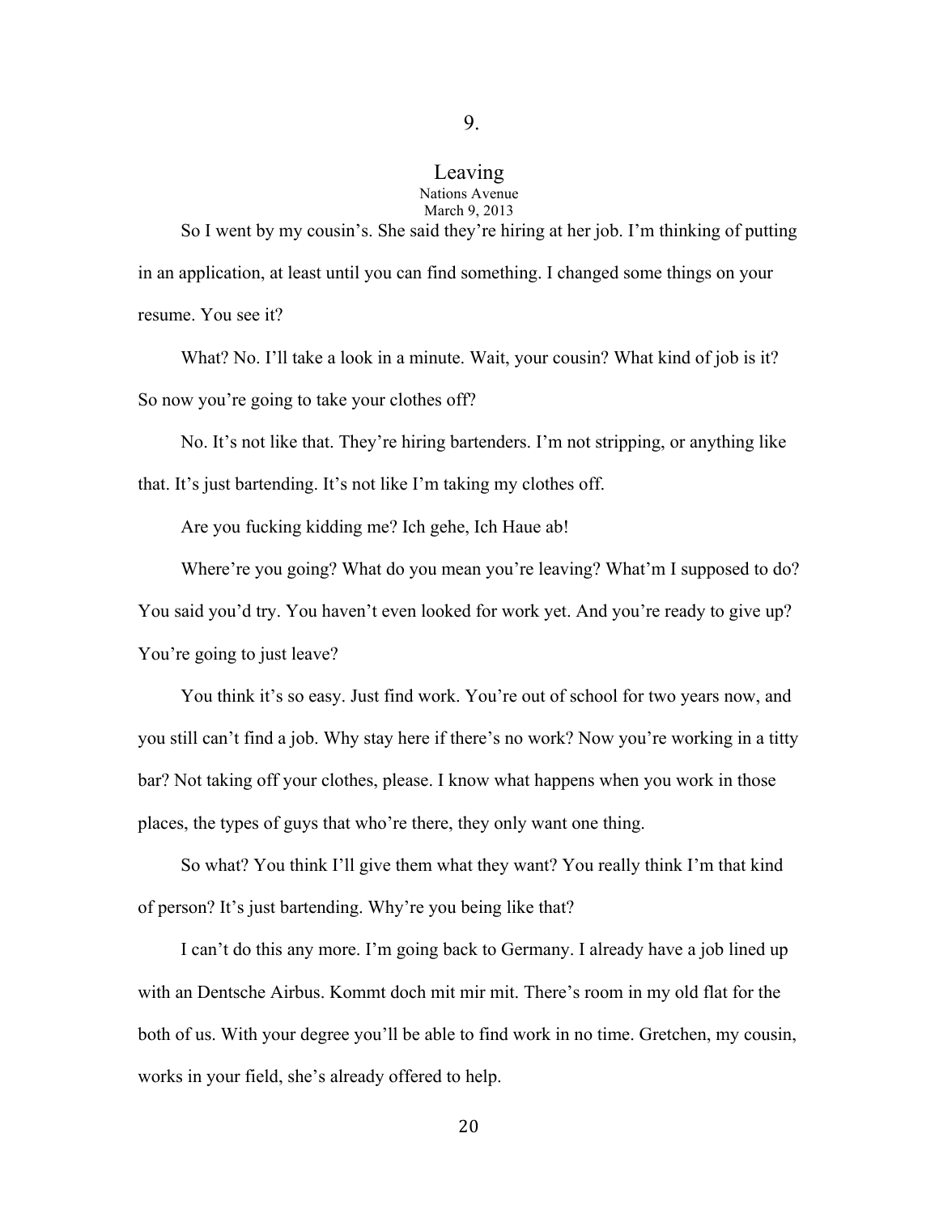# 9.

## Leaving

Nations Avenue
March 9, 2013

So I went by my cousin's. She said they're hiring at her job. I'm thinking of putting in an application, at least until you can find something. I changed some things on your resume. You see it?

What? No. I'll take a look in a minute. Wait, your cousin? What kind of job is it? So now you're going to take your clothes off?

No. It's not like that. They're hiring bartenders. I'm not stripping, or anything like that. It's just bartending. It's not like I'm taking my clothes off.

Are you fucking kidding me? Ich gehe, Ich Haue ab!

Where're you going? What do you mean you're leaving? What'm I supposed to do? You said you'd try. You haven't even looked for work yet. And you're ready to give up? You're going to just leave?

You think it's so easy. Just find work. You're out of school for two years now, and you still can't find a job. Why stay here if there's no work? Now you're working in a titty bar? Not taking off your clothes, please. I know what happens when you work in those places, the types of guys that who're there, they only want one thing.

So what? You think I'll give them what they want? You really think I'm that kind of person? It's just bartending. Why're you being like that?

I can't do this any more. I'm going back to Germany. I already have a job lined up with an Dentsche Airbus. Kommt doch mit mir mit. There's room in my old flat for the both of us. With your degree you'll be able to find work in no time. Gretchen, my cousin, works in your field, she's already offered to help.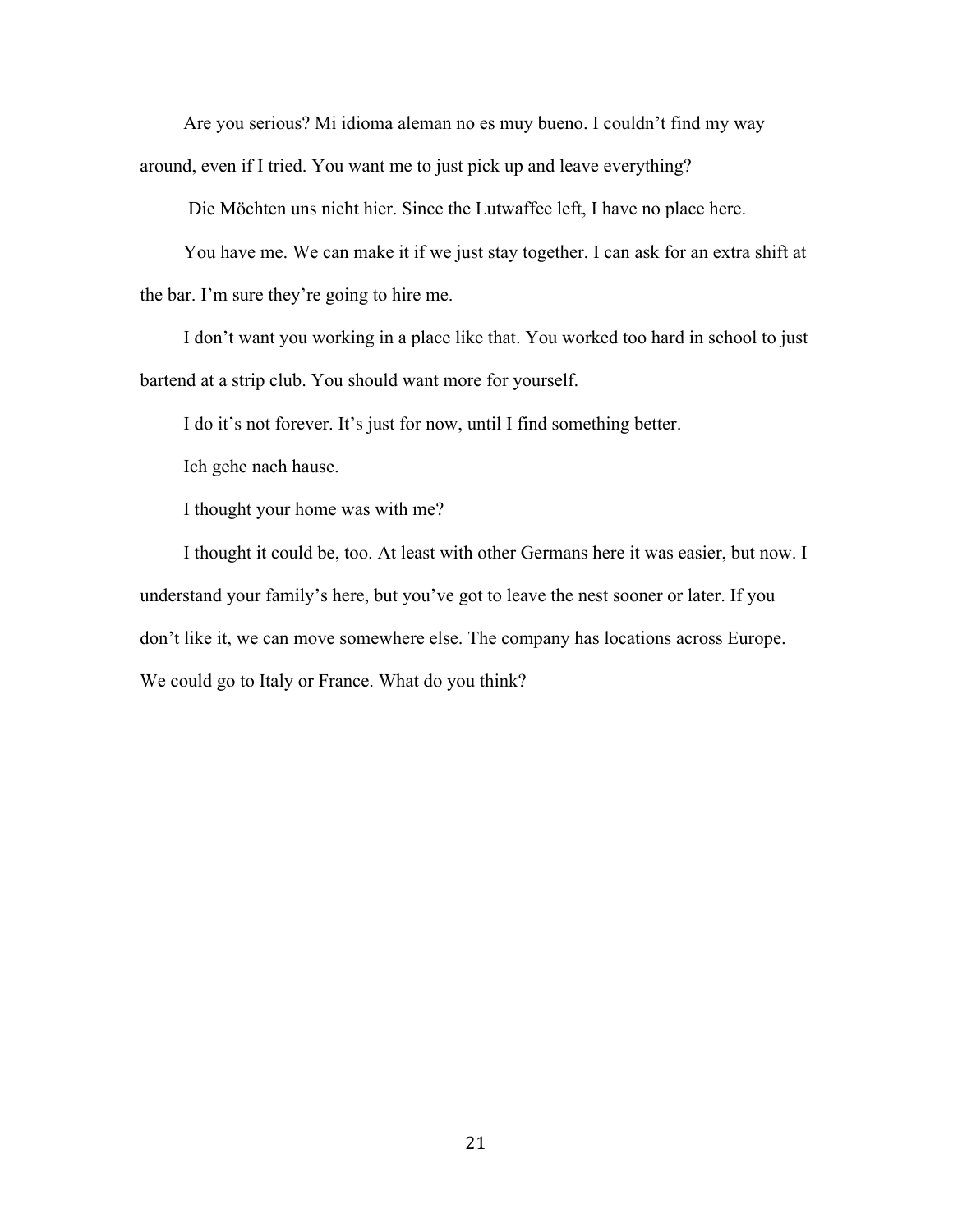Are you serious? Mi idioma aleman no es muy bueno. I couldn't find my way around, even if I tried. You want me to just pick up and leave everything?

Die Möchten uns nicht hier. Since the Lutwaffee left, I have no place here.

You have me. We can make it if we just stay together. I can ask for an extra shift at the bar. I'm sure they're going to hire me.

I don't want you working in a place like that. You worked too hard in school to just bartend at a strip club. You should want more for yourself.

I do it's not forever. It's just for now, until I find something better.

Ich gehe nach hause.

I thought your home was with me?

I thought it could be, too. At least with other Germans here it was easier, but now. I understand your family's here, but you've got to leave the nest sooner or later. If you don't like it, we can move somewhere else. The company has locations across Europe. We could go to Italy or France. What do you think?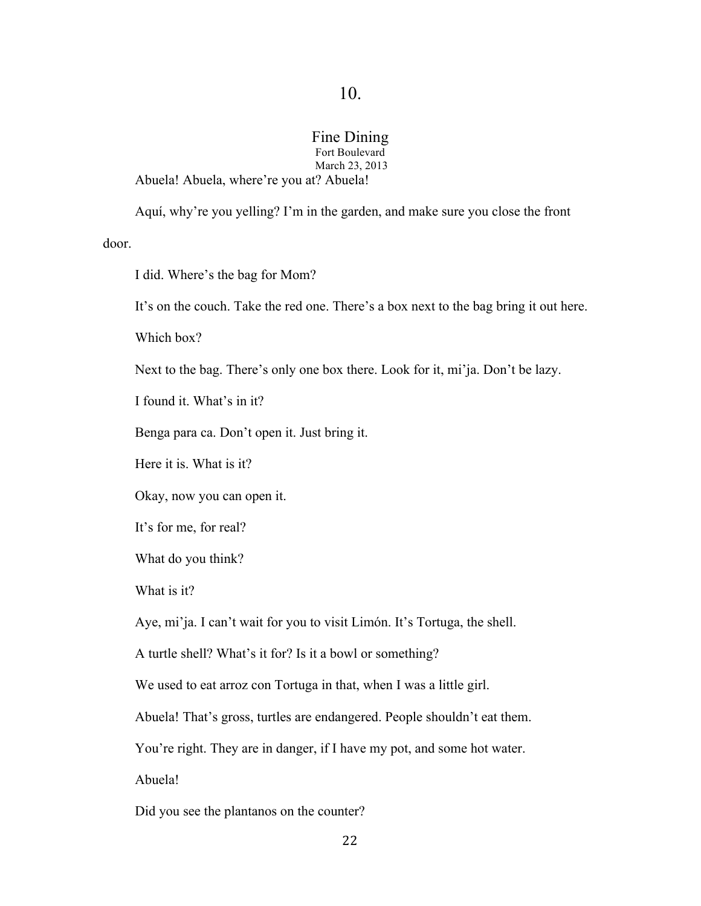# 10.

## Fine Dining

Fort Boulevard
March 23, 2013

Abuela! Abuela, where're you at? Abuela!

Aquí, why're you yelling? I'm in the garden, and make sure you close the front door.

I did. Where's the bag for Mom?

It's on the couch. Take the red one. There's a box next to the bag bring it out here.

Which box?

Next to the bag. There's only one box there. Look for it, mi'ja. Don't be lazy.

I found it. What's in it?

Benga para ca. Don't open it. Just bring it.

Here it is. What is it?

Okay, now you can open it.

It's for me, for real?

What do you think?

What is it?

Aye, mi'ja. I can't wait for you to visit Limón. It's Tortuga, the shell.

A turtle shell? What's it for? Is it a bowl or something?

We used to eat arroz con Tortuga in that, when I was a little girl.

Abuela! That's gross, turtles are endangered. People shouldn't eat them.

You're right. They are in danger, if I have my pot, and some hot water.

Abuela!

Did you see the plantanos on the counter?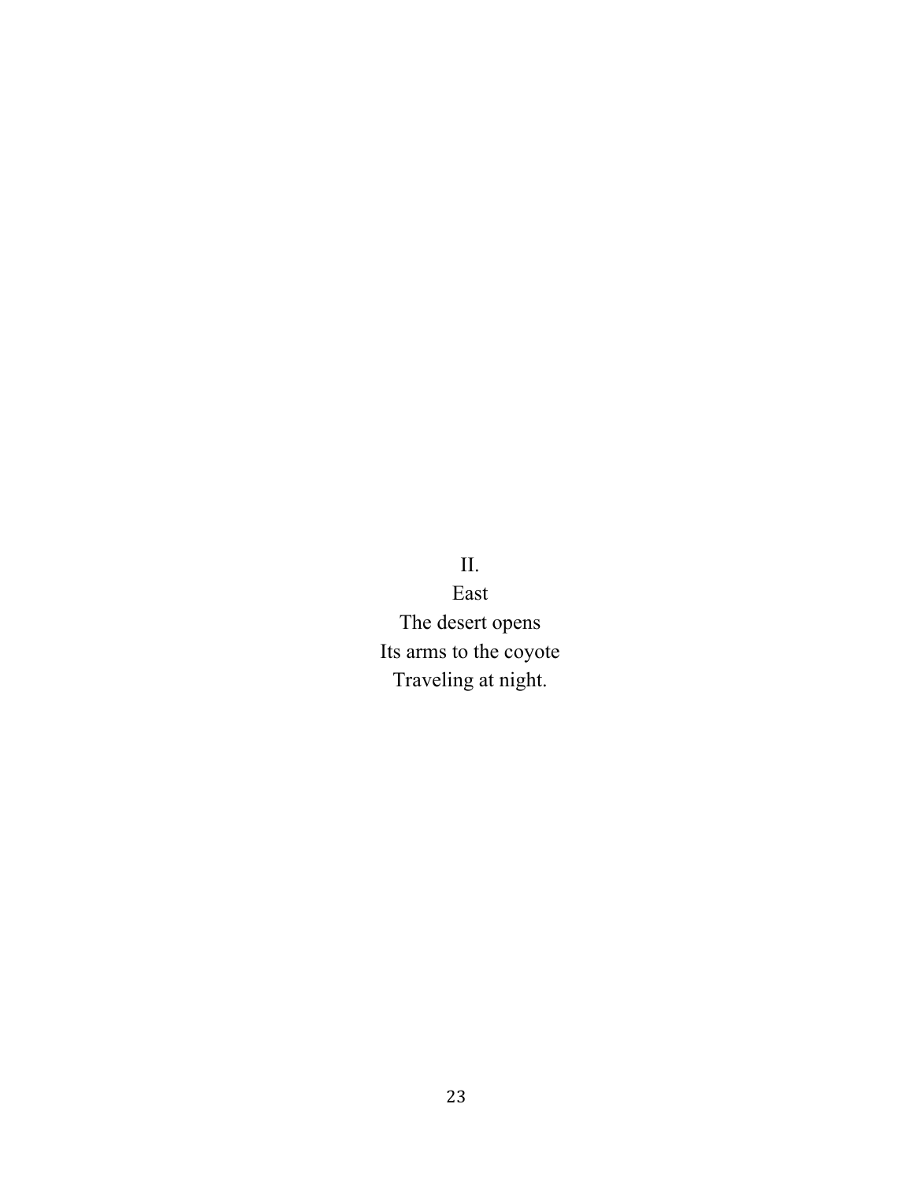II.

East

The desert opens  
Its arms to the coyote  
Traveling at night.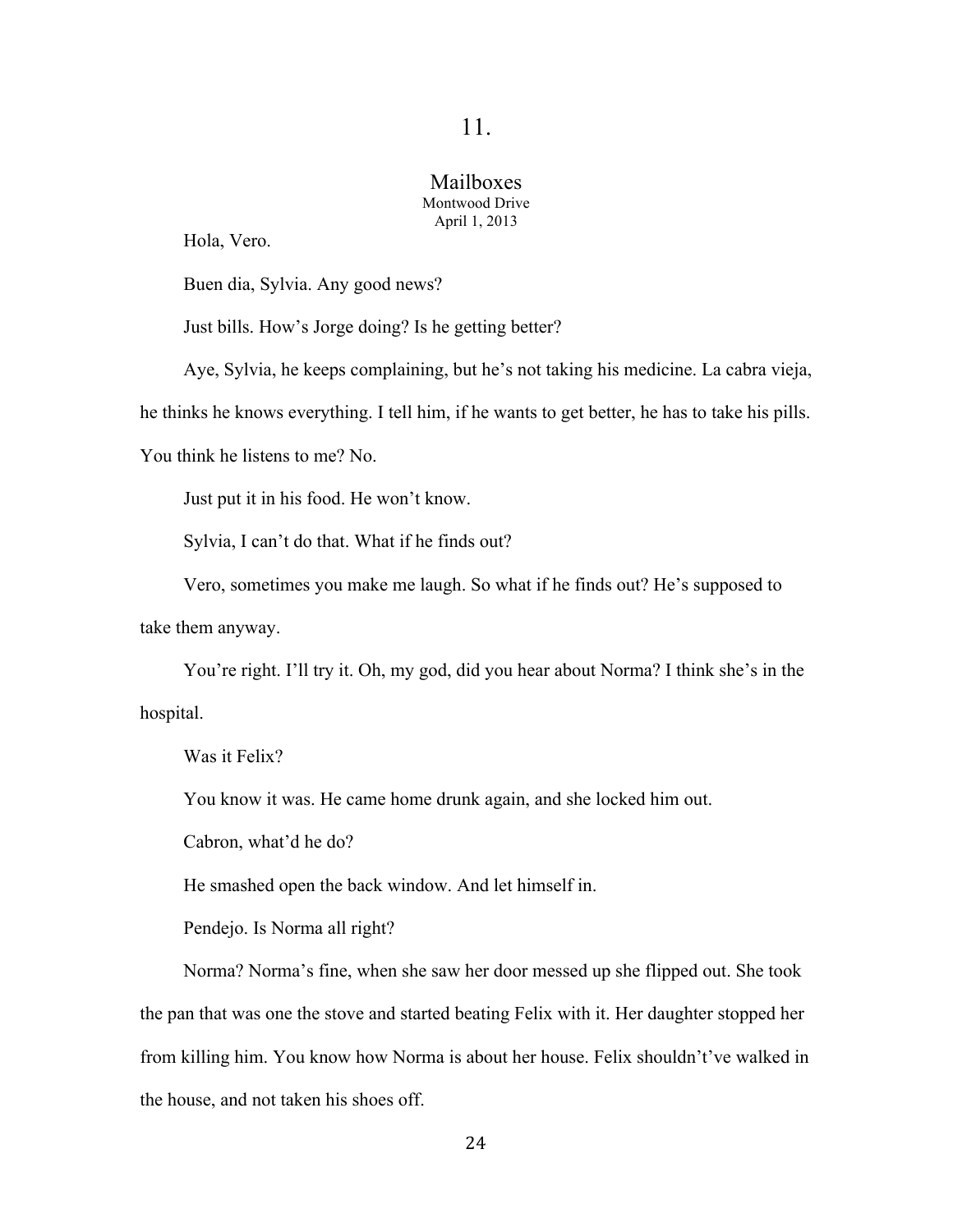# 11.

## Mailboxes

Montwood Drive
April 1, 2013

Hola, Vero.

Buen dia, Sylvia. Any good news?

Just bills. How's Jorge doing? Is he getting better?

Aye, Sylvia, he keeps complaining, but he's not taking his medicine. La cabra vieja, he thinks he knows everything. I tell him, if he wants to get better, he has to take his pills. You think he listens to me? No.

Just put it in his food. He won't know.

Sylvia, I can't do that. What if he finds out?

Vero, sometimes you make me laugh. So what if he finds out? He's supposed to take them anyway.

You're right. I'll try it. Oh, my god, did you hear about Norma? I think she's in the hospital.

Was it Felix?

You know it was. He came home drunk again, and she locked him out.

Cabron, what'd he do?

He smashed open the back window. And let himself in.

Pendejo. Is Norma all right?

Norma? Norma's fine, when she saw her door messed up she flipped out. She took the pan that was one the stove and started beating Felix with it. Her daughter stopped her from killing him. You know how Norma is about her house. Felix shouldn't've walked in the house, and not taken his shoes off.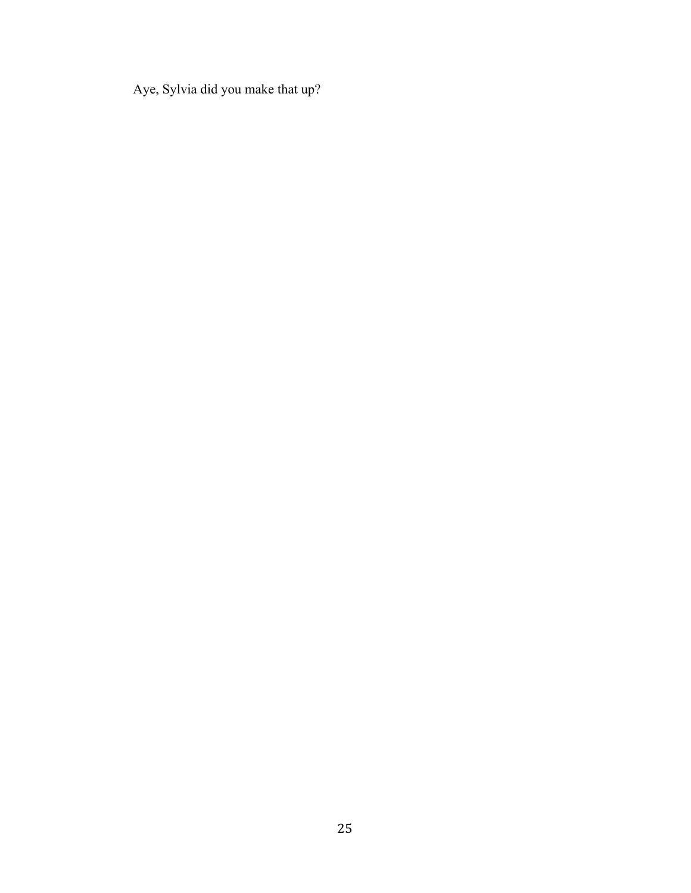Aye, Sylvia did you make that up?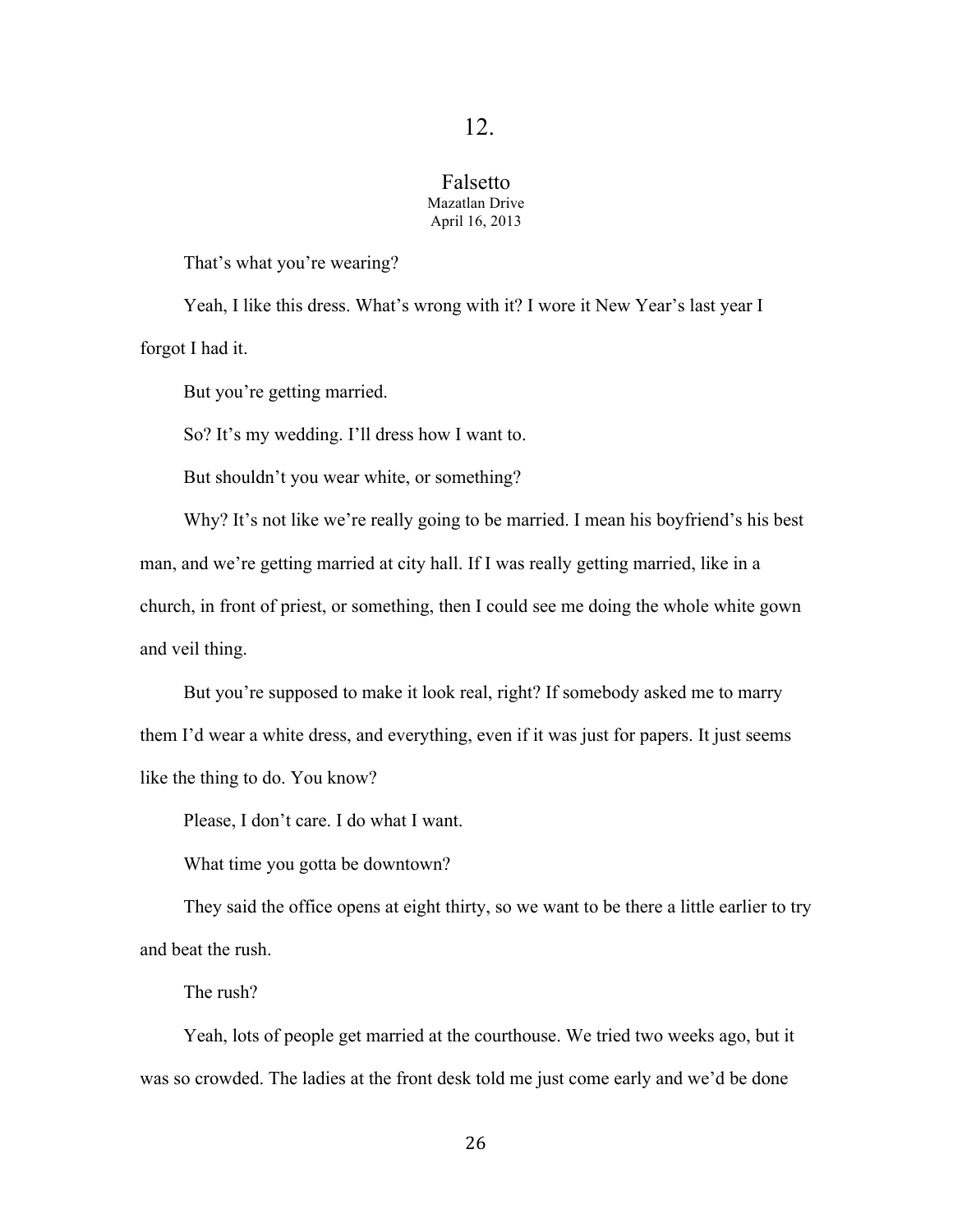# 12.

## Falsetto

Mazatlan Drive
April 16, 2013

That's what you're wearing?

Yeah, I like this dress. What's wrong with it? I wore it New Year's last year I forgot I had it.

But you're getting married.

So? It's my wedding. I'll dress how I want to.

But shouldn't you wear white, or something?

Why? It's not like we're really going to be married. I mean his boyfriend's his best man, and we're getting married at city hall. If I was really getting married, like in a church, in front of priest, or something, then I could see me doing the whole white gown and veil thing.

But you're supposed to make it look real, right? If somebody asked me to marry them I'd wear a white dress, and everything, even if it was just for papers. It just seems like the thing to do. You know?

Please, I don't care. I do what I want.

What time you gotta be downtown?

They said the office opens at eight thirty, so we want to be there a little earlier to try and beat the rush.

The rush?

Yeah, lots of people get married at the courthouse. We tried two weeks ago, but it was so crowded. The ladies at the front desk told me just come early and we'd be done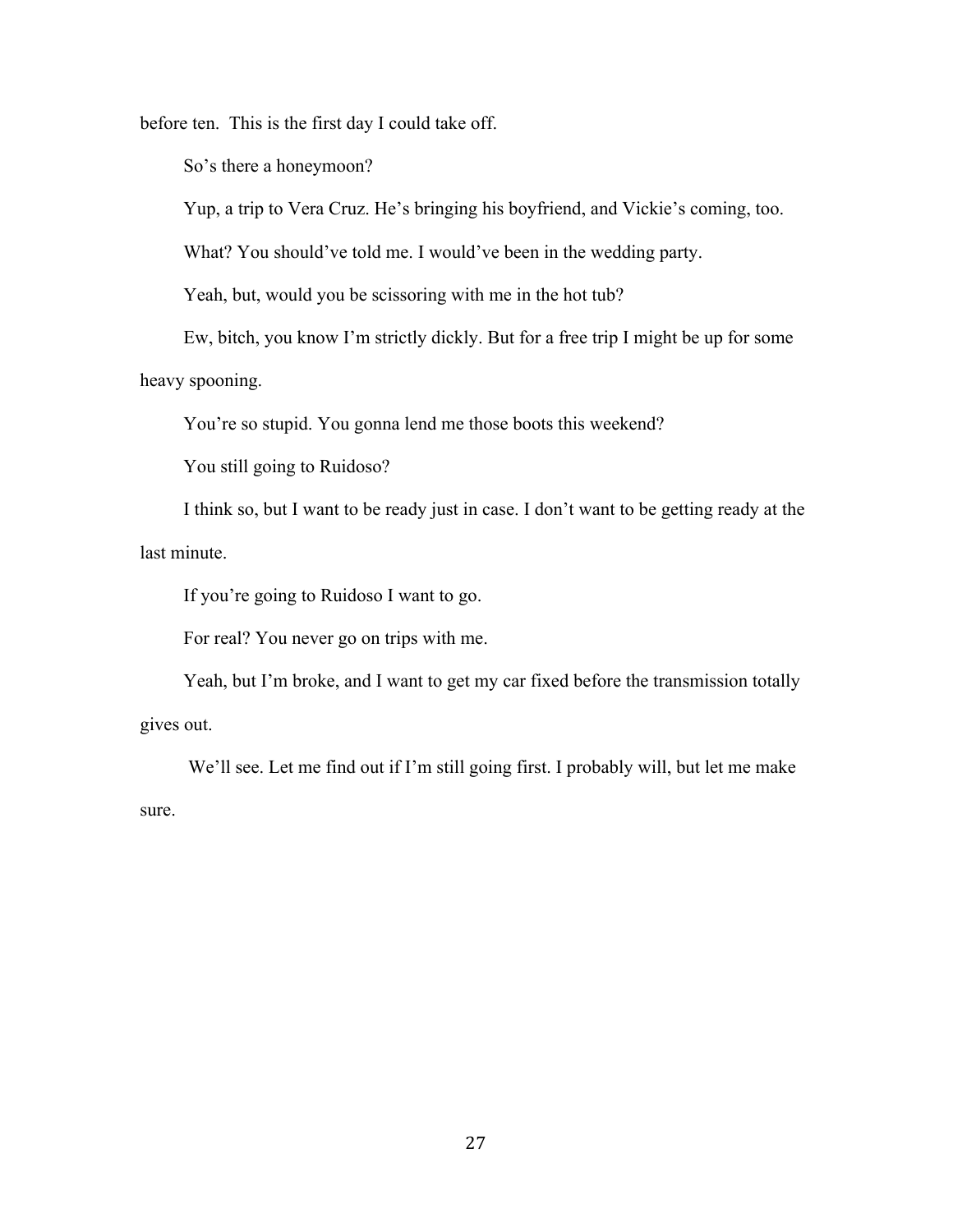before ten.  This is the first day I could take off.

So's there a honeymoon?

Yup, a trip to Vera Cruz. He's bringing his boyfriend, and Vickie's coming, too.

What? You should've told me. I would've been in the wedding party.

Yeah, but, would you be scissoring with me in the hot tub?

Ew, bitch, you know I'm strictly dickly. But for a free trip I might be up for some heavy spooning.

You're so stupid. You gonna lend me those boots this weekend?

You still going to Ruidoso?

I think so, but I want to be ready just in case. I don't want to be getting ready at the last minute.

If you're going to Ruidoso I want to go.

For real? You never go on trips with me.

Yeah, but I'm broke, and I want to get my car fixed before the transmission totally gives out.

We'll see. Let me find out if I'm still going first. I probably will, but let me make sure.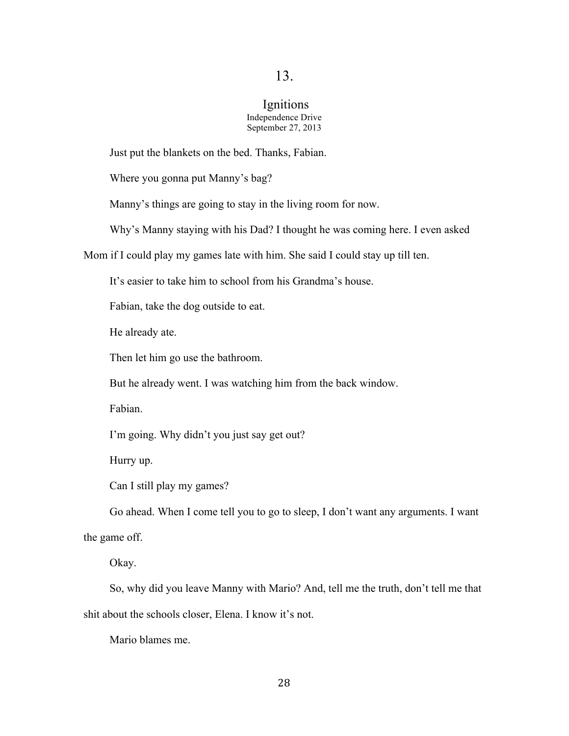# 13.

## Ignitions

Independence Drive
September 27, 2013

Just put the blankets on the bed. Thanks, Fabian.

Where you gonna put Manny's bag?

Manny's things are going to stay in the living room for now.

Why's Manny staying with his Dad? I thought he was coming here. I even asked Mom if I could play my games late with him. She said I could stay up till ten.

It's easier to take him to school from his Grandma's house.

Fabian, take the dog outside to eat.

He already ate.

Then let him go use the bathroom.

But he already went. I was watching him from the back window.

Fabian.

I'm going. Why didn't you just say get out?

Hurry up.

Can I still play my games?

Go ahead. When I come tell you to go to sleep, I don't want any arguments. I want the game off.

Okay.

So, why did you leave Manny with Mario? And, tell me the truth, don't tell me that shit about the schools closer, Elena. I know it's not.

Mario blames me.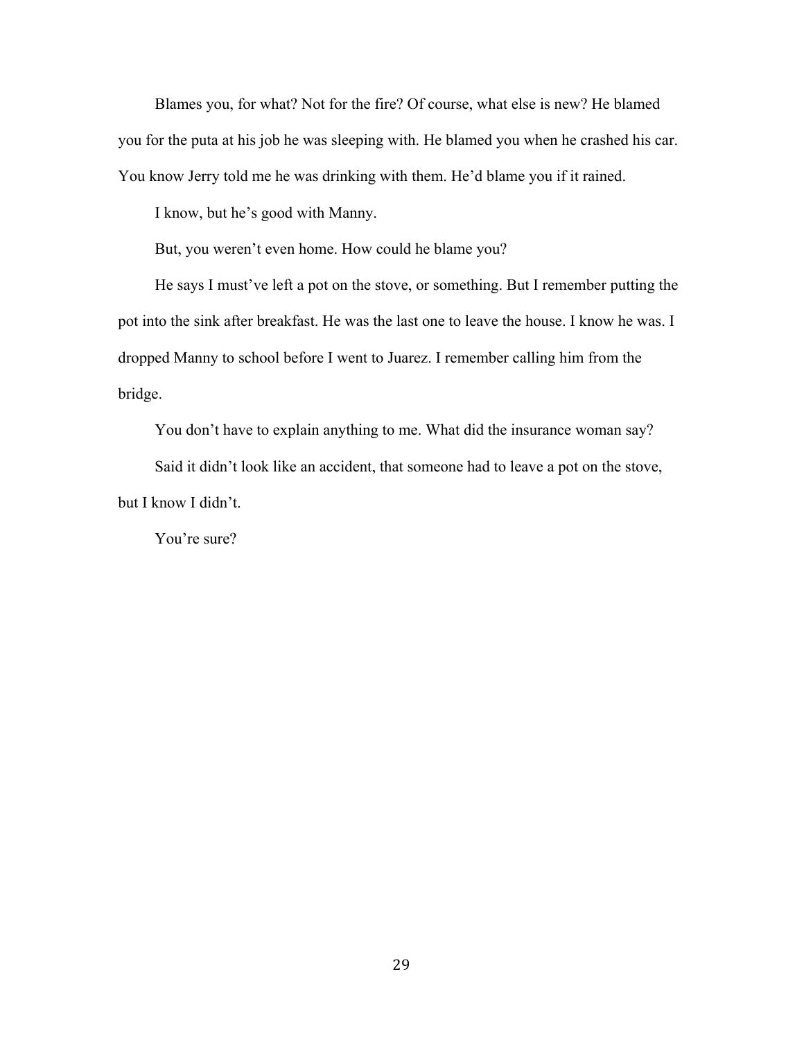Blames you, for what? Not for the fire? Of course, what else is new? He blamed you for the puta at his job he was sleeping with. He blamed you when he crashed his car. You know Jerry told me he was drinking with them. He'd blame you if it rained.

I know, but he's good with Manny.

But, you weren't even home. How could he blame you?

He says I must've left a pot on the stove, or something. But I remember putting the pot into the sink after breakfast. He was the last one to leave the house. I know he was. I dropped Manny to school before I went to Juarez. I remember calling him from the bridge.

You don't have to explain anything to me. What did the insurance woman say?

Said it didn't look like an accident, that someone had to leave a pot on the stove, but I know I didn't.

You're sure?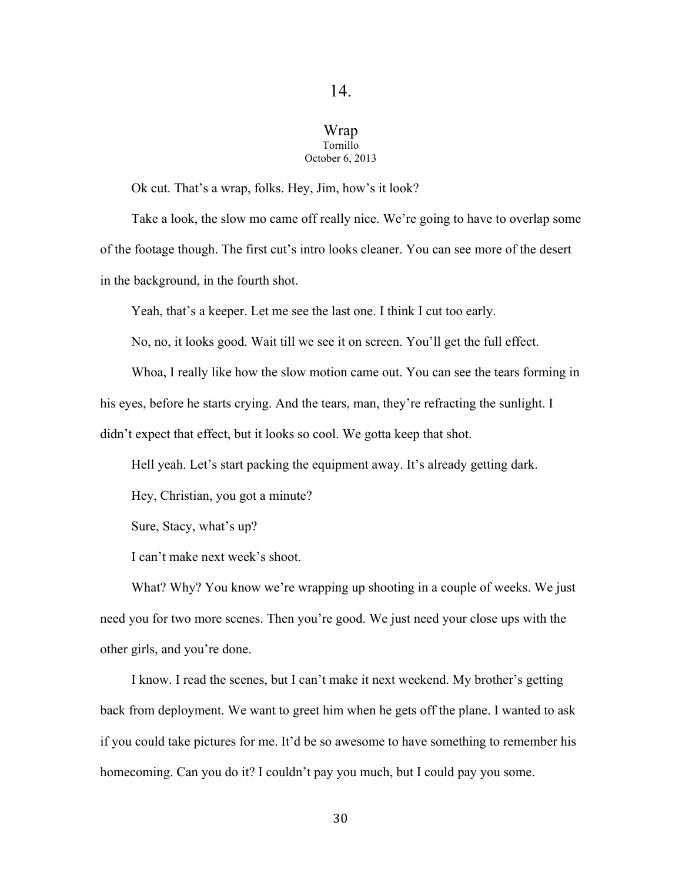# 14.

## Wrap

Tornillo

October 6, 2013

Ok cut. That's a wrap, folks. Hey, Jim, how's it look?

Take a look, the slow mo came off really nice. We're going to have to overlap some of the footage though. The first cut's intro looks cleaner. You can see more of the desert in the background, in the fourth shot.

Yeah, that's a keeper. Let me see the last one. I think I cut too early.

No, no, it looks good. Wait till we see it on screen. You'll get the full effect.

Whoa, I really like how the slow motion came out. You can see the tears forming in his eyes, before he starts crying. And the tears, man, they're refracting the sunlight. I didn't expect that effect, but it looks so cool. We gotta keep that shot.

Hell yeah. Let's start packing the equipment away. It's already getting dark.

Hey, Christian, you got a minute?

Sure, Stacy, what's up?

I can't make next week's shoot.

What? Why? You know we're wrapping up shooting in a couple of weeks. We just need you for two more scenes. Then you're good. We just need your close ups with the other girls, and you're done.

I know. I read the scenes, but I can't make it next weekend. My brother's getting back from deployment. We want to greet him when he gets off the plane. I wanted to ask if you could take pictures for me. It'd be so awesome to have something to remember his homecoming. Can you do it? I couldn't pay you much, but I could pay you some.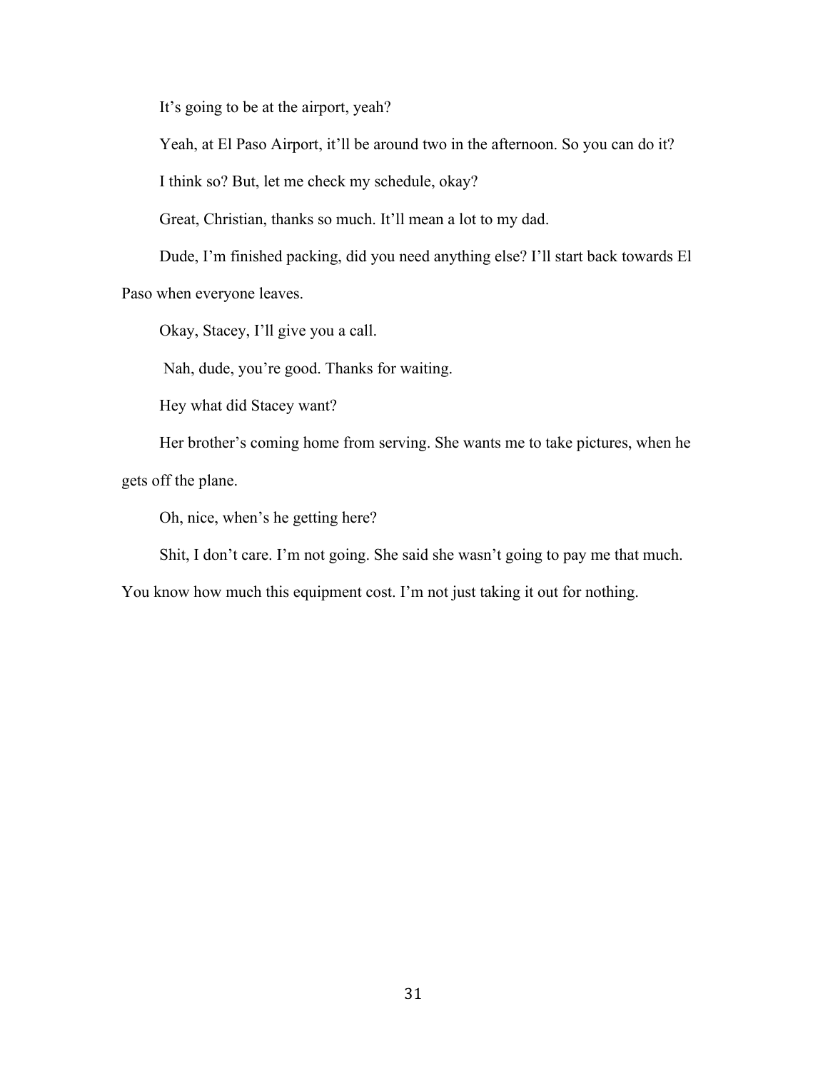It's going to be at the airport, yeah?

Yeah, at El Paso Airport, it'll be around two in the afternoon. So you can do it?

I think so? But, let me check my schedule, okay?

Great, Christian, thanks so much. It'll mean a lot to my dad.

Dude, I'm finished packing, did you need anything else? I'll start back towards El Paso when everyone leaves.

Okay, Stacey, I'll give you a call.

Nah, dude, you're good. Thanks for waiting.

Hey what did Stacey want?

Her brother's coming home from serving. She wants me to take pictures, when he gets off the plane.

Oh, nice, when's he getting here?

Shit, I don't care. I'm not going. She said she wasn't going to pay me that much. You know how much this equipment cost. I'm not just taking it out for nothing.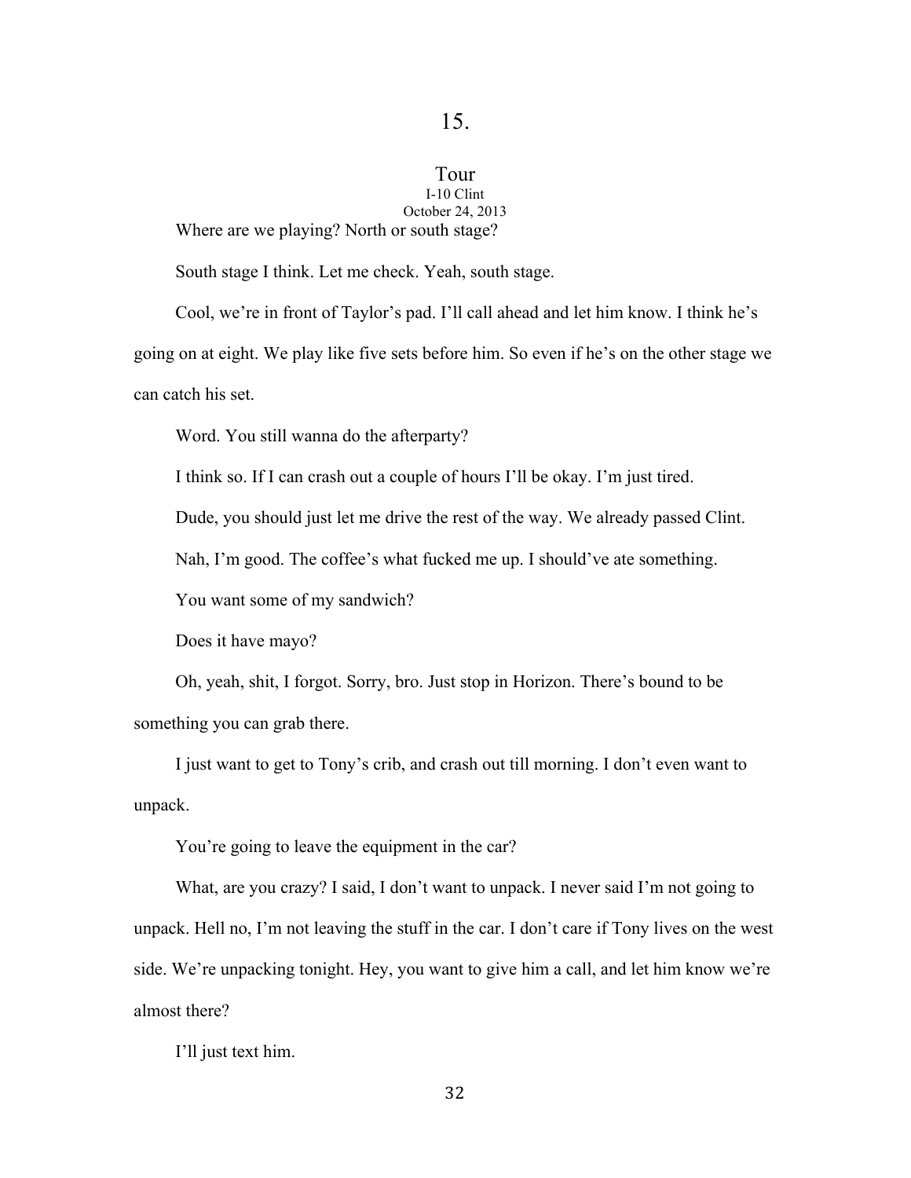# 15.

## Tour

I-10 Clint

October 24, 2013

Where are we playing? North or south stage?

South stage I think. Let me check. Yeah, south stage.

Cool, we're in front of Taylor's pad. I'll call ahead and let him know. I think he's going on at eight. We play like five sets before him. So even if he's on the other stage we can catch his set.

Word. You still wanna do the afterparty?

I think so. If I can crash out a couple of hours I'll be okay. I'm just tired.

Dude, you should just let me drive the rest of the way. We already passed Clint.

Nah, I'm good. The coffee's what fucked me up. I should've ate something.

You want some of my sandwich?

Does it have mayo?

Oh, yeah, shit, I forgot. Sorry, bro. Just stop in Horizon. There's bound to be something you can grab there.

I just want to get to Tony's crib, and crash out till morning. I don't even want to unpack.

You're going to leave the equipment in the car?

What, are you crazy? I said, I don't want to unpack. I never said I'm not going to unpack. Hell no, I'm not leaving the stuff in the car. I don't care if Tony lives on the west side. We're unpacking tonight. Hey, you want to give him a call, and let him know we're almost there?

I'll just text him.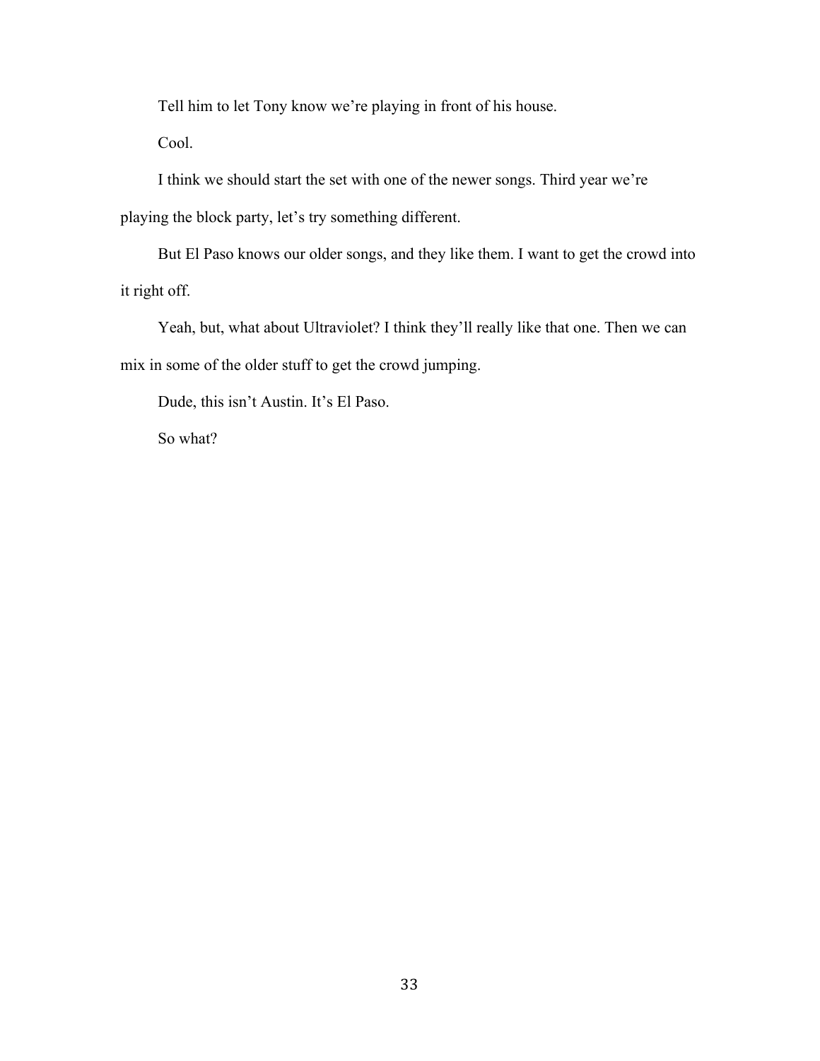Tell him to let Tony know we're playing in front of his house.

Cool.

I think we should start the set with one of the newer songs. Third year we're playing the block party, let's try something different.

But El Paso knows our older songs, and they like them. I want to get the crowd into it right off.

Yeah, but, what about Ultraviolet? I think they'll really like that one. Then we can mix in some of the older stuff to get the crowd jumping.

Dude, this isn't Austin. It's El Paso.

So what?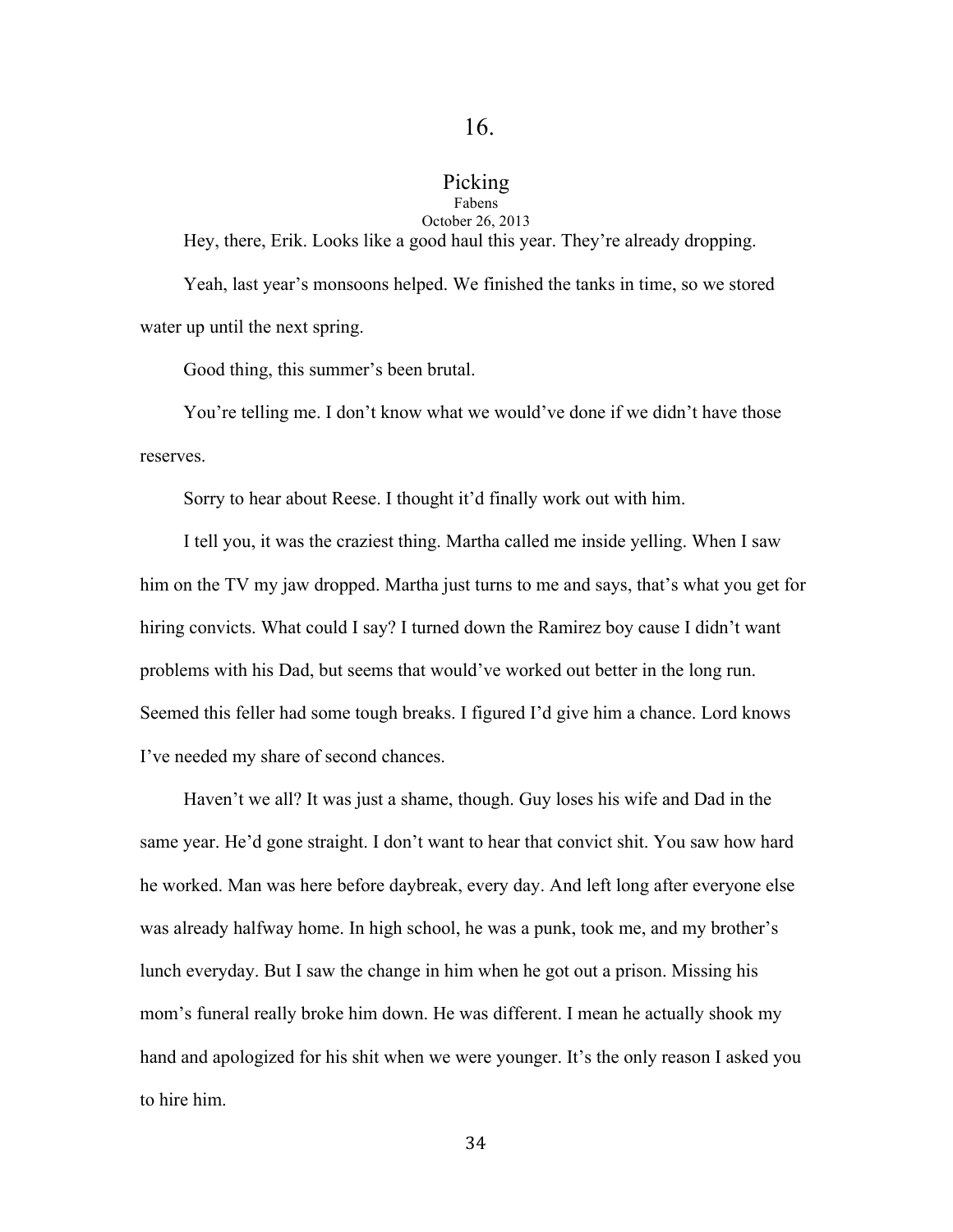# 16.

## Picking

Fabens

October 26, 2013

Hey, there, Erik. Looks like a good haul this year. They're already dropping.

Yeah, last year's monsoons helped. We finished the tanks in time, so we stored water up until the next spring.

Good thing, this summer's been brutal.

You're telling me. I don't know what we would've done if we didn't have those reserves.

Sorry to hear about Reese. I thought it'd finally work out with him.

I tell you, it was the craziest thing. Martha called me inside yelling. When I saw him on the TV my jaw dropped. Martha just turns to me and says, that's what you get for hiring convicts. What could I say? I turned down the Ramirez boy cause I didn't want problems with his Dad, but seems that would've worked out better in the long run. Seemed this feller had some tough breaks. I figured I'd give him a chance. Lord knows I've needed my share of second chances.

Haven't we all? It was just a shame, though. Guy loses his wife and Dad in the same year. He'd gone straight. I don't want to hear that convict shit. You saw how hard he worked. Man was here before daybreak, every day. And left long after everyone else was already halfway home. In high school, he was a punk, took me, and my brother's lunch everyday. But I saw the change in him when he got out a prison. Missing his mom's funeral really broke him down. He was different. I mean he actually shook my hand and apologized for his shit when we were younger. It's the only reason I asked you to hire him.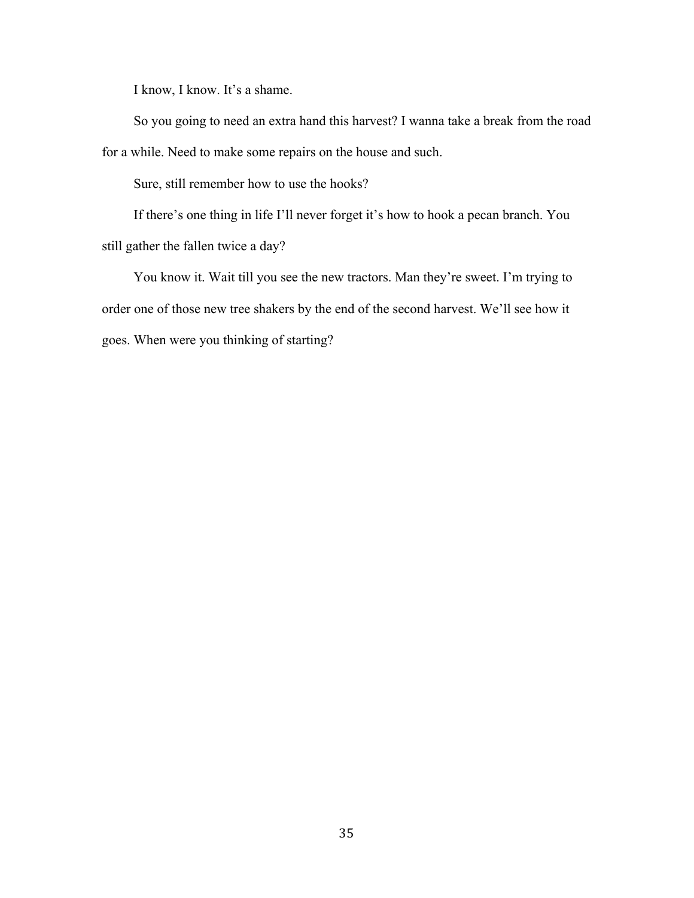I know, I know. It's a shame.

So you going to need an extra hand this harvest? I wanna take a break from the road for a while. Need to make some repairs on the house and such.

Sure, still remember how to use the hooks?

If there's one thing in life I'll never forget it's how to hook a pecan branch. You still gather the fallen twice a day?

You know it. Wait till you see the new tractors. Man they're sweet. I'm trying to order one of those new tree shakers by the end of the second harvest. We'll see how it goes. When were you thinking of starting?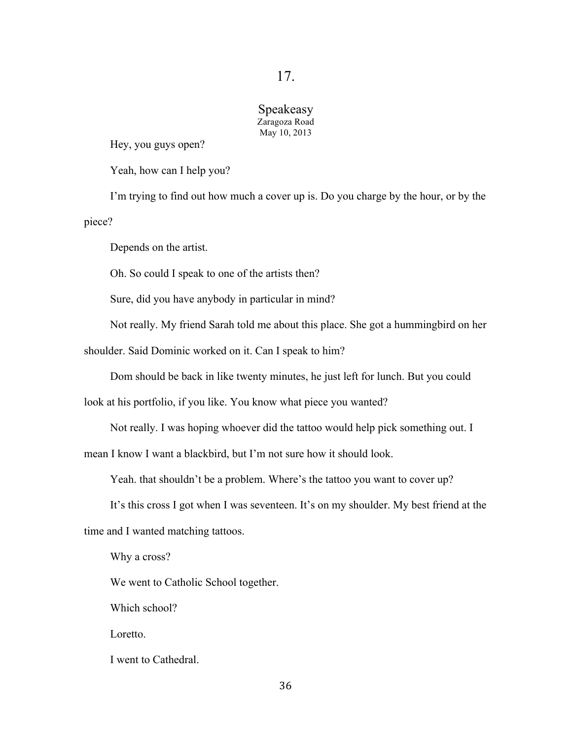# 17.

## Speakeasy

Zaragoza Road

May 10, 2013

Hey, you guys open?

Yeah, how can I help you?

I'm trying to find out how much a cover up is. Do you charge by the hour, or by the piece?

Depends on the artist.

Oh. So could I speak to one of the artists then?

Sure, did you have anybody in particular in mind?

Not really. My friend Sarah told me about this place. She got a hummingbird on her shoulder. Said Dominic worked on it. Can I speak to him?

Dom should be back in like twenty minutes, he just left for lunch. But you could look at his portfolio, if you like. You know what piece you wanted?

Not really. I was hoping whoever did the tattoo would help pick something out. I mean I know I want a blackbird, but I'm not sure how it should look.

Yeah. that shouldn't be a problem. Where's the tattoo you want to cover up?

It's this cross I got when I was seventeen. It's on my shoulder. My best friend at the time and I wanted matching tattoos.

Why a cross?

We went to Catholic School together.

Which school?

Loretto.

I went to Cathedral.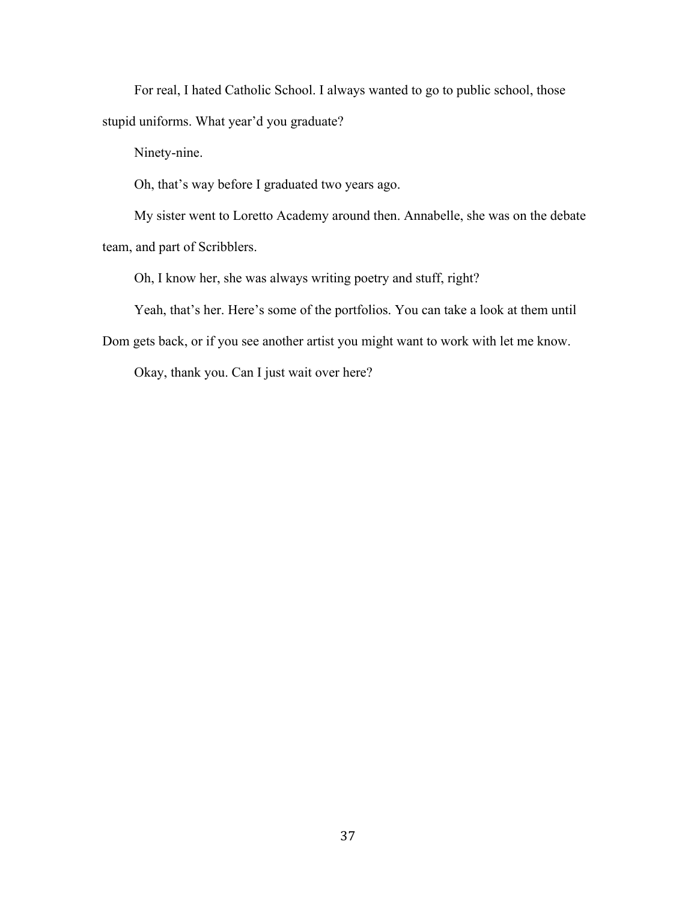For real, I hated Catholic School. I always wanted to go to public school, those stupid uniforms. What year'd you graduate?

Ninety-nine.

Oh, that's way before I graduated two years ago.

My sister went to Loretto Academy around then. Annabelle, she was on the debate team, and part of Scribblers.

Oh, I know her, she was always writing poetry and stuff, right?

Yeah, that's her. Here's some of the portfolios. You can take a look at them until Dom gets back, or if you see another artist you might want to work with let me know.

Okay, thank you. Can I just wait over here?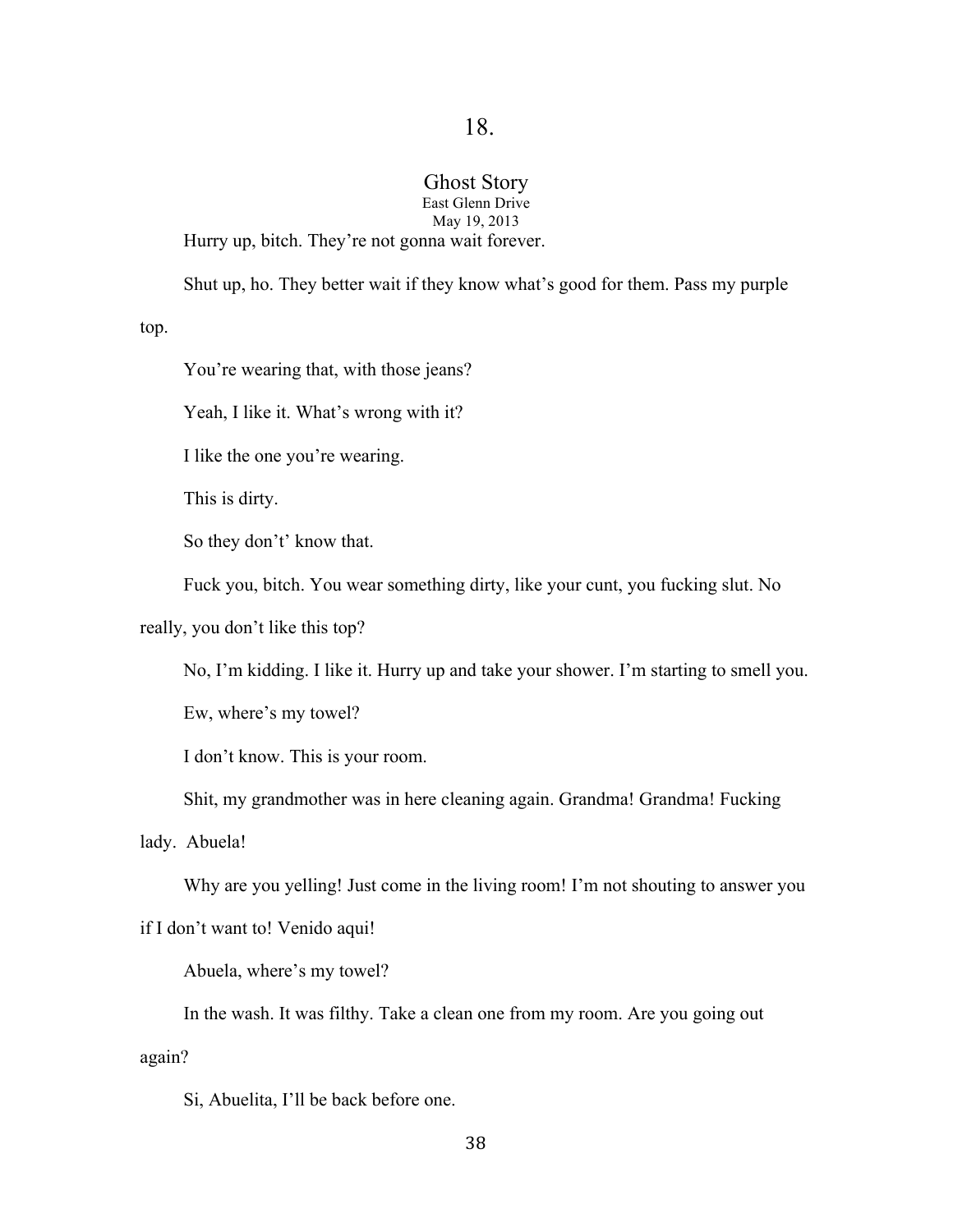# 18.

## Ghost Story

East Glenn Drive

May 19, 2013

Hurry up, bitch. They're not gonna wait forever.

Shut up, ho. They better wait if they know what's good for them. Pass my purple top.

You're wearing that, with those jeans?

Yeah, I like it. What's wrong with it?

I like the one you're wearing.

This is dirty.

So they don't' know that.

Fuck you, bitch. You wear something dirty, like your cunt, you fucking slut. No really, you don't like this top?

No, I'm kidding. I like it. Hurry up and take your shower. I'm starting to smell you.

Ew, where's my towel?

I don't know. This is your room.

Shit, my grandmother was in here cleaning again. Grandma! Grandma! Fucking lady. Abuela!

Why are you yelling! Just come in the living room! I'm not shouting to answer you if I don't want to! Venido aqui!

Abuela, where's my towel?

In the wash. It was filthy. Take a clean one from my room. Are you going out again?

Si, Abuelita, I'll be back before one.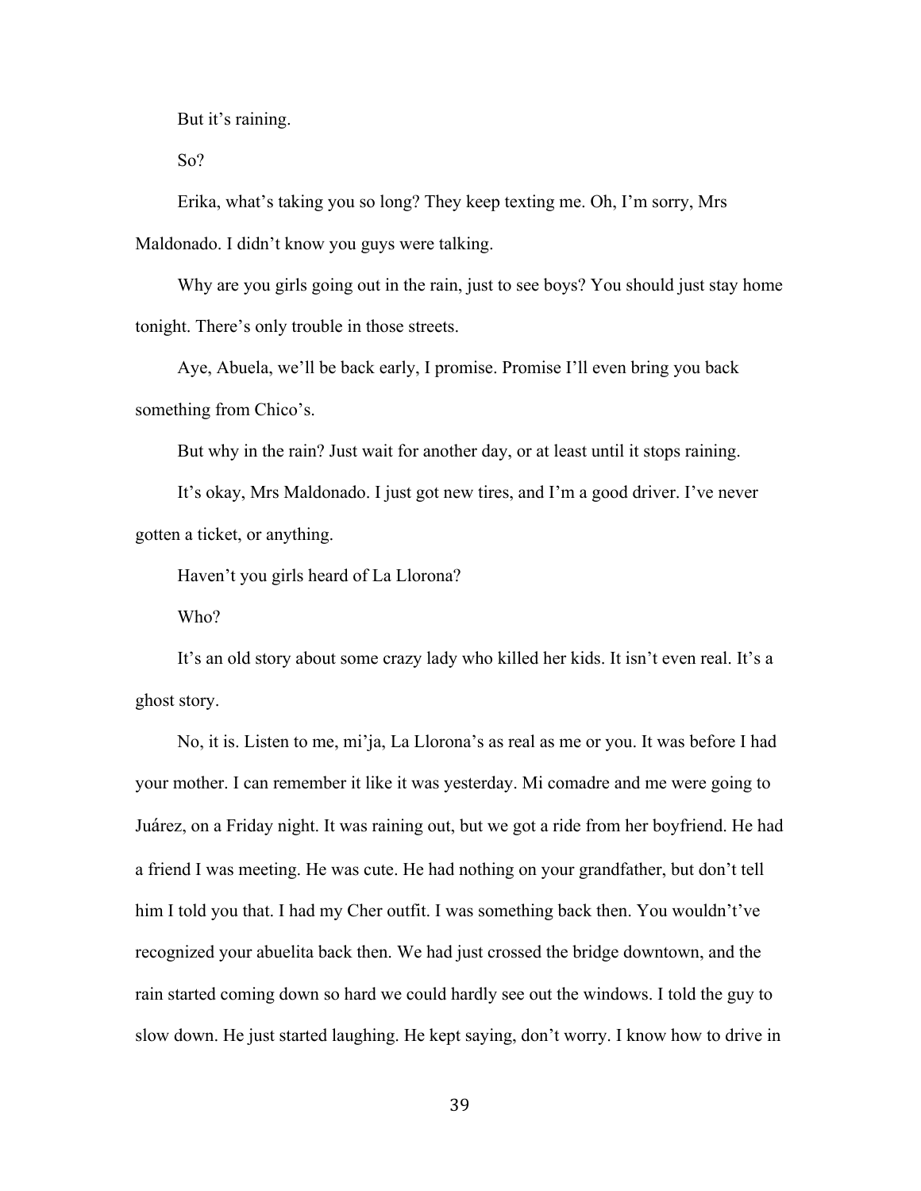But it's raining.

So?

Erika, what's taking you so long? They keep texting me. Oh, I'm sorry, Mrs Maldonado. I didn't know you guys were talking.

Why are you girls going out in the rain, just to see boys? You should just stay home tonight. There's only trouble in those streets.

Aye, Abuela, we'll be back early, I promise. Promise I'll even bring you back something from Chico's.

But why in the rain? Just wait for another day, or at least until it stops raining.

It's okay, Mrs Maldonado. I just got new tires, and I'm a good driver. I've never gotten a ticket, or anything.

Haven't you girls heard of La Llorona?

Who?

It's an old story about some crazy lady who killed her kids. It isn't even real. It's a ghost story.

No, it is. Listen to me, mi'ja, La Llorona's as real as me or you. It was before I had your mother. I can remember it like it was yesterday. Mi comadre and me were going to Juárez, on a Friday night. It was raining out, but we got a ride from her boyfriend. He had a friend I was meeting. He was cute. He had nothing on your grandfather, but don't tell him I told you that. I had my Cher outfit. I was something back then. You wouldn't've recognized your abuelita back then. We had just crossed the bridge downtown, and the rain started coming down so hard we could hardly see out the windows. I told the guy to slow down. He just started laughing. He kept saying, don't worry. I know how to drive in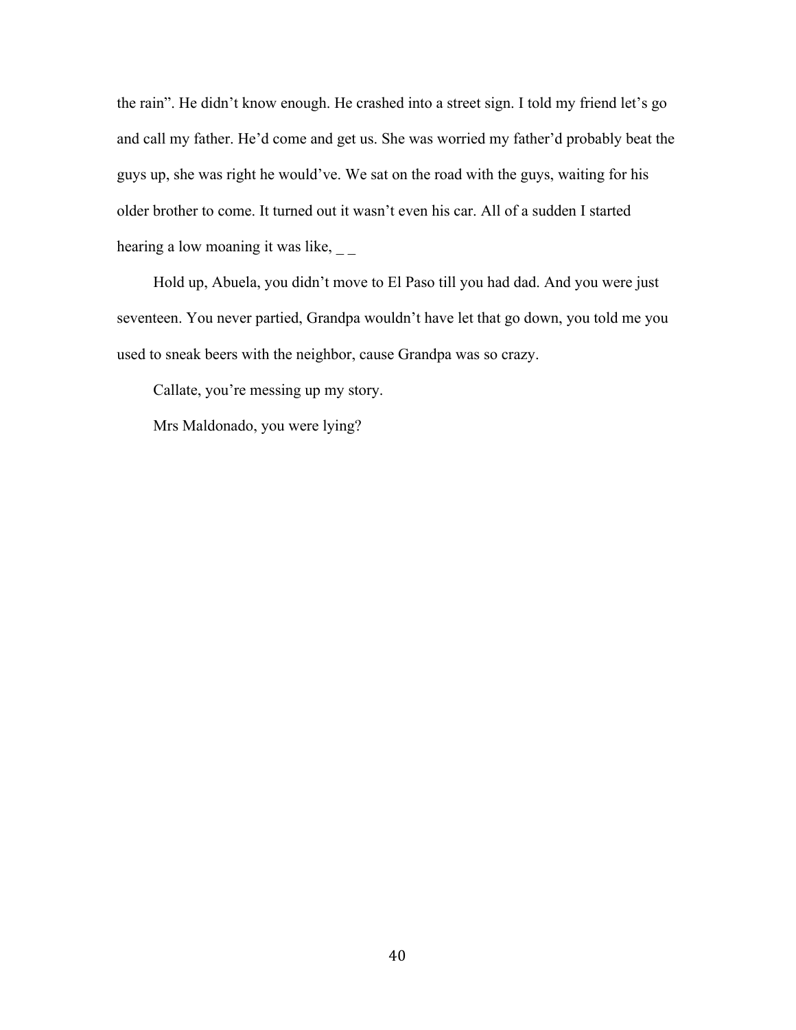the rain". He didn't know enough. He crashed into a street sign. I told my friend let's go and call my father. He'd come and get us. She was worried my father'd probably beat the guys up, she was right he would've. We sat on the road with the guys, waiting for his older brother to come. It turned out it wasn't even his car. All of a sudden I started hearing a low moaning it was like, _ _

Hold up, Abuela, you didn't move to El Paso till you had dad. And you were just seventeen. You never partied, Grandpa wouldn't have let that go down, you told me you used to sneak beers with the neighbor, cause Grandpa was so crazy.

Callate, you're messing up my story.

Mrs Maldonado, you were lying?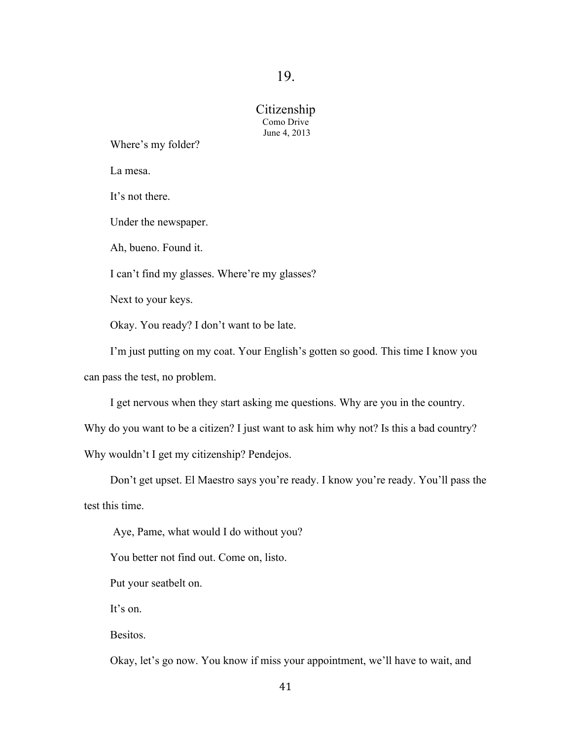# 19.

## Citizenship

Como Drive
June 4, 2013

Where's my folder?

La mesa.

It's not there.

Under the newspaper.

Ah, bueno. Found it.

I can't find my glasses. Where're my glasses?

Next to your keys.

Okay. You ready? I don't want to be late.

I'm just putting on my coat. Your English's gotten so good. This time I know you can pass the test, no problem.

I get nervous when they start asking me questions. Why are you in the country. Why do you want to be a citizen? I just want to ask him why not? Is this a bad country? Why wouldn't I get my citizenship? Pendejos.

Don't get upset. El Maestro says you're ready. I know you're ready. You'll pass the test this time.

Aye, Pame, what would I do without you?

You better not find out. Come on, listo.

Put your seatbelt on.

It's on.

Besitos.

Okay, let's go now. You know if miss your appointment, we'll have to wait, and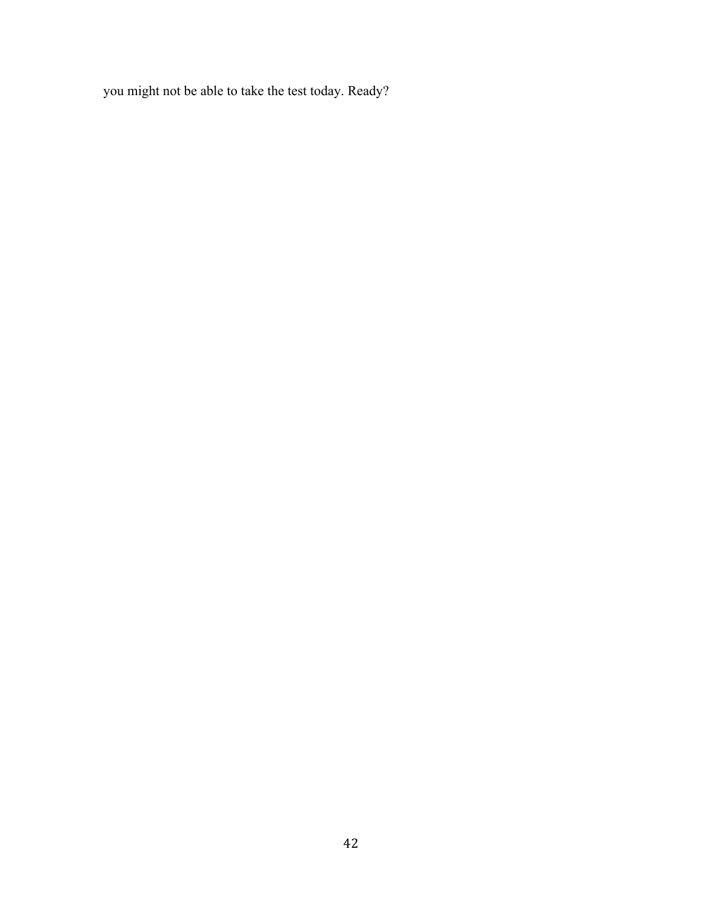you might not be able to take the test today. Ready?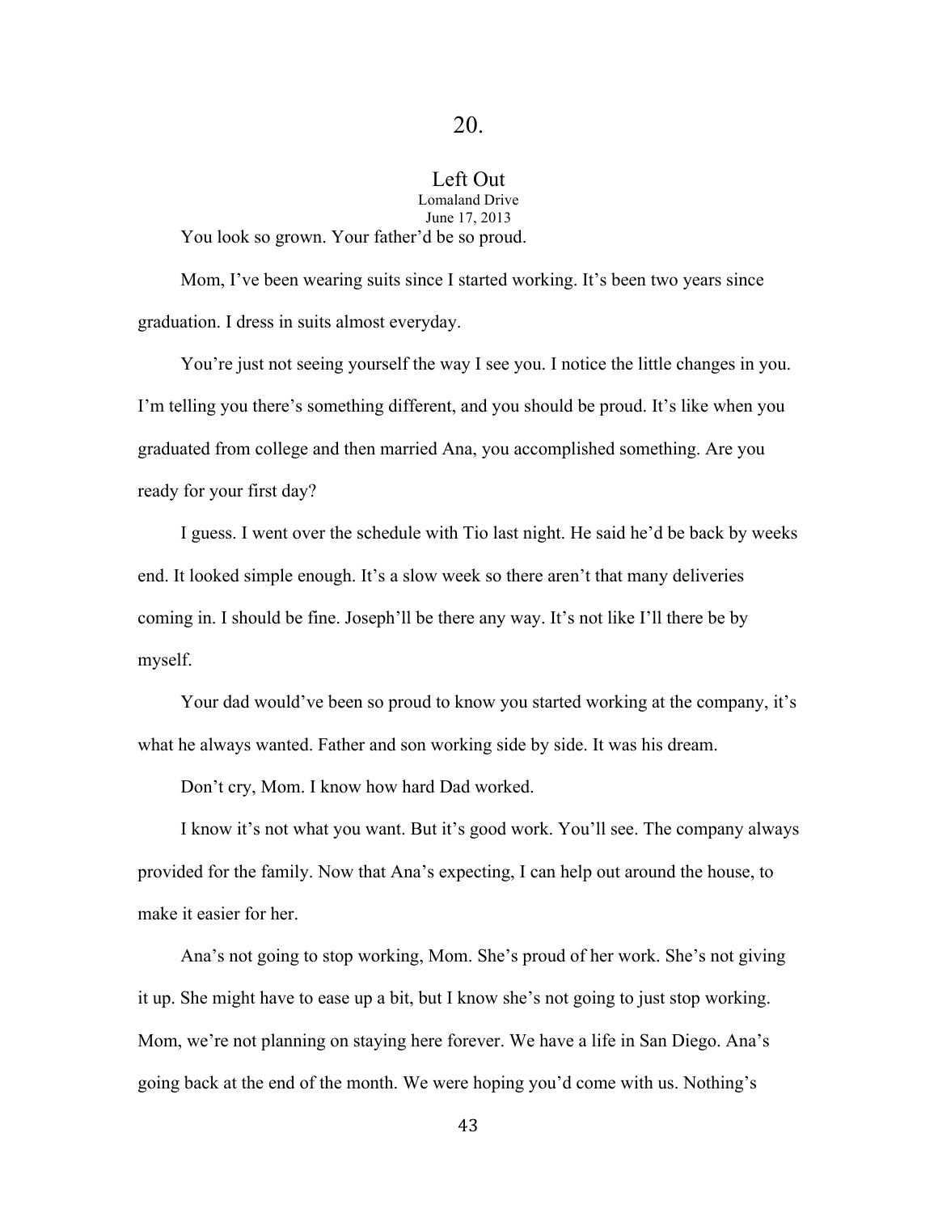# 20.

## Left Out

Lomaland Drive
June 17, 2013

You look so grown. Your father'd be so proud.

Mom, I've been wearing suits since I started working. It's been two years since graduation. I dress in suits almost everyday.

You're just not seeing yourself the way I see you. I notice the little changes in you. I'm telling you there's something different, and you should be proud. It's like when you graduated from college and then married Ana, you accomplished something. Are you ready for your first day?

I guess. I went over the schedule with Tio last night. He said he'd be back by weeks end. It looked simple enough. It's a slow week so there aren't that many deliveries coming in. I should be fine. Joseph'll be there any way. It's not like I'll there be by myself.

Your dad would've been so proud to know you started working at the company, it's what he always wanted. Father and son working side by side. It was his dream.

Don't cry, Mom. I know how hard Dad worked.

I know it's not what you want. But it's good work. You'll see. The company always provided for the family. Now that Ana's expecting, I can help out around the house, to make it easier for her.

Ana's not going to stop working, Mom. She's proud of her work. She's not giving it up. She might have to ease up a bit, but I know she's not going to just stop working. Mom, we're not planning on staying here forever. We have a life in San Diego. Ana's going back at the end of the month. We were hoping you'd come with us. Nothing's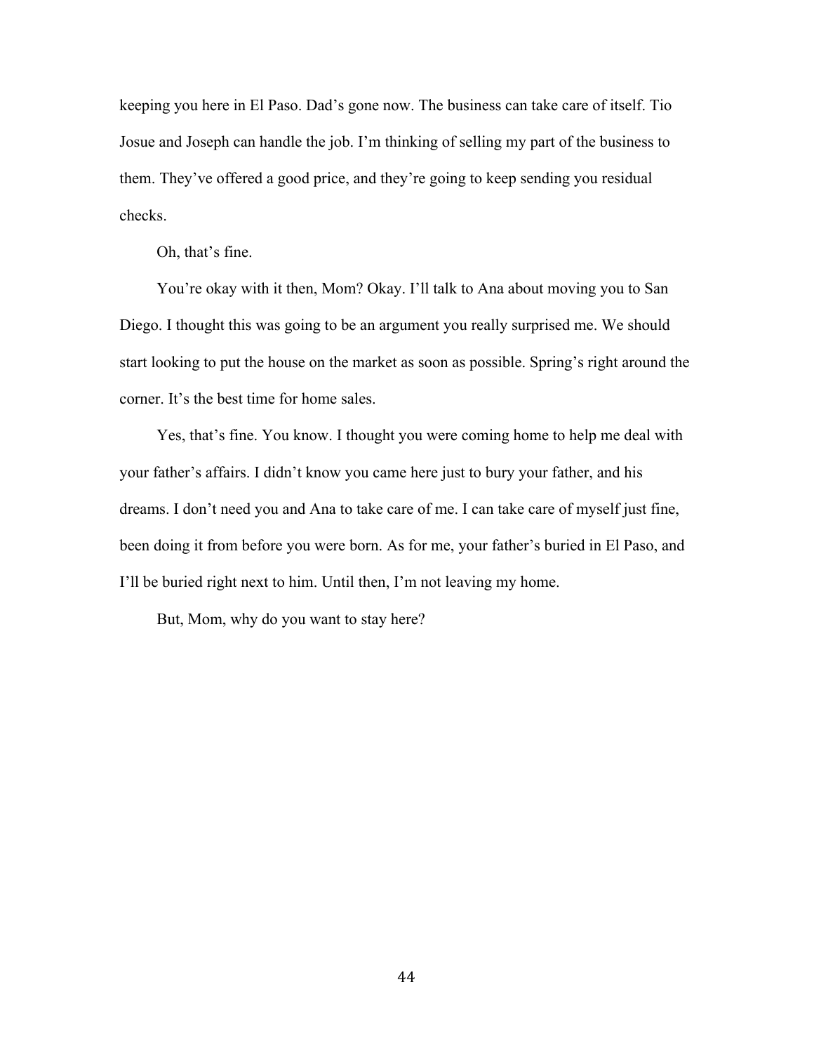keeping you here in El Paso. Dad's gone now. The business can take care of itself. Tio Josue and Joseph can handle the job. I'm thinking of selling my part of the business to them. They've offered a good price, and they're going to keep sending you residual checks.

Oh, that's fine.

You're okay with it then, Mom? Okay. I'll talk to Ana about moving you to San Diego. I thought this was going to be an argument you really surprised me. We should start looking to put the house on the market as soon as possible. Spring's right around the corner. It's the best time for home sales.

Yes, that's fine. You know. I thought you were coming home to help me deal with your father's affairs. I didn't know you came here just to bury your father, and his dreams. I don't need you and Ana to take care of me. I can take care of myself just fine, been doing it from before you were born. As for me, your father's buried in El Paso, and I'll be buried right next to him. Until then, I'm not leaving my home.

But, Mom, why do you want to stay here?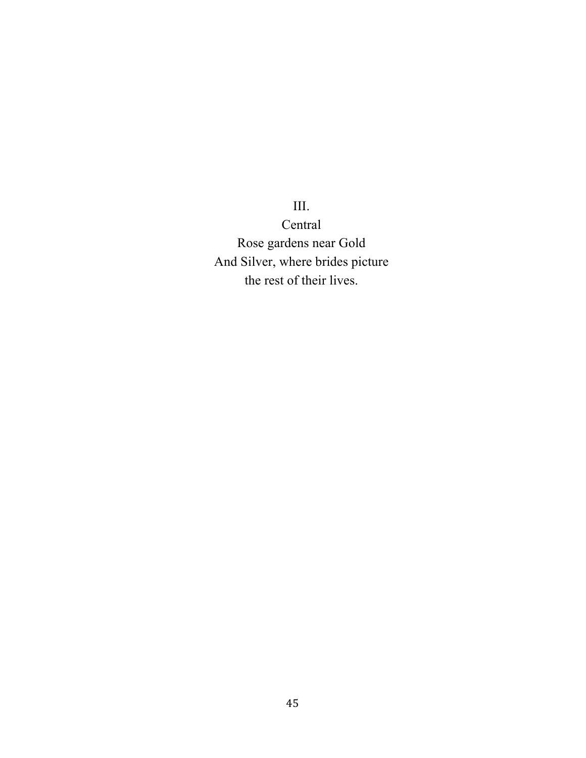III.

Central
Rose gardens near Gold
And Silver, where brides picture
the rest of their lives.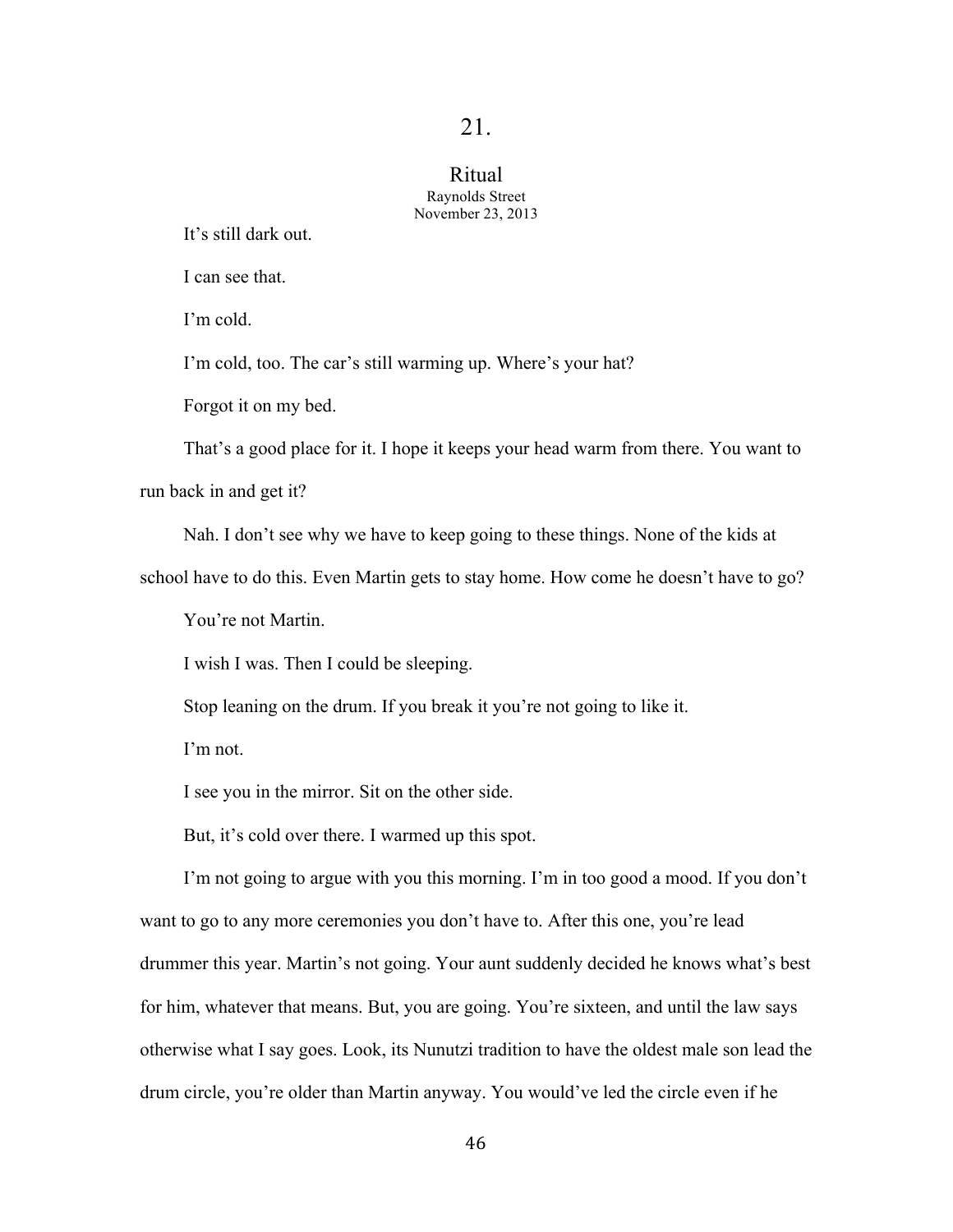# 21.

## Ritual

Raynolds Street
November 23, 2013

It's still dark out.

I can see that.

I'm cold.

I'm cold, too. The car's still warming up. Where's your hat?

Forgot it on my bed.

That's a good place for it. I hope it keeps your head warm from there. You want to run back in and get it?

Nah. I don't see why we have to keep going to these things. None of the kids at school have to do this. Even Martin gets to stay home. How come he doesn't have to go?

You're not Martin.

I wish I was. Then I could be sleeping.

Stop leaning on the drum. If you break it you're not going to like it.

I'm not.

I see you in the mirror. Sit on the other side.

But, it's cold over there. I warmed up this spot.

I'm not going to argue with you this morning. I'm in too good a mood. If you don't want to go to any more ceremonies you don't have to. After this one, you're lead drummer this year. Martin's not going. Your aunt suddenly decided he knows what's best for him, whatever that means. But, you are going. You're sixteen, and until the law says otherwise what I say goes. Look, its Nunutzi tradition to have the oldest male son lead the drum circle, you're older than Martin anyway. You would've led the circle even if he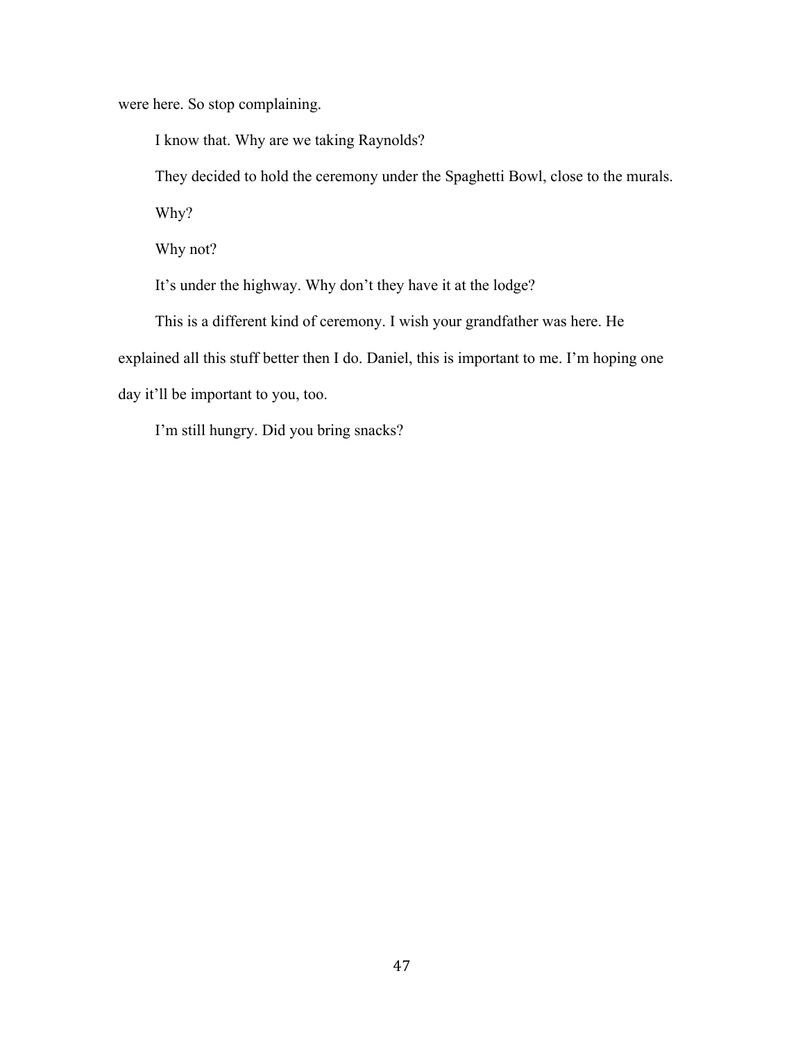were here. So stop complaining.

I know that. Why are we taking Raynolds?

They decided to hold the ceremony under the Spaghetti Bowl, close to the murals.

Why?

Why not?

It's under the highway. Why don't they have it at the lodge?

This is a different kind of ceremony. I wish your grandfather was here. He explained all this stuff better then I do. Daniel, this is important to me. I'm hoping one day it'll be important to you, too.

I'm still hungry. Did you bring snacks?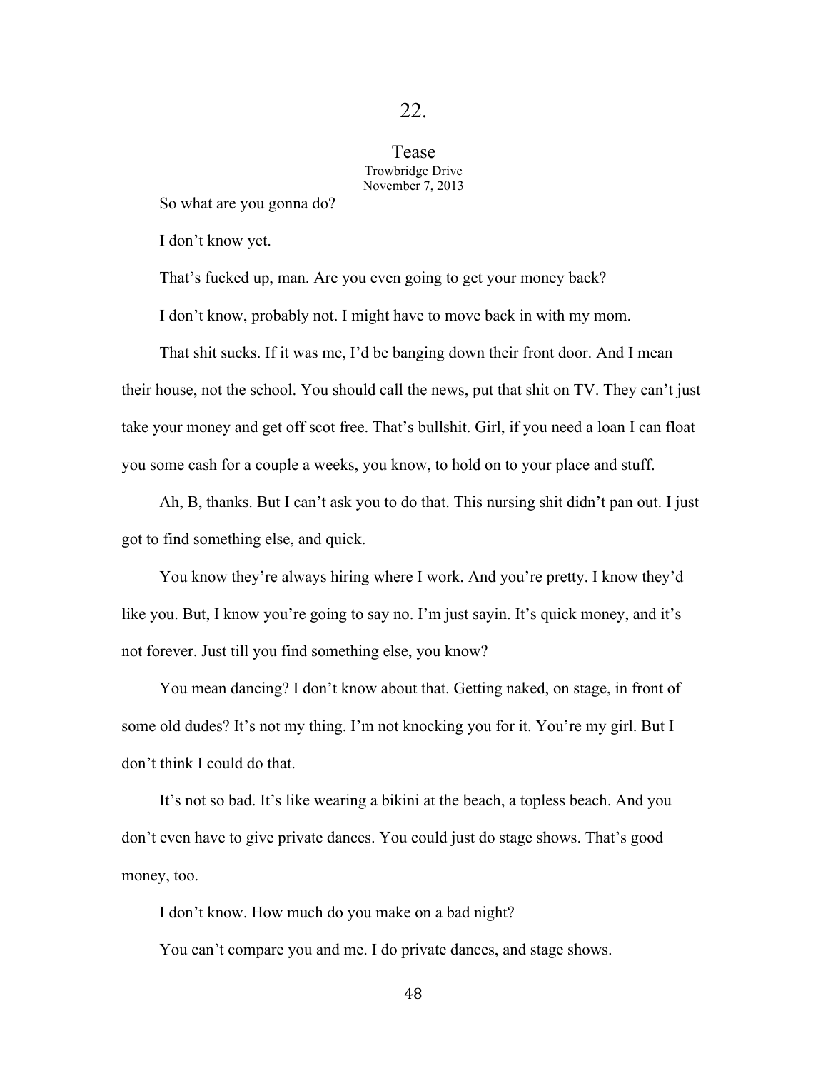# 22.

## Tease

Trowbridge Drive
November 7, 2013

So what are you gonna do?

I don't know yet.

That's fucked up, man. Are you even going to get your money back?

I don't know, probably not. I might have to move back in with my mom.

That shit sucks. If it was me, I'd be banging down their front door. And I mean their house, not the school. You should call the news, put that shit on TV. They can't just take your money and get off scot free. That's bullshit. Girl, if you need a loan I can float you some cash for a couple a weeks, you know, to hold on to your place and stuff.

Ah, B, thanks. But I can't ask you to do that. This nursing shit didn't pan out. I just got to find something else, and quick.

You know they're always hiring where I work. And you're pretty. I know they'd like you. But, I know you're going to say no. I'm just sayin. It's quick money, and it's not forever. Just till you find something else, you know?

You mean dancing? I don't know about that. Getting naked, on stage, in front of some old dudes? It's not my thing. I'm not knocking you for it. You're my girl. But I don't think I could do that.

It's not so bad. It's like wearing a bikini at the beach, a topless beach. And you don't even have to give private dances. You could just do stage shows. That's good money, too.

I don't know. How much do you make on a bad night?

You can't compare you and me. I do private dances, and stage shows.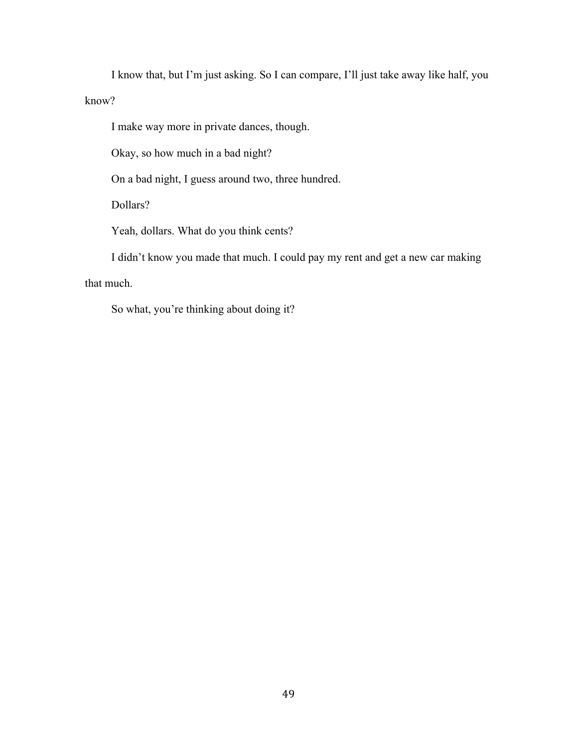I know that, but I'm just asking. So I can compare, I'll just take away like half, you know?

I make way more in private dances, though.

Okay, so how much in a bad night?

On a bad night, I guess around two, three hundred.

Dollars?

Yeah, dollars. What do you think cents?

I didn't know you made that much. I could pay my rent and get a new car making that much.

So what, you're thinking about doing it?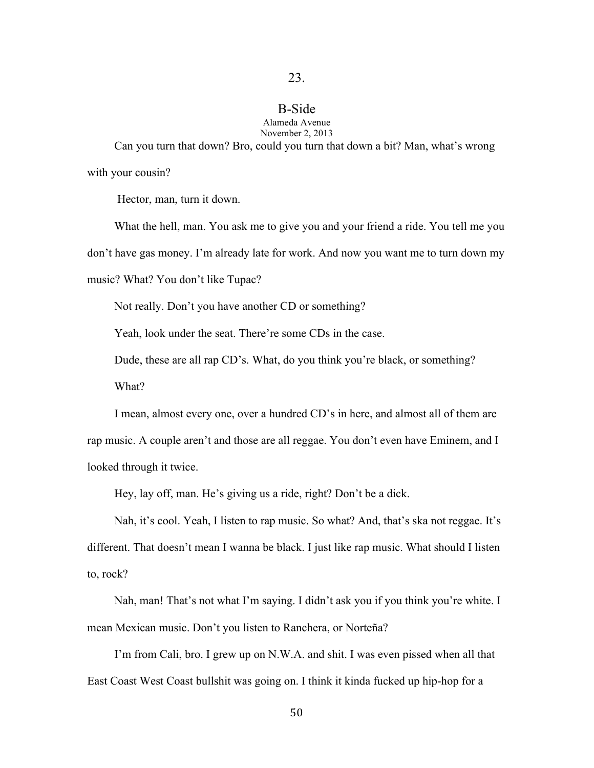# 23.

## B-Side

Alameda Avenue
November 2, 2013

Can you turn that down? Bro, could you turn that down a bit? Man, what's wrong with your cousin?

Hector, man, turn it down.

What the hell, man. You ask me to give you and your friend a ride. You tell me you don't have gas money. I'm already late for work. And now you want me to turn down my music? What? You don't like Tupac?

Not really. Don't you have another CD or something?

Yeah, look under the seat. There're some CDs in the case.

Dude, these are all rap CD's. What, do you think you're black, or something?

What?

I mean, almost every one, over a hundred CD's in here, and almost all of them are rap music. A couple aren't and those are all reggae. You don't even have Eminem, and I looked through it twice.

Hey, lay off, man. He's giving us a ride, right? Don't be a dick.

Nah, it's cool. Yeah, I listen to rap music. So what? And, that's ska not reggae. It's different. That doesn't mean I wanna be black. I just like rap music. What should I listen to, rock?

Nah, man! That's not what I'm saying. I didn't ask you if you think you're white. I mean Mexican music. Don't you listen to Ranchera, or Norteña?

I'm from Cali, bro. I grew up on N.W.A. and shit. I was even pissed when all that East Coast West Coast bullshit was going on. I think it kinda fucked up hip-hop for a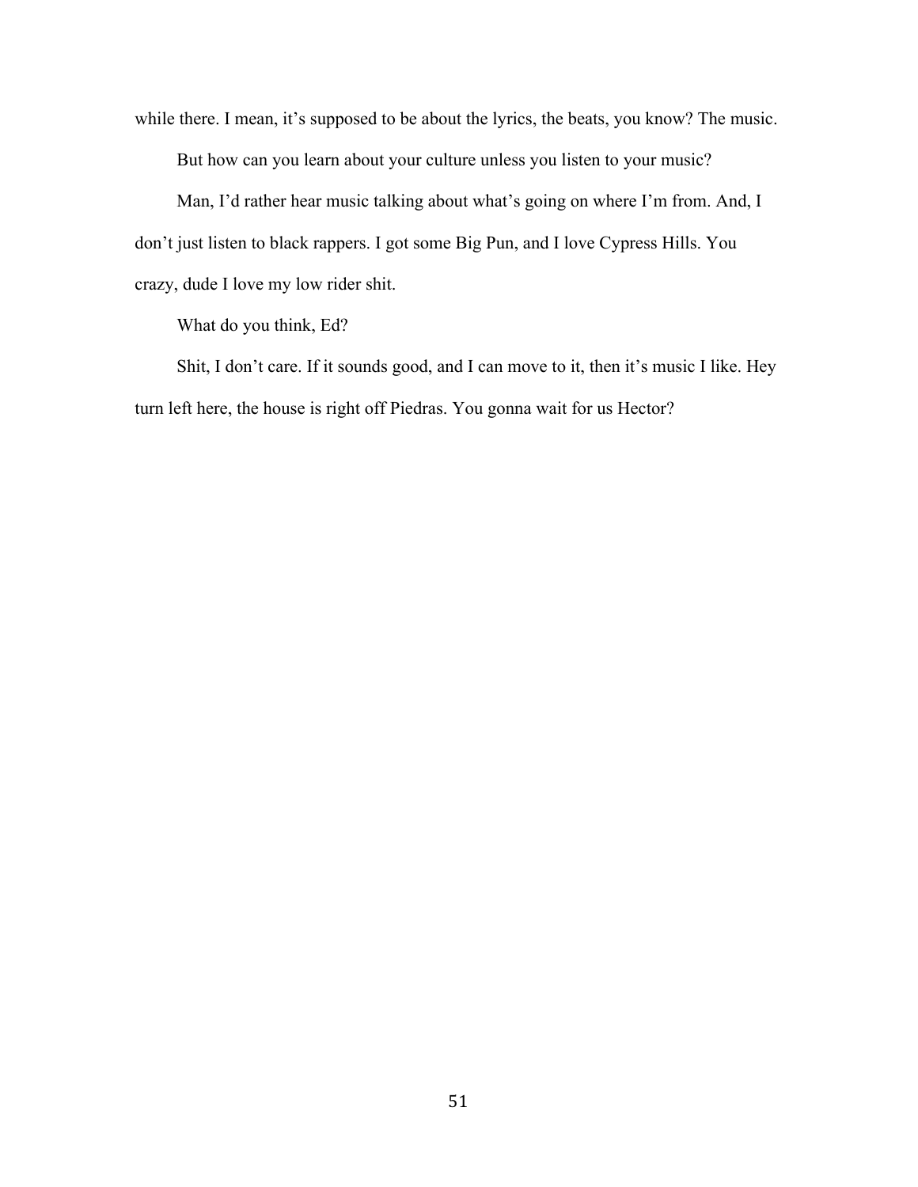while there. I mean, it's supposed to be about the lyrics, the beats, you know? The music.

But how can you learn about your culture unless you listen to your music?

Man, I'd rather hear music talking about what's going on where I'm from. And, I don't just listen to black rappers. I got some Big Pun, and I love Cypress Hills. You crazy, dude I love my low rider shit.

What do you think, Ed?

Shit, I don't care. If it sounds good, and I can move to it, then it's music I like. Hey turn left here, the house is right off Piedras. You gonna wait for us Hector?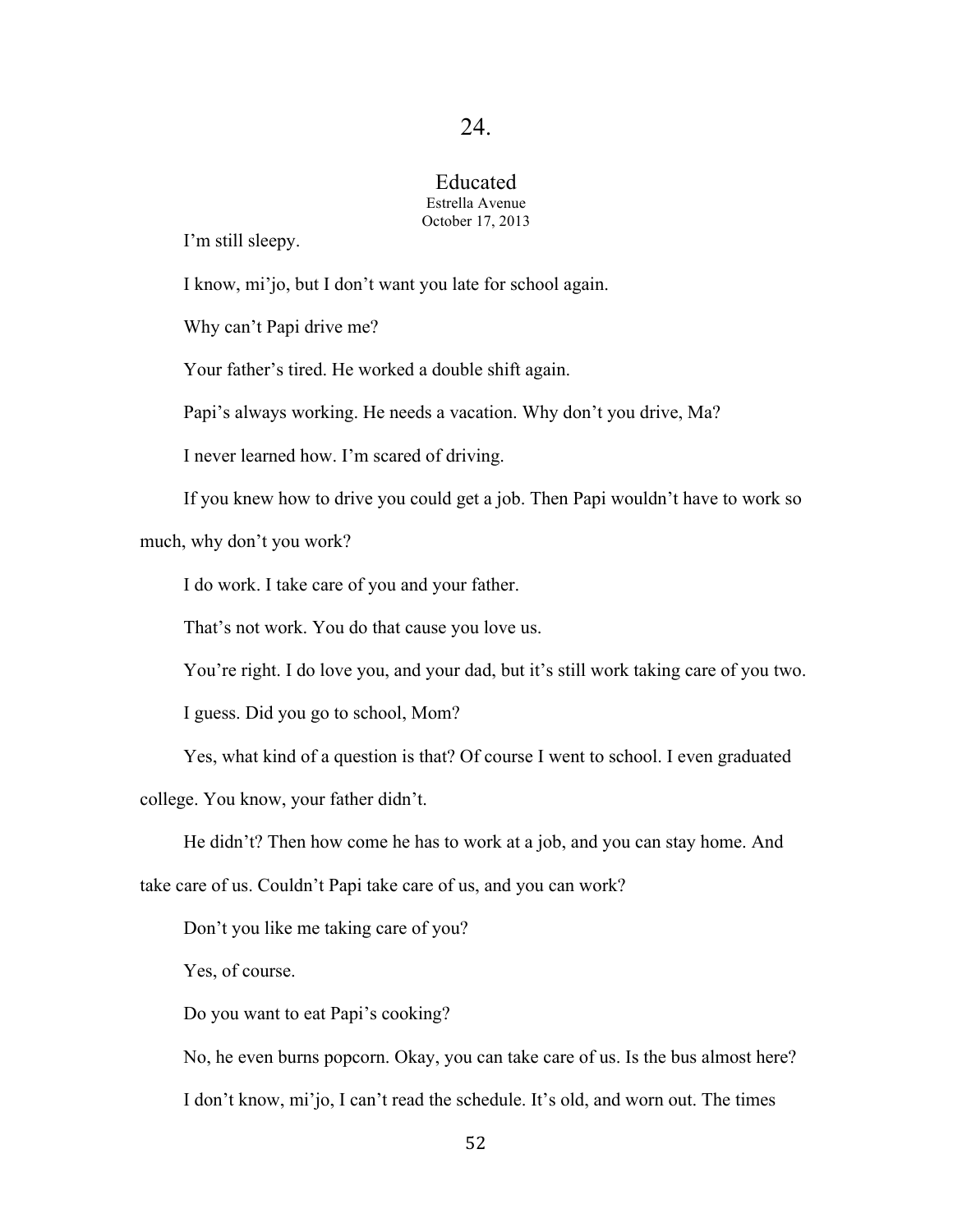# 24.

## Educated

Estrella Avenue

October 17, 2013

I'm still sleepy.

I know, mi'jo, but I don't want you late for school again.

Why can't Papi drive me?

Your father's tired. He worked a double shift again.

Papi's always working. He needs a vacation. Why don't you drive, Ma?

I never learned how. I'm scared of driving.

If you knew how to drive you could get a job. Then Papi wouldn't have to work so much, why don't you work?

I do work. I take care of you and your father.

That's not work. You do that cause you love us.

You're right. I do love you, and your dad, but it's still work taking care of you two.

I guess. Did you go to school, Mom?

Yes, what kind of a question is that? Of course I went to school. I even graduated college. You know, your father didn't.

He didn't? Then how come he has to work at a job, and you can stay home. And take care of us. Couldn't Papi take care of us, and you can work?

Don't you like me taking care of you?

Yes, of course.

Do you want to eat Papi's cooking?

No, he even burns popcorn. Okay, you can take care of us. Is the bus almost here?

I don't know, mi'jo, I can't read the schedule. It's old, and worn out. The times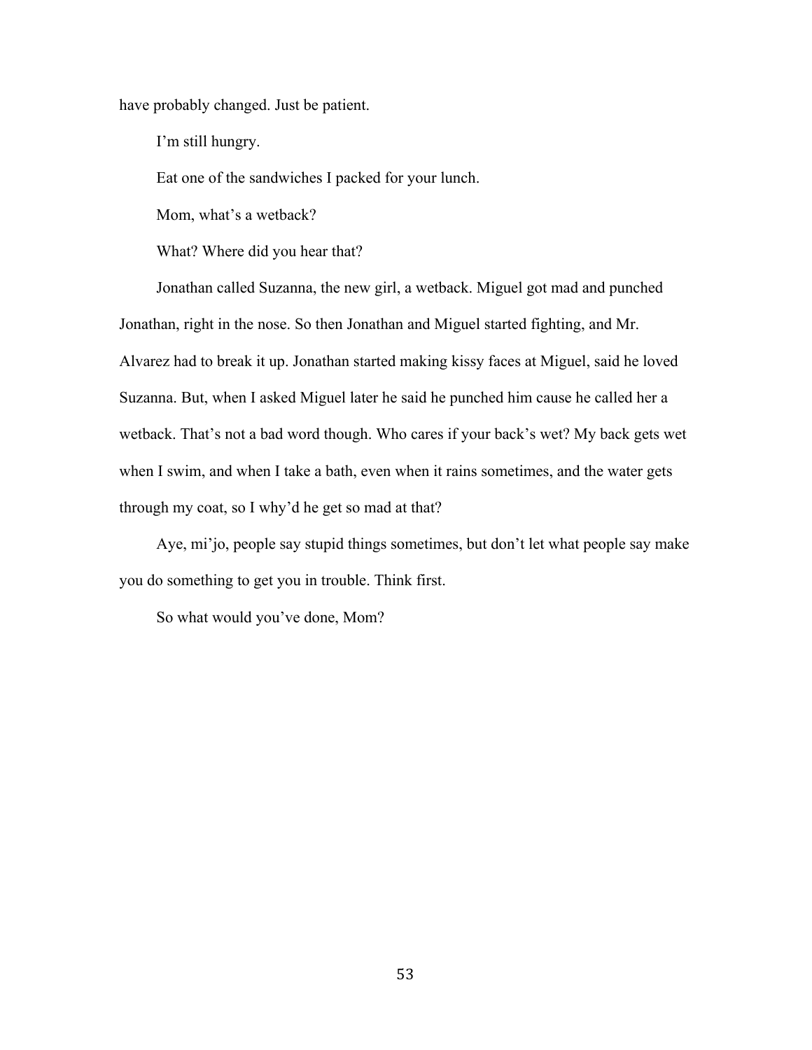have probably changed. Just be patient.

I'm still hungry.

Eat one of the sandwiches I packed for your lunch.

Mom, what's a wetback?

What? Where did you hear that?

Jonathan called Suzanna, the new girl, a wetback. Miguel got mad and punched Jonathan, right in the nose. So then Jonathan and Miguel started fighting, and Mr. Alvarez had to break it up. Jonathan started making kissy faces at Miguel, said he loved Suzanna. But, when I asked Miguel later he said he punched him cause he called her a wetback. That's not a bad word though. Who cares if your back's wet? My back gets wet when I swim, and when I take a bath, even when it rains sometimes, and the water gets through my coat, so I why'd he get so mad at that?

Aye, mi'jo, people say stupid things sometimes, but don't let what people say make you do something to get you in trouble. Think first.

So what would you've done, Mom?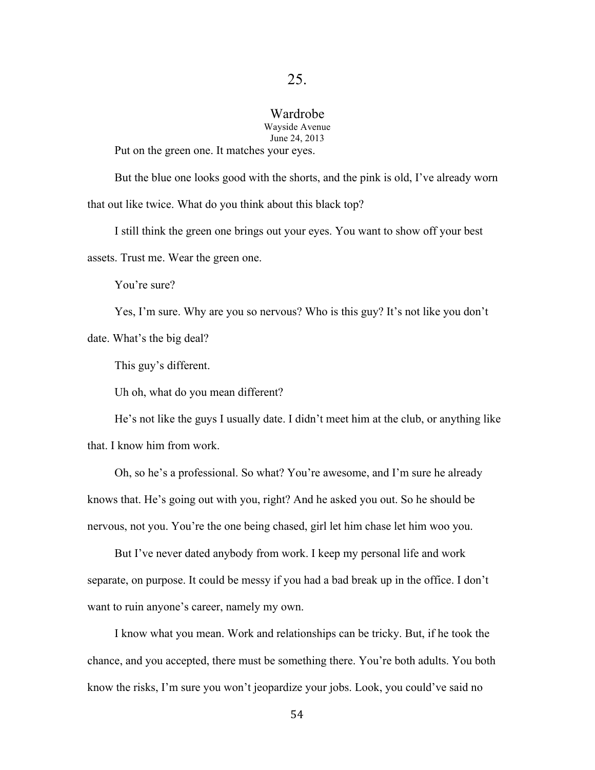# 25.

## Wardrobe

Wayside Avenue

June 24, 2013

Put on the green one. It matches your eyes.

But the blue one looks good with the shorts, and the pink is old, I've already worn that out like twice. What do you think about this black top?

I still think the green one brings out your eyes. You want to show off your best assets. Trust me. Wear the green one.

You're sure?

Yes, I'm sure. Why are you so nervous? Who is this guy? It's not like you don't date. What's the big deal?

This guy's different.

Uh oh, what do you mean different?

He's not like the guys I usually date. I didn't meet him at the club, or anything like that. I know him from work.

Oh, so he's a professional. So what? You're awesome, and I'm sure he already knows that. He's going out with you, right? And he asked you out. So he should be nervous, not you. You're the one being chased, girl let him chase let him woo you.

But I've never dated anybody from work. I keep my personal life and work separate, on purpose. It could be messy if you had a bad break up in the office. I don't want to ruin anyone's career, namely my own.

I know what you mean. Work and relationships can be tricky. But, if he took the chance, and you accepted, there must be something there. You're both adults. You both know the risks, I'm sure you won't jeopardize your jobs. Look, you could've said no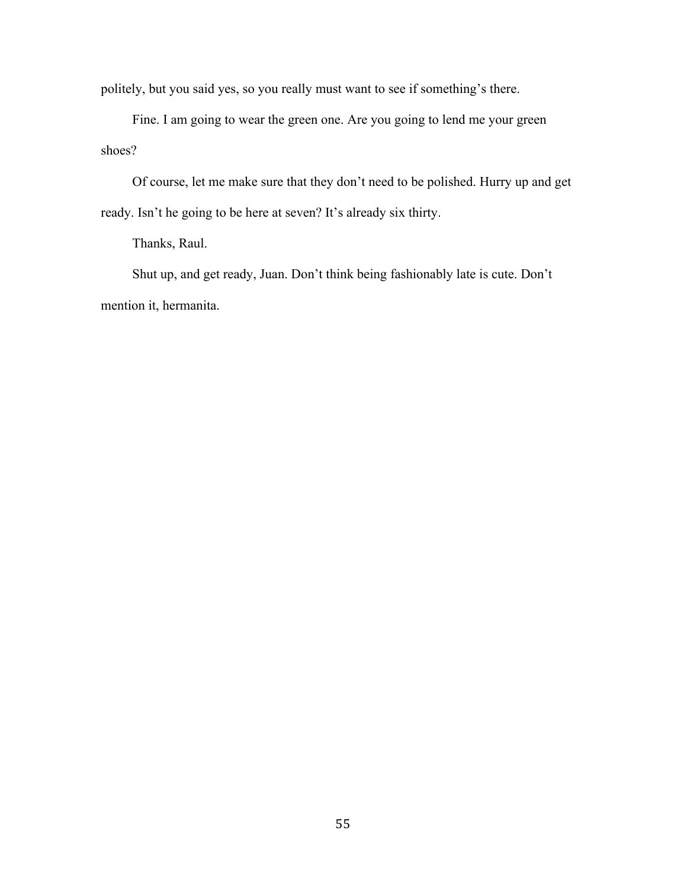politely, but you said yes, so you really must want to see if something's there.

Fine. I am going to wear the green one. Are you going to lend me your green shoes?

Of course, let me make sure that they don't need to be polished. Hurry up and get ready. Isn't he going to be here at seven? It's already six thirty.

Thanks, Raul.

Shut up, and get ready, Juan. Don't think being fashionably late is cute. Don't mention it, hermanita.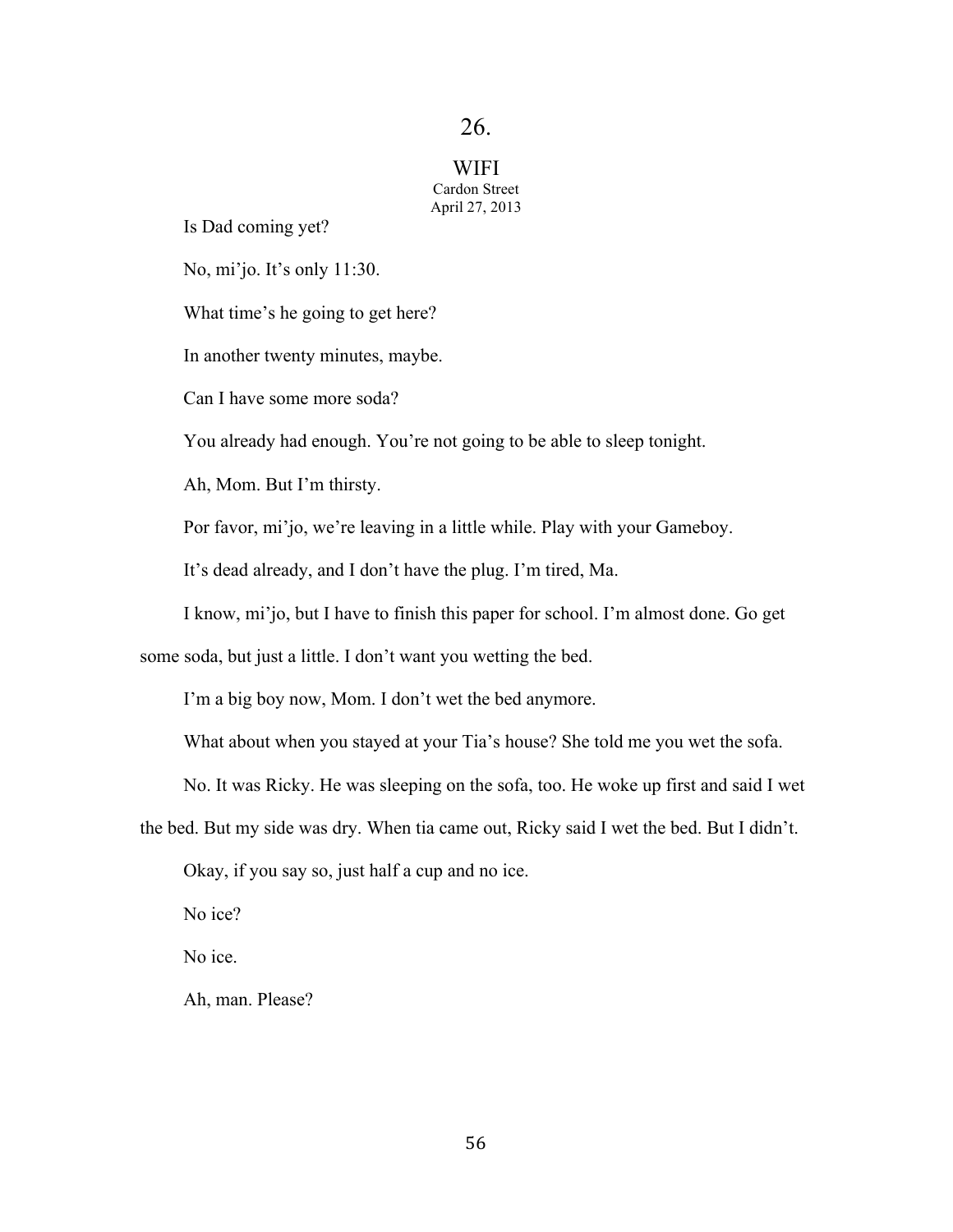# 26.

## WIFI

Cardon Street
April 27, 2013

Is Dad coming yet?

No, mi'jo. It's only 11:30.

What time's he going to get here?

In another twenty minutes, maybe.

Can I have some more soda?

You already had enough. You're not going to be able to sleep tonight.

Ah, Mom. But I'm thirsty.

Por favor, mi'jo, we're leaving in a little while. Play with your Gameboy.

It's dead already, and I don't have the plug. I'm tired, Ma.

I know, mi'jo, but I have to finish this paper for school. I'm almost done. Go get some soda, but just a little. I don't want you wetting the bed.

I'm a big boy now, Mom. I don't wet the bed anymore.

What about when you stayed at your Tia's house? She told me you wet the sofa.

No. It was Ricky. He was sleeping on the sofa, too. He woke up first and said I wet the bed. But my side was dry. When tia came out, Ricky said I wet the bed. But I didn't.

Okay, if you say so, just half a cup and no ice.

No ice?

No ice.

Ah, man. Please?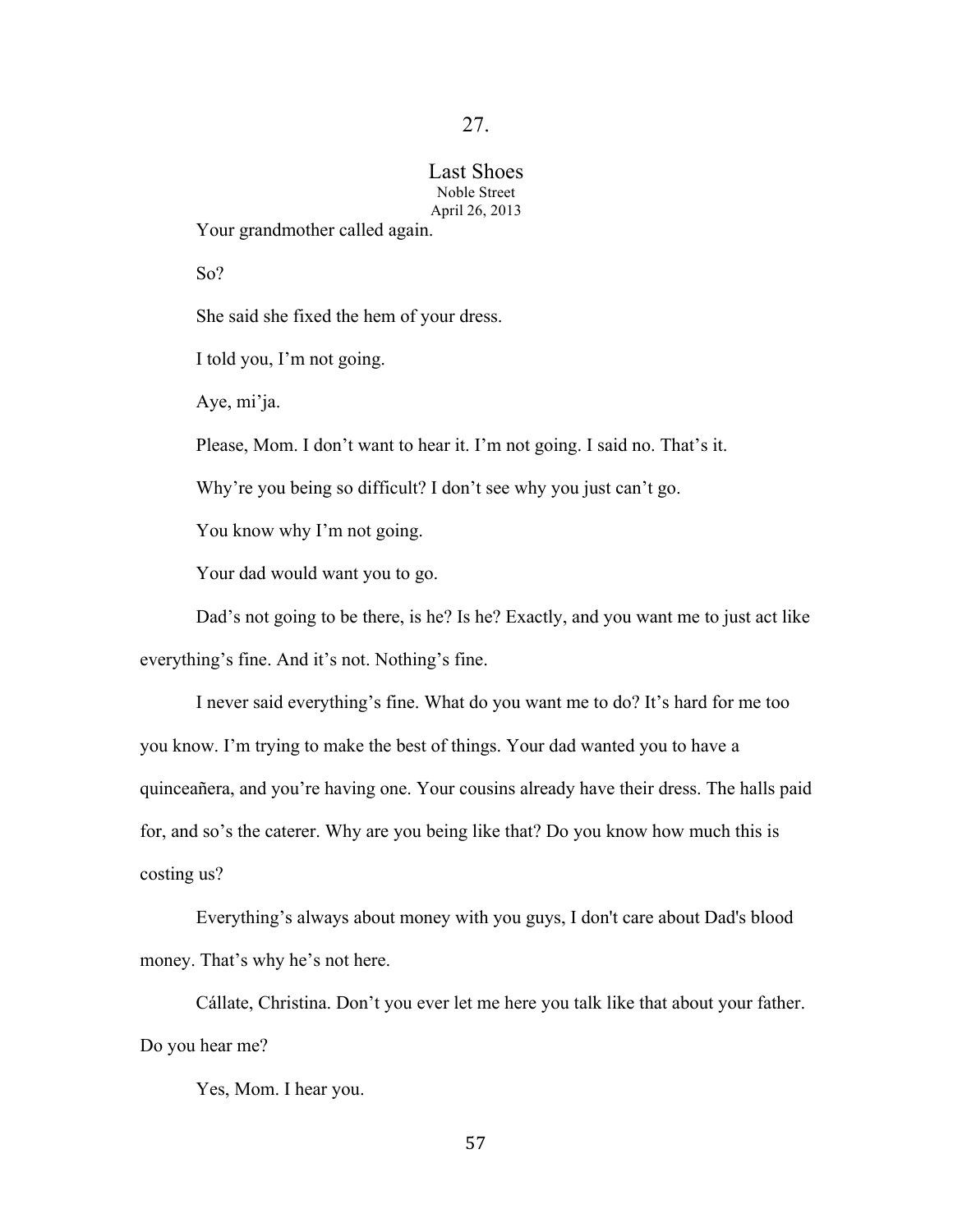## 27.

### Last Shoes

Noble Street
April 26, 2013

Your grandmother called again.

So?

She said she fixed the hem of your dress.

I told you, I'm not going.

Aye, mi'ja.

Please, Mom. I don't want to hear it. I'm not going. I said no. That's it.

Why're you being so difficult? I don't see why you just can't go.

You know why I'm not going.

Your dad would want you to go.

Dad's not going to be there, is he? Is he? Exactly, and you want me to just act like everything's fine. And it's not. Nothing's fine.

I never said everything's fine. What do you want me to do? It's hard for me too you know. I'm trying to make the best of things. Your dad wanted you to have a quinceañera, and you're having one. Your cousins already have their dress. The halls paid for, and so's the caterer. Why are you being like that? Do you know how much this is costing us?

Everything's always about money with you guys, I don't care about Dad's blood money. That's why he's not here.

Cállate, Christina. Don't you ever let me here you talk like that about your father. Do you hear me?

Yes, Mom. I hear you.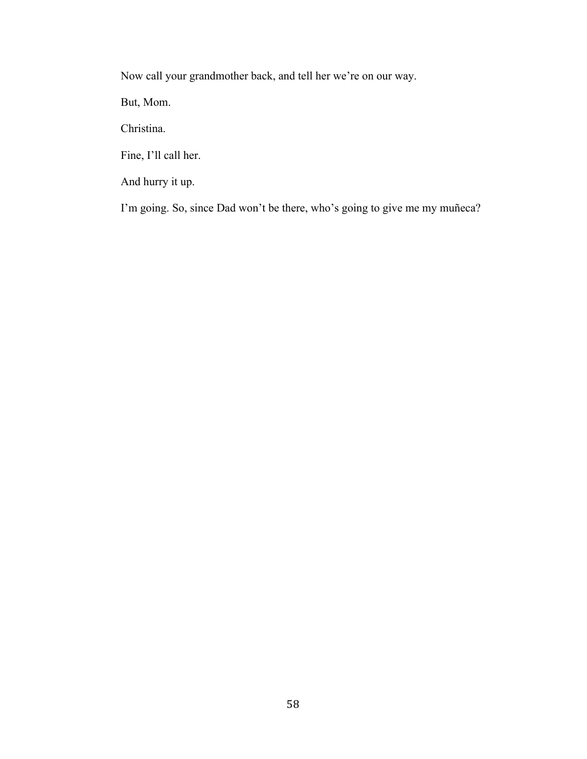Now call your grandmother back, and tell her we're on our way.

But, Mom.

Christina.

Fine, I'll call her.

And hurry it up.

I'm going. So, since Dad won't be there, who's going to give me my muñeca?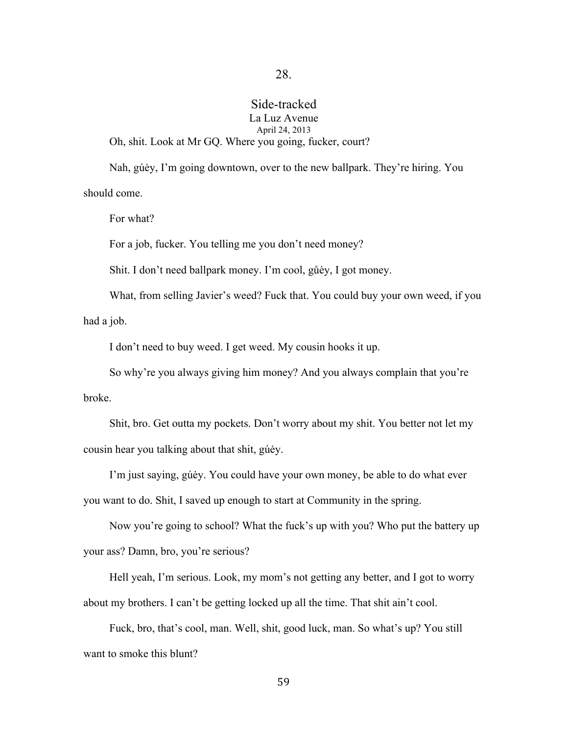## 28.

### Side-tracked

La Luz Avenue

April 24, 2013

Oh, shit. Look at Mr GQ. Where you going, fucker, court?

Nah, gúėy, I'm going downtown, over to the new ballpark. They're hiring. You should come.

For what?

For a job, fucker. You telling me you don't need money?

Shit. I don't need ballpark money. I'm cool, gůėy, I got money.

What, from selling Javier's weed? Fuck that. You could buy your own weed, if you had a job.

I don't need to buy weed. I get weed. My cousin hooks it up.

So why're you always giving him money? And you always complain that you're broke.

Shit, bro. Get outta my pockets. Don't worry about my shit. You better not let my cousin hear you talking about that shit, gúėy.

I'm just saying, gúėy. You could have your own money, be able to do what ever you want to do. Shit, I saved up enough to start at Community in the spring.

Now you're going to school? What the fuck's up with you? Who put the battery up your ass? Damn, bro, you're serious?

Hell yeah, I'm serious. Look, my mom's not getting any better, and I got to worry about my brothers. I can't be getting locked up all the time. That shit ain't cool.

Fuck, bro, that's cool, man. Well, shit, good luck, man. So what's up? You still want to smoke this blunt?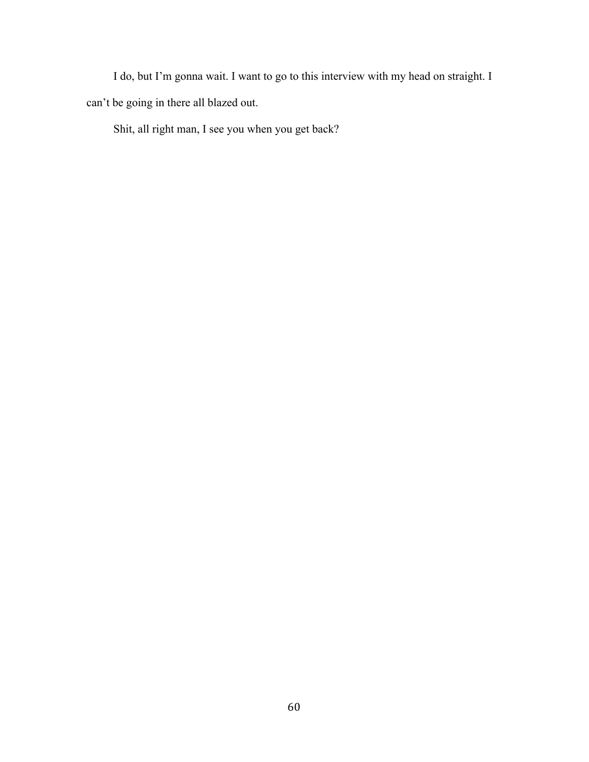I do, but I'm gonna wait. I want to go to this interview with my head on straight. I can't be going in there all blazed out.

Shit, all right man, I see you when you get back?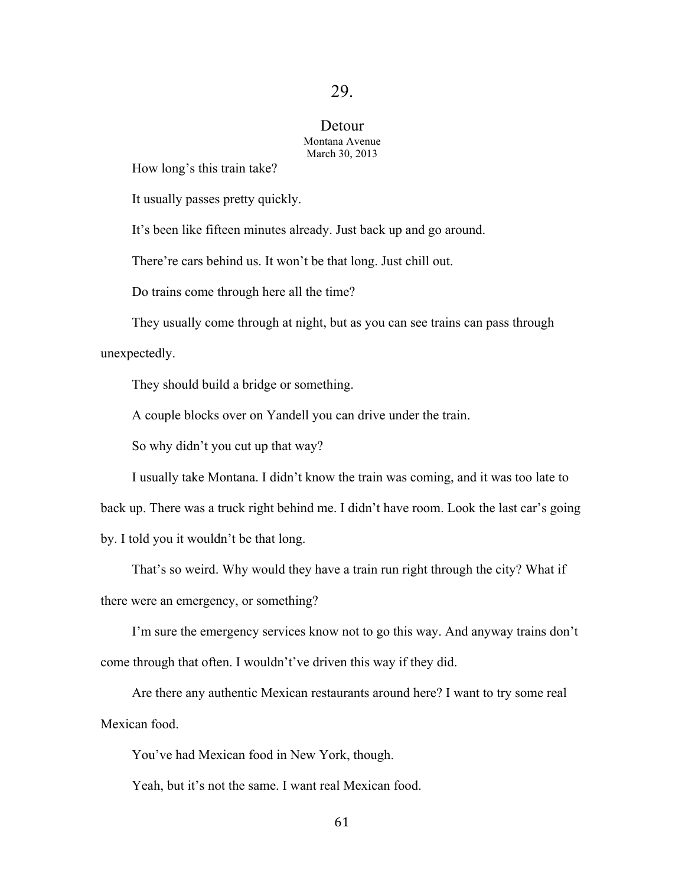# 29.

## Detour

Montana Avenue
March 30, 2013

How long's this train take?

It usually passes pretty quickly.

It's been like fifteen minutes already. Just back up and go around.

There're cars behind us. It won't be that long. Just chill out.

Do trains come through here all the time?

They usually come through at night, but as you can see trains can pass through unexpectedly.

They should build a bridge or something.

A couple blocks over on Yandell you can drive under the train.

So why didn't you cut up that way?

I usually take Montana. I didn't know the train was coming, and it was too late to back up. There was a truck right behind me. I didn't have room. Look the last car's going by. I told you it wouldn't be that long.

That's so weird. Why would they have a train run right through the city? What if there were an emergency, or something?

I'm sure the emergency services know not to go this way. And anyway trains don't come through that often. I wouldn't've driven this way if they did.

Are there any authentic Mexican restaurants around here? I want to try some real Mexican food.

You've had Mexican food in New York, though.

Yeah, but it's not the same. I want real Mexican food.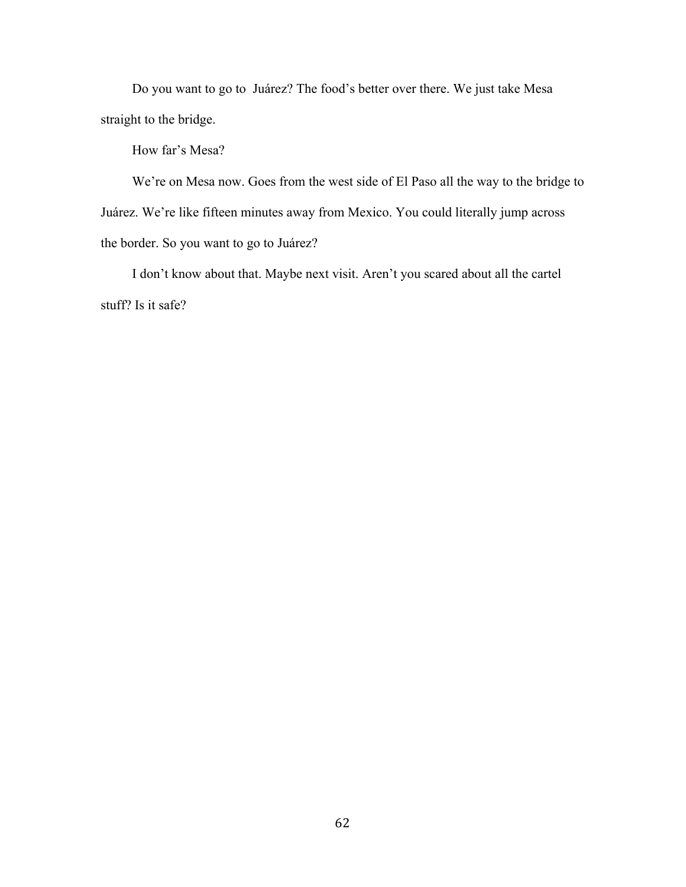Do you want to go to  Juárez? The food's better over there. We just take Mesa straight to the bridge.

How far's Mesa?

We're on Mesa now. Goes from the west side of El Paso all the way to the bridge to Juárez. We're like fifteen minutes away from Mexico. You could literally jump across the border. So you want to go to Juárez?

I don't know about that. Maybe next visit. Aren't you scared about all the cartel stuff? Is it safe?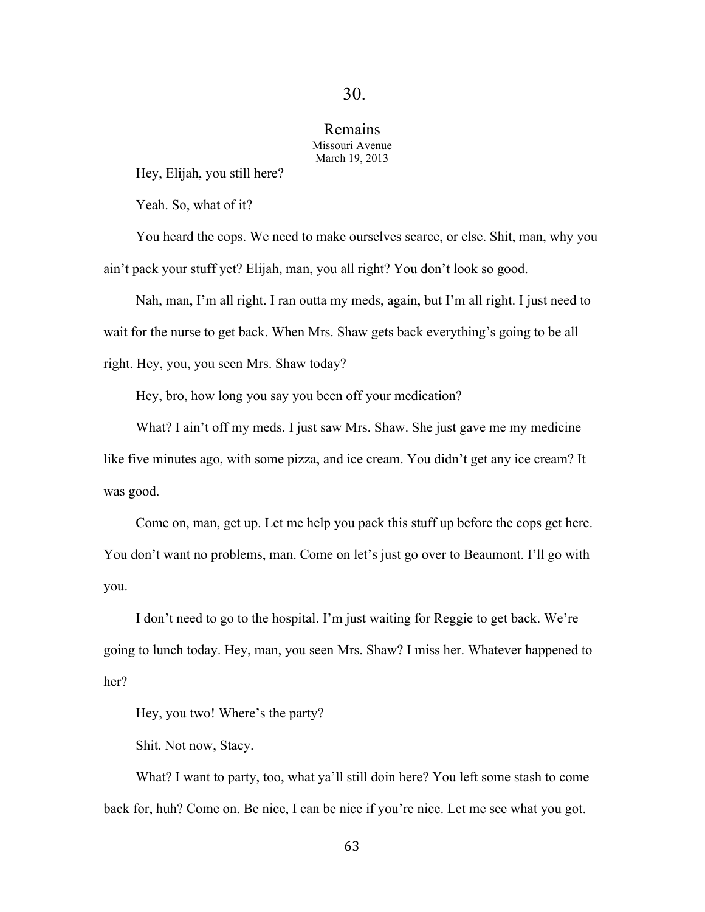# 30.

## Remains

Missouri Avenue
March 19, 2013

Hey, Elijah, you still here?

Yeah. So, what of it?

You heard the cops. We need to make ourselves scarce, or else. Shit, man, why you ain't pack your stuff yet? Elijah, man, you all right? You don't look so good.

Nah, man, I'm all right. I ran outta my meds, again, but I'm all right. I just need to wait for the nurse to get back. When Mrs. Shaw gets back everything's going to be all right. Hey, you, you seen Mrs. Shaw today?

Hey, bro, how long you say you been off your medication?

What? I ain't off my meds. I just saw Mrs. Shaw. She just gave me my medicine like five minutes ago, with some pizza, and ice cream. You didn't get any ice cream? It was good.

Come on, man, get up. Let me help you pack this stuff up before the cops get here. You don't want no problems, man. Come on let's just go over to Beaumont. I'll go with you.

I don't need to go to the hospital. I'm just waiting for Reggie to get back. We're going to lunch today. Hey, man, you seen Mrs. Shaw? I miss her. Whatever happened to her?

Hey, you two! Where's the party?

Shit. Not now, Stacy.

What? I want to party, too, what ya'll still doin here? You left some stash to come back for, huh? Come on. Be nice, I can be nice if you're nice. Let me see what you got.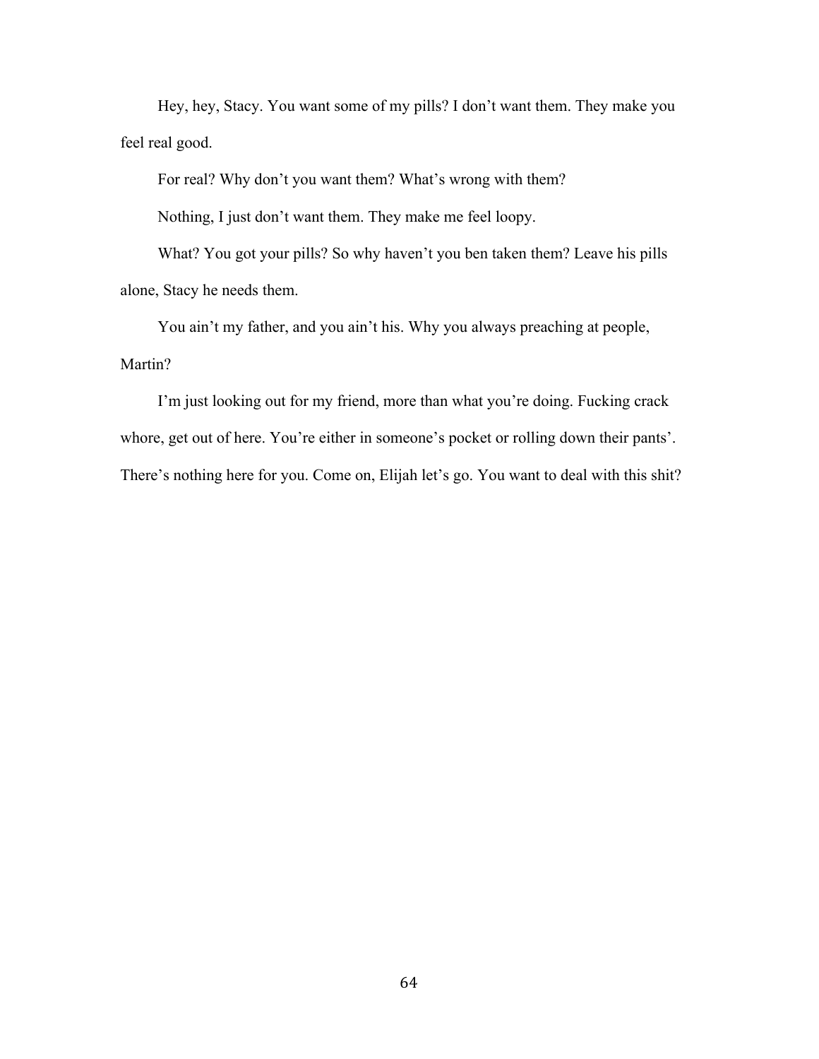Hey, hey, Stacy. You want some of my pills? I don't want them. They make you feel real good.

For real? Why don't you want them? What's wrong with them?

Nothing, I just don't want them. They make me feel loopy.

What? You got your pills? So why haven't you ben taken them? Leave his pills alone, Stacy he needs them.

You ain't my father, and you ain't his. Why you always preaching at people, Martin?

I'm just looking out for my friend, more than what you're doing. Fucking crack whore, get out of here. You're either in someone's pocket or rolling down their pants'. There's nothing here for you. Come on, Elijah let's go. You want to deal with this shit?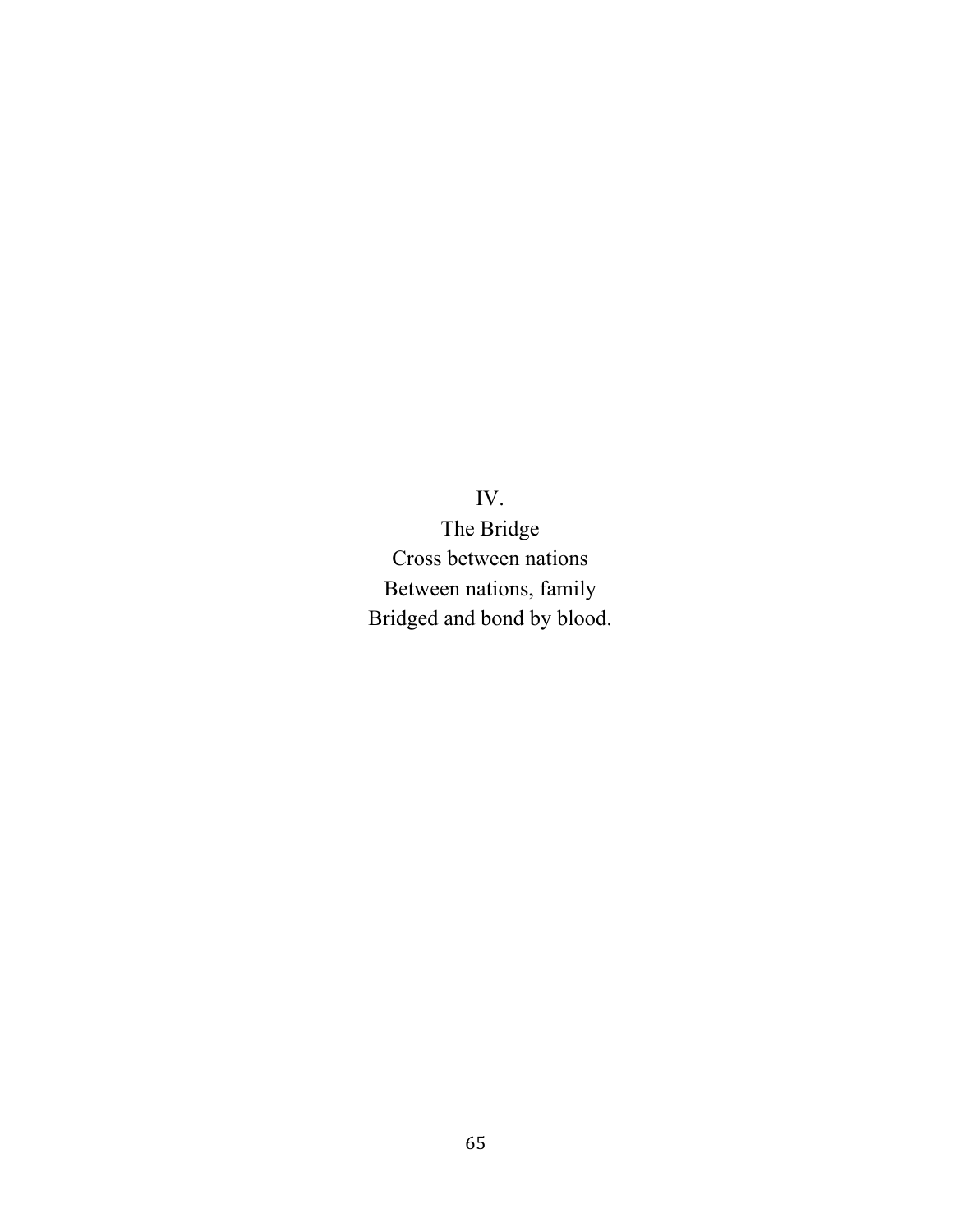IV.

The Bridge

Cross between nations  
Between nations, family  
Bridged and bond by blood.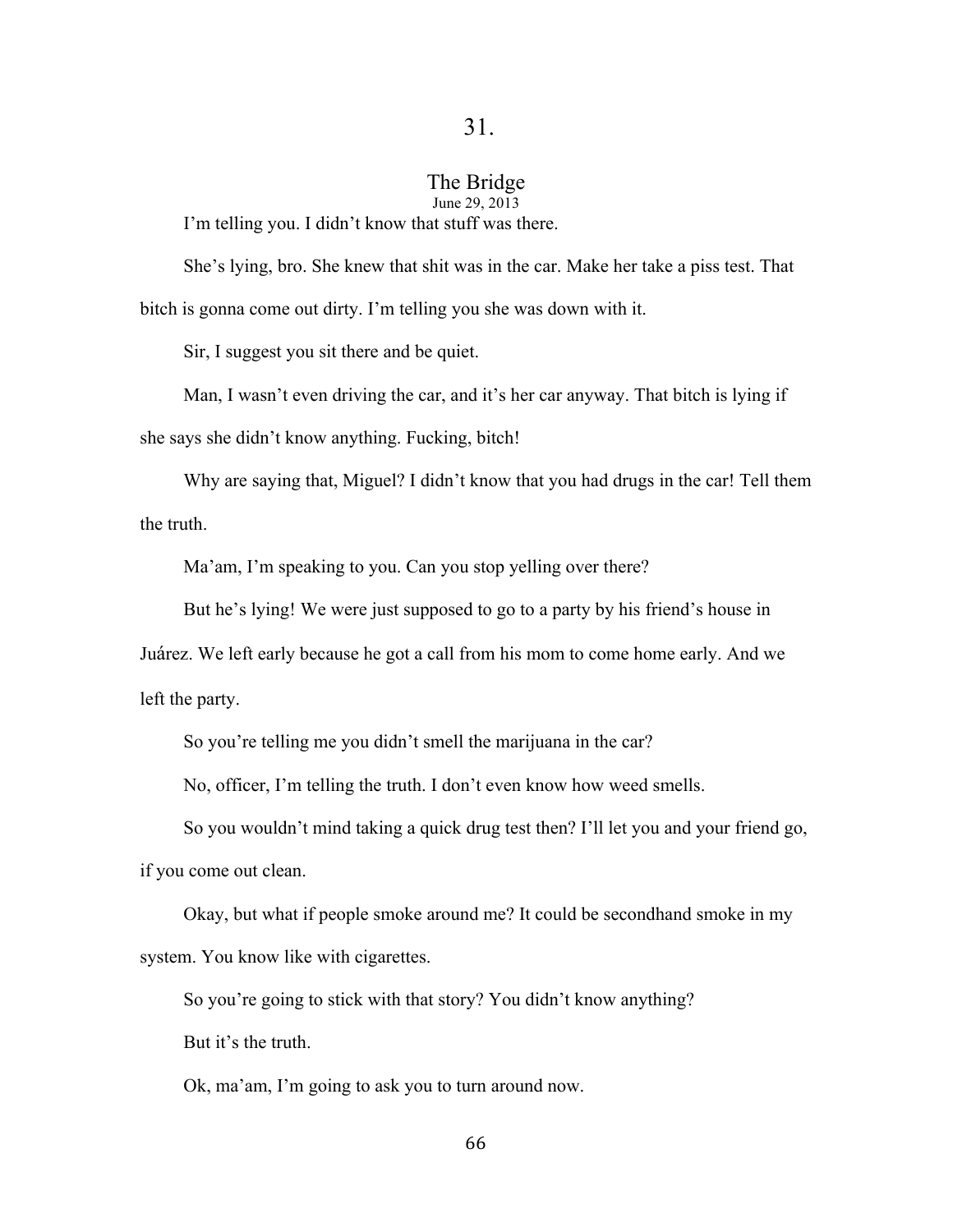## 31.

### The Bridge

June 29, 2013

I'm telling you. I didn't know that stuff was there.

She's lying, bro. She knew that shit was in the car. Make her take a piss test. That bitch is gonna come out dirty. I'm telling you she was down with it.

Sir, I suggest you sit there and be quiet.

Man, I wasn't even driving the car, and it's her car anyway. That bitch is lying if she says she didn't know anything. Fucking, bitch!

Why are saying that, Miguel? I didn't know that you had drugs in the car! Tell them the truth.

Ma'am, I'm speaking to you. Can you stop yelling over there?

But he's lying! We were just supposed to go to a party by his friend's house in Juárez. We left early because he got a call from his mom to come home early. And we left the party.

So you're telling me you didn't smell the marijuana in the car?

No, officer, I'm telling the truth. I don't even know how weed smells.

So you wouldn't mind taking a quick drug test then? I'll let you and your friend go, if you come out clean.

Okay, but what if people smoke around me? It could be secondhand smoke in my system. You know like with cigarettes.

So you're going to stick with that story? You didn't know anything?

But it's the truth.

Ok, ma'am, I'm going to ask you to turn around now.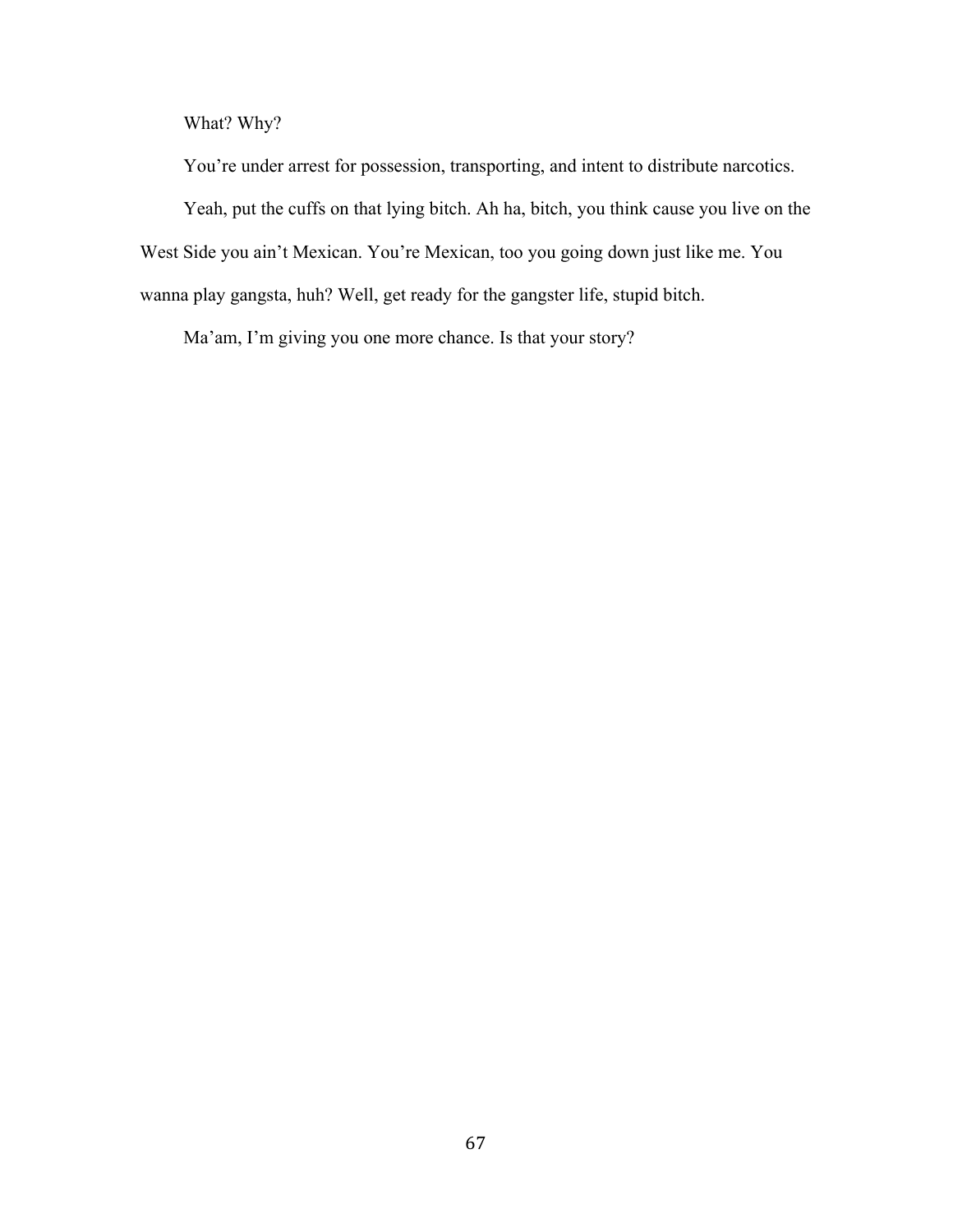What? Why?

You're under arrest for possession, transporting, and intent to distribute narcotics.

Yeah, put the cuffs on that lying bitch. Ah ha, bitch, you think cause you live on the West Side you ain't Mexican. You're Mexican, too you going down just like me. You wanna play gangsta, huh? Well, get ready for the gangster life, stupid bitch.

Ma'am, I'm giving you one more chance. Is that your story?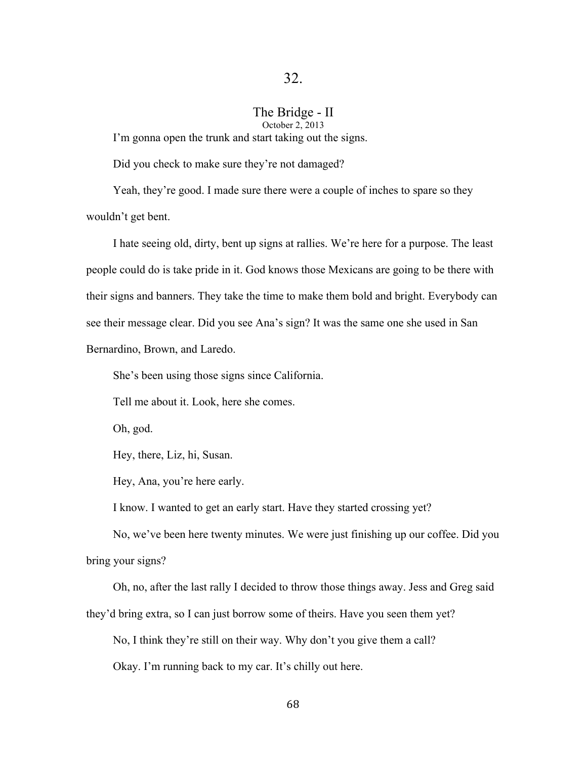# 32.

## The Bridge - II

October 2, 2013

I'm gonna open the trunk and start taking out the signs.

Did you check to make sure they're not damaged?

Yeah, they're good. I made sure there were a couple of inches to spare so they wouldn't get bent.

I hate seeing old, dirty, bent up signs at rallies. We're here for a purpose. The least people could do is take pride in it. God knows those Mexicans are going to be there with their signs and banners. They take the time to make them bold and bright. Everybody can see their message clear. Did you see Ana's sign? It was the same one she used in San Bernardino, Brown, and Laredo.

She's been using those signs since California.

Tell me about it. Look, here she comes.

Oh, god.

Hey, there, Liz, hi, Susan.

Hey, Ana, you're here early.

I know. I wanted to get an early start. Have they started crossing yet?

No, we've been here twenty minutes. We were just finishing up our coffee. Did you bring your signs?

Oh, no, after the last rally I decided to throw those things away. Jess and Greg said they'd bring extra, so I can just borrow some of theirs. Have you seen them yet?

No, I think they're still on their way. Why don't you give them a call?

Okay. I'm running back to my car. It's chilly out here.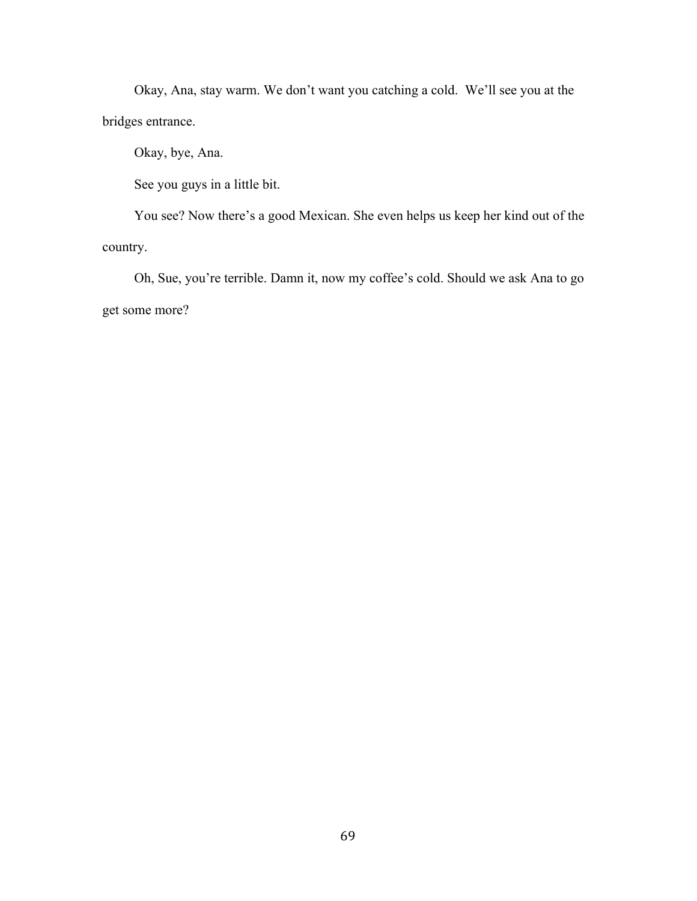Okay, Ana, stay warm. We don't want you catching a cold. We'll see you at the bridges entrance.

Okay, bye, Ana.

See you guys in a little bit.

You see? Now there's a good Mexican. She even helps us keep her kind out of the country.

Oh, Sue, you're terrible. Damn it, now my coffee's cold. Should we ask Ana to go get some more?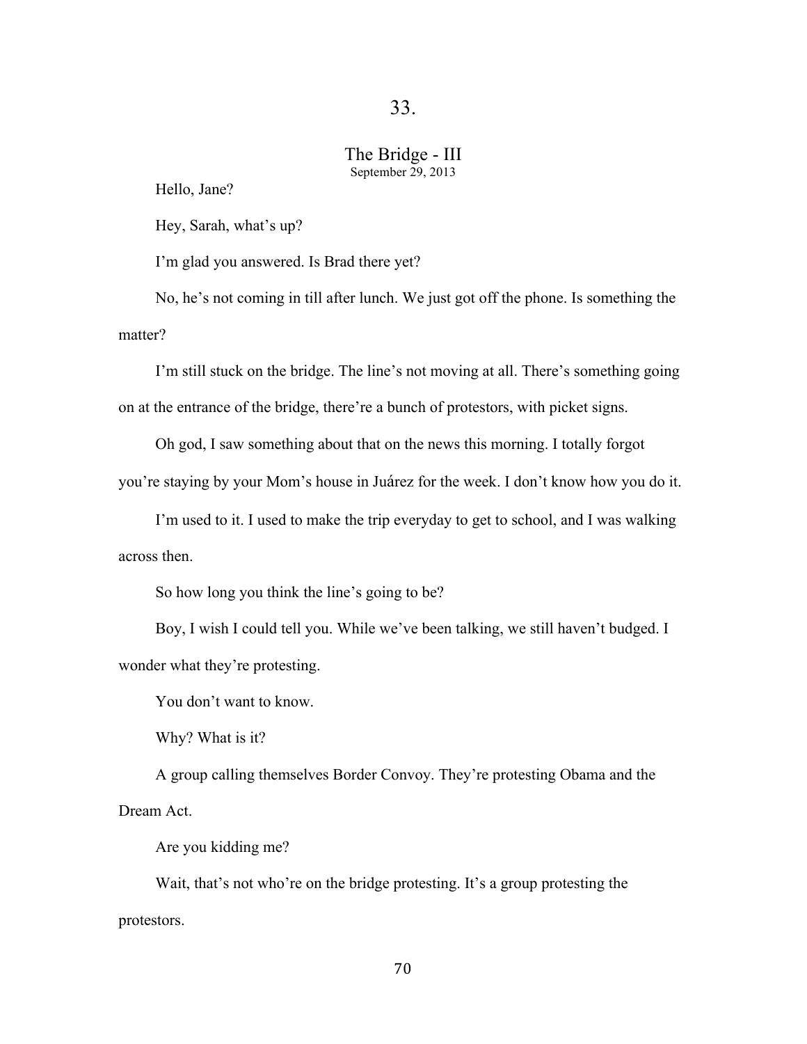# 33.

## The Bridge - III

September 29, 2013

Hello, Jane?

Hey, Sarah, what's up?

I'm glad you answered. Is Brad there yet?

No, he's not coming in till after lunch. We just got off the phone. Is something the matter?

I'm still stuck on the bridge. The line's not moving at all. There's something going on at the entrance of the bridge, there're a bunch of protestors, with picket signs.

Oh god, I saw something about that on the news this morning. I totally forgot you're staying by your Mom's house in Juárez for the week. I don't know how you do it.

I'm used to it. I used to make the trip everyday to get to school, and I was walking across then.

So how long you think the line's going to be?

Boy, I wish I could tell you. While we've been talking, we still haven't budged. I wonder what they're protesting.

You don't want to know.

Why? What is it?

A group calling themselves Border Convoy. They're protesting Obama and the Dream Act.

Are you kidding me?

Wait, that's not who're on the bridge protesting. It's a group protesting the protestors.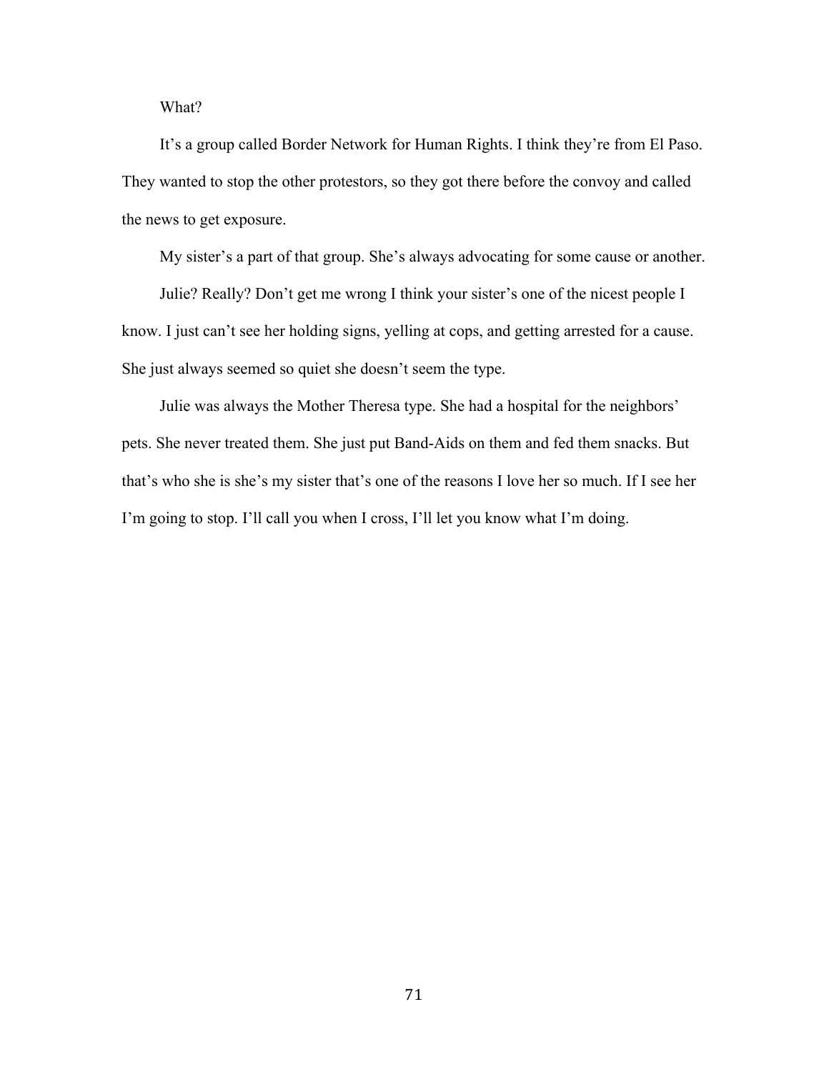What?

It's a group called Border Network for Human Rights. I think they're from El Paso. They wanted to stop the other protestors, so they got there before the convoy and called the news to get exposure.

My sister's a part of that group. She's always advocating for some cause or another.

Julie? Really? Don't get me wrong I think your sister's one of the nicest people I know. I just can't see her holding signs, yelling at cops, and getting arrested for a cause. She just always seemed so quiet she doesn't seem the type.

Julie was always the Mother Theresa type. She had a hospital for the neighbors' pets. She never treated them. She just put Band-Aids on them and fed them snacks. But that's who she is she's my sister that's one of the reasons I love her so much. If I see her I'm going to stop. I'll call you when I cross, I'll let you know what I'm doing.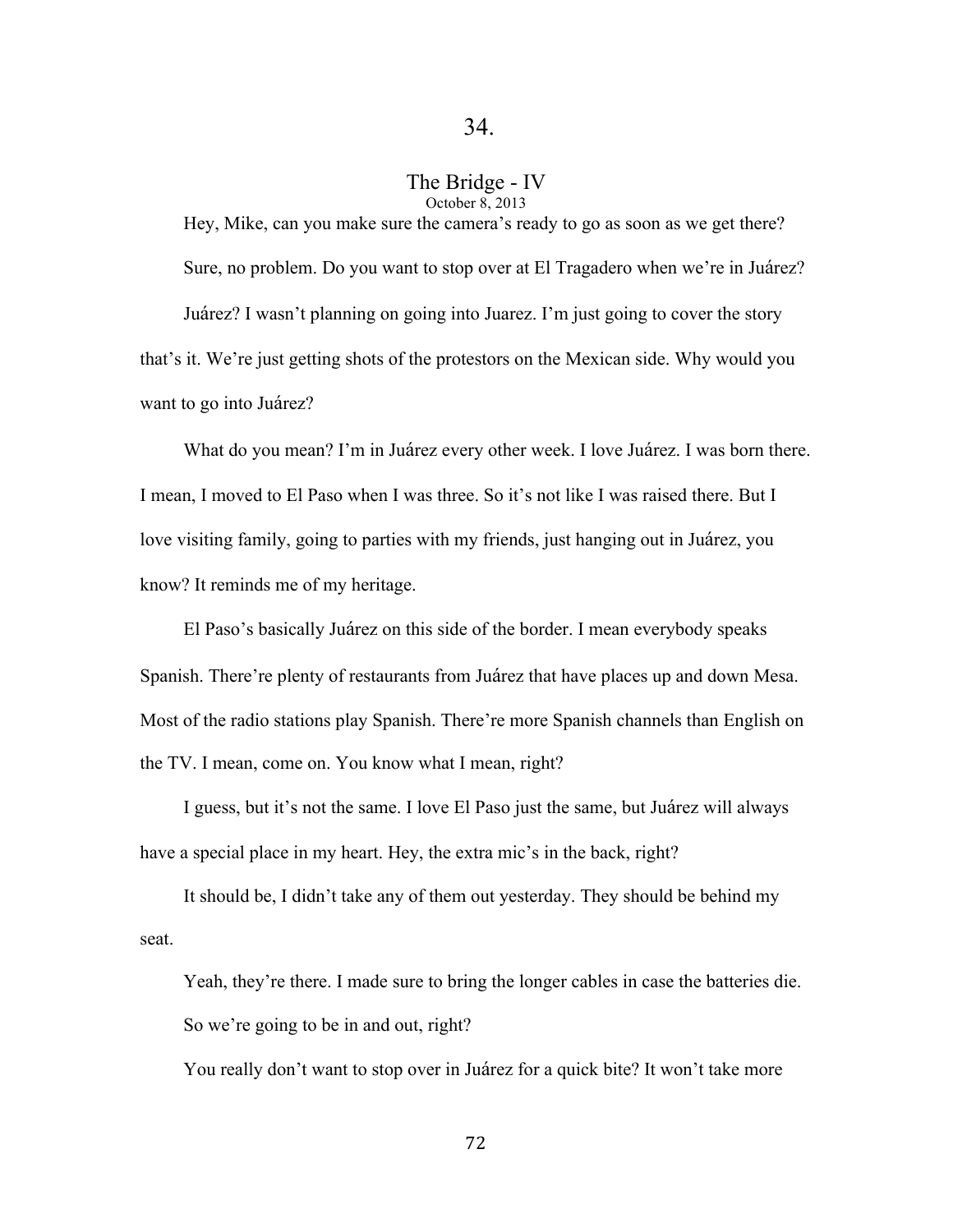# 34.

## The Bridge - IV

October 8, 2013

Hey, Mike, can you make sure the camera's ready to go as soon as we get there?

Sure, no problem. Do you want to stop over at El Tragadero when we're in Juárez?

Juárez? I wasn't planning on going into Juarez. I'm just going to cover the story that's it. We're just getting shots of the protestors on the Mexican side. Why would you want to go into Juárez?

What do you mean? I'm in Juárez every other week. I love Juárez. I was born there. I mean, I moved to El Paso when I was three. So it's not like I was raised there. But I love visiting family, going to parties with my friends, just hanging out in Juárez, you know? It reminds me of my heritage.

El Paso's basically Juárez on this side of the border. I mean everybody speaks Spanish. There're plenty of restaurants from Juárez that have places up and down Mesa. Most of the radio stations play Spanish. There're more Spanish channels than English on the TV. I mean, come on. You know what I mean, right?

I guess, but it's not the same. I love El Paso just the same, but Juárez will always have a special place in my heart. Hey, the extra mic's in the back, right?

It should be, I didn't take any of them out yesterday. They should be behind my seat.

Yeah, they're there. I made sure to bring the longer cables in case the batteries die.

So we're going to be in and out, right?

You really don't want to stop over in Juárez for a quick bite? It won't take more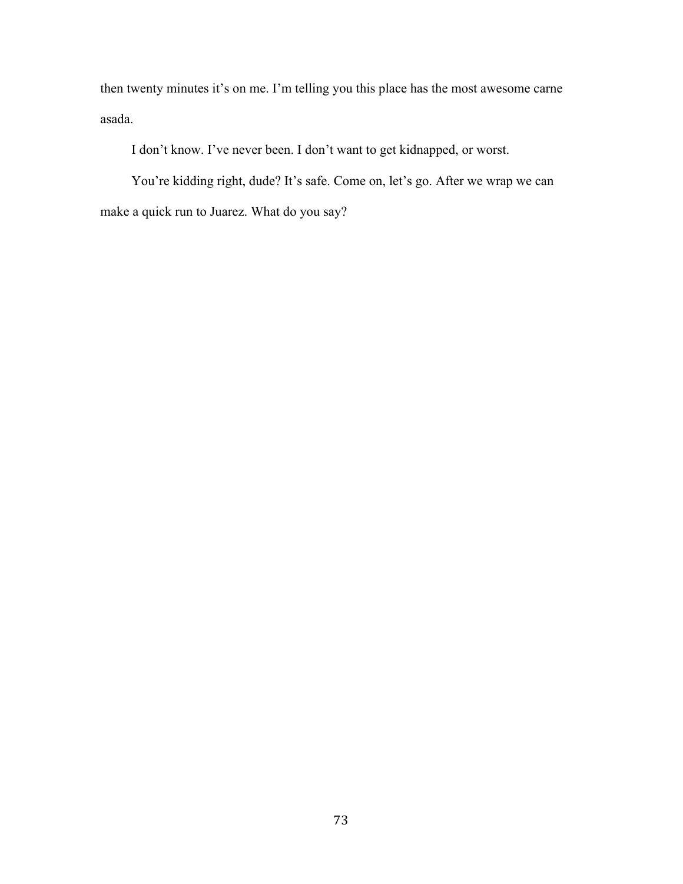then twenty minutes it's on me. I'm telling you this place has the most awesome carne asada.

I don't know. I've never been. I don't want to get kidnapped, or worst.

You're kidding right, dude? It's safe. Come on, let's go. After we wrap we can make a quick run to Juarez. What do you say?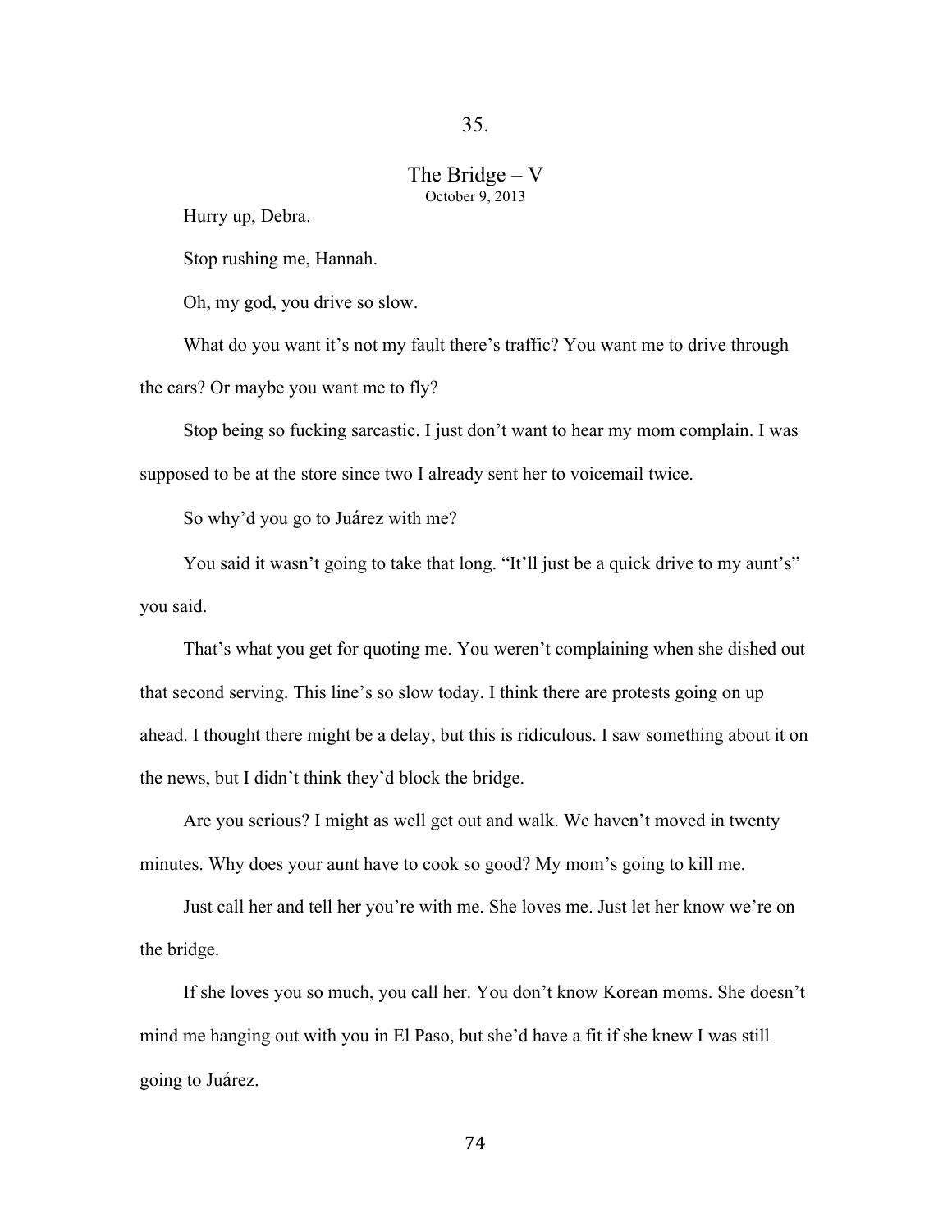## 35.

## The Bridge – V

October 9, 2013

Hurry up, Debra.

Stop rushing me, Hannah.

Oh, my god, you drive so slow.

What do you want it's not my fault there's traffic? You want me to drive through the cars? Or maybe you want me to fly?

Stop being so fucking sarcastic. I just don't want to hear my mom complain. I was supposed to be at the store since two I already sent her to voicemail twice.

So why'd you go to Juárez with me?

You said it wasn't going to take that long. "It'll just be a quick drive to my aunt's" you said.

That's what you get for quoting me. You weren't complaining when she dished out that second serving. This line's so slow today. I think there are protests going on up ahead. I thought there might be a delay, but this is ridiculous. I saw something about it on the news, but I didn't think they'd block the bridge.

Are you serious? I might as well get out and walk. We haven't moved in twenty minutes. Why does your aunt have to cook so good? My mom's going to kill me.

Just call her and tell her you're with me. She loves me. Just let her know we're on the bridge.

If she loves you so much, you call her. You don't know Korean moms. She doesn't mind me hanging out with you in El Paso, but she'd have a fit if she knew I was still going to Juárez.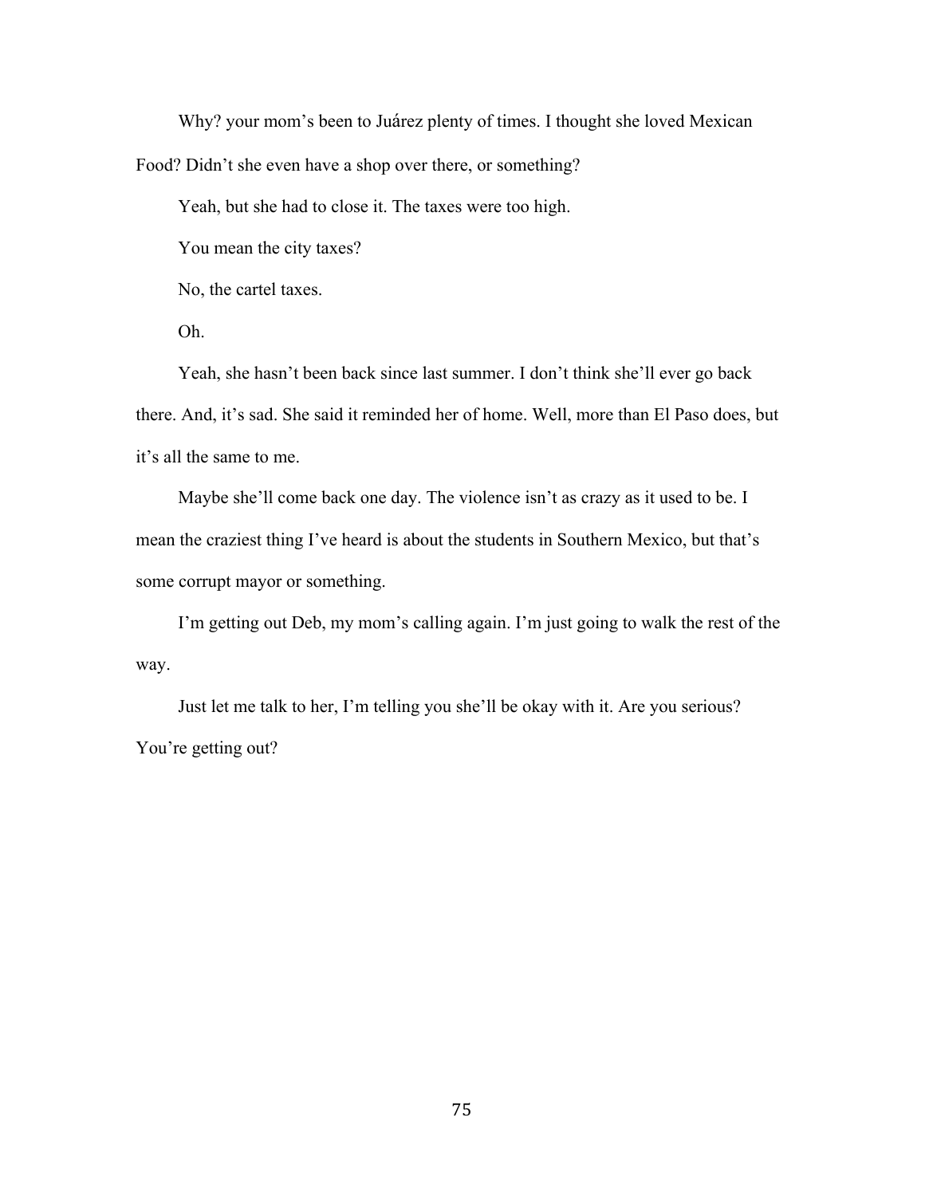Why? your mom's been to Juárez plenty of times. I thought she loved Mexican Food? Didn't she even have a shop over there, or something?

Yeah, but she had to close it. The taxes were too high.

You mean the city taxes?

No, the cartel taxes.

Oh.

Yeah, she hasn't been back since last summer. I don't think she'll ever go back there. And, it's sad. She said it reminded her of home. Well, more than El Paso does, but it's all the same to me.

Maybe she'll come back one day. The violence isn't as crazy as it used to be. I mean the craziest thing I've heard is about the students in Southern Mexico, but that's some corrupt mayor or something.

I'm getting out Deb, my mom's calling again. I'm just going to walk the rest of the way.

Just let me talk to her, I'm telling you she'll be okay with it. Are you serious? You're getting out?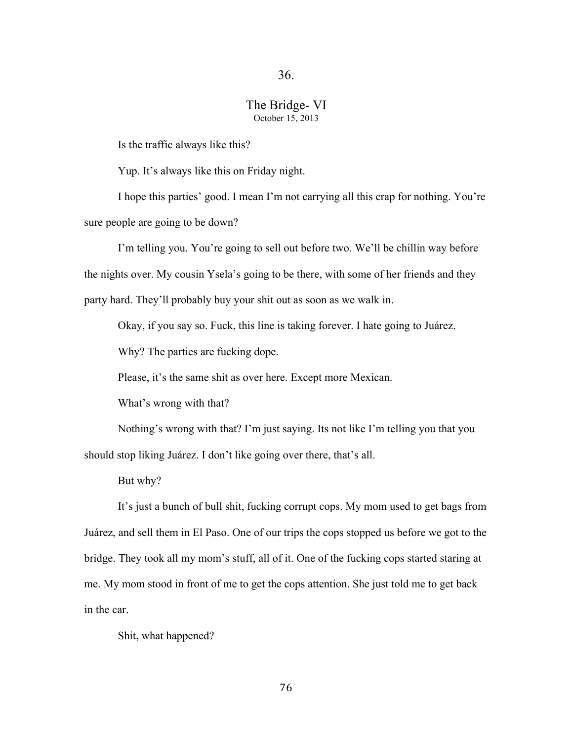## 36.

### The Bridge- VI
October 15, 2013

Is the traffic always like this?

Yup. It's always like this on Friday night.

I hope this parties' good. I mean I'm not carrying all this crap for nothing. You're sure people are going to be down?

I'm telling you. You're going to sell out before two. We'll be chillin way before the nights over. My cousin Ysela's going to be there, with some of her friends and they party hard. They'll probably buy your shit out as soon as we walk in.

Okay, if you say so. Fuck, this line is taking forever. I hate going to Juárez.

Why? The parties are fucking dope.

Please, it's the same shit as over here. Except more Mexican.

What's wrong with that?

Nothing's wrong with that? I'm just saying. Its not like I'm telling you that you should stop liking Juárez. I don't like going over there, that's all.

But why?

It's just a bunch of bull shit, fucking corrupt cops. My mom used to get bags from Juárez, and sell them in El Paso. One of our trips the cops stopped us before we got to the bridge. They took all my mom's stuff, all of it. One of the fucking cops started staring at me. My mom stood in front of me to get the cops attention. She just told me to get back in the car.

Shit, what happened?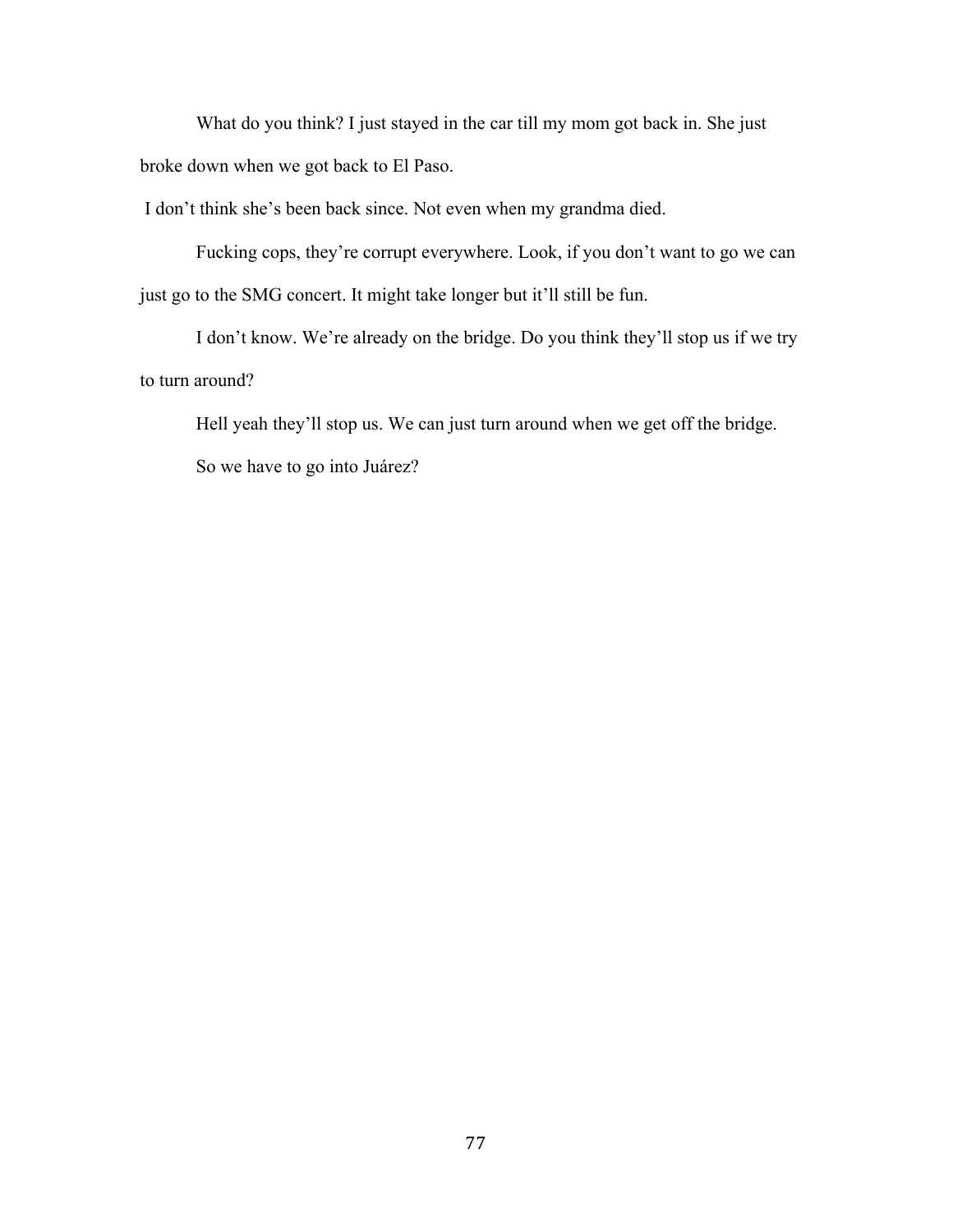What do you think? I just stayed in the car till my mom got back in. She just broke down when we got back to El Paso.

I don't think she's been back since. Not even when my grandma died.

Fucking cops, they're corrupt everywhere. Look, if you don't want to go we can just go to the SMG concert. It might take longer but it'll still be fun.

I don't know. We're already on the bridge. Do you think they'll stop us if we try to turn around?

Hell yeah they'll stop us. We can just turn around when we get off the bridge.

So we have to go into Juárez?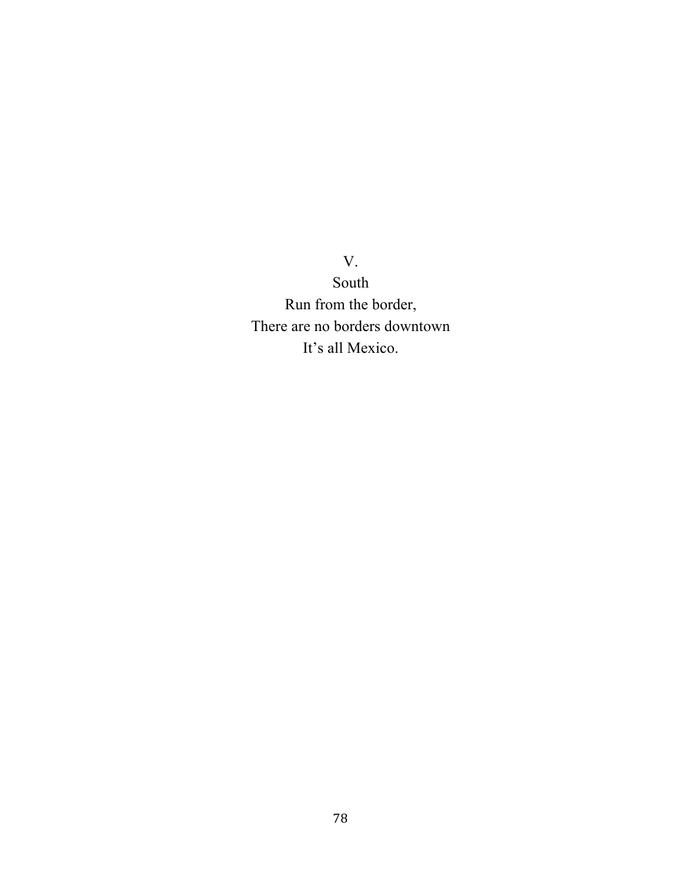V.

South

Run from the border,  
There are no borders downtown  
It's all Mexico.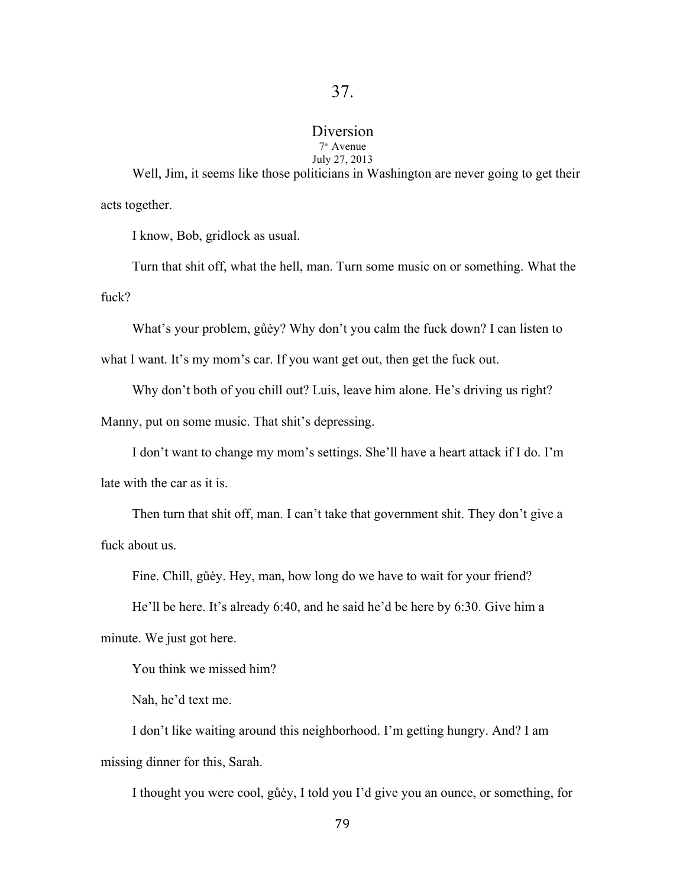## 37.

### Diversion

7th Avenue

July 27, 2013

Well, Jim, it seems like those politicians in Washington are never going to get their acts together.

I know, Bob, gridlock as usual.

Turn that shit off, what the hell, man. Turn some music on or something. What the fuck?

What's your problem, gůėy? Why don't you calm the fuck down? I can listen to what I want. It's my mom's car. If you want get out, then get the fuck out.

Why don't both of you chill out? Luis, leave him alone. He's driving us right? Manny, put on some music. That shit's depressing.

I don't want to change my mom's settings. She'll have a heart attack if I do. I'm late with the car as it is.

Then turn that shit off, man. I can't take that government shit. They don't give a fuck about us.

Fine. Chill, gůėy. Hey, man, how long do we have to wait for your friend?

He'll be here. It's already 6:40, and he said he'd be here by 6:30. Give him a minute. We just got here.

You think we missed him?

Nah, he'd text me.

I don't like waiting around this neighborhood. I'm getting hungry. And? I am missing dinner for this, Sarah.

I thought you were cool, gůėy, I told you I'd give you an ounce, or something, for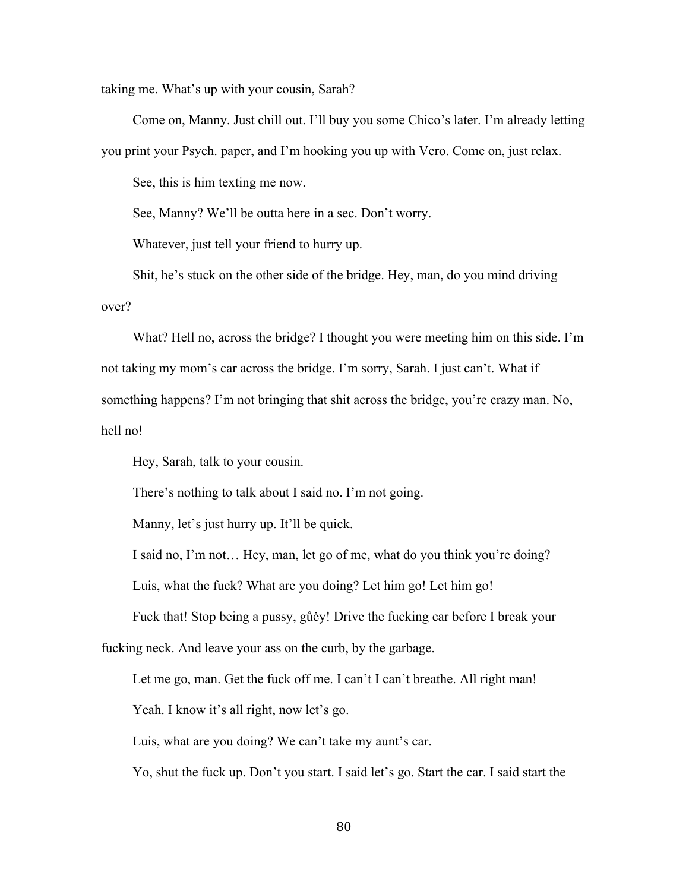taking me. What's up with your cousin, Sarah?

Come on, Manny. Just chill out. I'll buy you some Chico's later. I'm already letting you print your Psych. paper, and I'm hooking you up with Vero. Come on, just relax.

See, this is him texting me now.

See, Manny? We'll be outta here in a sec. Don't worry.

Whatever, just tell your friend to hurry up.

Shit, he's stuck on the other side of the bridge. Hey, man, do you mind driving over?

What? Hell no, across the bridge? I thought you were meeting him on this side. I'm not taking my mom's car across the bridge. I'm sorry, Sarah. I just can't. What if something happens? I'm not bringing that shit across the bridge, you're crazy man. No, hell no!

Hey, Sarah, talk to your cousin.

There's nothing to talk about I said no. I'm not going.

Manny, let's just hurry up. It'll be quick.

I said no, I'm not… Hey, man, let go of me, what do you think you're doing?

Luis, what the fuck? What are you doing? Let him go! Let him go!

Fuck that! Stop being a pussy, gůėy! Drive the fucking car before I break your fucking neck. And leave your ass on the curb, by the garbage.

Let me go, man. Get the fuck off me. I can't I can't breathe. All right man!

Yeah. I know it's all right, now let's go.

Luis, what are you doing? We can't take my aunt's car.

Yo, shut the fuck up. Don't you start. I said let's go. Start the car. I said start the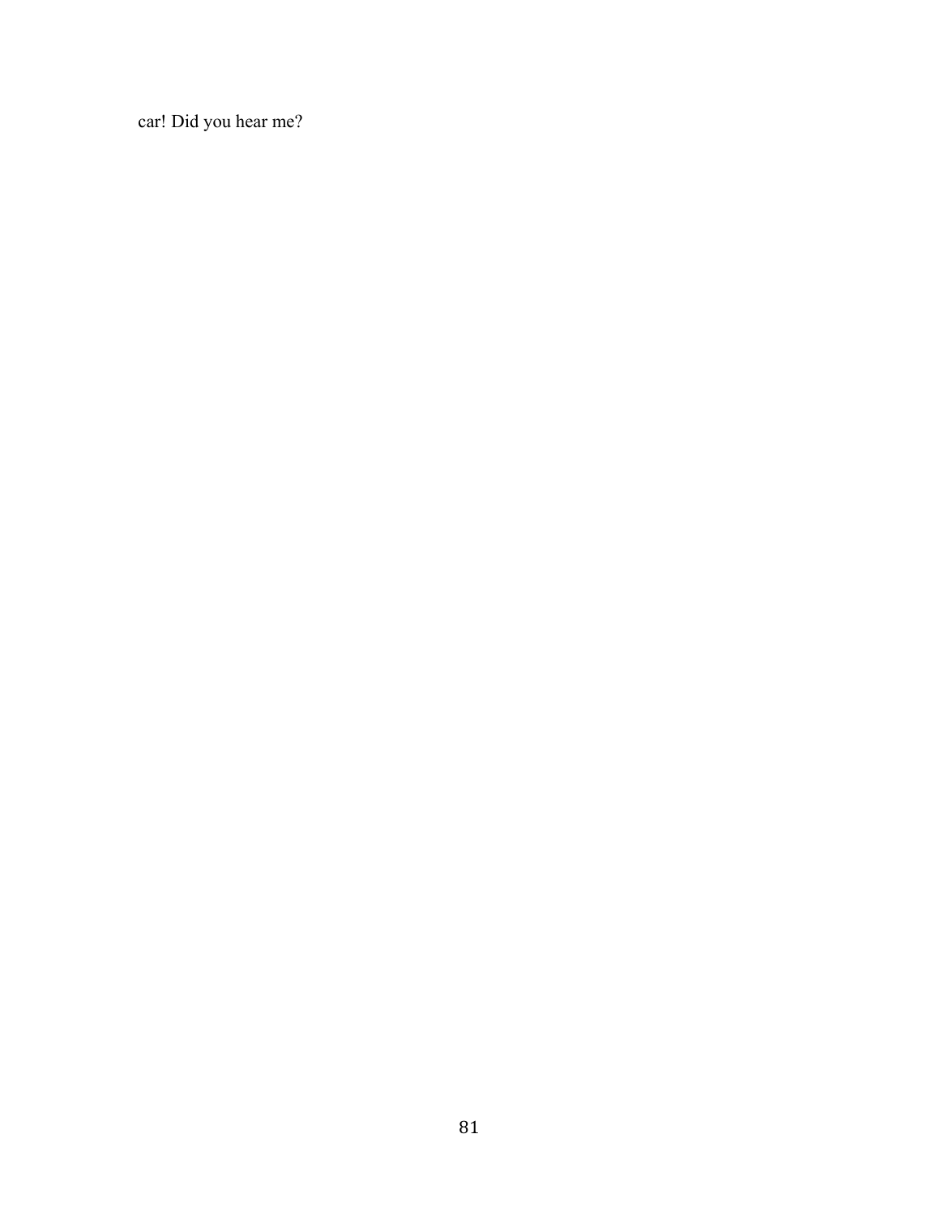car! Did you hear me?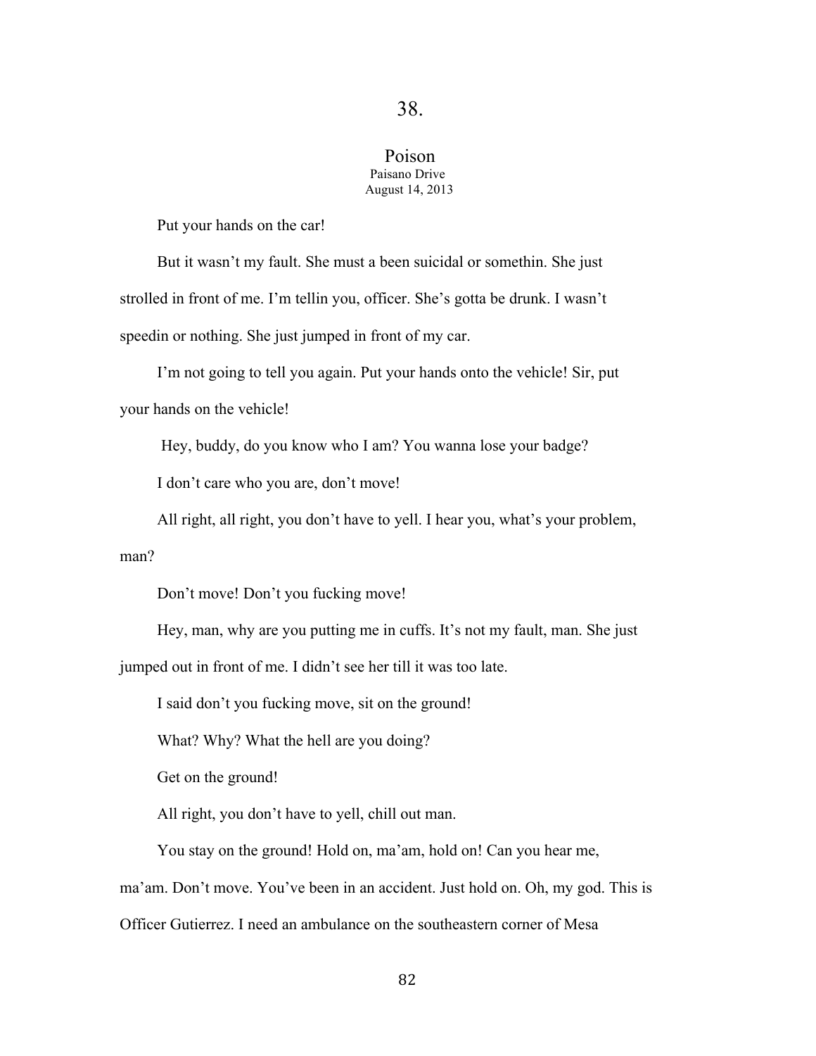# 38.

## Poison

Paisano Drive
August 14, 2013

Put your hands on the car!

But it wasn't my fault. She must a been suicidal or somethin. She just strolled in front of me. I'm tellin you, officer. She's gotta be drunk. I wasn't speedin or nothing. She just jumped in front of my car.

I'm not going to tell you again. Put your hands onto the vehicle! Sir, put your hands on the vehicle!

Hey, buddy, do you know who I am? You wanna lose your badge?

I don't care who you are, don't move!

All right, all right, you don't have to yell. I hear you, what's your problem, man?

Don't move! Don't you fucking move!

Hey, man, why are you putting me in cuffs. It's not my fault, man. She just jumped out in front of me. I didn't see her till it was too late.

I said don't you fucking move, sit on the ground!

What? Why? What the hell are you doing?

Get on the ground!

All right, you don't have to yell, chill out man.

You stay on the ground! Hold on, ma'am, hold on! Can you hear me, ma'am. Don't move. You've been in an accident. Just hold on. Oh, my god. This is Officer Gutierrez. I need an ambulance on the southeastern corner of Mesa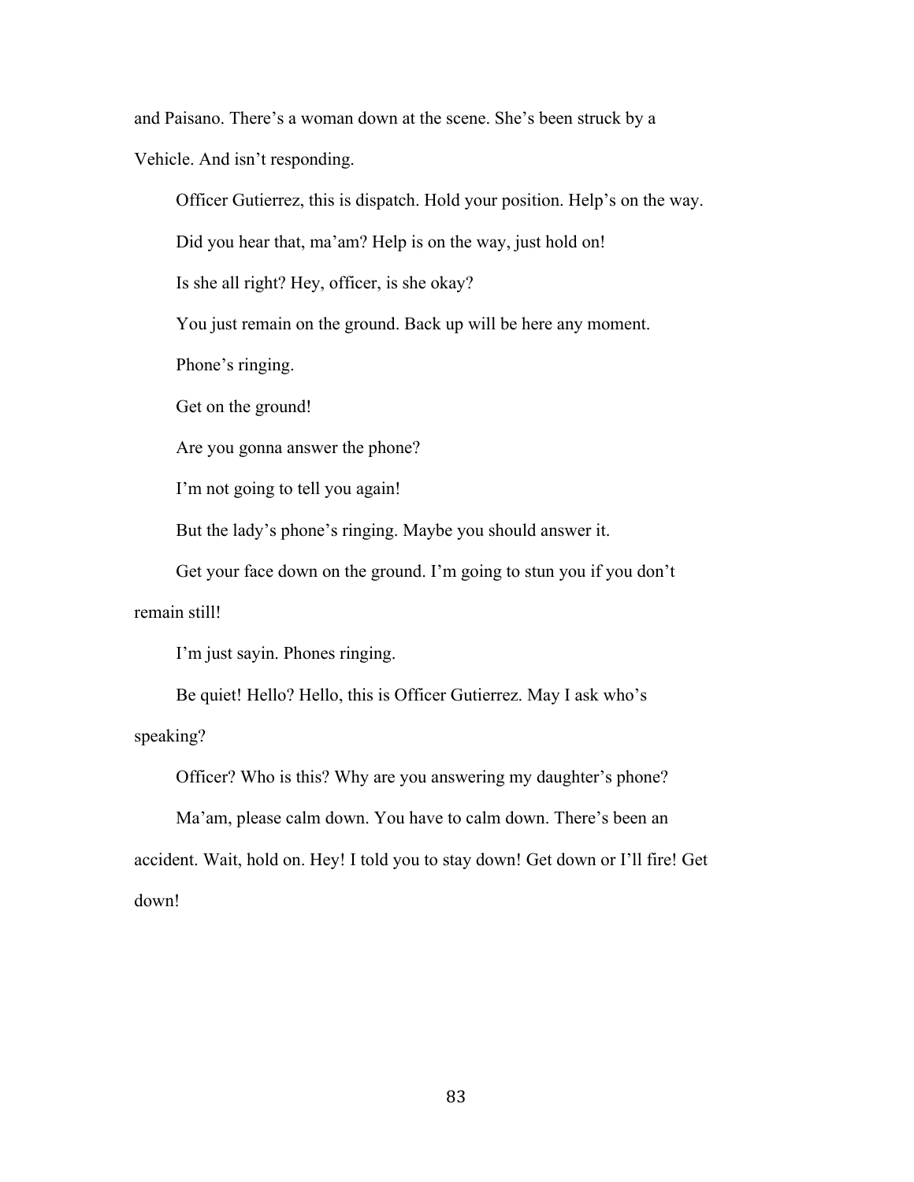and Paisano. There's a woman down at the scene. She's been struck by a Vehicle. And isn't responding.

Officer Gutierrez, this is dispatch. Hold your position. Help's on the way.

Did you hear that, ma'am? Help is on the way, just hold on!

Is she all right? Hey, officer, is she okay?

You just remain on the ground. Back up will be here any moment.

Phone's ringing.

Get on the ground!

Are you gonna answer the phone?

I'm not going to tell you again!

But the lady's phone's ringing. Maybe you should answer it.

Get your face down on the ground. I'm going to stun you if you don't remain still!

I'm just sayin. Phones ringing.

Be quiet! Hello? Hello, this is Officer Gutierrez. May I ask who's speaking?

Officer? Who is this? Why are you answering my daughter's phone?

Ma'am, please calm down. You have to calm down. There's been an accident. Wait, hold on. Hey! I told you to stay down! Get down or I'll fire! Get down!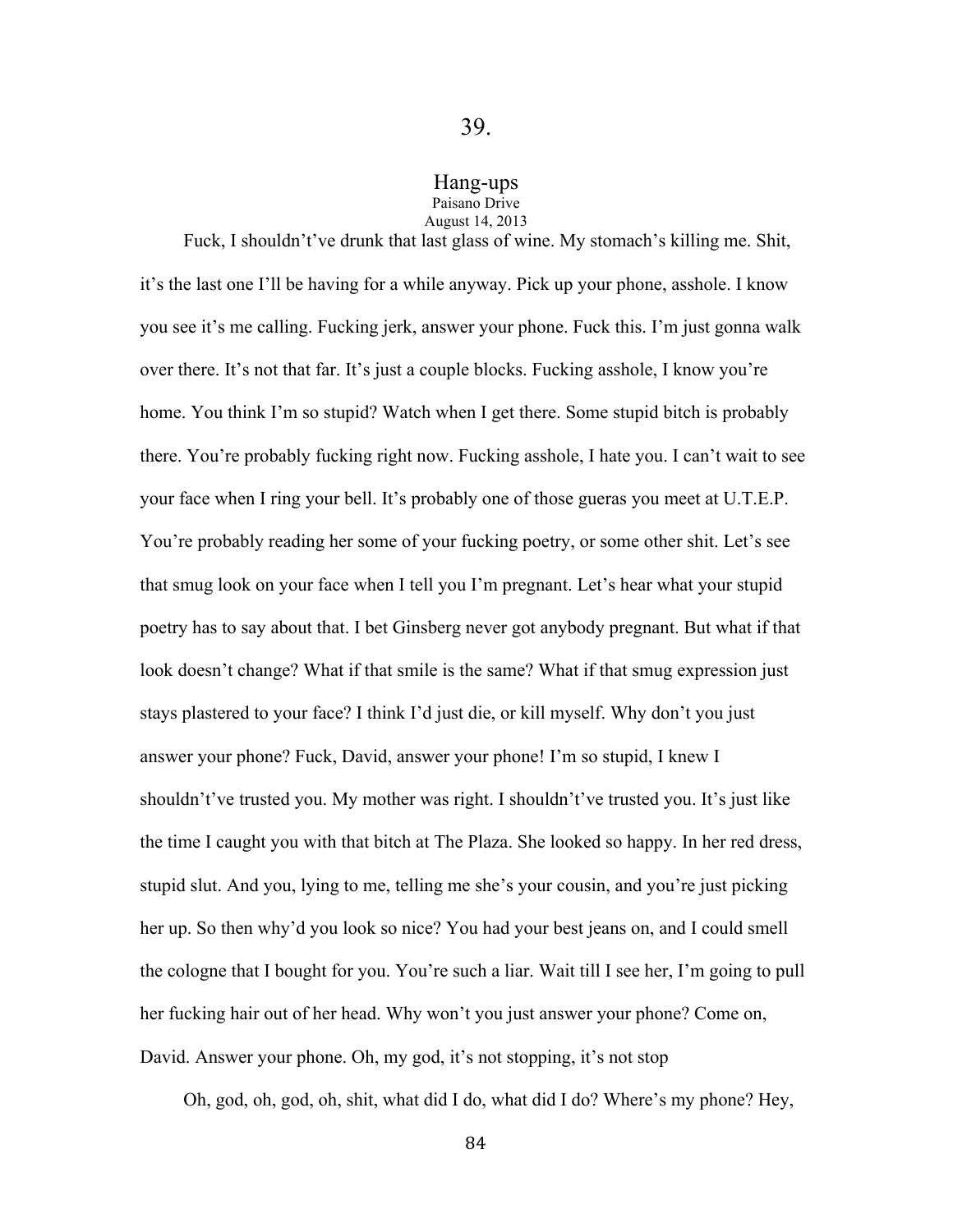# 39.

## Hang-ups

Paisano Drive
August 14, 2013

Fuck, I shouldn't've drunk that last glass of wine. My stomach's killing me. Shit, it's the last one I'll be having for a while anyway. Pick up your phone, asshole. I know you see it's me calling. Fucking jerk, answer your phone. Fuck this. I'm just gonna walk over there. It's not that far. It's just a couple blocks. Fucking asshole, I know you're home. You think I'm so stupid? Watch when I get there. Some stupid bitch is probably there. You're probably fucking right now. Fucking asshole, I hate you. I can't wait to see your face when I ring your bell. It's probably one of those gueras you meet at U.T.E.P. You're probably reading her some of your fucking poetry, or some other shit. Let's see that smug look on your face when I tell you I'm pregnant. Let's hear what your stupid poetry has to say about that. I bet Ginsberg never got anybody pregnant. But what if that look doesn't change? What if that smile is the same? What if that smug expression just stays plastered to your face? I think I'd just die, or kill myself. Why don't you just answer your phone? Fuck, David, answer your phone! I'm so stupid, I knew I shouldn't've trusted you. My mother was right. I shouldn't've trusted you. It's just like the time I caught you with that bitch at The Plaza. She looked so happy. In her red dress, stupid slut. And you, lying to me, telling me she's your cousin, and you're just picking her up. So then why'd you look so nice? You had your best jeans on, and I could smell the cologne that I bought for you. You're such a liar. Wait till I see her, I'm going to pull her fucking hair out of her head. Why won't you just answer your phone? Come on, David. Answer your phone. Oh, my god, it's not stopping, it's not stop

Oh, god, oh, god, oh, shit, what did I do, what did I do? Where's my phone? Hey,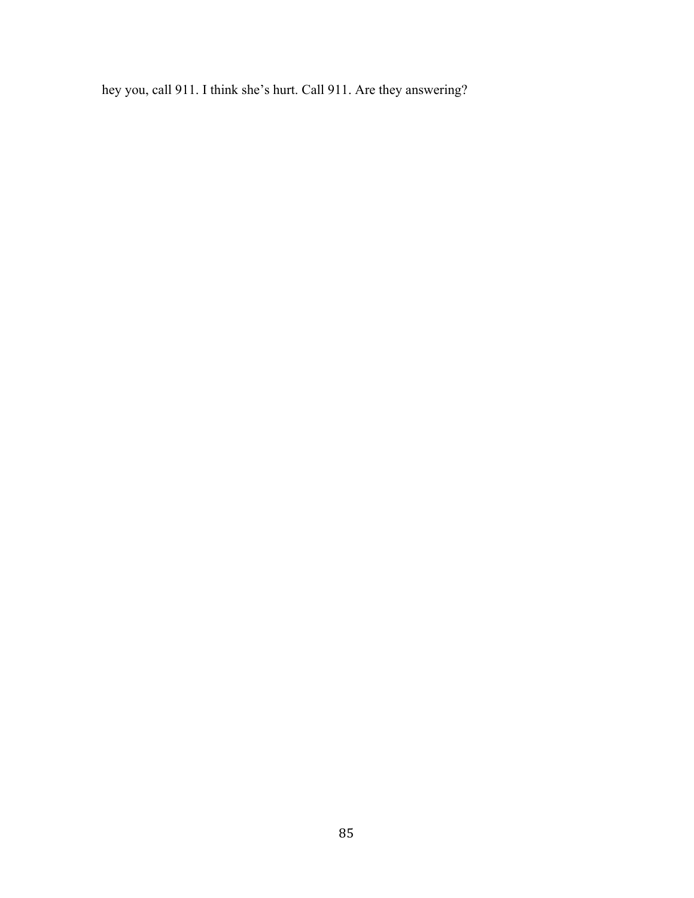hey you, call 911. I think she’s hurt. Call 911. Are they answering?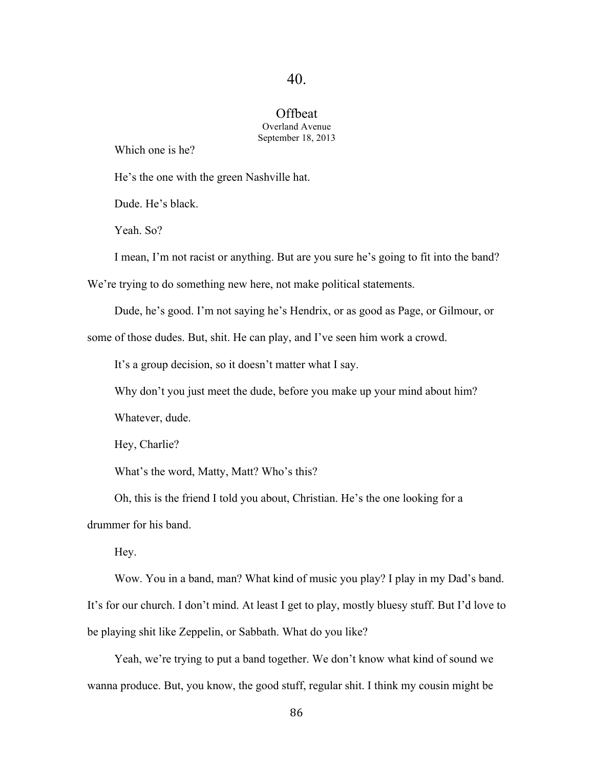# 40.

## Offbeat

Overland Avenue
September 18, 2013

Which one is he?

He's the one with the green Nashville hat.

Dude. He's black.

Yeah. So?

I mean, I'm not racist or anything. But are you sure he's going to fit into the band? We're trying to do something new here, not make political statements.

Dude, he's good. I'm not saying he's Hendrix, or as good as Page, or Gilmour, or some of those dudes. But, shit. He can play, and I've seen him work a crowd.

It's a group decision, so it doesn't matter what I say.

Why don't you just meet the dude, before you make up your mind about him?

Whatever, dude.

Hey, Charlie?

What's the word, Matty, Matt? Who's this?

Oh, this is the friend I told you about, Christian. He's the one looking for a drummer for his band.

Hey.

Wow. You in a band, man? What kind of music you play? I play in my Dad's band. It's for our church. I don't mind. At least I get to play, mostly bluesy stuff. But I'd love to be playing shit like Zeppelin, or Sabbath. What do you like?

Yeah, we're trying to put a band together. We don't know what kind of sound we wanna produce. But, you know, the good stuff, regular shit. I think my cousin might be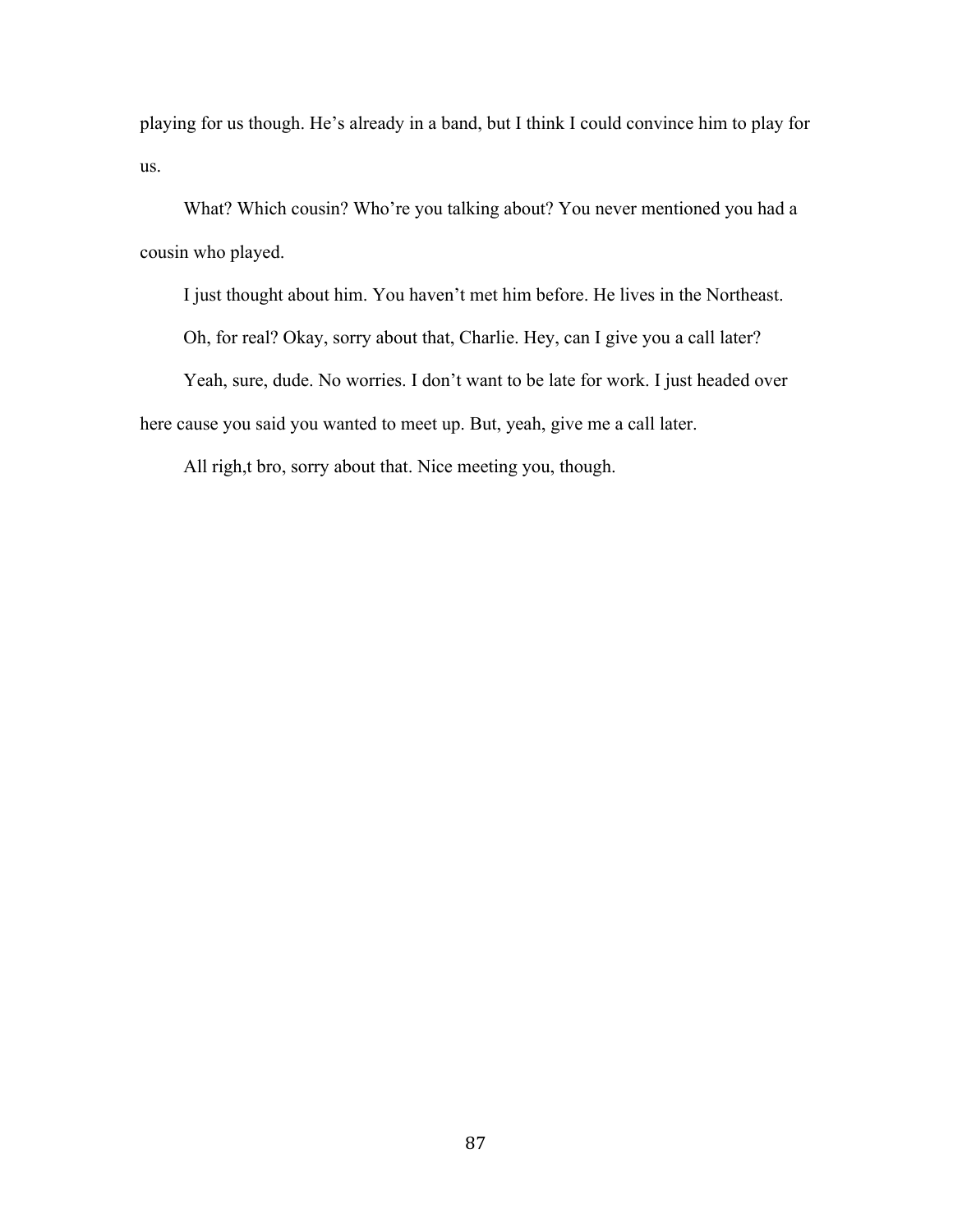playing for us though. He's already in a band, but I think I could convince him to play for us.

What? Which cousin? Who're you talking about? You never mentioned you had a cousin who played.

I just thought about him. You haven't met him before. He lives in the Northeast.

Oh, for real? Okay, sorry about that, Charlie. Hey, can I give you a call later?

Yeah, sure, dude. No worries. I don't want to be late for work. I just headed over here cause you said you wanted to meet up. But, yeah, give me a call later.

All righ,t bro, sorry about that. Nice meeting you, though.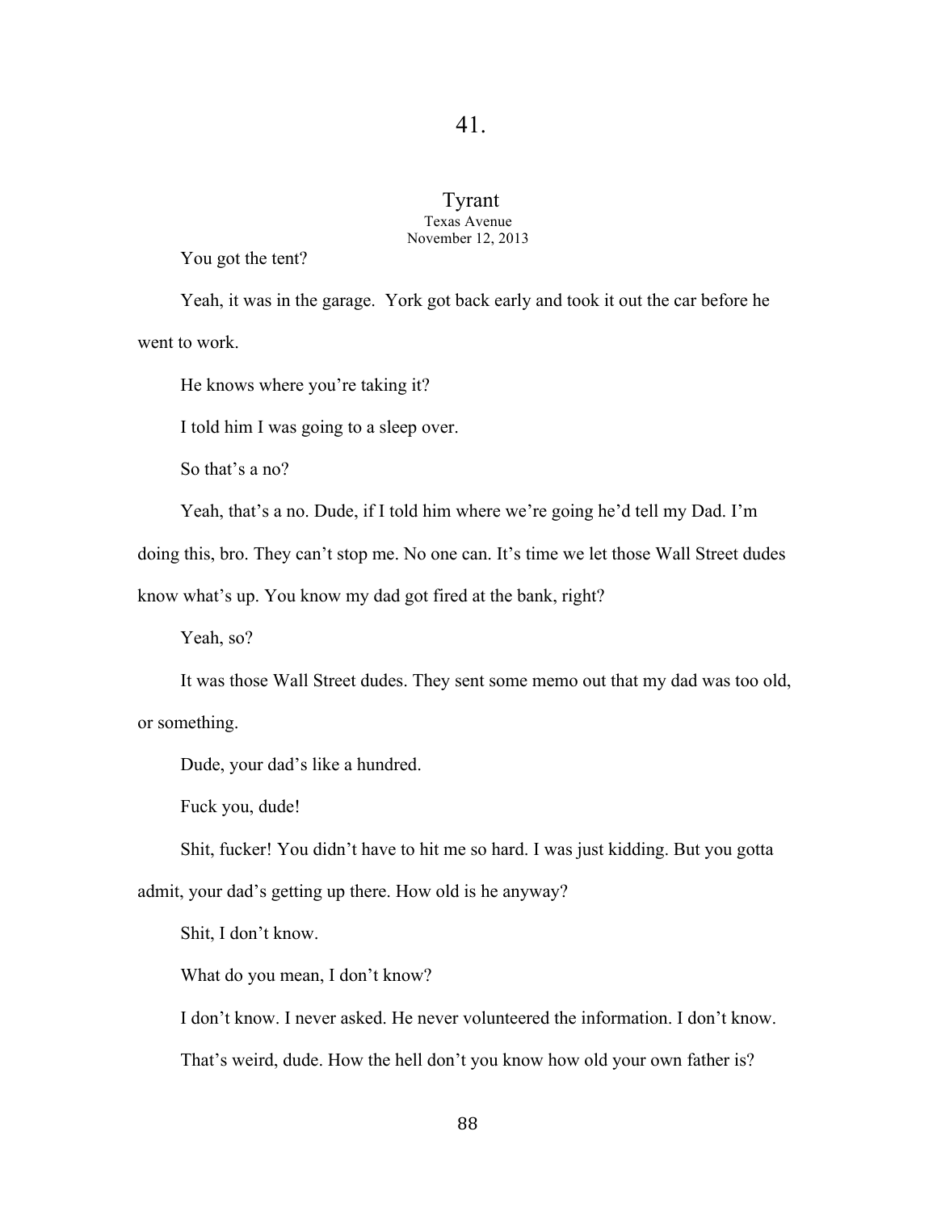# 41.

## Tyrant

Texas Avenue
November 12, 2013

You got the tent?

Yeah, it was in the garage. York got back early and took it out the car before he went to work.

He knows where you're taking it?

I told him I was going to a sleep over.

So that's a no?

Yeah, that's a no. Dude, if I told him where we're going he'd tell my Dad. I'm doing this, bro. They can't stop me. No one can. It's time we let those Wall Street dudes know what's up. You know my dad got fired at the bank, right?

Yeah, so?

It was those Wall Street dudes. They sent some memo out that my dad was too old, or something.

Dude, your dad's like a hundred.

Fuck you, dude!

Shit, fucker! You didn't have to hit me so hard. I was just kidding. But you gotta admit, your dad's getting up there. How old is he anyway?

Shit, I don't know.

What do you mean, I don't know?

I don't know. I never asked. He never volunteered the information. I don't know.

That's weird, dude. How the hell don't you know how old your own father is?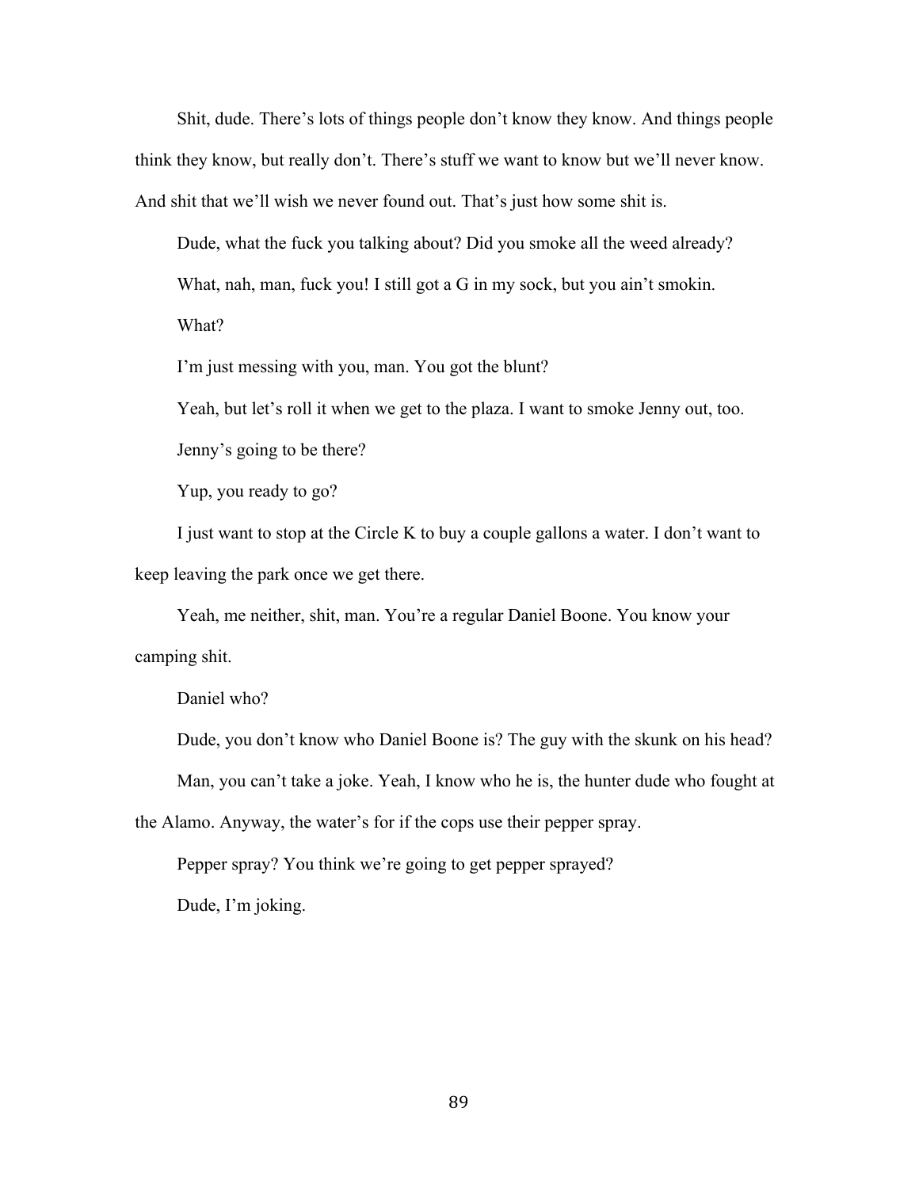Shit, dude. There's lots of things people don't know they know. And things people think they know, but really don't. There's stuff we want to know but we'll never know. And shit that we'll wish we never found out. That's just how some shit is.

Dude, what the fuck you talking about? Did you smoke all the weed already?

What, nah, man, fuck you! I still got a G in my sock, but you ain't smokin.

What?

I'm just messing with you, man. You got the blunt?

Yeah, but let's roll it when we get to the plaza. I want to smoke Jenny out, too.

Jenny's going to be there?

Yup, you ready to go?

I just want to stop at the Circle K to buy a couple gallons a water. I don't want to keep leaving the park once we get there.

Yeah, me neither, shit, man. You're a regular Daniel Boone. You know your camping shit.

Daniel who?

Dude, you don't know who Daniel Boone is? The guy with the skunk on his head?

Man, you can't take a joke. Yeah, I know who he is, the hunter dude who fought at the Alamo. Anyway, the water's for if the cops use their pepper spray.

Pepper spray? You think we're going to get pepper sprayed?

Dude, I'm joking.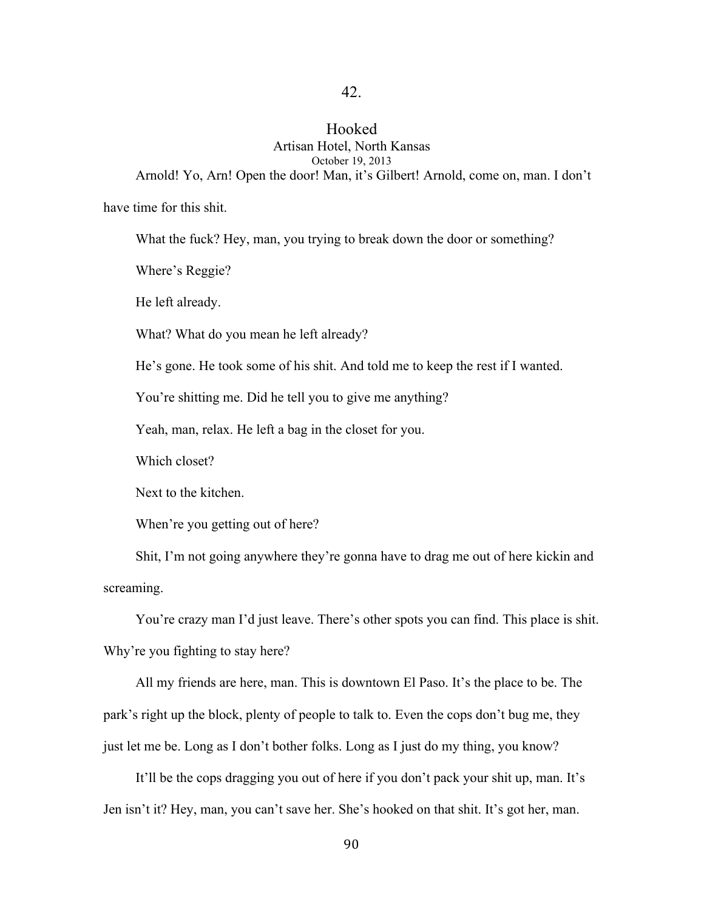## 42.

## Hooked

Artisan Hotel, North Kansas

October 19, 2013

Arnold! Yo, Arn! Open the door! Man, it's Gilbert! Arnold, come on, man. I don't have time for this shit.

What the fuck? Hey, man, you trying to break down the door or something?

Where's Reggie?

He left already.

What? What do you mean he left already?

He's gone. He took some of his shit. And told me to keep the rest if I wanted.

You're shitting me. Did he tell you to give me anything?

Yeah, man, relax. He left a bag in the closet for you.

Which closet?

Next to the kitchen.

When're you getting out of here?

Shit, I'm not going anywhere they're gonna have to drag me out of here kickin and screaming.

You're crazy man I'd just leave. There's other spots you can find. This place is shit. Why're you fighting to stay here?

All my friends are here, man. This is downtown El Paso. It's the place to be. The park's right up the block, plenty of people to talk to. Even the cops don't bug me, they just let me be. Long as I don't bother folks. Long as I just do my thing, you know?

It'll be the cops dragging you out of here if you don't pack your shit up, man. It's Jen isn't it? Hey, man, you can't save her. She's hooked on that shit. It's got her, man.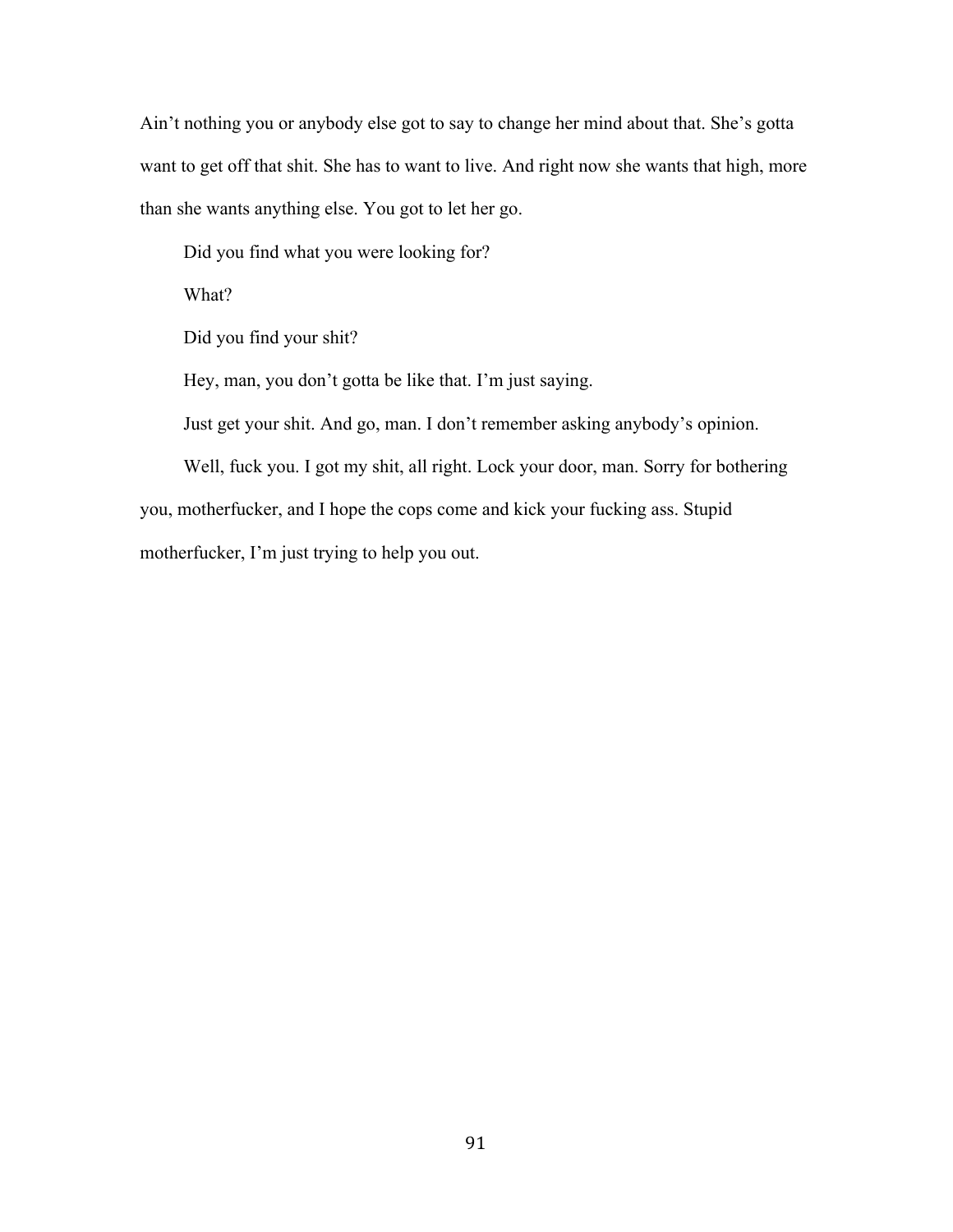Ain't nothing you or anybody else got to say to change her mind about that. She's gotta want to get off that shit. She has to want to live. And right now she wants that high, more than she wants anything else. You got to let her go.

Did you find what you were looking for?

What?

Did you find your shit?

Hey, man, you don't gotta be like that. I'm just saying.

Just get your shit. And go, man. I don't remember asking anybody's opinion.

Well, fuck you. I got my shit, all right. Lock your door, man. Sorry for bothering you, motherfucker, and I hope the cops come and kick your fucking ass. Stupid motherfucker, I'm just trying to help you out.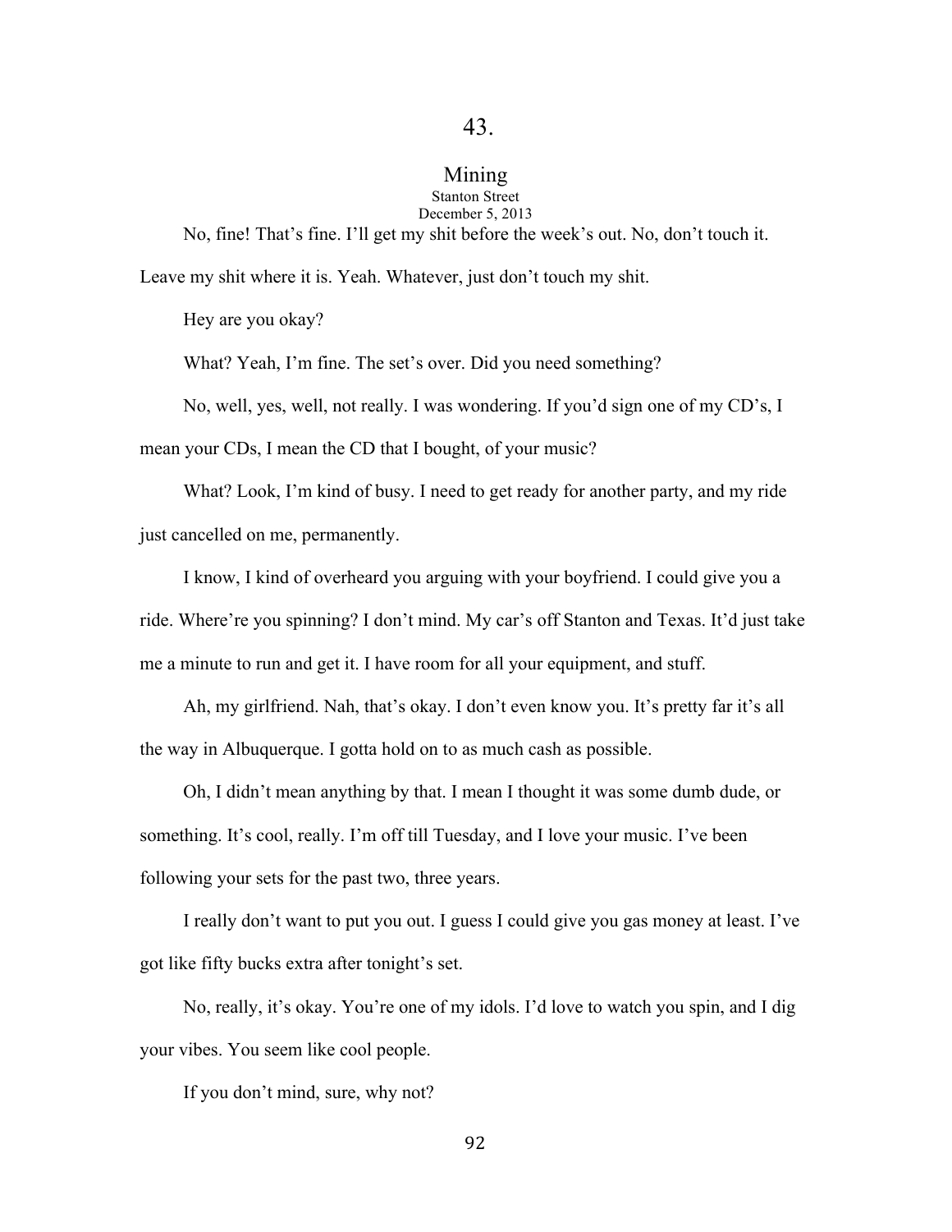## 43.

### Mining

Stanton Street
December 5, 2013

No, fine! That's fine. I'll get my shit before the week's out. No, don't touch it. Leave my shit where it is. Yeah. Whatever, just don't touch my shit.

Hey are you okay?

What? Yeah, I'm fine. The set's over. Did you need something?

No, well, yes, well, not really. I was wondering. If you'd sign one of my CD's, I mean your CDs, I mean the CD that I bought, of your music?

What? Look, I'm kind of busy. I need to get ready for another party, and my ride just cancelled on me, permanently.

I know, I kind of overheard you arguing with your boyfriend. I could give you a ride. Where're you spinning? I don't mind. My car's off Stanton and Texas. It'd just take me a minute to run and get it. I have room for all your equipment, and stuff.

Ah, my girlfriend. Nah, that's okay. I don't even know you. It's pretty far it's all the way in Albuquerque. I gotta hold on to as much cash as possible.

Oh, I didn't mean anything by that. I mean I thought it was some dumb dude, or something. It's cool, really. I'm off till Tuesday, and I love your music. I've been following your sets for the past two, three years.

I really don't want to put you out. I guess I could give you gas money at least. I've got like fifty bucks extra after tonight's set.

No, really, it's okay. You're one of my idols. I'd love to watch you spin, and I dig your vibes. You seem like cool people.

If you don't mind, sure, why not?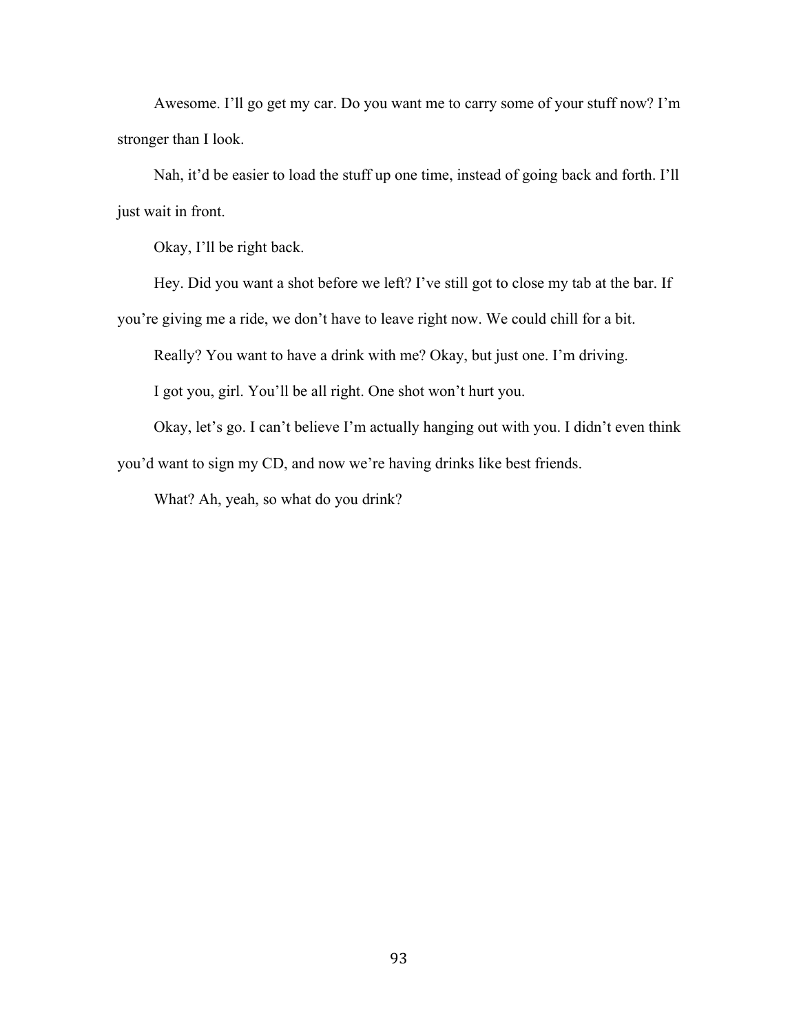Awesome. I'll go get my car. Do you want me to carry some of your stuff now? I'm stronger than I look.

Nah, it'd be easier to load the stuff up one time, instead of going back and forth. I'll just wait in front.

Okay, I'll be right back.

Hey. Did you want a shot before we left? I've still got to close my tab at the bar. If you're giving me a ride, we don't have to leave right now. We could chill for a bit.

Really? You want to have a drink with me? Okay, but just one. I'm driving.

I got you, girl. You'll be all right. One shot won't hurt you.

Okay, let's go. I can't believe I'm actually hanging out with you. I didn't even think you'd want to sign my CD, and now we're having drinks like best friends.

What? Ah, yeah, so what do you drink?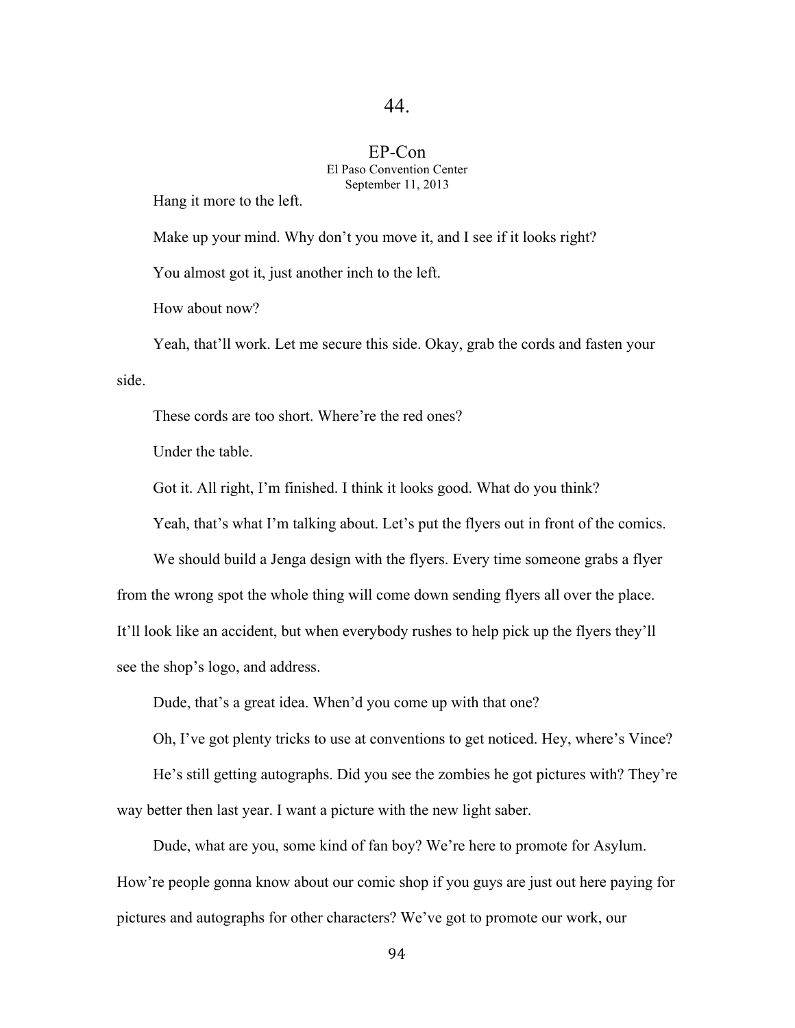# 44.

## EP-Con

El Paso Convention Center
September 11, 2013

Hang it more to the left.

Make up your mind. Why don't you move it, and I see if it looks right?

You almost got it, just another inch to the left.

How about now?

Yeah, that'll work. Let me secure this side. Okay, grab the cords and fasten your side.

These cords are too short. Where're the red ones?

Under the table.

Got it. All right, I'm finished. I think it looks good. What do you think?

Yeah, that's what I'm talking about. Let's put the flyers out in front of the comics.

We should build a Jenga design with the flyers. Every time someone grabs a flyer from the wrong spot the whole thing will come down sending flyers all over the place. It'll look like an accident, but when everybody rushes to help pick up the flyers they'll see the shop's logo, and address.

Dude, that's a great idea. When'd you come up with that one?

Oh, I've got plenty tricks to use at conventions to get noticed. Hey, where's Vince?

He's still getting autographs. Did you see the zombies he got pictures with? They're way better then last year. I want a picture with the new light saber.

Dude, what are you, some kind of fan boy? We're here to promote for Asylum. How're people gonna know about our comic shop if you guys are just out here paying for pictures and autographs for other characters? We've got to promote our work, our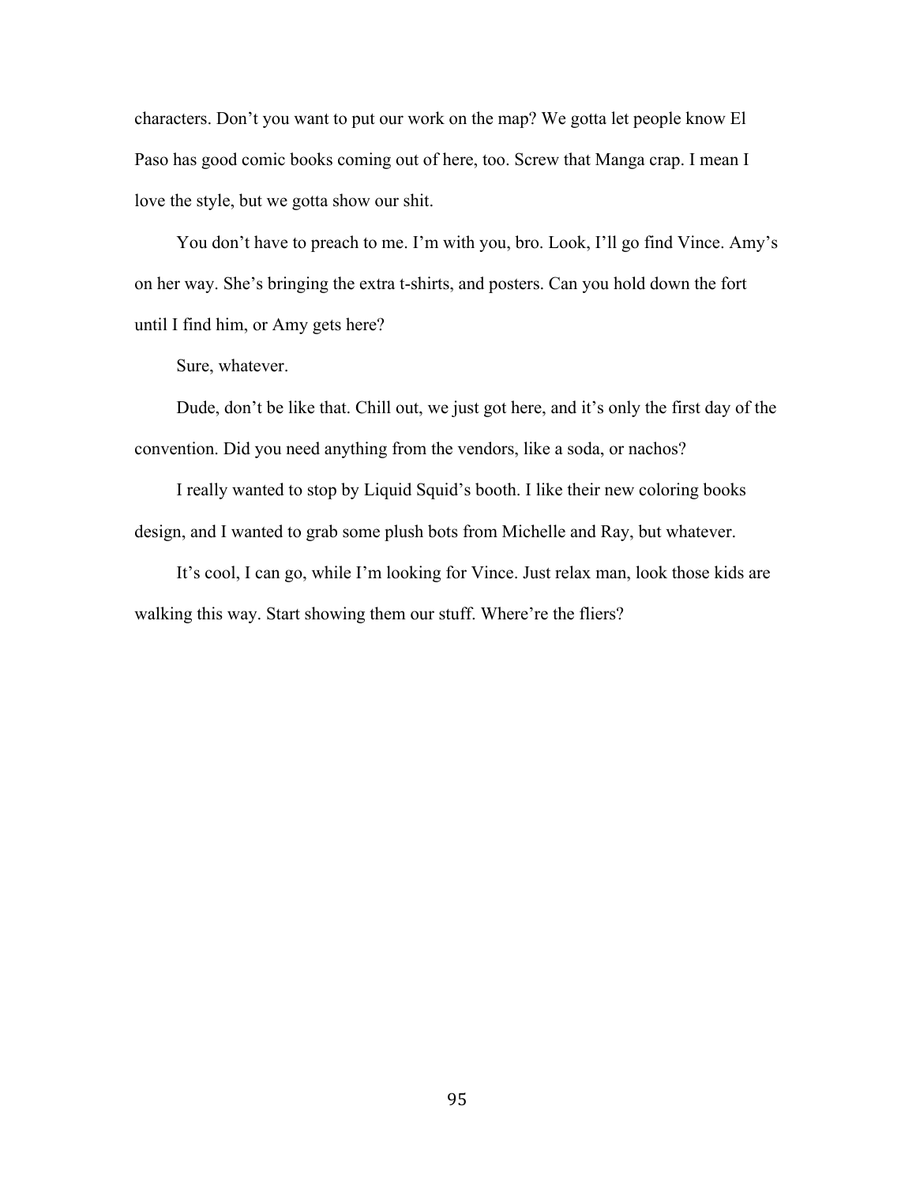characters. Don't you want to put our work on the map? We gotta let people know El Paso has good comic books coming out of here, too. Screw that Manga crap. I mean I love the style, but we gotta show our shit.

You don't have to preach to me. I'm with you, bro. Look, I'll go find Vince. Amy's on her way. She's bringing the extra t-shirts, and posters. Can you hold down the fort until I find him, or Amy gets here?

Sure, whatever.

Dude, don't be like that. Chill out, we just got here, and it's only the first day of the convention. Did you need anything from the vendors, like a soda, or nachos?

I really wanted to stop by Liquid Squid's booth. I like their new coloring books design, and I wanted to grab some plush bots from Michelle and Ray, but whatever.

It's cool, I can go, while I'm looking for Vince. Just relax man, look those kids are walking this way. Start showing them our stuff. Where're the fliers?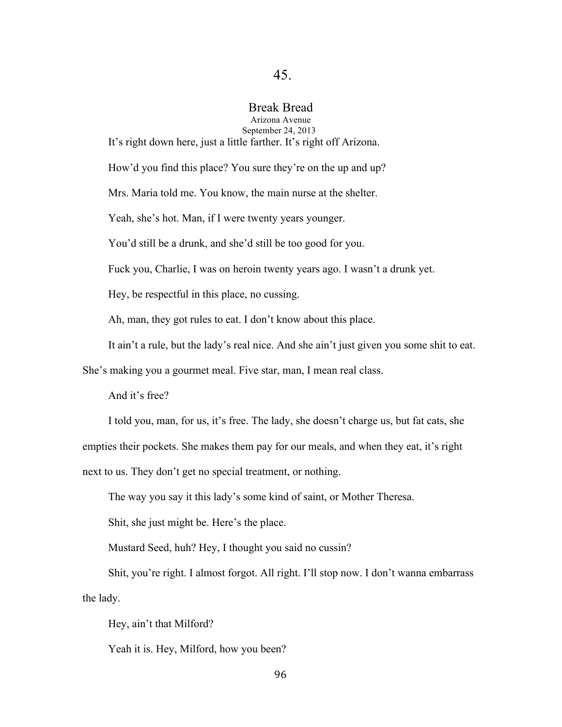# 45.

## Break Bread

Arizona Avenue

September 24, 2013

It's right down here, just a little farther. It's right off Arizona.

How'd you find this place? You sure they're on the up and up?

Mrs. Maria told me. You know, the main nurse at the shelter.

Yeah, she's hot. Man, if I were twenty years younger.

You'd still be a drunk, and she'd still be too good for you.

Fuck you, Charlie, I was on heroin twenty years ago. I wasn't a drunk yet.

Hey, be respectful in this place, no cussing.

Ah, man, they got rules to eat. I don't know about this place.

It ain't a rule, but the lady's real nice. And she ain't just given you some shit to eat. She's making you a gourmet meal. Five star, man, I mean real class.

And it's free?

I told you, man, for us, it's free. The lady, she doesn't charge us, but fat cats, she empties their pockets. She makes them pay for our meals, and when they eat, it's right next to us. They don't get no special treatment, or nothing.

The way you say it this lady's some kind of saint, or Mother Theresa.

Shit, she just might be. Here's the place.

Mustard Seed, huh? Hey, I thought you said no cussin?

Shit, you're right. I almost forgot. All right. I'll stop now. I don't wanna embarrass the lady.

Hey, ain't that Milford?

Yeah it is. Hey, Milford, how you been?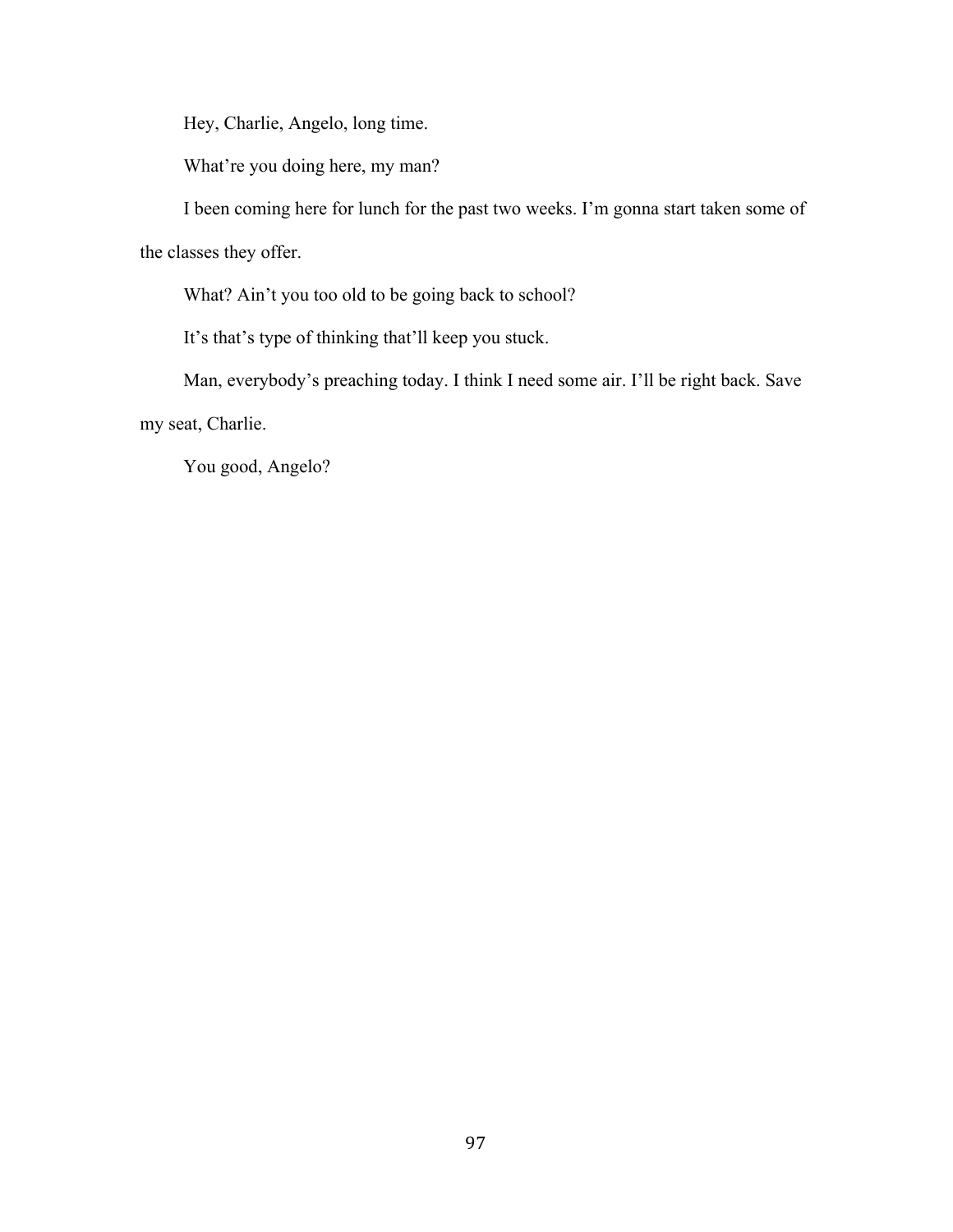Hey, Charlie, Angelo, long time.

What're you doing here, my man?

I been coming here for lunch for the past two weeks. I'm gonna start taken some of the classes they offer.

What? Ain't you too old to be going back to school?

It's that's type of thinking that'll keep you stuck.

Man, everybody's preaching today. I think I need some air. I'll be right back. Save my seat, Charlie.

You good, Angelo?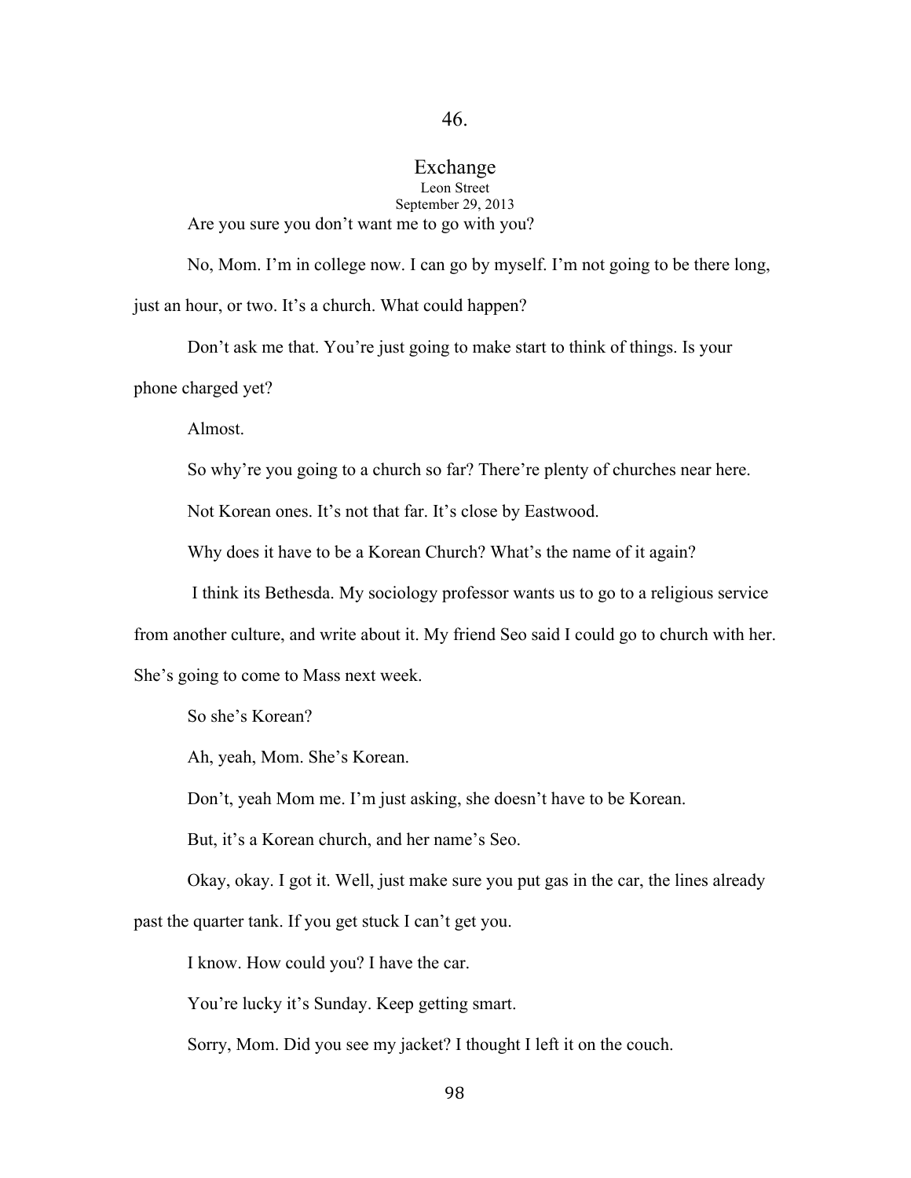# 46.

## Exchange

Leon Street

September 29, 2013

Are you sure you don't want me to go with you?

No, Mom. I'm in college now. I can go by myself. I'm not going to be there long, just an hour, or two. It's a church. What could happen?

Don't ask me that. You're just going to make start to think of things. Is your phone charged yet?

Almost.

So why're you going to a church so far? There're plenty of churches near here.

Not Korean ones. It's not that far. It's close by Eastwood.

Why does it have to be a Korean Church? What's the name of it again?

I think its Bethesda. My sociology professor wants us to go to a religious service from another culture, and write about it. My friend Seo said I could go to church with her. She's going to come to Mass next week.

So she's Korean?

Ah, yeah, Mom. She's Korean.

Don't, yeah Mom me. I'm just asking, she doesn't have to be Korean.

But, it's a Korean church, and her name's Seo.

Okay, okay. I got it. Well, just make sure you put gas in the car, the lines already past the quarter tank. If you get stuck I can't get you.

I know. How could you? I have the car.

You're lucky it's Sunday. Keep getting smart.

Sorry, Mom. Did you see my jacket? I thought I left it on the couch.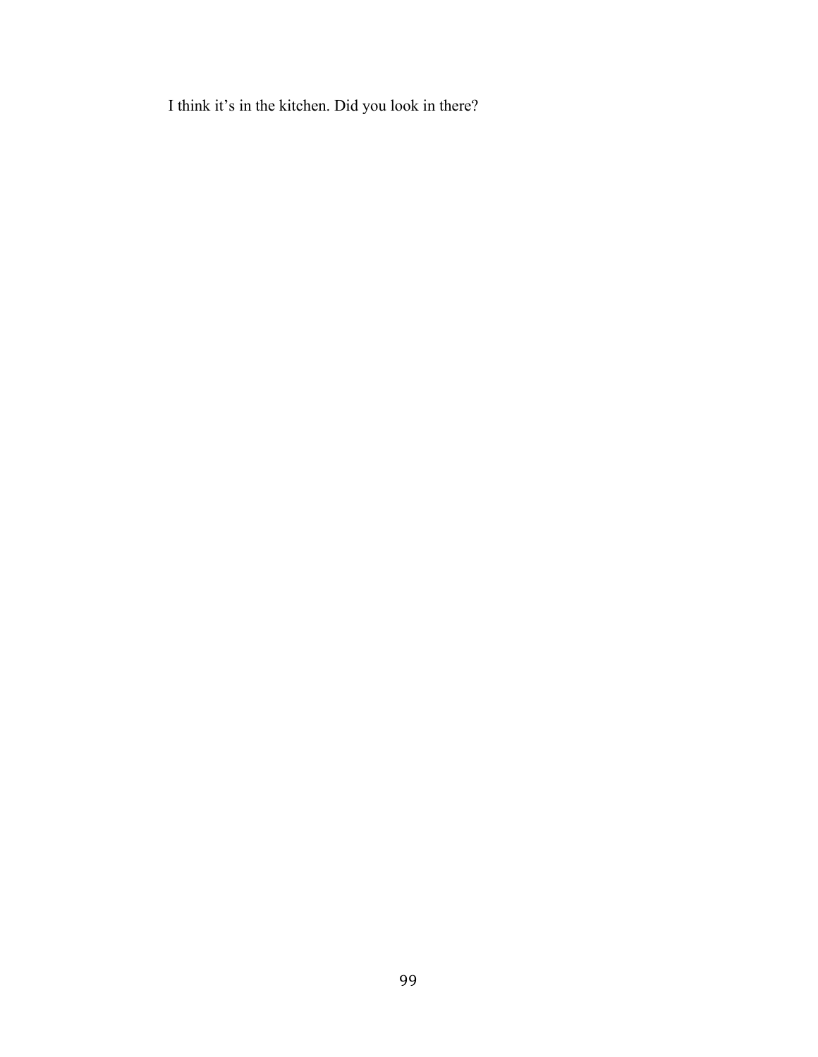I think it’s in the kitchen. Did you look in there?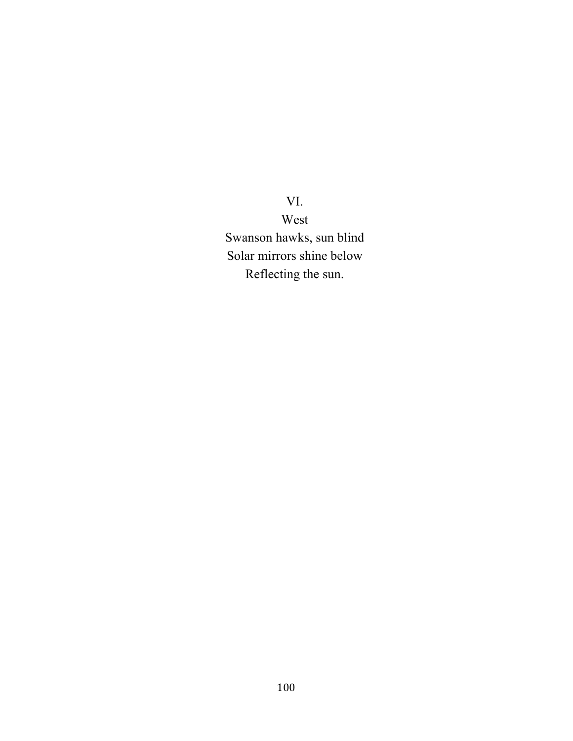VI.

West

Swanson hawks, sun blind  
Solar mirrors shine below  
Reflecting the sun.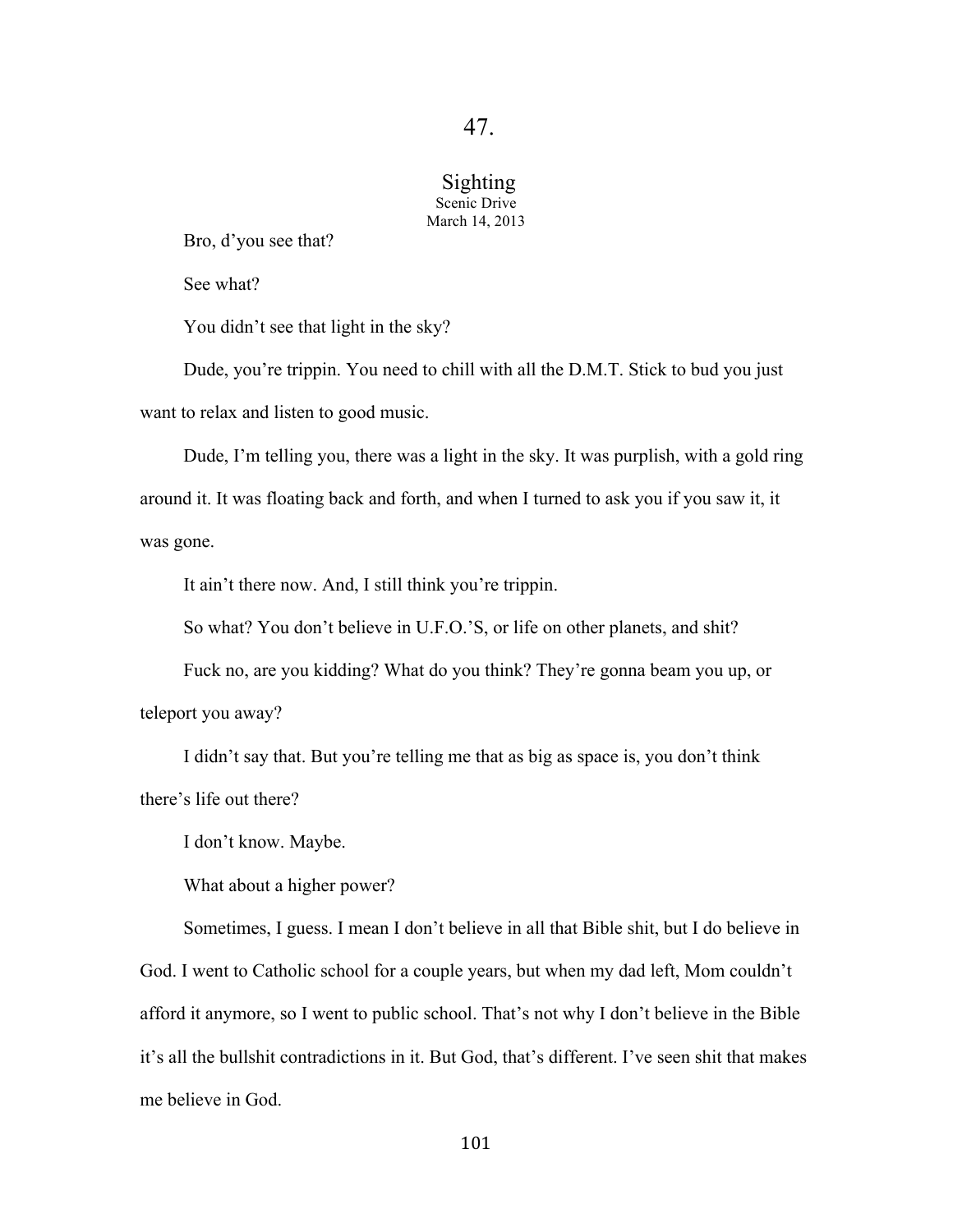# 47.

## Sighting

Scenic Drive

March 14, 2013

Bro, d'you see that?

See what?

You didn't see that light in the sky?

Dude, you're trippin. You need to chill with all the D.M.T. Stick to bud you just want to relax and listen to good music.

Dude, I'm telling you, there was a light in the sky. It was purplish, with a gold ring around it. It was floating back and forth, and when I turned to ask you if you saw it, it was gone.

It ain't there now. And, I still think you're trippin.

So what? You don't believe in U.F.O.'S, or life on other planets, and shit?

Fuck no, are you kidding? What do you think? They're gonna beam you up, or teleport you away?

I didn't say that. But you're telling me that as big as space is, you don't think there's life out there?

I don't know. Maybe.

What about a higher power?

Sometimes, I guess. I mean I don't believe in all that Bible shit, but I do believe in God. I went to Catholic school for a couple years, but when my dad left, Mom couldn't afford it anymore, so I went to public school. That's not why I don't believe in the Bible it's all the bullshit contradictions in it. But God, that's different. I've seen shit that makes me believe in God.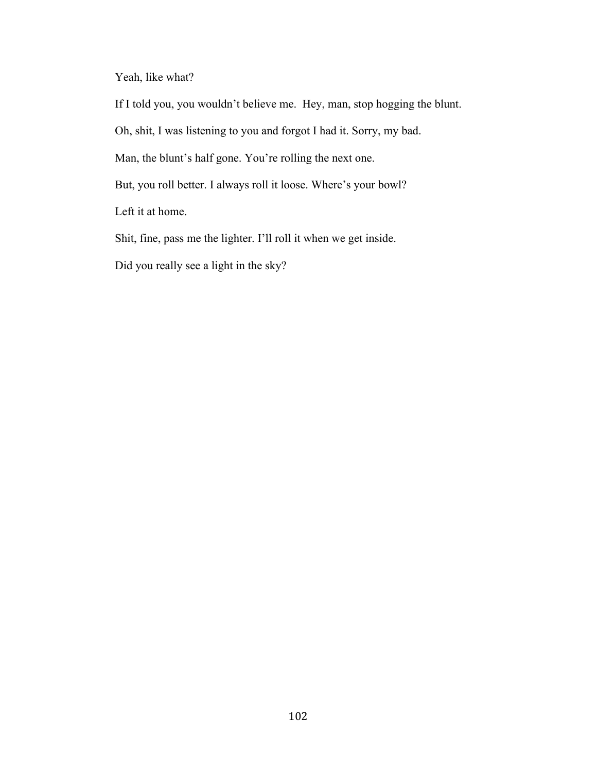Yeah, like what?

If I told you, you wouldn't believe me.  Hey, man, stop hogging the blunt.

Oh, shit, I was listening to you and forgot I had it. Sorry, my bad.

Man, the blunt's half gone. You're rolling the next one.

But, you roll better. I always roll it loose. Where's your bowl?

Left it at home.

Shit, fine, pass me the lighter. I'll roll it when we get inside.

Did you really see a light in the sky?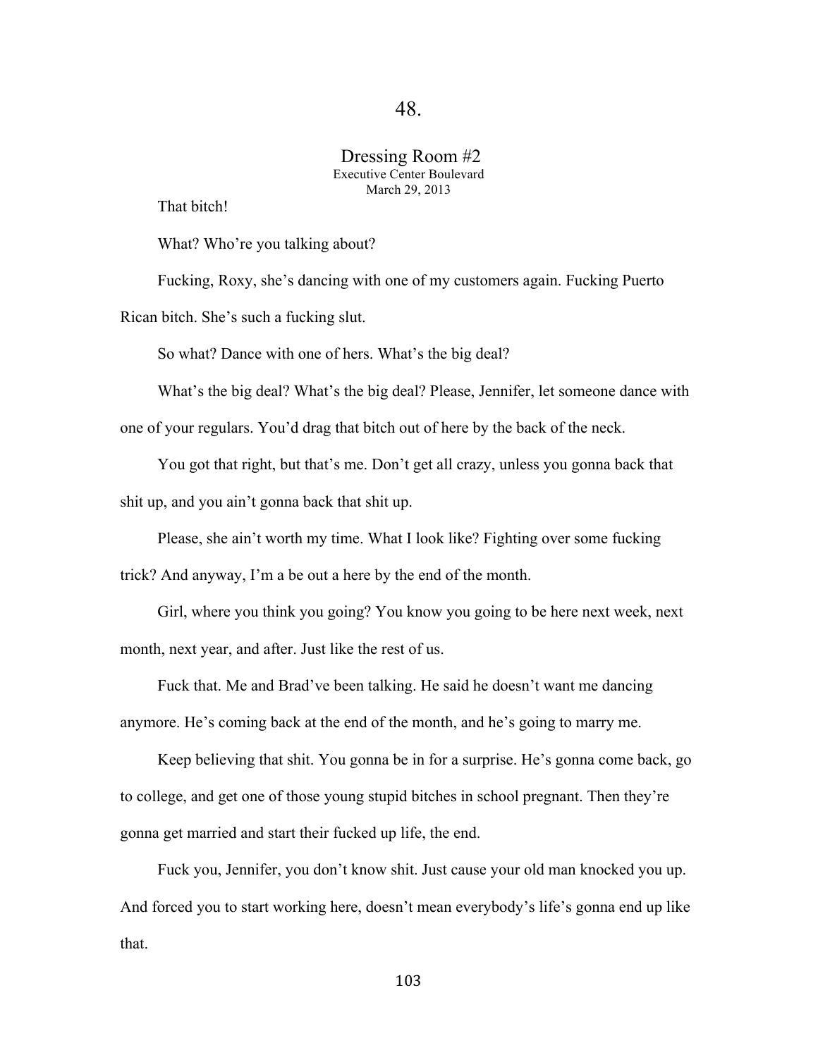# 48.

## Dressing Room #2

Executive Center Boulevard
March 29, 2013

That bitch!

What? Who're you talking about?

Fucking, Roxy, she's dancing with one of my customers again. Fucking Puerto Rican bitch. She's such a fucking slut.

So what? Dance with one of hers. What's the big deal?

What's the big deal? What's the big deal? Please, Jennifer, let someone dance with one of your regulars. You'd drag that bitch out of here by the back of the neck.

You got that right, but that's me. Don't get all crazy, unless you gonna back that shit up, and you ain't gonna back that shit up.

Please, she ain't worth my time. What I look like? Fighting over some fucking trick? And anyway, I'm a be out a here by the end of the month.

Girl, where you think you going? You know you going to be here next week, next month, next year, and after. Just like the rest of us.

Fuck that. Me and Brad've been talking. He said he doesn't want me dancing anymore. He's coming back at the end of the month, and he's going to marry me.

Keep believing that shit. You gonna be in for a surprise. He's gonna come back, go to college, and get one of those young stupid bitches in school pregnant. Then they're gonna get married and start their fucked up life, the end.

Fuck you, Jennifer, you don't know shit. Just cause your old man knocked you up. And forced you to start working here, doesn't mean everybody's life's gonna end up like that.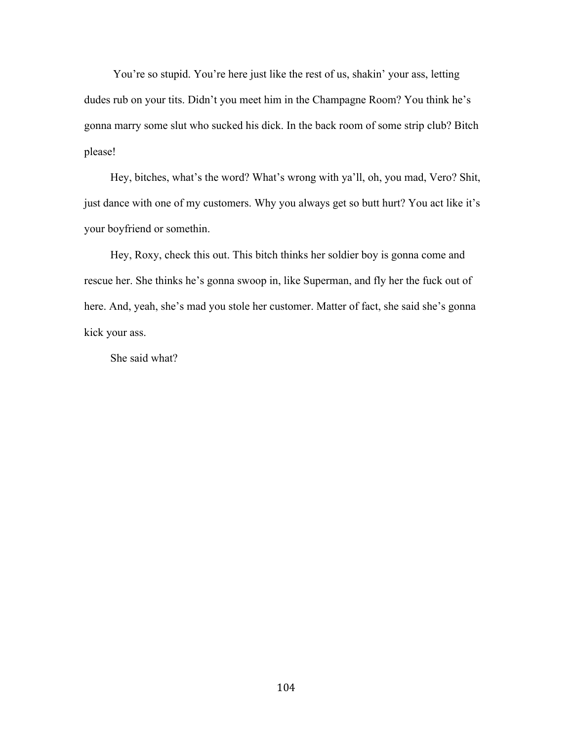You're so stupid. You're here just like the rest of us, shakin' your ass, letting dudes rub on your tits. Didn't you meet him in the Champagne Room? You think he's gonna marry some slut who sucked his dick. In the back room of some strip club? Bitch please!

Hey, bitches, what's the word? What's wrong with ya'll, oh, you mad, Vero? Shit, just dance with one of my customers. Why you always get so butt hurt? You act like it's your boyfriend or somethin.

Hey, Roxy, check this out. This bitch thinks her soldier boy is gonna come and rescue her. She thinks he's gonna swoop in, like Superman, and fly her the fuck out of here. And, yeah, she's mad you stole her customer. Matter of fact, she said she's gonna kick your ass.

She said what?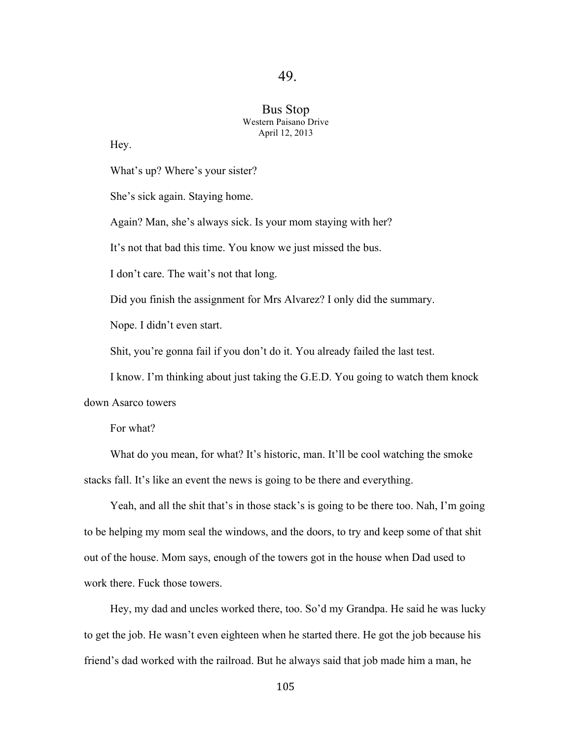## 49.

### Bus Stop

Western Paisano Drive
April 12, 2013

Hey.

What's up? Where's your sister?

She's sick again. Staying home.

Again? Man, she's always sick. Is your mom staying with her?

It's not that bad this time. You know we just missed the bus.

I don't care. The wait's not that long.

Did you finish the assignment for Mrs Alvarez? I only did the summary.

Nope. I didn't even start.

Shit, you're gonna fail if you don't do it. You already failed the last test.

I know. I'm thinking about just taking the G.E.D. You going to watch them knock down Asarco towers

For what?

What do you mean, for what? It's historic, man. It'll be cool watching the smoke stacks fall. It's like an event the news is going to be there and everything.

Yeah, and all the shit that's in those stack's is going to be there too. Nah, I'm going to be helping my mom seal the windows, and the doors, to try and keep some of that shit out of the house. Mom says, enough of the towers got in the house when Dad used to work there. Fuck those towers.

Hey, my dad and uncles worked there, too. So'd my Grandpa. He said he was lucky to get the job. He wasn't even eighteen when he started there. He got the job because his friend's dad worked with the railroad. But he always said that job made him a man, he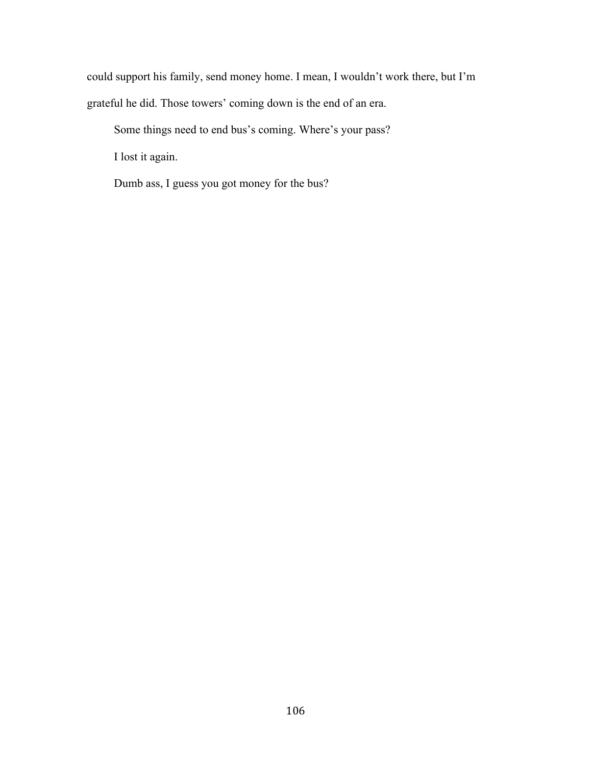could support his family, send money home. I mean, I wouldn't work there, but I'm grateful he did. Those towers' coming down is the end of an era.

Some things need to end bus's coming. Where's your pass?

I lost it again.

Dumb ass, I guess you got money for the bus?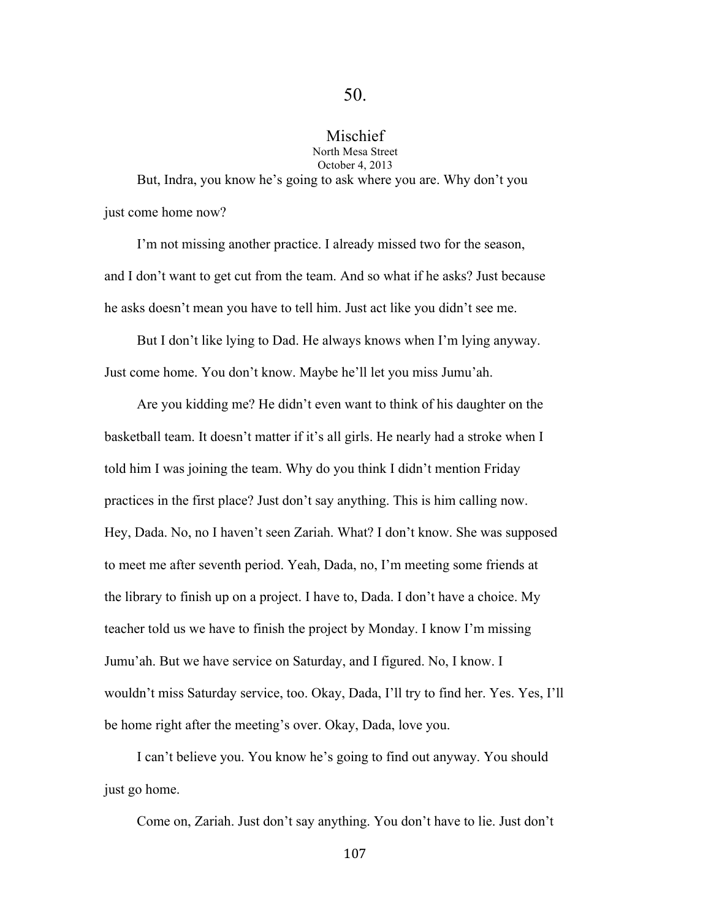# 50.

## Mischief

North Mesa Street
October 4, 2013

But, Indra, you know he's going to ask where you are. Why don't you just come home now?

I'm not missing another practice. I already missed two for the season, and I don't want to get cut from the team. And so what if he asks? Just because he asks doesn't mean you have to tell him. Just act like you didn't see me.

But I don't like lying to Dad. He always knows when I'm lying anyway. Just come home. You don't know. Maybe he'll let you miss Jumu'ah.

Are you kidding me? He didn't even want to think of his daughter on the basketball team. It doesn't matter if it's all girls. He nearly had a stroke when I told him I was joining the team. Why do you think I didn't mention Friday practices in the first place? Just don't say anything. This is him calling now. Hey, Dada. No, no I haven't seen Zariah. What? I don't know. She was supposed to meet me after seventh period. Yeah, Dada, no, I'm meeting some friends at the library to finish up on a project. I have to, Dada. I don't have a choice. My teacher told us we have to finish the project by Monday. I know I'm missing Jumu'ah. But we have service on Saturday, and I figured. No, I know. I wouldn't miss Saturday service, too. Okay, Dada, I'll try to find her. Yes. Yes, I'll be home right after the meeting's over. Okay, Dada, love you.

I can't believe you. You know he's going to find out anyway. You should just go home.

Come on, Zariah. Just don't say anything. You don't have to lie. Just don't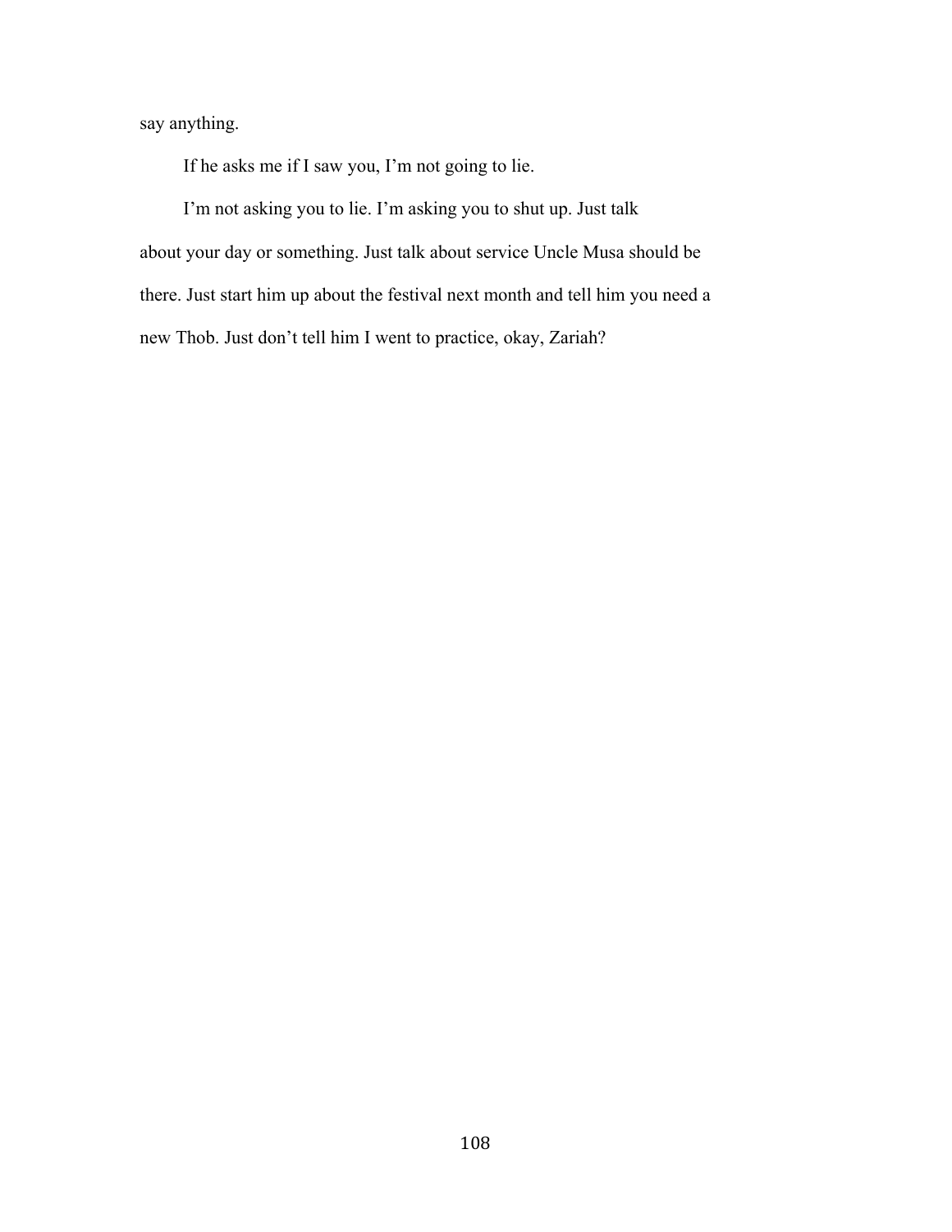say anything.

If he asks me if I saw you, I'm not going to lie.

I'm not asking you to lie. I'm asking you to shut up. Just talk about your day or something. Just talk about service Uncle Musa should be there. Just start him up about the festival next month and tell him you need a new Thob. Just don't tell him I went to practice, okay, Zariah?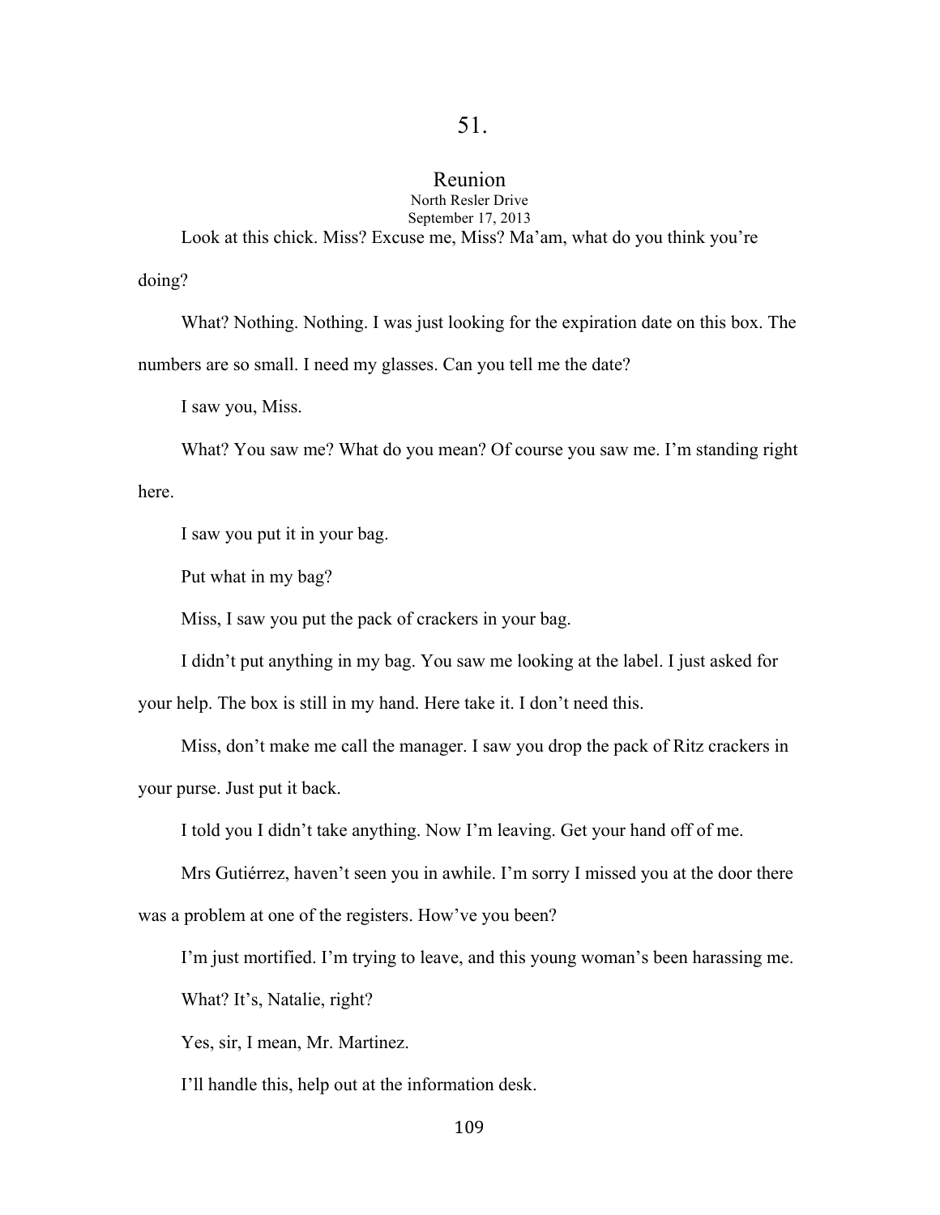# 51.

## Reunion

North Resler Drive
September 17, 2013

Look at this chick. Miss? Excuse me, Miss? Ma'am, what do you think you're doing?

What? Nothing. Nothing. I was just looking for the expiration date on this box. The numbers are so small. I need my glasses. Can you tell me the date?

I saw you, Miss.

What? You saw me? What do you mean? Of course you saw me. I'm standing right here.

I saw you put it in your bag.

Put what in my bag?

Miss, I saw you put the pack of crackers in your bag.

I didn't put anything in my bag. You saw me looking at the label. I just asked for your help. The box is still in my hand. Here take it. I don't need this.

Miss, don't make me call the manager. I saw you drop the pack of Ritz crackers in your purse. Just put it back.

I told you I didn't take anything. Now I'm leaving. Get your hand off of me.

Mrs Gutiérrez, haven't seen you in awhile. I'm sorry I missed you at the door there was a problem at one of the registers. How've you been?

I'm just mortified. I'm trying to leave, and this young woman's been harassing me.

What? It's, Natalie, right?

Yes, sir, I mean, Mr. Martinez.

I'll handle this, help out at the information desk.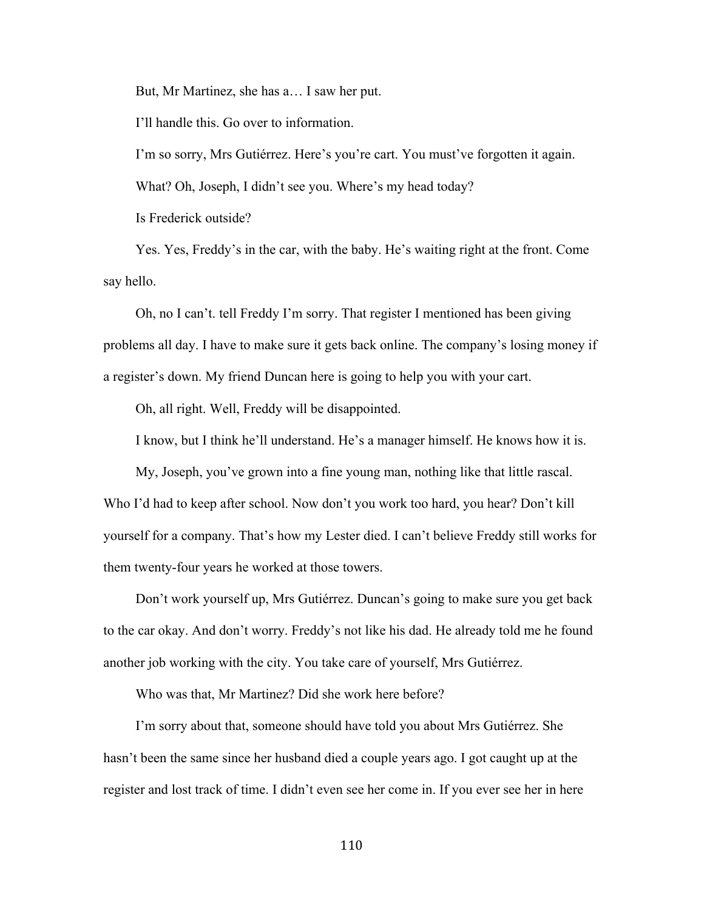But, Mr Martinez, she has a… I saw her put.

I'll handle this. Go over to information.

I'm so sorry, Mrs Gutiérrez. Here's you're cart. You must've forgotten it again.

What? Oh, Joseph, I didn't see you. Where's my head today?

Is Frederick outside?

Yes. Yes, Freddy's in the car, with the baby. He's waiting right at the front. Come say hello.

Oh, no I can't. tell Freddy I'm sorry. That register I mentioned has been giving problems all day. I have to make sure it gets back online. The company's losing money if a register's down. My friend Duncan here is going to help you with your cart.

Oh, all right. Well, Freddy will be disappointed.

I know, but I think he'll understand. He's a manager himself. He knows how it is.

My, Joseph, you've grown into a fine young man, nothing like that little rascal. Who I'd had to keep after school. Now don't you work too hard, you hear? Don't kill yourself for a company. That's how my Lester died. I can't believe Freddy still works for them twenty-four years he worked at those towers.

Don't work yourself up, Mrs Gutiérrez. Duncan's going to make sure you get back to the car okay. And don't worry. Freddy's not like his dad. He already told me he found another job working with the city. You take care of yourself, Mrs Gutiérrez.

Who was that, Mr Martinez? Did she work here before?

I'm sorry about that, someone should have told you about Mrs Gutiérrez. She hasn't been the same since her husband died a couple years ago. I got caught up at the register and lost track of time. I didn't even see her come in. If you ever see her in here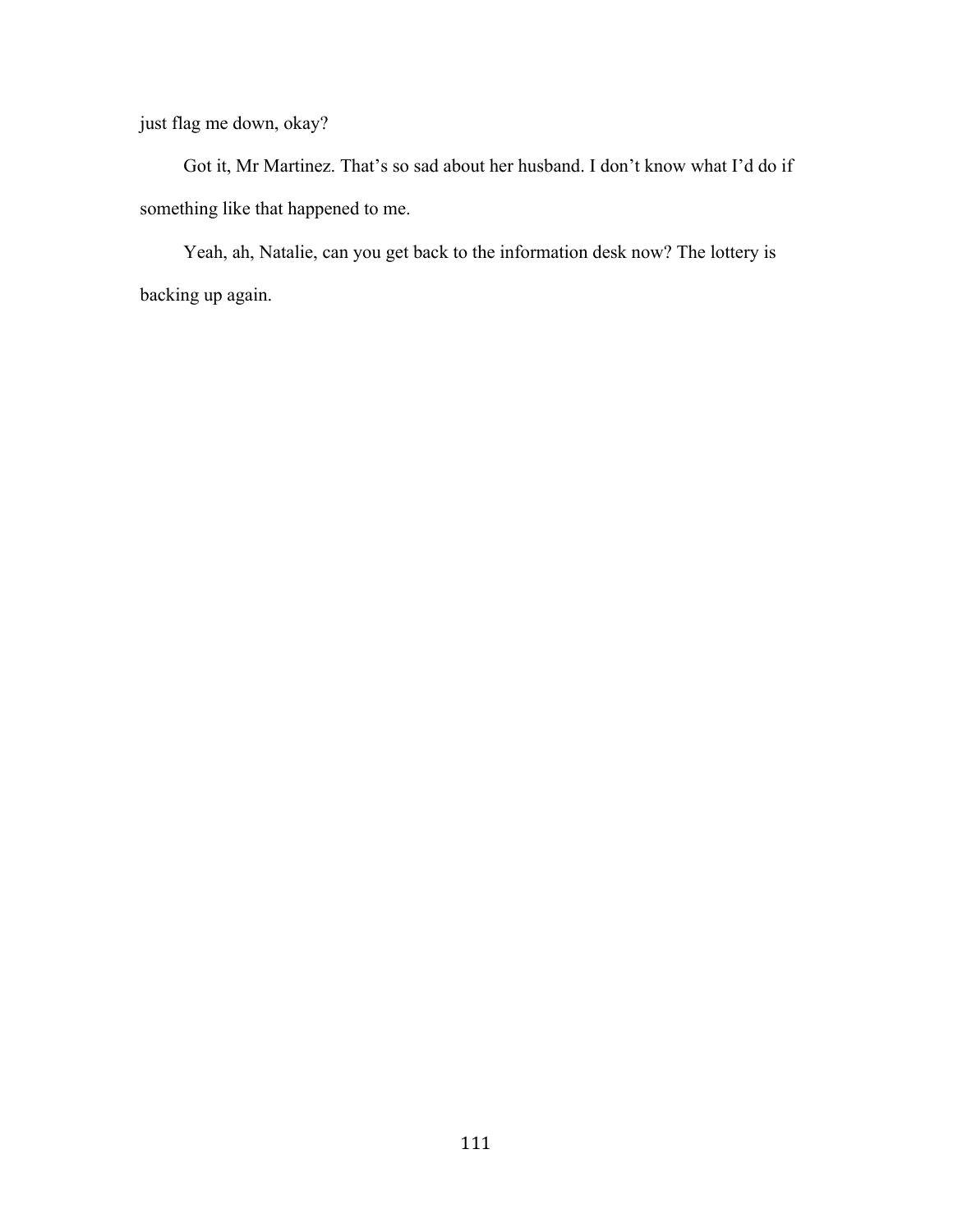just flag me down, okay?

Got it, Mr Martinez. That’s so sad about her husband. I don’t know what I’d do if something like that happened to me.

Yeah, ah, Natalie, can you get back to the information desk now? The lottery is backing up again.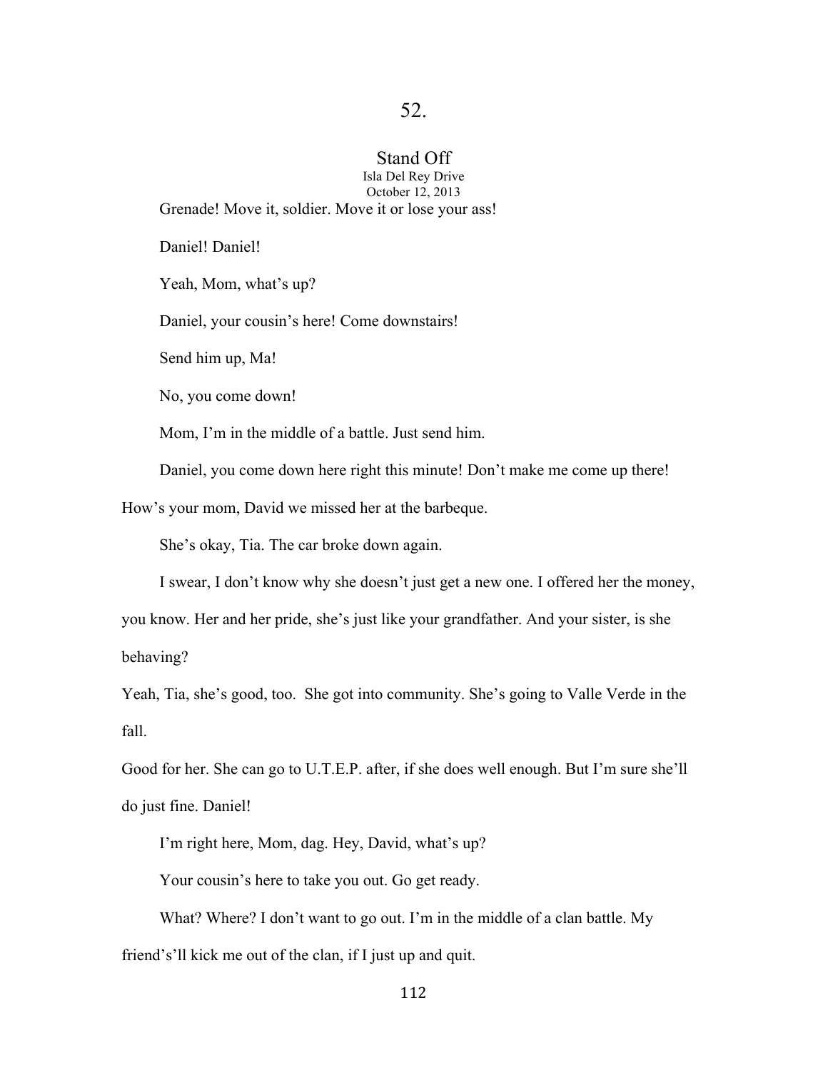## 52.

### Stand Off

Isla Del Rey Drive
October 12, 2013

Grenade! Move it, soldier. Move it or lose your ass!

Daniel! Daniel!

Yeah, Mom, what's up?

Daniel, your cousin's here! Come downstairs!

Send him up, Ma!

No, you come down!

Mom, I'm in the middle of a battle. Just send him.

Daniel, you come down here right this minute! Don't make me come up there! How's your mom, David we missed her at the barbeque.

She's okay, Tia. The car broke down again.

I swear, I don't know why she doesn't just get a new one. I offered her the money, you know. Her and her pride, she's just like your grandfather. And your sister, is she behaving?

Yeah, Tia, she's good, too. She got into community. She's going to Valle Verde in the fall.

Good for her. She can go to U.T.E.P. after, if she does well enough. But I'm sure she'll do just fine. Daniel!

I'm right here, Mom, dag. Hey, David, what's up?

Your cousin's here to take you out. Go get ready.

What? Where? I don't want to go out. I'm in the middle of a clan battle. My friend's'll kick me out of the clan, if I just up and quit.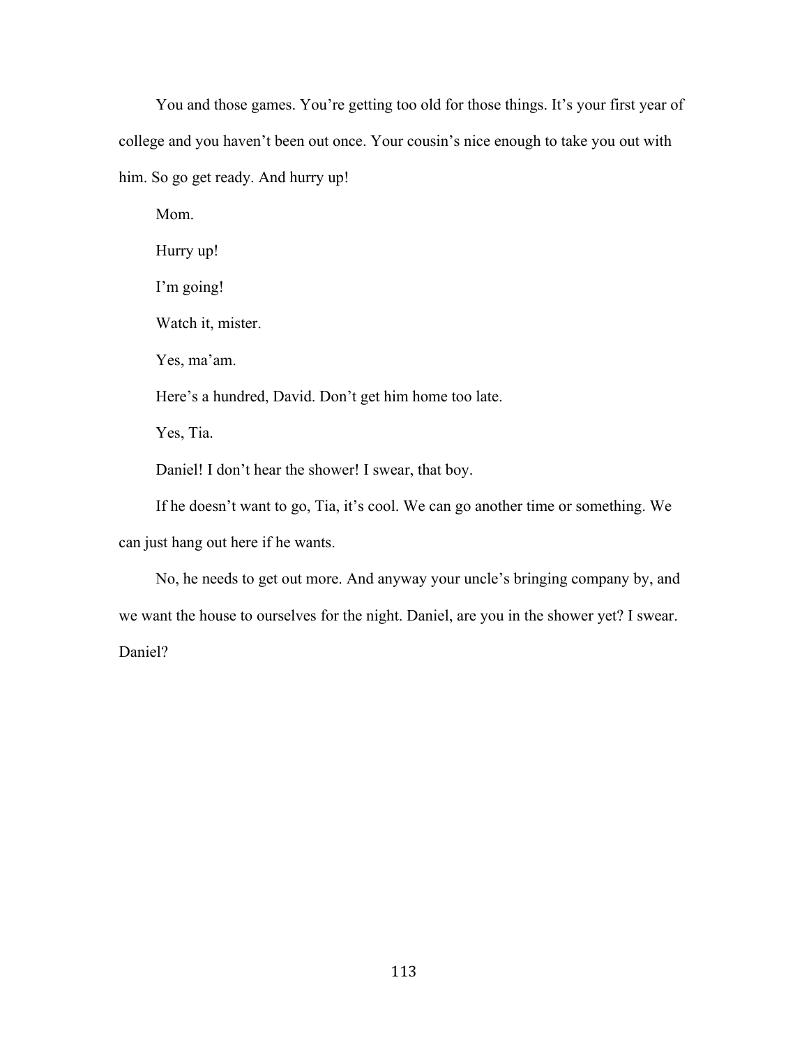You and those games. You're getting too old for those things. It's your first year of college and you haven't been out once. Your cousin's nice enough to take you out with him. So go get ready. And hurry up!

Mom.

Hurry up!

I'm going!

Watch it, mister.

Yes, ma'am.

Here's a hundred, David. Don't get him home too late.

Yes, Tia.

Daniel! I don't hear the shower! I swear, that boy.

If he doesn't want to go, Tia, it's cool. We can go another time or something. We can just hang out here if he wants.

No, he needs to get out more. And anyway your uncle's bringing company by, and we want the house to ourselves for the night. Daniel, are you in the shower yet? I swear. Daniel?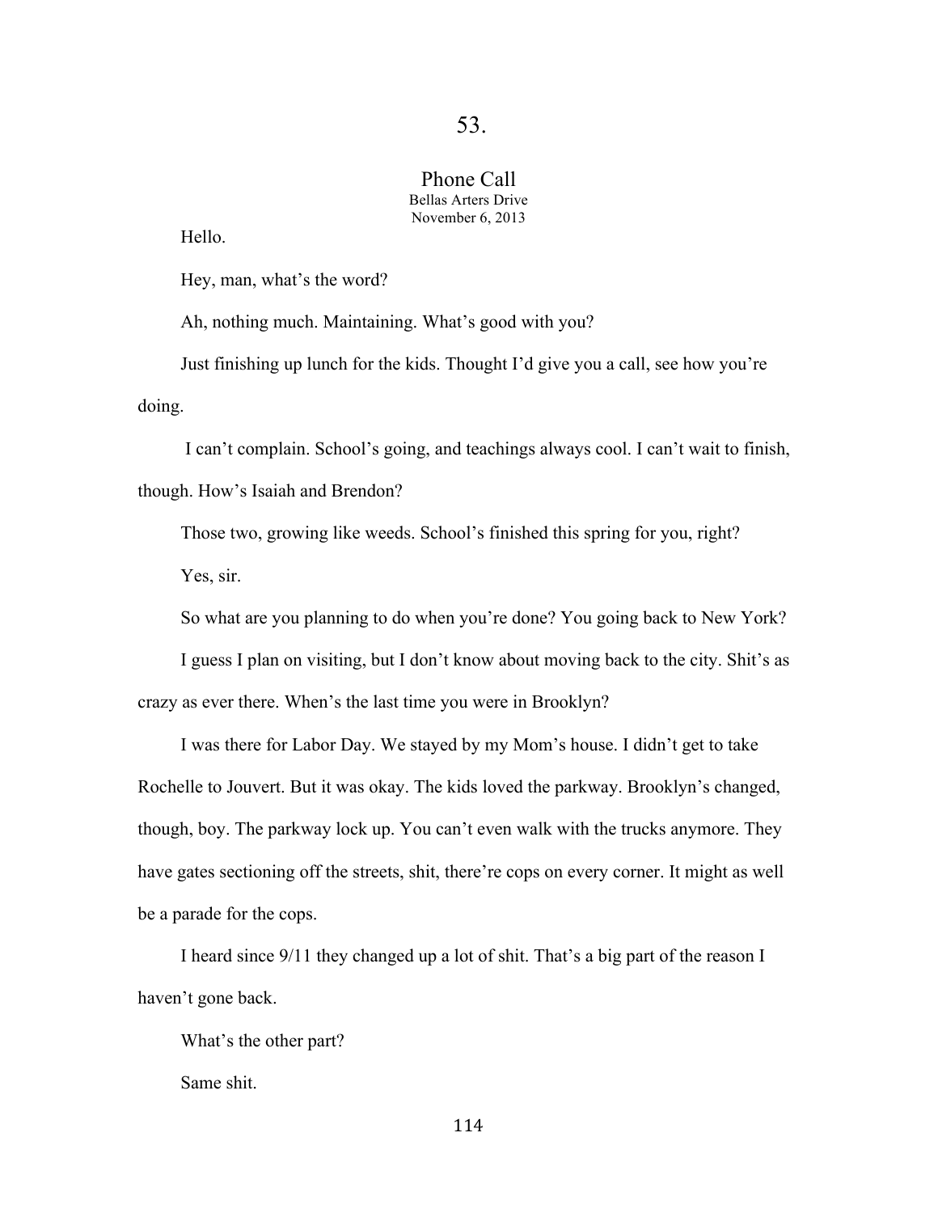## 53.

### Phone Call

Bellas Arters Drive
November 6, 2013

Hello.

Hey, man, what's the word?

Ah, nothing much. Maintaining. What's good with you?

Just finishing up lunch for the kids. Thought I'd give you a call, see how you're doing.

I can't complain. School's going, and teachings always cool. I can't wait to finish, though. How's Isaiah and Brendon?

Those two, growing like weeds. School's finished this spring for you, right?

Yes, sir.

So what are you planning to do when you're done? You going back to New York?

I guess I plan on visiting, but I don't know about moving back to the city. Shit's as crazy as ever there. When's the last time you were in Brooklyn?

I was there for Labor Day. We stayed by my Mom's house. I didn't get to take Rochelle to Jouvert. But it was okay. The kids loved the parkway. Brooklyn's changed, though, boy. The parkway lock up. You can't even walk with the trucks anymore. They have gates sectioning off the streets, shit, there're cops on every corner. It might as well be a parade for the cops.

I heard since 9/11 they changed up a lot of shit. That's a big part of the reason I haven't gone back.

What's the other part?

Same shit.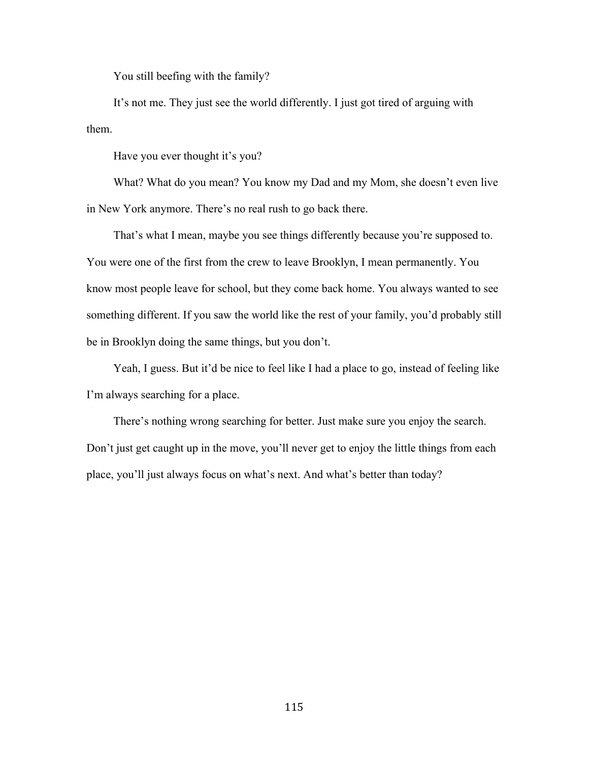You still beefing with the family?

It's not me. They just see the world differently. I just got tired of arguing with them.

Have you ever thought it's you?

What? What do you mean? You know my Dad and my Mom, she doesn't even live in New York anymore. There's no real rush to go back there.

That's what I mean, maybe you see things differently because you're supposed to. You were one of the first from the crew to leave Brooklyn, I mean permanently. You know most people leave for school, but they come back home. You always wanted to see something different. If you saw the world like the rest of your family, you'd probably still be in Brooklyn doing the same things, but you don't.

Yeah, I guess. But it'd be nice to feel like I had a place to go, instead of feeling like I'm always searching for a place.

There's nothing wrong searching for better. Just make sure you enjoy the search. Don't just get caught up in the move, you'll never get to enjoy the little things from each place, you'll just always focus on what's next. And what's better than today?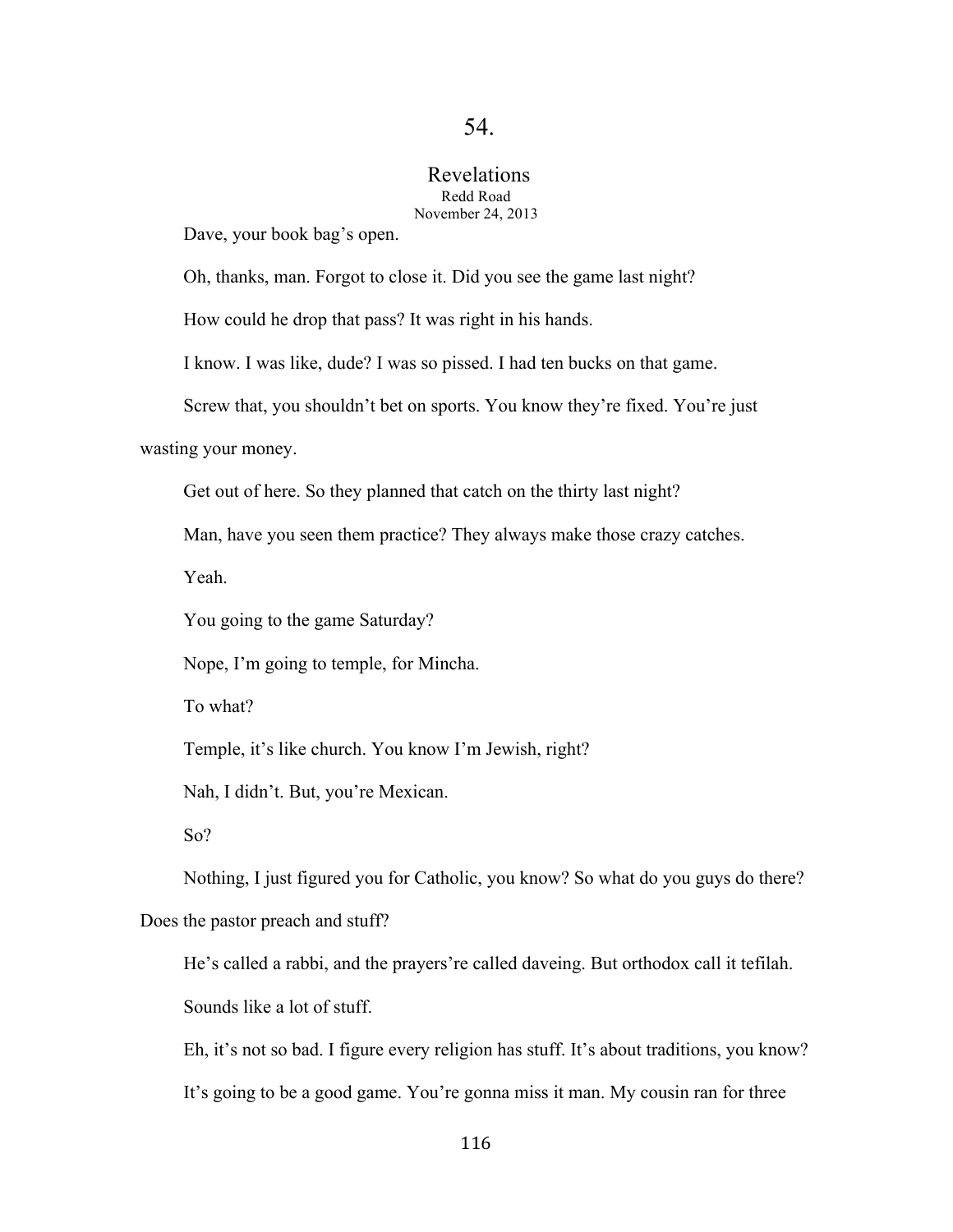## 54.

### Revelations

Redd Road
November 24, 2013

Dave, your book bag's open.

Oh, thanks, man. Forgot to close it. Did you see the game last night?

How could he drop that pass? It was right in his hands.

I know. I was like, dude? I was so pissed. I had ten bucks on that game.

Screw that, you shouldn't bet on sports. You know they're fixed. You're just wasting your money.

Get out of here. So they planned that catch on the thirty last night?

Man, have you seen them practice? They always make those crazy catches.

Yeah.

You going to the game Saturday?

Nope, I'm going to temple, for Mincha.

To what?

Temple, it's like church. You know I'm Jewish, right?

Nah, I didn't. But, you're Mexican.

So?

Nothing, I just figured you for Catholic, you know? So what do you guys do there? Does the pastor preach and stuff?

He's called a rabbi, and the prayers're called daveing. But orthodox call it tefilah.

Sounds like a lot of stuff.

Eh, it's not so bad. I figure every religion has stuff. It's about traditions, you know?

It's going to be a good game. You're gonna miss it man. My cousin ran for three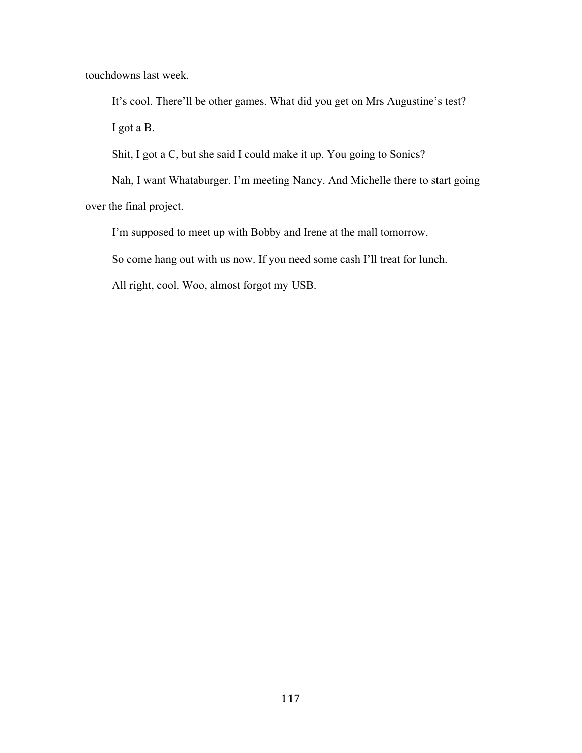touchdowns last week.

It's cool. There'll be other games. What did you get on Mrs Augustine's test?

I got a B.

Shit, I got a C, but she said I could make it up. You going to Sonics?

Nah, I want Whataburger. I'm meeting Nancy. And Michelle there to start going over the final project.

I'm supposed to meet up with Bobby and Irene at the mall tomorrow.

So come hang out with us now. If you need some cash I'll treat for lunch.

All right, cool. Woo, almost forgot my USB.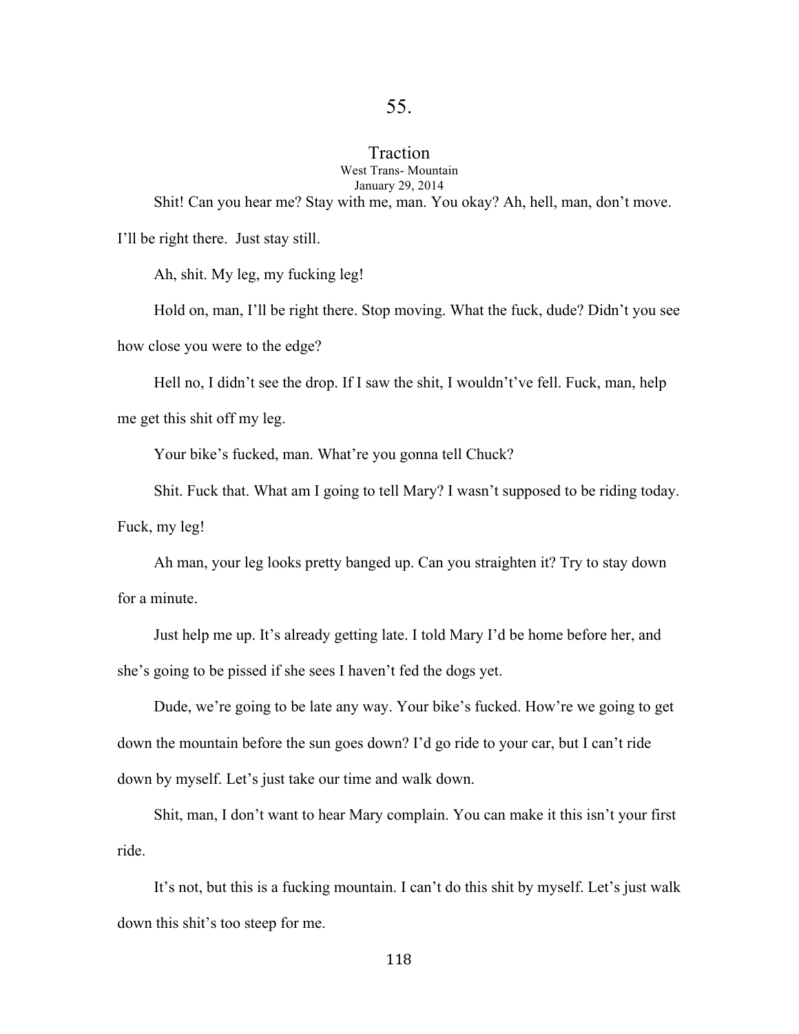# 55.

## Traction

West Trans- Mountain
January 29, 2014

Shit! Can you hear me? Stay with me, man. You okay? Ah, hell, man, don't move. I'll be right there. Just stay still.

Ah, shit. My leg, my fucking leg!

Hold on, man, I'll be right there. Stop moving. What the fuck, dude? Didn't you see how close you were to the edge?

Hell no, I didn't see the drop. If I saw the shit, I wouldn't've fell. Fuck, man, help me get this shit off my leg.

Your bike's fucked, man. What're you gonna tell Chuck?

Shit. Fuck that. What am I going to tell Mary? I wasn't supposed to be riding today. Fuck, my leg!

Ah man, your leg looks pretty banged up. Can you straighten it? Try to stay down for a minute.

Just help me up. It's already getting late. I told Mary I'd be home before her, and she's going to be pissed if she sees I haven't fed the dogs yet.

Dude, we're going to be late any way. Your bike's fucked. How're we going to get down the mountain before the sun goes down? I'd go ride to your car, but I can't ride down by myself. Let's just take our time and walk down.

Shit, man, I don't want to hear Mary complain. You can make it this isn't your first ride.

It's not, but this is a fucking mountain. I can't do this shit by myself. Let's just walk down this shit's too steep for me.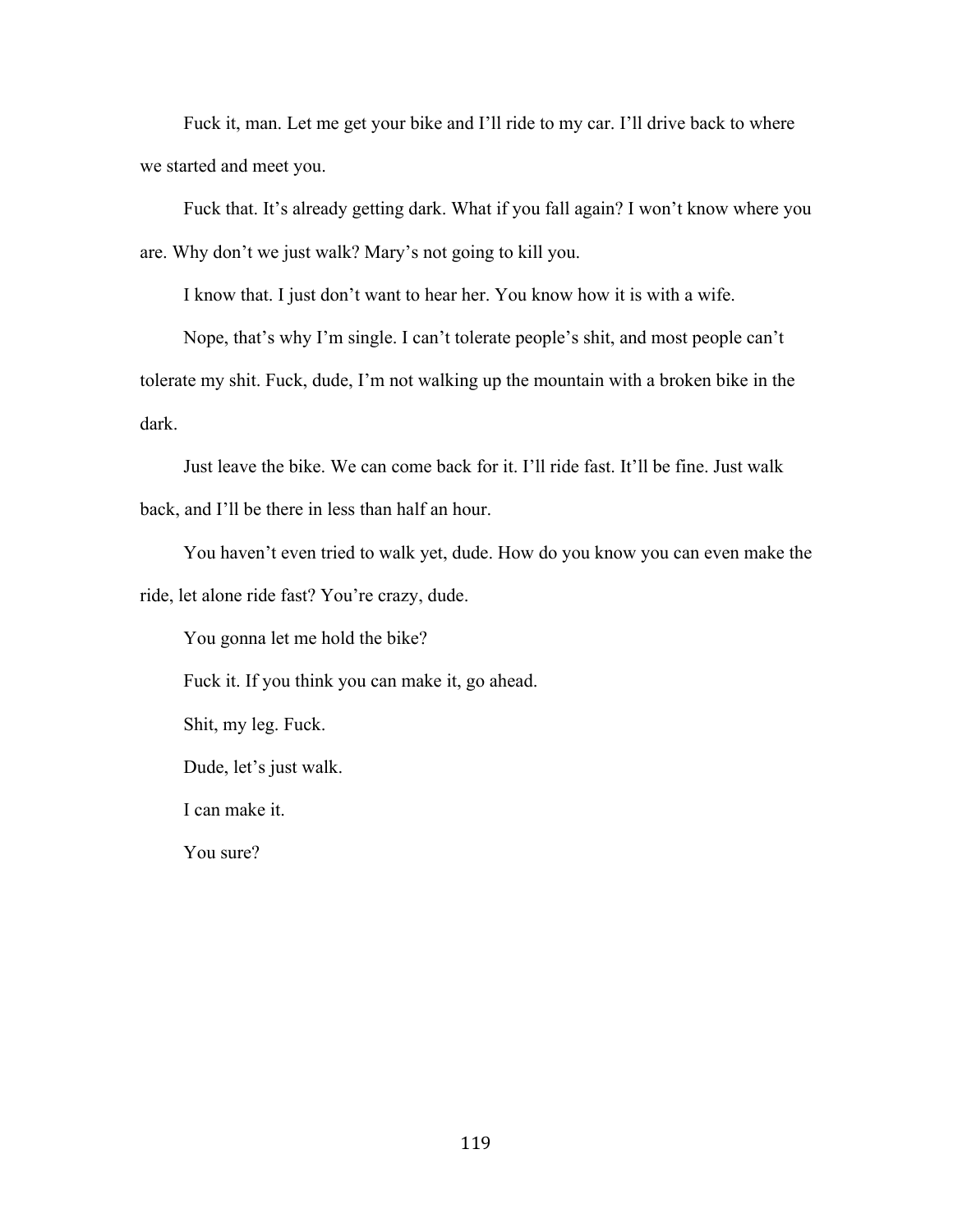Fuck it, man. Let me get your bike and I'll ride to my car. I'll drive back to where we started and meet you.

Fuck that. It's already getting dark. What if you fall again? I won't know where you are. Why don't we just walk? Mary's not going to kill you.

I know that. I just don't want to hear her. You know how it is with a wife.

Nope, that's why I'm single. I can't tolerate people's shit, and most people can't tolerate my shit. Fuck, dude, I'm not walking up the mountain with a broken bike in the dark.

Just leave the bike. We can come back for it. I'll ride fast. It'll be fine. Just walk back, and I'll be there in less than half an hour.

You haven't even tried to walk yet, dude. How do you know you can even make the ride, let alone ride fast? You're crazy, dude.

You gonna let me hold the bike?

Fuck it. If you think you can make it, go ahead.

Shit, my leg. Fuck.

Dude, let's just walk.

I can make it.

You sure?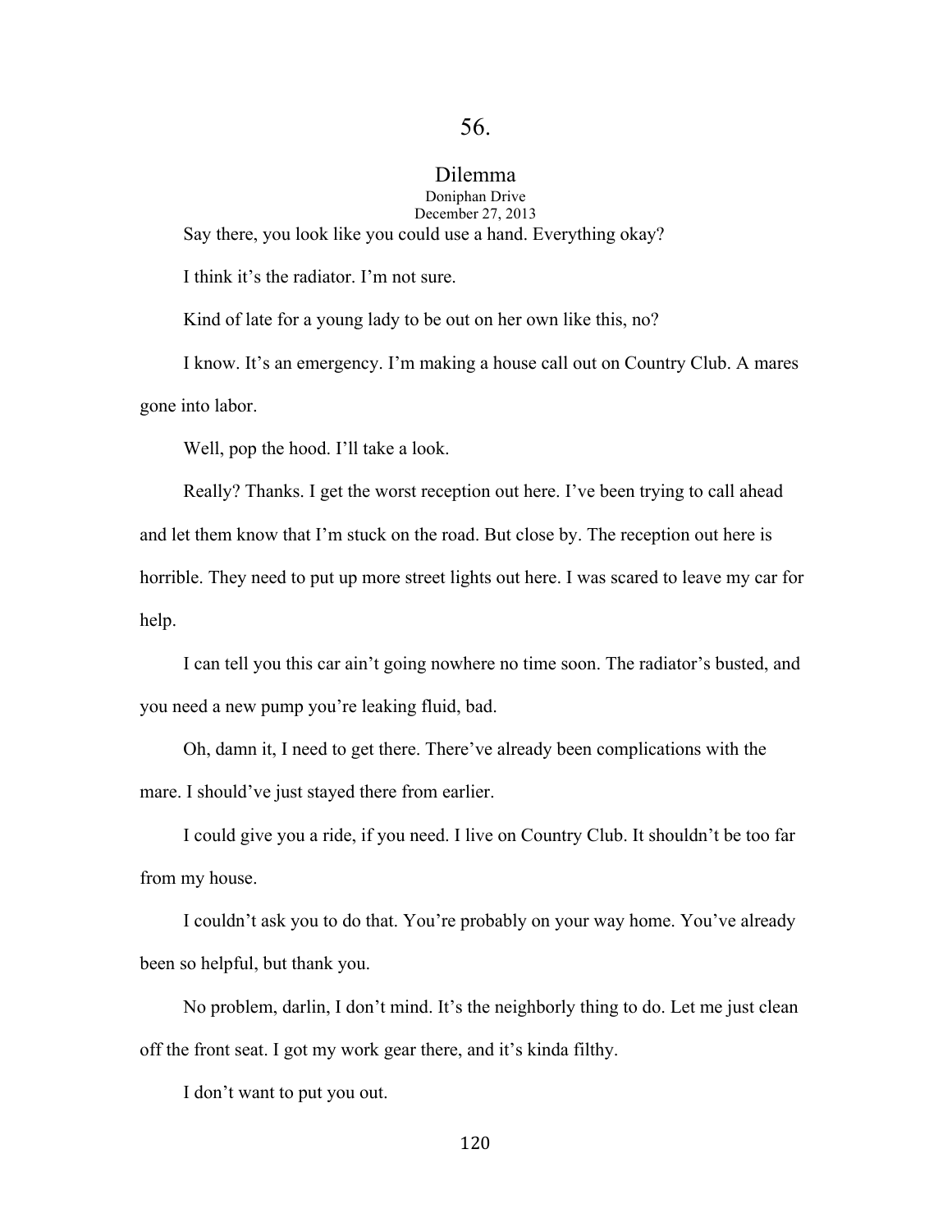# 56.

## Dilemma

Doniphan Drive
December 27, 2013

Say there, you look like you could use a hand. Everything okay?

I think it's the radiator. I'm not sure.

Kind of late for a young lady to be out on her own like this, no?

I know. It's an emergency. I'm making a house call out on Country Club. A mares gone into labor.

Well, pop the hood. I'll take a look.

Really? Thanks. I get the worst reception out here. I've been trying to call ahead and let them know that I'm stuck on the road. But close by. The reception out here is horrible. They need to put up more street lights out here. I was scared to leave my car for help.

I can tell you this car ain't going nowhere no time soon. The radiator's busted, and you need a new pump you're leaking fluid, bad.

Oh, damn it, I need to get there. There've already been complications with the mare. I should've just stayed there from earlier.

I could give you a ride, if you need. I live on Country Club. It shouldn't be too far from my house.

I couldn't ask you to do that. You're probably on your way home. You've already been so helpful, but thank you.

No problem, darlin, I don't mind. It's the neighborly thing to do. Let me just clean off the front seat. I got my work gear there, and it's kinda filthy.

I don't want to put you out.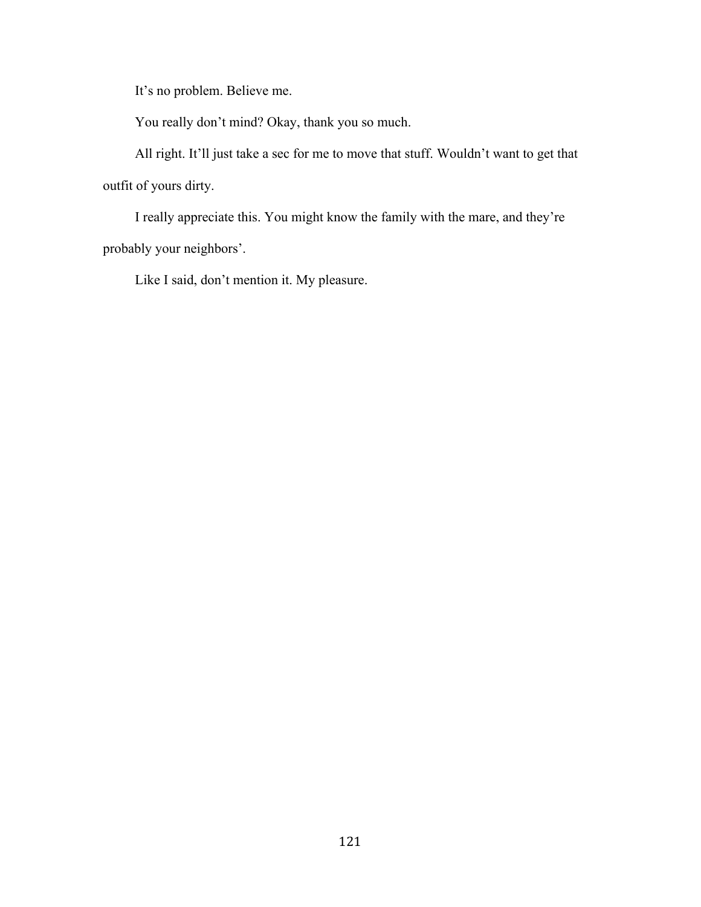It’s no problem. Believe me.

You really don’t mind? Okay, thank you so much.

All right. It’ll just take a sec for me to move that stuff. Wouldn’t want to get that outfit of yours dirty.

I really appreciate this. You might know the family with the mare, and they’re probably your neighbors’.

Like I said, don’t mention it. My pleasure.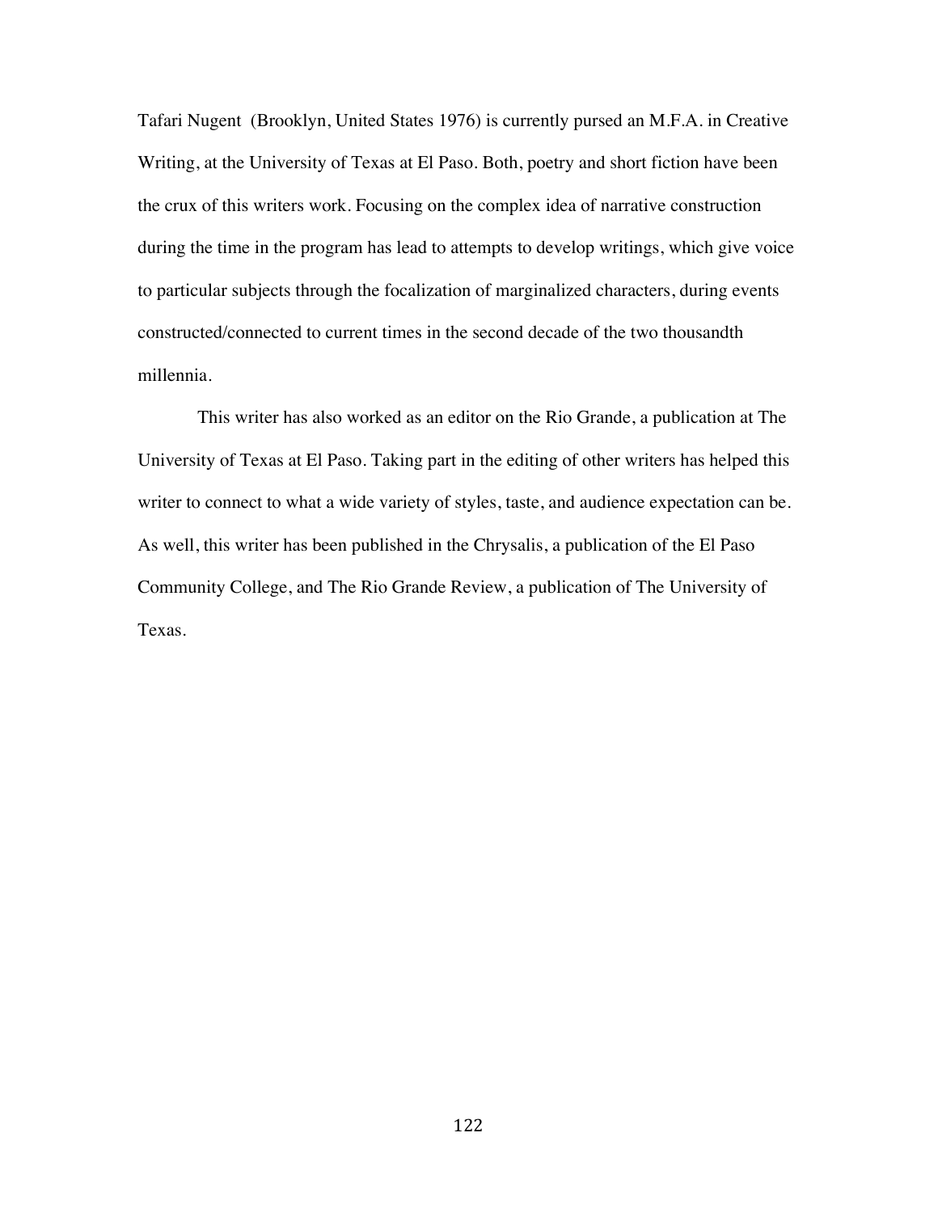Tafari Nugent (Brooklyn, United States 1976) is currently pursed an M.F.A. in Creative Writing, at the University of Texas at El Paso. Both, poetry and short fiction have been the crux of this writers work. Focusing on the complex idea of narrative construction during the time in the program has lead to attempts to develop writings, which give voice to particular subjects through the focalization of marginalized characters, during events constructed/connected to current times in the second decade of the two thousandth millennia.

This writer has also worked as an editor on the Rio Grande, a publication at The University of Texas at El Paso. Taking part in the editing of other writers has helped this writer to connect to what a wide variety of styles, taste, and audience expectation can be. As well, this writer has been published in the Chrysalis, a publication of the El Paso Community College, and The Rio Grande Review, a publication of The University of Texas.